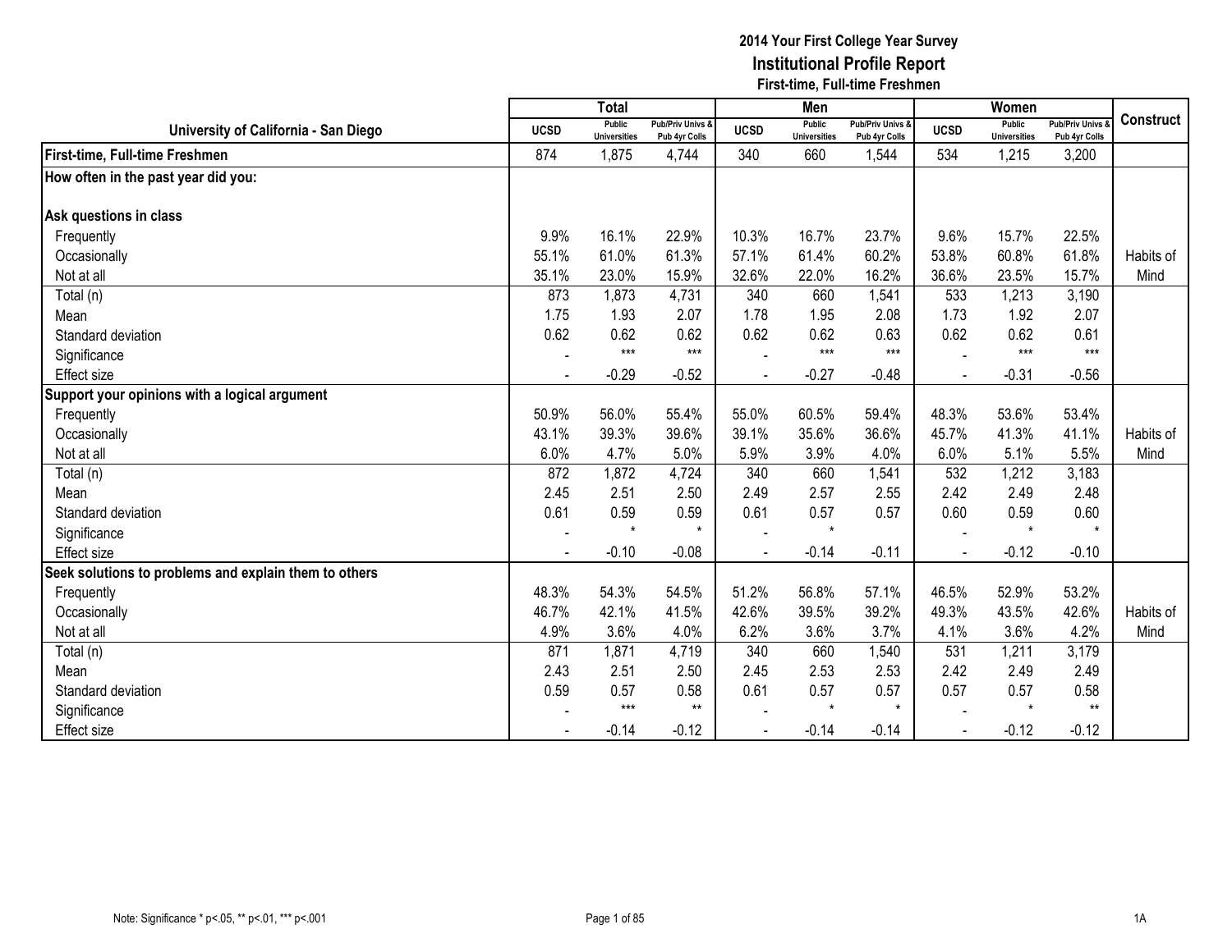# 2014 Your First College Year Survey
## Institutional Profile Report
### First-time, Full-time Freshmen

| University of California - San Diego | Total | | | Men | | | Women | | | Construct |
|---|---|---|---|---|---|---|---|---|---|---|
| | UCSD | Public Universities | Pub/Priv Univs & Pub 4yr Colls | UCSD | Public Universities | Pub/Priv Univs & Pub 4yr Colls | UCSD | Public Universities | Pub/Priv Univs & Pub 4yr Colls | |
| **First-time, Full-time Freshmen** | 874 | 1,875 | 4,744 | 340 | 660 | 1,544 | 534 | 1,215 | 3,200 | |
| **How often in the past year did you:** | | | | | | | | | | |
| **Ask questions in class** | | | | | | | | | | |
| Frequently | 9.9% | 16.1% | 22.9% | 10.3% | 16.7% | 23.7% | 9.6% | 15.7% | 22.5% | |
| Occasionally | 55.1% | 61.0% | 61.3% | 57.1% | 61.4% | 60.2% | 53.8% | 60.8% | 61.8% | Habits of |
| Not at all | 35.1% | 23.0% | 15.9% | 32.6% | 22.0% | 16.2% | 36.6% | 23.5% | 15.7% | Mind |
| Total (n) | 873 | 1,873 | 4,731 | 340 | 660 | 1,541 | 533 | 1,213 | 3,190 | |
| Mean | 1.75 | 1.93 | 2.07 | 1.78 | 1.95 | 2.08 | 1.73 | 1.92 | 2.07 | |
| Standard deviation | 0.62 | 0.62 | 0.62 | 0.62 | 0.62 | 0.63 | 0.62 | 0.62 | 0.61 | |
| Significance | - | *** | *** | - | *** | *** | - | *** | *** | |
| Effect size | - | -0.29 | -0.52 | - | -0.27 | -0.48 | - | -0.31 | -0.56 | |
| **Support your opinions with a logical argument** | | | | | | | | | | |
| Frequently | 50.9% | 56.0% | 55.4% | 55.0% | 60.5% | 59.4% | 48.3% | 53.6% | 53.4% | |
| Occasionally | 43.1% | 39.3% | 39.6% | 39.1% | 35.6% | 36.6% | 45.7% | 41.3% | 41.1% | Habits of |
| Not at all | 6.0% | 4.7% | 5.0% | 5.9% | 3.9% | 4.0% | 6.0% | 5.1% | 5.5% | Mind |
| Total (n) | 872 | 1,872 | 4,724 | 340 | 660 | 1,541 | 532 | 1,212 | 3,183 | |
| Mean | 2.45 | 2.51 | 2.50 | 2.49 | 2.57 | 2.55 | 2.42 | 2.49 | 2.48 | |
| Standard deviation | 0.61 | 0.59 | 0.59 | 0.61 | 0.57 | 0.57 | 0.60 | 0.59 | 0.60 | |
| Significance | - | * | * | - | * | | - | * | * | |
| Effect size | - | -0.10 | -0.08 | - | -0.14 | -0.11 | - | -0.12 | -0.10 | |
| **Seek solutions to problems and explain them to others** | | | | | | | | | | |
| Frequently | 48.3% | 54.3% | 54.5% | 51.2% | 56.8% | 57.1% | 46.5% | 52.9% | 53.2% | |
| Occasionally | 46.7% | 42.1% | 41.5% | 42.6% | 39.5% | 39.2% | 49.3% | 43.5% | 42.6% | Habits of |
| Not at all | 4.9% | 3.6% | 4.0% | 6.2% | 3.6% | 3.7% | 4.1% | 3.6% | 4.2% | Mind |
| Total (n) | 871 | 1,871 | 4,719 | 340 | 660 | 1,540 | 531 | 1,211 | 3,179 | |
| Mean | 2.43 | 2.51 | 2.50 | 2.45 | 2.53 | 2.53 | 2.42 | 2.49 | 2.49 | |
| Standard deviation | 0.59 | 0.57 | 0.58 | 0.61 | 0.57 | 0.57 | 0.57 | 0.57 | 0.58 | |
| Significance | - | *** | ** | - | * | * | - | * | ** | |
| Effect size | - | -0.14 | -0.12 | - | -0.14 | -0.14 | - | -0.12 | -0.12 | |

Note: Significance * p<.05, ** p<.01, *** p<.001

1A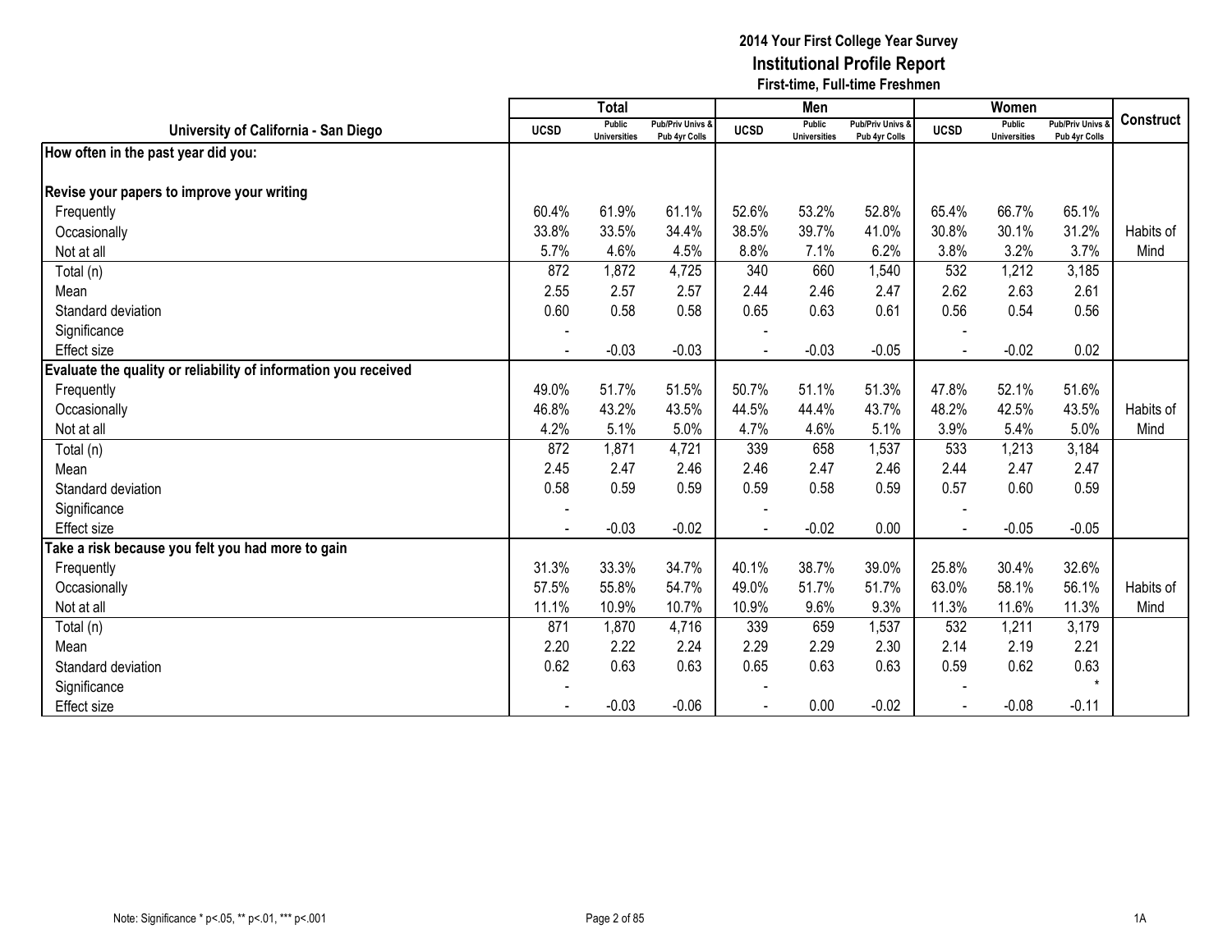**2014 Your First College Year Survey**
**Institutional Profile Report**
**First-time, Full-time Freshmen**

| University of California - San Diego | Total | | | Men | | | Women | | | Construct |
|---|---|---|---|---|---|---|---|---|---|---|
| | UCSD | Public Universities | Pub/Priv Univs & Pub 4yr Colls | UCSD | Public Universities | Pub/Priv Univs & Pub 4yr Colls | UCSD | Public Universities | Pub/Priv Univs & Pub 4yr Colls | |
| **How often in the past year did you:** | | | | | | | | | | |
| **Revise your papers to improve your writing** | | | | | | | | | | |
| Frequently | 60.4% | 61.9% | 61.1% | 52.6% | 53.2% | 52.8% | 65.4% | 66.7% | 65.1% | |
| Occasionally | 33.8% | 33.5% | 34.4% | 38.5% | 39.7% | 41.0% | 30.8% | 30.1% | 31.2% | Habits of |
| Not at all | 5.7% | 4.6% | 4.5% | 8.8% | 7.1% | 6.2% | 3.8% | 3.2% | 3.7% | Mind |
| Total (n) | 872 | 1,872 | 4,725 | 340 | 660 | 1,540 | 532 | 1,212 | 3,185 | |
| Mean | 2.55 | 2.57 | 2.57 | 2.44 | 2.46 | 2.47 | 2.62 | 2.63 | 2.61 | |
| Standard deviation | 0.60 | 0.58 | 0.58 | 0.65 | 0.63 | 0.61 | 0.56 | 0.54 | 0.56 | |
| Significance | - | | | - | | | - | | | |
| Effect size | - | -0.03 | -0.03 | - | -0.03 | -0.05 | - | -0.02 | 0.02 | |
| **Evaluate the quality or reliability of information you received** | | | | | | | | | | |
| Frequently | 49.0% | 51.7% | 51.5% | 50.7% | 51.1% | 51.3% | 47.8% | 52.1% | 51.6% | |
| Occasionally | 46.8% | 43.2% | 43.5% | 44.5% | 44.4% | 43.7% | 48.2% | 42.5% | 43.5% | Habits of |
| Not at all | 4.2% | 5.1% | 5.0% | 4.7% | 4.6% | 5.1% | 3.9% | 5.4% | 5.0% | Mind |
| Total (n) | 872 | 1,871 | 4,721 | 339 | 658 | 1,537 | 533 | 1,213 | 3,184 | |
| Mean | 2.45 | 2.47 | 2.46 | 2.46 | 2.47 | 2.46 | 2.44 | 2.47 | 2.47 | |
| Standard deviation | 0.58 | 0.59 | 0.59 | 0.59 | 0.58 | 0.59 | 0.57 | 0.60 | 0.59 | |
| Significance | - | | | - | | | - | | | |
| Effect size | - | -0.03 | -0.02 | - | -0.02 | 0.00 | - | -0.05 | -0.05 | |
| **Take a risk because you felt you had more to gain** | | | | | | | | | | |
| Frequently | 31.3% | 33.3% | 34.7% | 40.1% | 38.7% | 39.0% | 25.8% | 30.4% | 32.6% | |
| Occasionally | 57.5% | 55.8% | 54.7% | 49.0% | 51.7% | 51.7% | 63.0% | 58.1% | 56.1% | Habits of |
| Not at all | 11.1% | 10.9% | 10.7% | 10.9% | 9.6% | 9.3% | 11.3% | 11.6% | 11.3% | Mind |
| Total (n) | 871 | 1,870 | 4,716 | 339 | 659 | 1,537 | 532 | 1,211 | 3,179 | |
| Mean | 2.20 | 2.22 | 2.24 | 2.29 | 2.29 | 2.30 | 2.14 | 2.19 | 2.21 | |
| Standard deviation | 0.62 | 0.63 | 0.63 | 0.65 | 0.63 | 0.63 | 0.59 | 0.62 | 0.63 | |
| Significance | - | | | - | | | - | | * | |
| Effect size | - | -0.03 | -0.06 | - | 0.00 | -0.02 | - | -0.08 | -0.11 | |

Note: Significance * p<.05, ** p<.01, *** p<.001

1A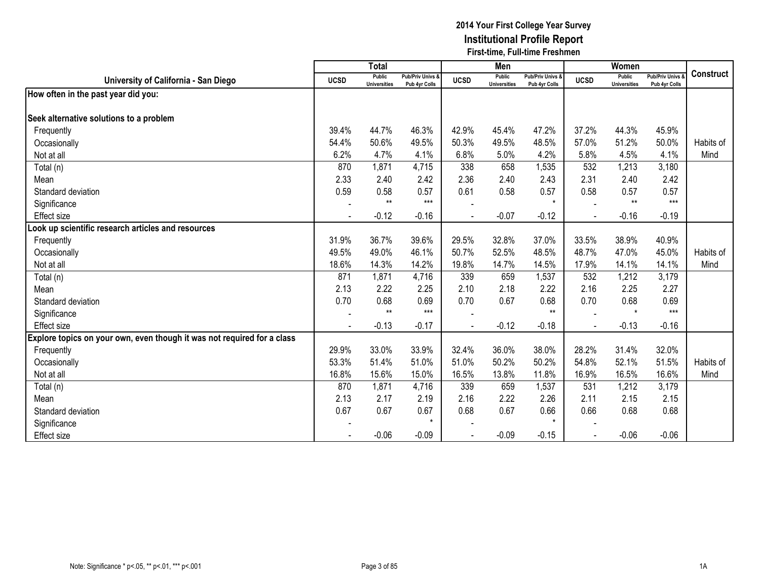# 2014 Your First College Year Survey
## Institutional Profile Report
### First-time, Full-time Freshmen

| University of California - San Diego | Total | | | Men | | | Women | | | Construct |
|---|---|---|---|---|---|---|---|---|---|---|
| | UCSD | Public Universities | Pub/Priv Univs & Pub 4yr Colls | UCSD | Public Universities | Pub/Priv Univs & Pub 4yr Colls | UCSD | Public Universities | Pub/Priv Univs & Pub 4yr Colls | |
| **How often in the past year did you:** | | | | | | | | | | |
| **Seek alternative solutions to a problem** | | | | | | | | | | |
| Frequently | 39.4% | 44.7% | 46.3% | 42.9% | 45.4% | 47.2% | 37.2% | 44.3% | 45.9% | |
| Occasionally | 54.4% | 50.6% | 49.5% | 50.3% | 49.5% | 48.5% | 57.0% | 51.2% | 50.0% | Habits of |
| Not at all | 6.2% | 4.7% | 4.1% | 6.8% | 5.0% | 4.2% | 5.8% | 4.5% | 4.1% | Mind |
| Total (n) | 870 | 1,871 | 4,715 | 338 | 658 | 1,535 | 532 | 1,213 | 3,180 | |
| Mean | 2.33 | 2.40 | 2.42 | 2.36 | 2.40 | 2.43 | 2.31 | 2.40 | 2.42 | |
| Standard deviation | 0.59 | 0.58 | 0.57 | 0.61 | 0.58 | 0.57 | 0.58 | 0.57 | 0.57 | |
| Significance | - | ** | *** | - | | * | - | ** | *** | |
| Effect size | - | -0.12 | -0.16 | - | -0.07 | -0.12 | - | -0.16 | -0.19 | |
| **Look up scientific research articles and resources** | | | | | | | | | | |
| Frequently | 31.9% | 36.7% | 39.6% | 29.5% | 32.8% | 37.0% | 33.5% | 38.9% | 40.9% | |
| Occasionally | 49.5% | 49.0% | 46.1% | 50.7% | 52.5% | 48.5% | 48.7% | 47.0% | 45.0% | Habits of |
| Not at all | 18.6% | 14.3% | 14.2% | 19.8% | 14.7% | 14.5% | 17.9% | 14.1% | 14.1% | Mind |
| Total (n) | 871 | 1,871 | 4,716 | 339 | 659 | 1,537 | 532 | 1,212 | 3,179 | |
| Mean | 2.13 | 2.22 | 2.25 | 2.10 | 2.18 | 2.22 | 2.16 | 2.25 | 2.27 | |
| Standard deviation | 0.70 | 0.68 | 0.69 | 0.70 | 0.67 | 0.68 | 0.70 | 0.68 | 0.69 | |
| Significance | - | ** | *** | - | | ** | - | * | *** | |
| Effect size | - | -0.13 | -0.17 | - | -0.12 | -0.18 | - | -0.13 | -0.16 | |
| **Explore topics on your own, even though it was not required for a class** | | | | | | | | | | |
| Frequently | 29.9% | 33.0% | 33.9% | 32.4% | 36.0% | 38.0% | 28.2% | 31.4% | 32.0% | |
| Occasionally | 53.3% | 51.4% | 51.0% | 51.0% | 50.2% | 50.2% | 54.8% | 52.1% | 51.5% | Habits of |
| Not at all | 16.8% | 15.6% | 15.0% | 16.5% | 13.8% | 11.8% | 16.9% | 16.5% | 16.6% | Mind |
| Total (n) | 870 | 1,871 | 4,716 | 339 | 659 | 1,537 | 531 | 1,212 | 3,179 | |
| Mean | 2.13 | 2.17 | 2.19 | 2.16 | 2.22 | 2.26 | 2.11 | 2.15 | 2.15 | |
| Standard deviation | 0.67 | 0.67 | 0.67 | 0.68 | 0.67 | 0.66 | 0.66 | 0.68 | 0.68 | |
| Significance | - | | * | - | | * | - | | | |
| Effect size | - | -0.06 | -0.09 | - | -0.09 | -0.15 | - | -0.06 | -0.06 | |

Note: Significance * p<.05, ** p<.01, *** p<.001

1A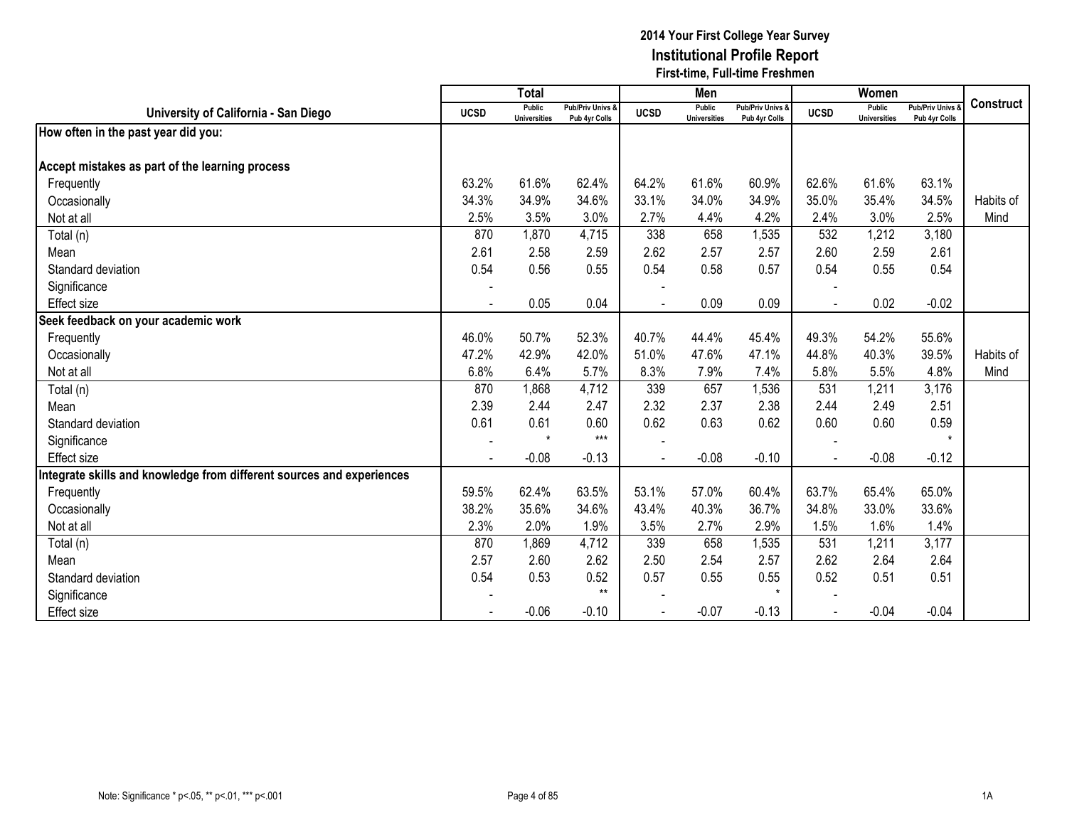# 2014 Your First College Year Survey
## Institutional Profile Report
### First-time, Full-time Freshmen

| University of California - San Diego | Total | | | Men | | | Women | | | Construct |
|---|---|---|---|---|---|---|---|---|---|---|
| | UCSD | Public Universities | Pub/Priv Univs & Pub 4yr Colls | UCSD | Public Universities | Pub/Priv Univs & Pub 4yr Colls | UCSD | Public Universities | Pub/Priv Univs & Pub 4yr Colls | |
| **How often in the past year did you:** | | | | | | | | | | |
| **Accept mistakes as part of the learning process** | | | | | | | | | | |
| Frequently | 63.2% | 61.6% | 62.4% | 64.2% | 61.6% | 60.9% | 62.6% | 61.6% | 63.1% | |
| Occasionally | 34.3% | 34.9% | 34.6% | 33.1% | 34.0% | 34.9% | 35.0% | 35.4% | 34.5% | Habits of |
| Not at all | 2.5% | 3.5% | 3.0% | 2.7% | 4.4% | 4.2% | 2.4% | 3.0% | 2.5% | Mind |
| Total (n) | 870 | 1,870 | 4,715 | 338 | 658 | 1,535 | 532 | 1,212 | 3,180 | |
| Mean | 2.61 | 2.58 | 2.59 | 2.62 | 2.57 | 2.57 | 2.60 | 2.59 | 2.61 | |
| Standard deviation | 0.54 | 0.56 | 0.55 | 0.54 | 0.58 | 0.57 | 0.54 | 0.55 | 0.54 | |
| Significance | - | | | - | | | - | | | |
| Effect size | - | 0.05 | 0.04 | - | 0.09 | 0.09 | - | 0.02 | -0.02 | |
| **Seek feedback on your academic work** | | | | | | | | | | |
| Frequently | 46.0% | 50.7% | 52.3% | 40.7% | 44.4% | 45.4% | 49.3% | 54.2% | 55.6% | |
| Occasionally | 47.2% | 42.9% | 42.0% | 51.0% | 47.6% | 47.1% | 44.8% | 40.3% | 39.5% | Habits of |
| Not at all | 6.8% | 6.4% | 5.7% | 8.3% | 7.9% | 7.4% | 5.8% | 5.5% | 4.8% | Mind |
| Total (n) | 870 | 1,868 | 4,712 | 339 | 657 | 1,536 | 531 | 1,211 | 3,176 | |
| Mean | 2.39 | 2.44 | 2.47 | 2.32 | 2.37 | 2.38 | 2.44 | 2.49 | 2.51 | |
| Standard deviation | 0.61 | 0.61 | 0.60 | 0.62 | 0.63 | 0.62 | 0.60 | 0.60 | 0.59 | |
| Significance | - | * | *** | - | | | - | | * | |
| Effect size | - | -0.08 | -0.13 | - | -0.08 | -0.10 | - | -0.08 | -0.12 | |
| **Integrate skills and knowledge from different sources and experiences** | | | | | | | | | | |
| Frequently | 59.5% | 62.4% | 63.5% | 53.1% | 57.0% | 60.4% | 63.7% | 65.4% | 65.0% | |
| Occasionally | 38.2% | 35.6% | 34.6% | 43.4% | 40.3% | 36.7% | 34.8% | 33.0% | 33.6% | |
| Not at all | 2.3% | 2.0% | 1.9% | 3.5% | 2.7% | 2.9% | 1.5% | 1.6% | 1.4% | |
| Total (n) | 870 | 1,869 | 4,712 | 339 | 658 | 1,535 | 531 | 1,211 | 3,177 | |
| Mean | 2.57 | 2.60 | 2.62 | 2.50 | 2.54 | 2.57 | 2.62 | 2.64 | 2.64 | |
| Standard deviation | 0.54 | 0.53 | 0.52 | 0.57 | 0.55 | 0.55 | 0.52 | 0.51 | 0.51 | |
| Significance | - | | ** | - | | * | - | | | |
| Effect size | - | -0.06 | -0.10 | - | -0.07 | -0.13 | - | -0.04 | -0.04 | |

Note: Significance * p<.05, ** p<.01, *** p<.001

1A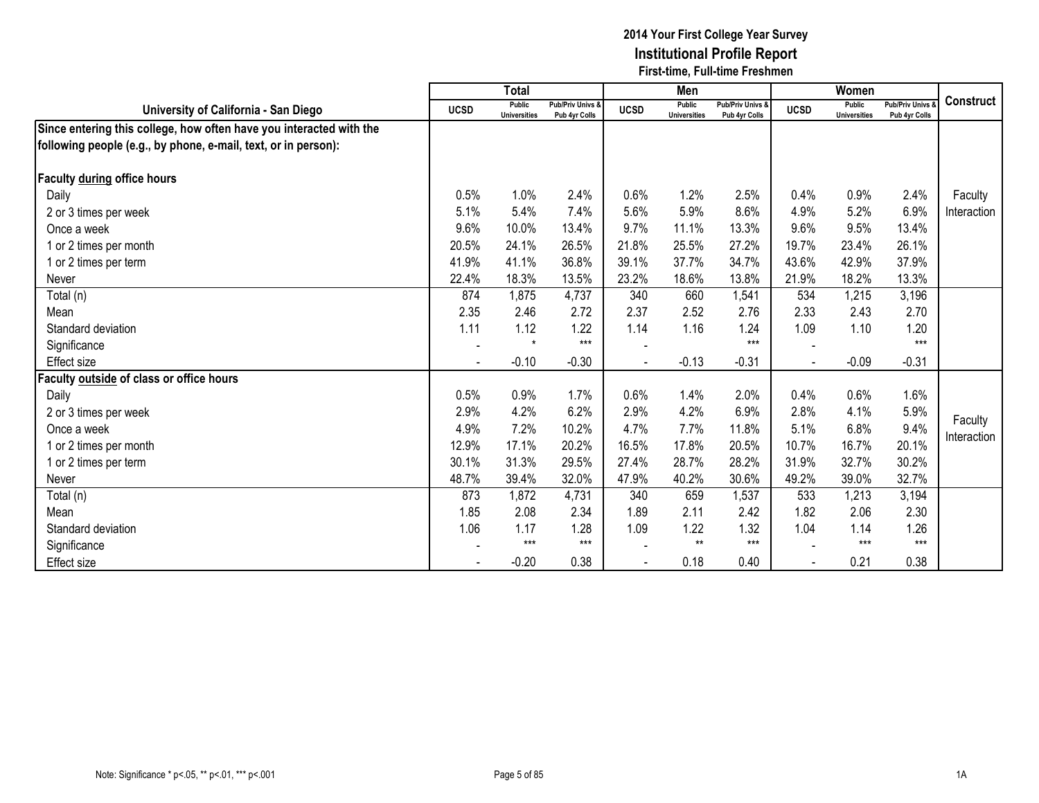# 2014 Your First College Year Survey
## Institutional Profile Report
### First-time, Full-time Freshmen

| University of California - San Diego | Total | | | Men | | | Women | | | Construct |
|---|---|---|---|---|---|---|---|---|---|---|
| | UCSD | Public Universities | Pub/Priv Univs & Pub 4yr Colls | UCSD | Public Universities | Pub/Priv Univs & Pub 4yr Colls | UCSD | Public Universities | Pub/Priv Univs & Pub 4yr Colls | |
| **Since entering this college, how often have you interacted with the following people (e.g., by phone, e-mail, text, or in person):** | | | | | | | | | | |
| **Faculty during office hours** | | | | | | | | | | |
| Daily | 0.5% | 1.0% | 2.4% | 0.6% | 1.2% | 2.5% | 0.4% | 0.9% | 2.4% | Faculty Interaction |
| 2 or 3 times per week | 5.1% | 5.4% | 7.4% | 5.6% | 5.9% | 8.6% | 4.9% | 5.2% | 6.9% | |
| Once a week | 9.6% | 10.0% | 13.4% | 9.7% | 11.1% | 13.3% | 9.6% | 9.5% | 13.4% | |
| 1 or 2 times per month | 20.5% | 24.1% | 26.5% | 21.8% | 25.5% | 27.2% | 19.7% | 23.4% | 26.1% | |
| 1 or 2 times per term | 41.9% | 41.1% | 36.8% | 39.1% | 37.7% | 34.7% | 43.6% | 42.9% | 37.9% | |
| Never | 22.4% | 18.3% | 13.5% | 23.2% | 18.6% | 13.8% | 21.9% | 18.2% | 13.3% | |
| Total (n) | 874 | 1,875 | 4,737 | 340 | 660 | 1,541 | 534 | 1,215 | 3,196 | |
| Mean | 2.35 | 2.46 | 2.72 | 2.37 | 2.52 | 2.76 | 2.33 | 2.43 | 2.70 | |
| Standard deviation | 1.11 | 1.12 | 1.22 | 1.14 | 1.16 | 1.24 | 1.09 | 1.10 | 1.20 | |
| Significance | - | * | *** | - | | *** | - | | *** | |
| Effect size | - | -0.10 | -0.30 | - | -0.13 | -0.31 | - | -0.09 | -0.31 | |
| **Faculty outside of class or office hours** | | | | | | | | | | |
| Daily | 0.5% | 0.9% | 1.7% | 0.6% | 1.4% | 2.0% | 0.4% | 0.6% | 1.6% | Faculty Interaction |
| 2 or 3 times per week | 2.9% | 4.2% | 6.2% | 2.9% | 4.2% | 6.9% | 2.8% | 4.1% | 5.9% | |
| Once a week | 4.9% | 7.2% | 10.2% | 4.7% | 7.7% | 11.8% | 5.1% | 6.8% | 9.4% | |
| 1 or 2 times per month | 12.9% | 17.1% | 20.2% | 16.5% | 17.8% | 20.5% | 10.7% | 16.7% | 20.1% | |
| 1 or 2 times per term | 30.1% | 31.3% | 29.5% | 27.4% | 28.7% | 28.2% | 31.9% | 32.7% | 30.2% | |
| Never | 48.7% | 39.4% | 32.0% | 47.9% | 40.2% | 30.6% | 49.2% | 39.0% | 32.7% | |
| Total (n) | 873 | 1,872 | 4,731 | 340 | 659 | 1,537 | 533 | 1,213 | 3,194 | |
| Mean | 1.85 | 2.08 | 2.34 | 1.89 | 2.11 | 2.42 | 1.82 | 2.06 | 2.30 | |
| Standard deviation | 1.06 | 1.17 | 1.28 | 1.09 | 1.22 | 1.32 | 1.04 | 1.14 | 1.26 | |
| Significance | - | *** | *** | - | ** | *** | - | *** | *** | |
| Effect size | - | -0.20 | 0.38 | - | 0.18 | 0.40 | - | 0.21 | 0.38 | |

Note: Significance * p<.05, ** p<.01, *** p<.001

1A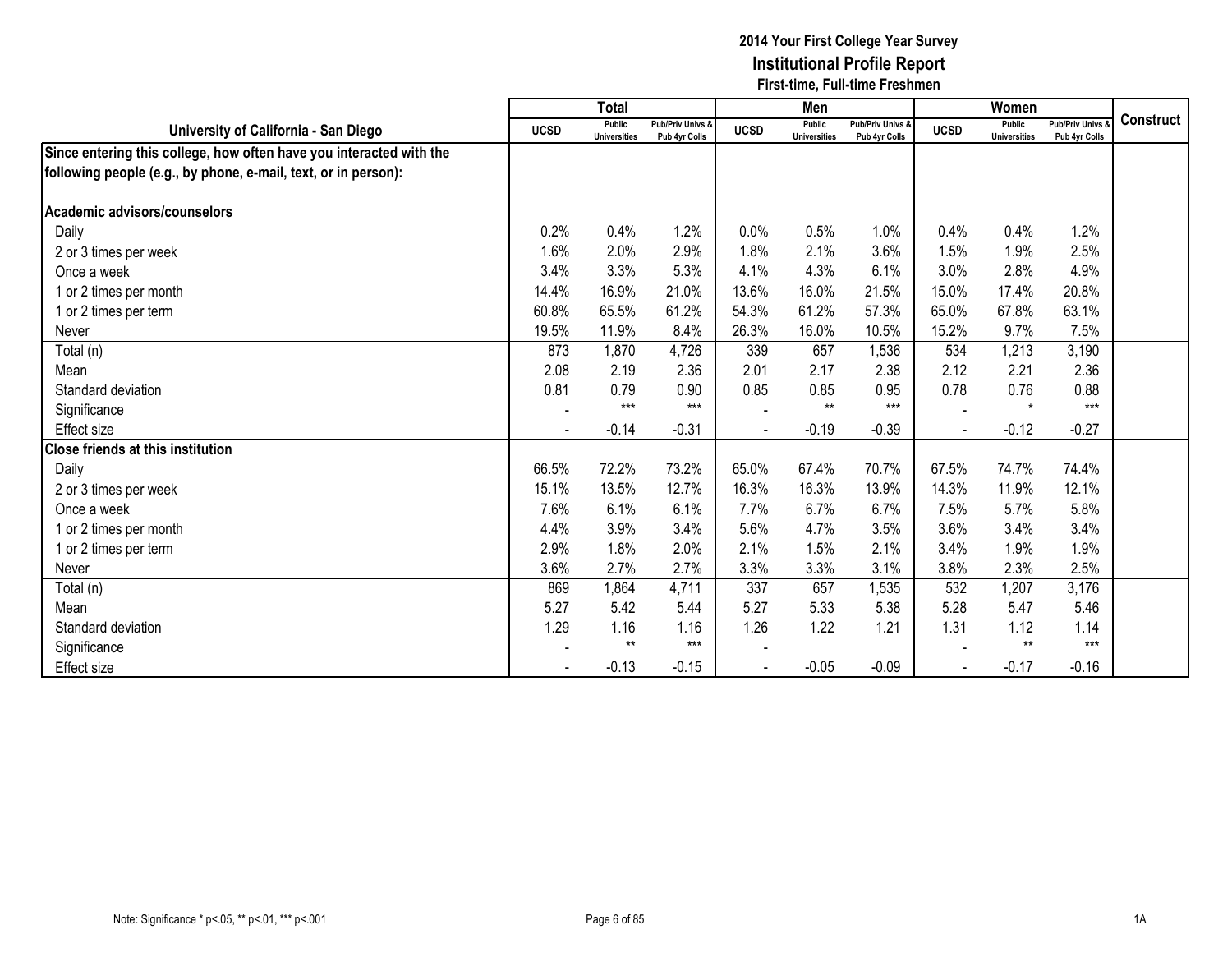# 2014 Your First College Year Survey
## Institutional Profile Report
### First-time, Full-time Freshmen

| University of California - San Diego | Total | | | Men | | | Women | | | Construct |
|---|---|---|---|---|---|---|---|---|---|---|
| | UCSD | Public Universities | Pub/Priv Univs & Pub 4yr Colls | UCSD | Public Universities | Pub/Priv Univs & Pub 4yr Colls | UCSD | Public Universities | Pub/Priv Univs & Pub 4yr Colls | |
| **Since entering this college, how often have you interacted with the following people (e.g., by phone, e-mail, text, or in person):** | | | | | | | | | | |
| **Academic advisors/counselors** | | | | | | | | | | |
| Daily | 0.2% | 0.4% | 1.2% | 0.0% | 0.5% | 1.0% | 0.4% | 0.4% | 1.2% | |
| 2 or 3 times per week | 1.6% | 2.0% | 2.9% | 1.8% | 2.1% | 3.6% | 1.5% | 1.9% | 2.5% | |
| Once a week | 3.4% | 3.3% | 5.3% | 4.1% | 4.3% | 6.1% | 3.0% | 2.8% | 4.9% | |
| 1 or 2 times per month | 14.4% | 16.9% | 21.0% | 13.6% | 16.0% | 21.5% | 15.0% | 17.4% | 20.8% | |
| 1 or 2 times per term | 60.8% | 65.5% | 61.2% | 54.3% | 61.2% | 57.3% | 65.0% | 67.8% | 63.1% | |
| Never | 19.5% | 11.9% | 8.4% | 26.3% | 16.0% | 10.5% | 15.2% | 9.7% | 7.5% | |
| Total (n) | 873 | 1,870 | 4,726 | 339 | 657 | 1,536 | 534 | 1,213 | 3,190 | |
| Mean | 2.08 | 2.19 | 2.36 | 2.01 | 2.17 | 2.38 | 2.12 | 2.21 | 2.36 | |
| Standard deviation | 0.81 | 0.79 | 0.90 | 0.85 | 0.85 | 0.95 | 0.78 | 0.76 | 0.88 | |
| Significance | - | *** | *** | - | ** | *** | - | * | *** | |
| Effect size | - | -0.14 | -0.31 | - | -0.19 | -0.39 | - | -0.12 | -0.27 | |
| **Close friends at this institution** | | | | | | | | | | |
| Daily | 66.5% | 72.2% | 73.2% | 65.0% | 67.4% | 70.7% | 67.5% | 74.7% | 74.4% | |
| 2 or 3 times per week | 15.1% | 13.5% | 12.7% | 16.3% | 16.3% | 13.9% | 14.3% | 11.9% | 12.1% | |
| Once a week | 7.6% | 6.1% | 6.1% | 7.7% | 6.7% | 6.7% | 7.5% | 5.7% | 5.8% | |
| 1 or 2 times per month | 4.4% | 3.9% | 3.4% | 5.6% | 4.7% | 3.5% | 3.6% | 3.4% | 3.4% | |
| 1 or 2 times per term | 2.9% | 1.8% | 2.0% | 2.1% | 1.5% | 2.1% | 3.4% | 1.9% | 1.9% | |
| Never | 3.6% | 2.7% | 2.7% | 3.3% | 3.3% | 3.1% | 3.8% | 2.3% | 2.5% | |
| Total (n) | 869 | 1,864 | 4,711 | 337 | 657 | 1,535 | 532 | 1,207 | 3,176 | |
| Mean | 5.27 | 5.42 | 5.44 | 5.27 | 5.33 | 5.38 | 5.28 | 5.47 | 5.46 | |
| Standard deviation | 1.29 | 1.16 | 1.16 | 1.26 | 1.22 | 1.21 | 1.31 | 1.12 | 1.14 | |
| Significance | - | ** | *** | - | | | - | ** | *** | |
| Effect size | - | -0.13 | -0.15 | - | -0.05 | -0.09 | - | -0.17 | -0.16 | |

Note: Significance * p<.05, ** p<.01, *** p<.001

1A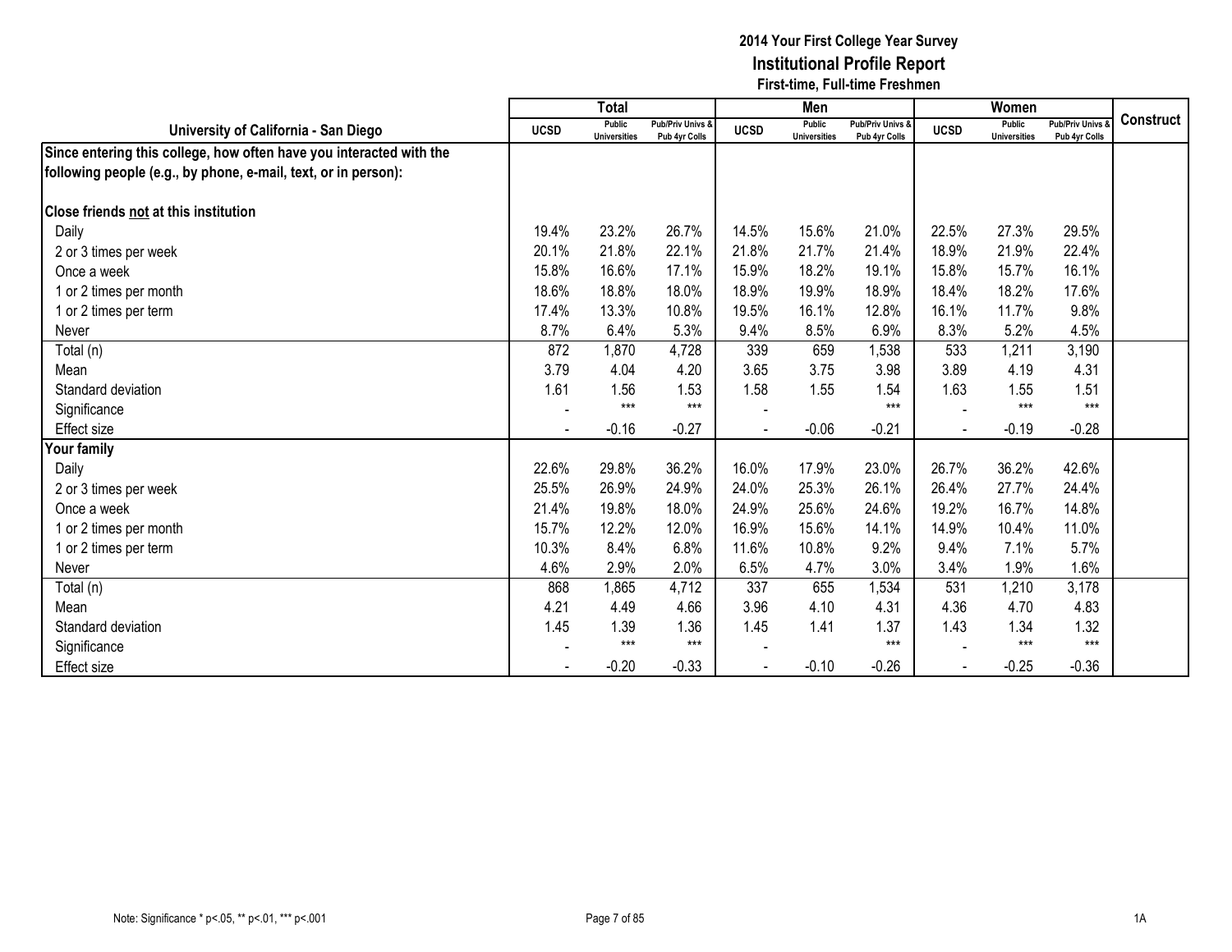# 2014 Your First College Year Survey
## Institutional Profile Report
### First-time, Full-time Freshmen

| University of California - San Diego | Total | | | Men | | | Women | | | Construct |
|---|---|---|---|---|---|---|---|---|---|---|
| | UCSD | Public Universities | Pub/Priv Univs & Pub 4yr Colls | UCSD | Public Universities | Pub/Priv Univs & Pub 4yr Colls | UCSD | Public Universities | Pub/Priv Univs & Pub 4yr Colls | |
| **Since entering this college, how often have you interacted with the following people (e.g., by phone, e-mail, text, or in person):** | | | | | | | | | | |
| **Close friends not at this institution** | | | | | | | | | | |
| Daily | 19.4% | 23.2% | 26.7% | 14.5% | 15.6% | 21.0% | 22.5% | 27.3% | 29.5% | |
| 2 or 3 times per week | 20.1% | 21.8% | 22.1% | 21.8% | 21.7% | 21.4% | 18.9% | 21.9% | 22.4% | |
| Once a week | 15.8% | 16.6% | 17.1% | 15.9% | 18.2% | 19.1% | 15.8% | 15.7% | 16.1% | |
| 1 or 2 times per month | 18.6% | 18.8% | 18.0% | 18.9% | 19.9% | 18.9% | 18.4% | 18.2% | 17.6% | |
| 1 or 2 times per term | 17.4% | 13.3% | 10.8% | 19.5% | 16.1% | 12.8% | 16.1% | 11.7% | 9.8% | |
| Never | 8.7% | 6.4% | 5.3% | 9.4% | 8.5% | 6.9% | 8.3% | 5.2% | 4.5% | |
| Total (n) | 872 | 1,870 | 4,728 | 339 | 659 | 1,538 | 533 | 1,211 | 3,190 | |
| Mean | 3.79 | 4.04 | 4.20 | 3.65 | 3.75 | 3.98 | 3.89 | 4.19 | 4.31 | |
| Standard deviation | 1.61 | 1.56 | 1.53 | 1.58 | 1.55 | 1.54 | 1.63 | 1.55 | 1.51 | |
| Significance | - | *** | *** | - | | *** | - | *** | *** | |
| Effect size | - | -0.16 | -0.27 | - | -0.06 | -0.21 | - | -0.19 | -0.28 | |
| **Your family** | | | | | | | | | | |
| Daily | 22.6% | 29.8% | 36.2% | 16.0% | 17.9% | 23.0% | 26.7% | 36.2% | 42.6% | |
| 2 or 3 times per week | 25.5% | 26.9% | 24.9% | 24.0% | 25.3% | 26.1% | 26.4% | 27.7% | 24.4% | |
| Once a week | 21.4% | 19.8% | 18.0% | 24.9% | 25.6% | 24.6% | 19.2% | 16.7% | 14.8% | |
| 1 or 2 times per month | 15.7% | 12.2% | 12.0% | 16.9% | 15.6% | 14.1% | 14.9% | 10.4% | 11.0% | |
| 1 or 2 times per term | 10.3% | 8.4% | 6.8% | 11.6% | 10.8% | 9.2% | 9.4% | 7.1% | 5.7% | |
| Never | 4.6% | 2.9% | 2.0% | 6.5% | 4.7% | 3.0% | 3.4% | 1.9% | 1.6% | |
| Total (n) | 868 | 1,865 | 4,712 | 337 | 655 | 1,534 | 531 | 1,210 | 3,178 | |
| Mean | 4.21 | 4.49 | 4.66 | 3.96 | 4.10 | 4.31 | 4.36 | 4.70 | 4.83 | |
| Standard deviation | 1.45 | 1.39 | 1.36 | 1.45 | 1.41 | 1.37 | 1.43 | 1.34 | 1.32 | |
| Significance | - | *** | *** | - | | *** | - | *** | *** | |
| Effect size | - | -0.20 | -0.33 | - | -0.10 | -0.26 | - | -0.25 | -0.36 | |

Note: Significance * p<.05, ** p<.01, *** p<.001

1A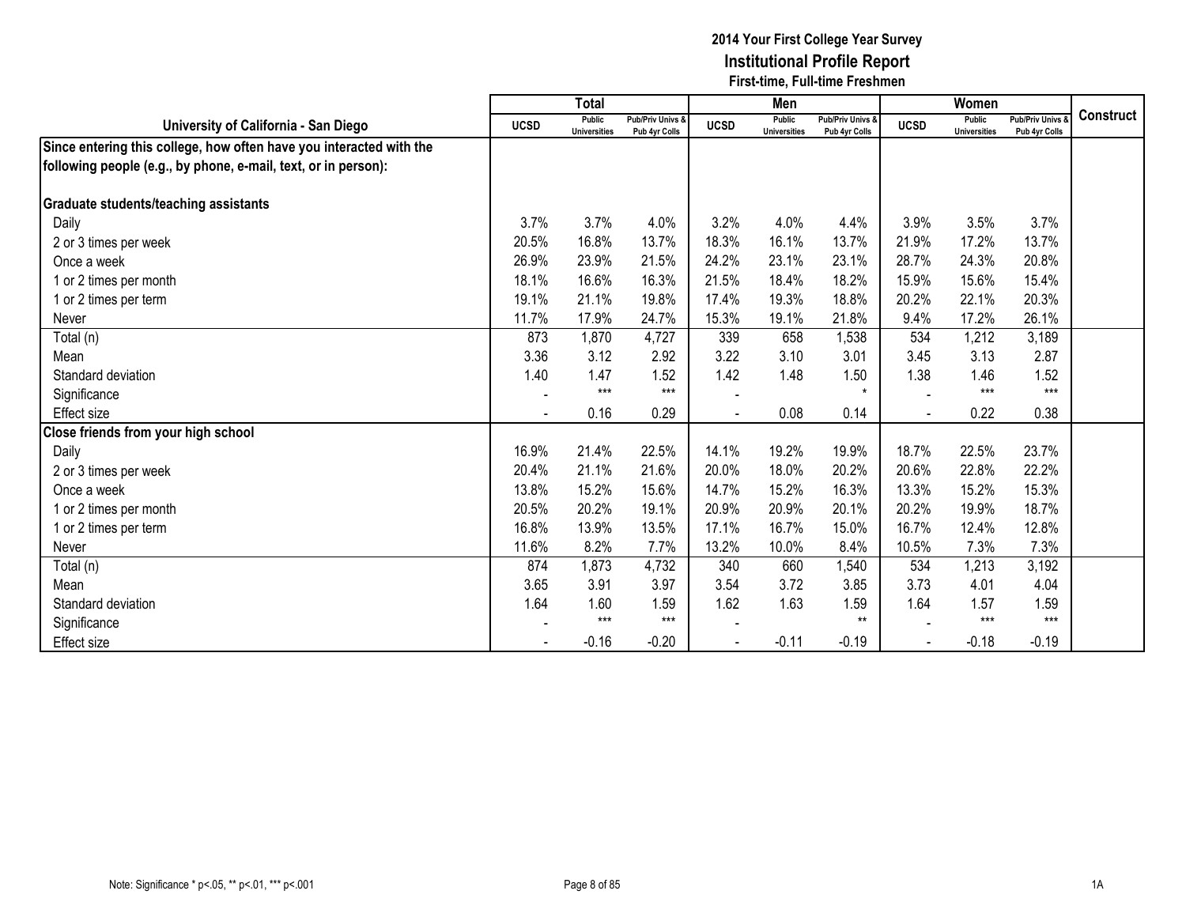# 2014 Your First College Year Survey

## Institutional Profile Report

### First-time, Full-time Freshmen

| University of California - San Diego | Total | | | Men | | | Women | | | Construct |
|---|---|---|---|---|---|---|---|---|---|---|
| | UCSD | Public Universities | Pub/Priv Univs & Pub 4yr Colls | UCSD | Public Universities | Pub/Priv Univs & Pub 4yr Colls | UCSD | Public Universities | Pub/Priv Univs & Pub 4yr Colls | |
| **Since entering this college, how often have you interacted with the following people (e.g., by phone, e-mail, text, or in person):** | | | | | | | | | | |
| **Graduate students/teaching assistants** | | | | | | | | | | |
| Daily | 3.7% | 3.7% | 4.0% | 3.2% | 4.0% | 4.4% | 3.9% | 3.5% | 3.7% | |
| 2 or 3 times per week | 20.5% | 16.8% | 13.7% | 18.3% | 16.1% | 13.7% | 21.9% | 17.2% | 13.7% | |
| Once a week | 26.9% | 23.9% | 21.5% | 24.2% | 23.1% | 23.1% | 28.7% | 24.3% | 20.8% | |
| 1 or 2 times per month | 18.1% | 16.6% | 16.3% | 21.5% | 18.4% | 18.2% | 15.9% | 15.6% | 15.4% | |
| 1 or 2 times per term | 19.1% | 21.1% | 19.8% | 17.4% | 19.3% | 18.8% | 20.2% | 22.1% | 20.3% | |
| Never | 11.7% | 17.9% | 24.7% | 15.3% | 19.1% | 21.8% | 9.4% | 17.2% | 26.1% | |
| Total (n) | 873 | 1,870 | 4,727 | 339 | 658 | 1,538 | 534 | 1,212 | 3,189 | |
| Mean | 3.36 | 3.12 | 2.92 | 3.22 | 3.10 | 3.01 | 3.45 | 3.13 | 2.87 | |
| Standard deviation | 1.40 | 1.47 | 1.52 | 1.42 | 1.48 | 1.50 | 1.38 | 1.46 | 1.52 | |
| Significance | - | *** | *** | - | | * | - | *** | *** | |
| Effect size | - | 0.16 | 0.29 | - | 0.08 | 0.14 | - | 0.22 | 0.38 | |
| **Close friends from your high school** | | | | | | | | | | |
| Daily | 16.9% | 21.4% | 22.5% | 14.1% | 19.2% | 19.9% | 18.7% | 22.5% | 23.7% | |
| 2 or 3 times per week | 20.4% | 21.1% | 21.6% | 20.0% | 18.0% | 20.2% | 20.6% | 22.8% | 22.2% | |
| Once a week | 13.8% | 15.2% | 15.6% | 14.7% | 15.2% | 16.3% | 13.3% | 15.2% | 15.3% | |
| 1 or 2 times per month | 20.5% | 20.2% | 19.1% | 20.9% | 20.9% | 20.1% | 20.2% | 19.9% | 18.7% | |
| 1 or 2 times per term | 16.8% | 13.9% | 13.5% | 17.1% | 16.7% | 15.0% | 16.7% | 12.4% | 12.8% | |
| Never | 11.6% | 8.2% | 7.7% | 13.2% | 10.0% | 8.4% | 10.5% | 7.3% | 7.3% | |
| Total (n) | 874 | 1,873 | 4,732 | 340 | 660 | 1,540 | 534 | 1,213 | 3,192 | |
| Mean | 3.65 | 3.91 | 3.97 | 3.54 | 3.72 | 3.85 | 3.73 | 4.01 | 4.04 | |
| Standard deviation | 1.64 | 1.60 | 1.59 | 1.62 | 1.63 | 1.59 | 1.64 | 1.57 | 1.59 | |
| Significance | - | *** | *** | - | | ** | - | *** | *** | |
| Effect size | - | -0.16 | -0.20 | - | -0.11 | -0.19 | - | -0.18 | -0.19 | |

Note: Significance * p<.05, ** p<.01, *** p<.001

1A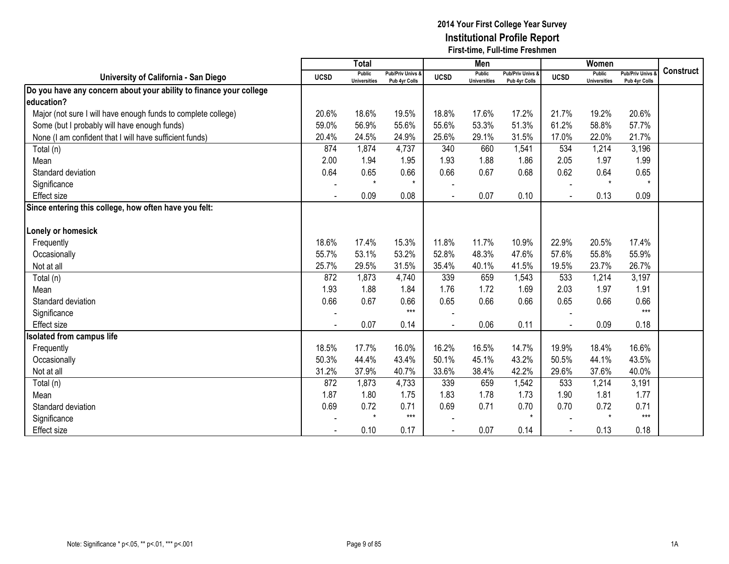**2014 Your First College Year Survey**
**Institutional Profile Report**
**First-time, Full-time Freshmen**

| University of California - San Diego | Total | | | Men | | | Women | | | Construct |
|---|---|---|---|---|---|---|---|---|---|---|
| | UCSD | Public Universities | Pub/Priv Univs & Pub 4yr Colls | UCSD | Public Universities | Pub/Priv Univs & Pub 4yr Colls | UCSD | Public Universities | Pub/Priv Univs & Pub 4yr Colls | |
| **Do you have any concern about your ability to finance your college education?** | | | | | | | | | | |
| Major (not sure I will have enough funds to complete college) | 20.6% | 18.6% | 19.5% | 18.8% | 17.6% | 17.2% | 21.7% | 19.2% | 20.6% | |
| Some (but I probably will have enough funds) | 59.0% | 56.9% | 55.6% | 55.6% | 53.3% | 51.3% | 61.2% | 58.8% | 57.7% | |
| None (I am confident that I will have sufficient funds) | 20.4% | 24.5% | 24.9% | 25.6% | 29.1% | 31.5% | 17.0% | 22.0% | 21.7% | |
| Total (n) | 874 | 1,874 | 4,737 | 340 | 660 | 1,541 | 534 | 1,214 | 3,196 | |
| Mean | 2.00 | 1.94 | 1.95 | 1.93 | 1.88 | 1.86 | 2.05 | 1.97 | 1.99 | |
| Standard deviation | 0.64 | 0.65 | 0.66 | 0.66 | 0.67 | 0.68 | 0.62 | 0.64 | 0.65 | |
| Significance | - | * | * | - | | | - | * | * | |
| Effect size | - | 0.09 | 0.08 | - | 0.07 | 0.10 | - | 0.13 | 0.09 | |
| **Since entering this college, how often have you felt:** | | | | | | | | | | |
| **Lonely or homesick** | | | | | | | | | | |
| Frequently | 18.6% | 17.4% | 15.3% | 11.8% | 11.7% | 10.9% | 22.9% | 20.5% | 17.4% | |
| Occasionally | 55.7% | 53.1% | 53.2% | 52.8% | 48.3% | 47.6% | 57.6% | 55.8% | 55.9% | |
| Not at all | 25.7% | 29.5% | 31.5% | 35.4% | 40.1% | 41.5% | 19.5% | 23.7% | 26.7% | |
| Total (n) | 872 | 1,873 | 4,740 | 339 | 659 | 1,543 | 533 | 1,214 | 3,197 | |
| Mean | 1.93 | 1.88 | 1.84 | 1.76 | 1.72 | 1.69 | 2.03 | 1.97 | 1.91 | |
| Standard deviation | 0.66 | 0.67 | 0.66 | 0.65 | 0.66 | 0.66 | 0.65 | 0.66 | 0.66 | |
| Significance | - | | *** | - | | | - | | *** | |
| Effect size | - | 0.07 | 0.14 | - | 0.06 | 0.11 | - | 0.09 | 0.18 | |
| **Isolated from campus life** | | | | | | | | | | |
| Frequently | 18.5% | 17.7% | 16.0% | 16.2% | 16.5% | 14.7% | 19.9% | 18.4% | 16.6% | |
| Occasionally | 50.3% | 44.4% | 43.4% | 50.1% | 45.1% | 43.2% | 50.5% | 44.1% | 43.5% | |
| Not at all | 31.2% | 37.9% | 40.7% | 33.6% | 38.4% | 42.2% | 29.6% | 37.6% | 40.0% | |
| Total (n) | 872 | 1,873 | 4,733 | 339 | 659 | 1,542 | 533 | 1,214 | 3,191 | |
| Mean | 1.87 | 1.80 | 1.75 | 1.83 | 1.78 | 1.73 | 1.90 | 1.81 | 1.77 | |
| Standard deviation | 0.69 | 0.72 | 0.71 | 0.69 | 0.71 | 0.70 | 0.70 | 0.72 | 0.71 | |
| Significance | - | * | *** | - | | * | - | * | *** | |
| Effect size | - | 0.10 | 0.17 | - | 0.07 | 0.14 | - | 0.13 | 0.18 | |

Note: Significance * p<.05, ** p<.01, *** p<.001

1A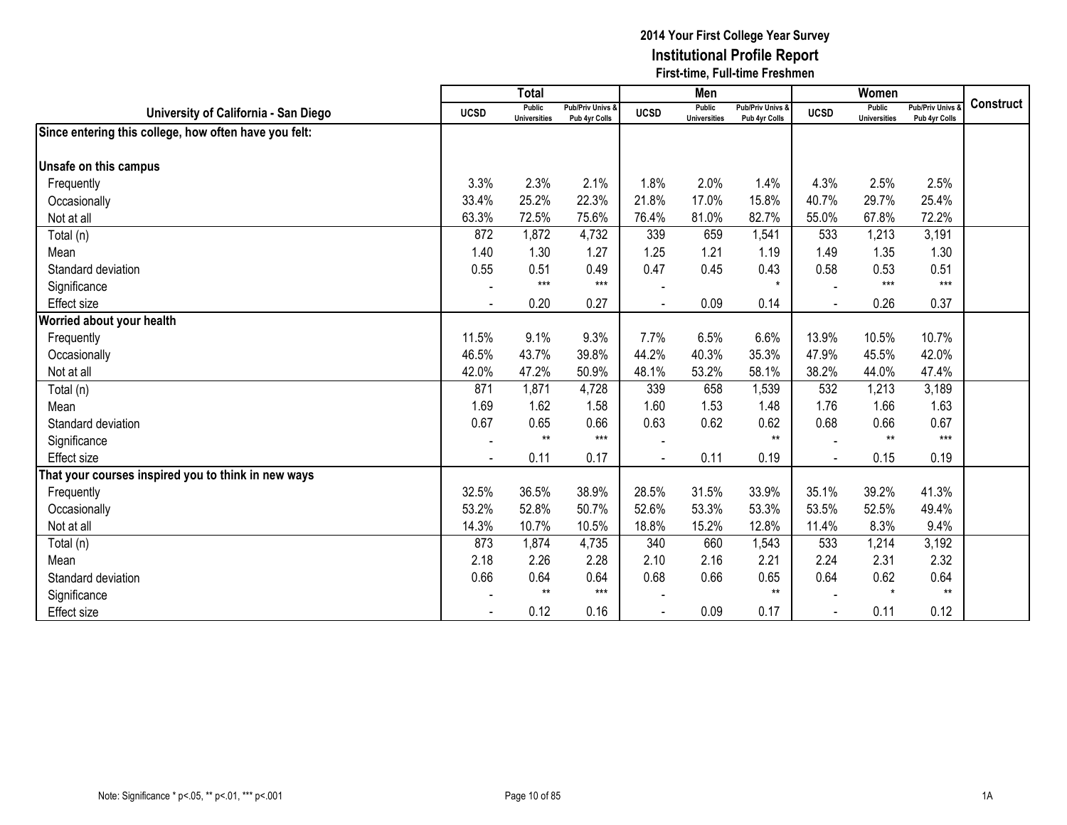# 2014 Your First College Year Survey
## Institutional Profile Report
### First-time, Full-time Freshmen

| University of California - San Diego | Total | | | Men | | | Women | | | Construct |
|---|---|---|---|---|---|---|---|---|---|---|
| | UCSD | Public Universities | Pub/Priv Univs & Pub 4yr Colls | UCSD | Public Universities | Pub/Priv Univs & Pub 4yr Colls | UCSD | Public Universities | Pub/Priv Univs & Pub 4yr Colls | |
| **Since entering this college, how often have you felt:** | | | | | | | | | | |
| **Unsafe on this campus** | | | | | | | | | | |
| Frequently | 3.3% | 2.3% | 2.1% | 1.8% | 2.0% | 1.4% | 4.3% | 2.5% | 2.5% | |
| Occasionally | 33.4% | 25.2% | 22.3% | 21.8% | 17.0% | 15.8% | 40.7% | 29.7% | 25.4% | |
| Not at all | 63.3% | 72.5% | 75.6% | 76.4% | 81.0% | 82.7% | 55.0% | 67.8% | 72.2% | |
| Total (n) | 872 | 1,872 | 4,732 | 339 | 659 | 1,541 | 533 | 1,213 | 3,191 | |
| Mean | 1.40 | 1.30 | 1.27 | 1.25 | 1.21 | 1.19 | 1.49 | 1.35 | 1.30 | |
| Standard deviation | 0.55 | 0.51 | 0.49 | 0.47 | 0.45 | 0.43 | 0.58 | 0.53 | 0.51 | |
| Significance | - | *** | *** | - | | * | - | *** | *** | |
| Effect size | - | 0.20 | 0.27 | - | 0.09 | 0.14 | - | 0.26 | 0.37 | |
| **Worried about your health** | | | | | | | | | | |
| Frequently | 11.5% | 9.1% | 9.3% | 7.7% | 6.5% | 6.6% | 13.9% | 10.5% | 10.7% | |
| Occasionally | 46.5% | 43.7% | 39.8% | 44.2% | 40.3% | 35.3% | 47.9% | 45.5% | 42.0% | |
| Not at all | 42.0% | 47.2% | 50.9% | 48.1% | 53.2% | 58.1% | 38.2% | 44.0% | 47.4% | |
| Total (n) | 871 | 1,871 | 4,728 | 339 | 658 | 1,539 | 532 | 1,213 | 3,189 | |
| Mean | 1.69 | 1.62 | 1.58 | 1.60 | 1.53 | 1.48 | 1.76 | 1.66 | 1.63 | |
| Standard deviation | 0.67 | 0.65 | 0.66 | 0.63 | 0.62 | 0.62 | 0.68 | 0.66 | 0.67 | |
| Significance | - | ** | *** | - | | ** | - | ** | *** | |
| Effect size | - | 0.11 | 0.17 | - | 0.11 | 0.19 | - | 0.15 | 0.19 | |
| **That your courses inspired you to think in new ways** | | | | | | | | | | |
| Frequently | 32.5% | 36.5% | 38.9% | 28.5% | 31.5% | 33.9% | 35.1% | 39.2% | 41.3% | |
| Occasionally | 53.2% | 52.8% | 50.7% | 52.6% | 53.3% | 53.3% | 53.5% | 52.5% | 49.4% | |
| Not at all | 14.3% | 10.7% | 10.5% | 18.8% | 15.2% | 12.8% | 11.4% | 8.3% | 9.4% | |
| Total (n) | 873 | 1,874 | 4,735 | 340 | 660 | 1,543 | 533 | 1,214 | 3,192 | |
| Mean | 2.18 | 2.26 | 2.28 | 2.10 | 2.16 | 2.21 | 2.24 | 2.31 | 2.32 | |
| Standard deviation | 0.66 | 0.64 | 0.64 | 0.68 | 0.66 | 0.65 | 0.64 | 0.62 | 0.64 | |
| Significance | - | ** | *** | - | | ** | - | * | ** | |
| Effect size | - | 0.12 | 0.16 | - | 0.09 | 0.17 | - | 0.11 | 0.12 | |

Note: Significance * p<.05, ** p<.01, *** p<.001

1A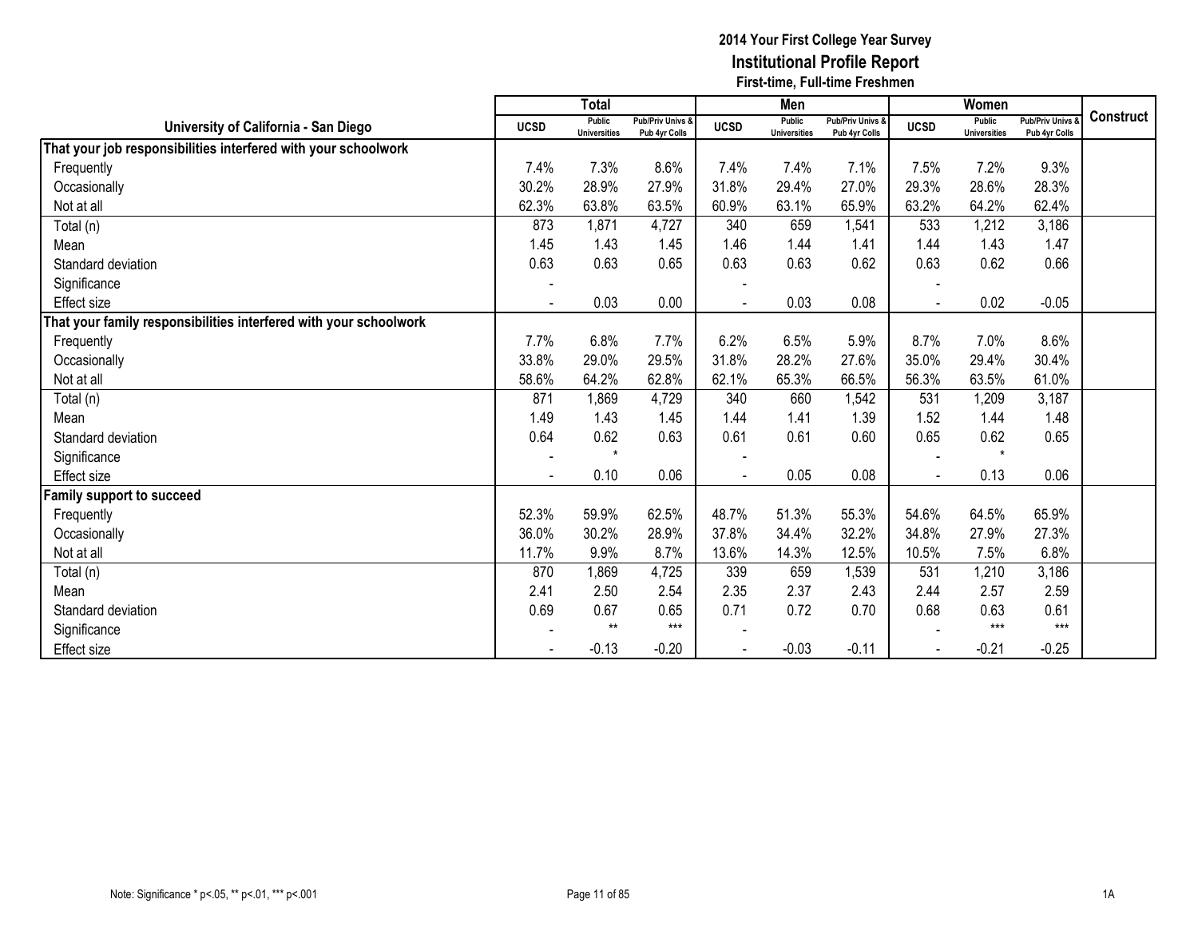# 2014 Your First College Year Survey
## Institutional Profile Report
### First-time, Full-time Freshmen

| University of California - San Diego | Total | | | Men | | | Women | | | Construct |
|---|---|---|---|---|---|---|---|---|---|---|
| | UCSD | Public Universities | Pub/Priv Univs & Pub 4yr Colls | UCSD | Public Universities | Pub/Priv Univs & Pub 4yr Colls | UCSD | Public Universities | Pub/Priv Univs & Pub 4yr Colls | |
| **That your job responsibilities interfered with your schoolwork** | | | | | | | | | | |
| Frequently | 7.4% | 7.3% | 8.6% | 7.4% | 7.4% | 7.1% | 7.5% | 7.2% | 9.3% | |
| Occasionally | 30.2% | 28.9% | 27.9% | 31.8% | 29.4% | 27.0% | 29.3% | 28.6% | 28.3% | |
| Not at all | 62.3% | 63.8% | 63.5% | 60.9% | 63.1% | 65.9% | 63.2% | 64.2% | 62.4% | |
| Total (n) | 873 | 1,871 | 4,727 | 340 | 659 | 1,541 | 533 | 1,212 | 3,186 | |
| Mean | 1.45 | 1.43 | 1.45 | 1.46 | 1.44 | 1.41 | 1.44 | 1.43 | 1.47 | |
| Standard deviation | 0.63 | 0.63 | 0.65 | 0.63 | 0.63 | 0.62 | 0.63 | 0.62 | 0.66 | |
| Significance | - | | | - | | | - | | | |
| Effect size | - | 0.03 | 0.00 | - | 0.03 | 0.08 | - | 0.02 | -0.05 | |
| **That your family responsibilities interfered with your schoolwork** | | | | | | | | | | |
| Frequently | 7.7% | 6.8% | 7.7% | 6.2% | 6.5% | 5.9% | 8.7% | 7.0% | 8.6% | |
| Occasionally | 33.8% | 29.0% | 29.5% | 31.8% | 28.2% | 27.6% | 35.0% | 29.4% | 30.4% | |
| Not at all | 58.6% | 64.2% | 62.8% | 62.1% | 65.3% | 66.5% | 56.3% | 63.5% | 61.0% | |
| Total (n) | 871 | 1,869 | 4,729 | 340 | 660 | 1,542 | 531 | 1,209 | 3,187 | |
| Mean | 1.49 | 1.43 | 1.45 | 1.44 | 1.41 | 1.39 | 1.52 | 1.44 | 1.48 | |
| Standard deviation | 0.64 | 0.62 | 0.63 | 0.61 | 0.61 | 0.60 | 0.65 | 0.62 | 0.65 | |
| Significance | - | * | | - | | | - | * | | |
| Effect size | - | 0.10 | 0.06 | - | 0.05 | 0.08 | - | 0.13 | 0.06 | |
| **Family support to succeed** | | | | | | | | | | |
| Frequently | 52.3% | 59.9% | 62.5% | 48.7% | 51.3% | 55.3% | 54.6% | 64.5% | 65.9% | |
| Occasionally | 36.0% | 30.2% | 28.9% | 37.8% | 34.4% | 32.2% | 34.8% | 27.9% | 27.3% | |
| Not at all | 11.7% | 9.9% | 8.7% | 13.6% | 14.3% | 12.5% | 10.5% | 7.5% | 6.8% | |
| Total (n) | 870 | 1,869 | 4,725 | 339 | 659 | 1,539 | 531 | 1,210 | 3,186 | |
| Mean | 2.41 | 2.50 | 2.54 | 2.35 | 2.37 | 2.43 | 2.44 | 2.57 | 2.59 | |
| Standard deviation | 0.69 | 0.67 | 0.65 | 0.71 | 0.72 | 0.70 | 0.68 | 0.63 | 0.61 | |
| Significance | - | ** | *** | - | | | - | *** | *** | |
| Effect size | - | -0.13 | -0.20 | - | -0.03 | -0.11 | - | -0.21 | -0.25 | |

Note: Significance * p<.05, ** p<.01, *** p<.001

1A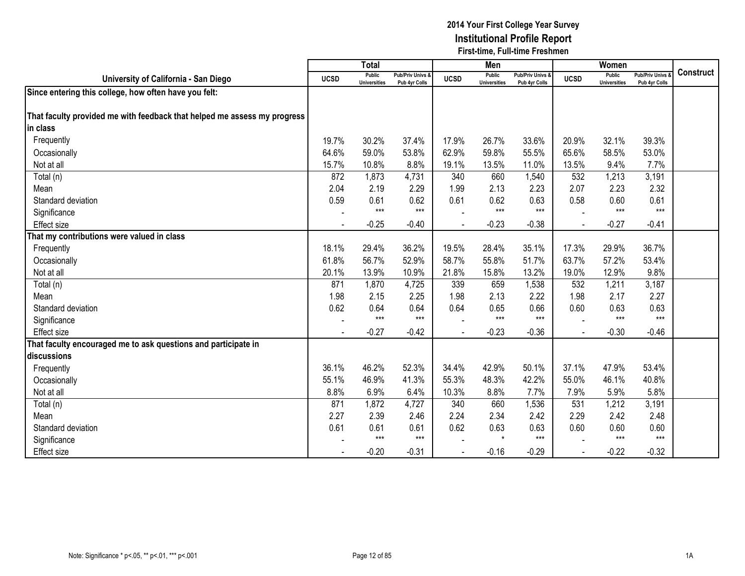# 2014 Your First College Year Survey
## Institutional Profile Report
### First-time, Full-time Freshmen

| University of California - San Diego | Total | | | Men | | | Women | | | Construct |
|---|---|---|---|---|---|---|---|---|---|---|
| | UCSD | Public Universities | Pub/Priv Univs & Pub 4yr Colls | UCSD | Public Universities | Pub/Priv Univs & Pub 4yr Colls | UCSD | Public Universities | Pub/Priv Univs & Pub 4yr Colls | |
| **Since entering this college, how often have you felt:** | | | | | | | | | | |
| **That faculty provided me with feedback that helped me assess my progress in class** | | | | | | | | | | |
| Frequently | 19.7% | 30.2% | 37.4% | 17.9% | 26.7% | 33.6% | 20.9% | 32.1% | 39.3% | |
| Occasionally | 64.6% | 59.0% | 53.8% | 62.9% | 59.8% | 55.5% | 65.6% | 58.5% | 53.0% | |
| Not at all | 15.7% | 10.8% | 8.8% | 19.1% | 13.5% | 11.0% | 13.5% | 9.4% | 7.7% | |
| Total (n) | 872 | 1,873 | 4,731 | 340 | 660 | 1,540 | 532 | 1,213 | 3,191 | |
| Mean | 2.04 | 2.19 | 2.29 | 1.99 | 2.13 | 2.23 | 2.07 | 2.23 | 2.32 | |
| Standard deviation | 0.59 | 0.61 | 0.62 | 0.61 | 0.62 | 0.63 | 0.58 | 0.60 | 0.61 | |
| Significance | - | *** | *** | - | *** | *** | - | *** | *** | |
| Effect size | - | -0.25 | -0.40 | - | -0.23 | -0.38 | - | -0.27 | -0.41 | |
| **That my contributions were valued in class** | | | | | | | | | | |
| Frequently | 18.1% | 29.4% | 36.2% | 19.5% | 28.4% | 35.1% | 17.3% | 29.9% | 36.7% | |
| Occasionally | 61.8% | 56.7% | 52.9% | 58.7% | 55.8% | 51.7% | 63.7% | 57.2% | 53.4% | |
| Not at all | 20.1% | 13.9% | 10.9% | 21.8% | 15.8% | 13.2% | 19.0% | 12.9% | 9.8% | |
| Total (n) | 871 | 1,870 | 4,725 | 339 | 659 | 1,538 | 532 | 1,211 | 3,187 | |
| Mean | 1.98 | 2.15 | 2.25 | 1.98 | 2.13 | 2.22 | 1.98 | 2.17 | 2.27 | |
| Standard deviation | 0.62 | 0.64 | 0.64 | 0.64 | 0.65 | 0.66 | 0.60 | 0.63 | 0.63 | |
| Significance | - | *** | *** | - | *** | *** | - | *** | *** | |
| Effect size | - | -0.27 | -0.42 | - | -0.23 | -0.36 | - | -0.30 | -0.46 | |
| **That faculty encouraged me to ask questions and participate in discussions** | | | | | | | | | | |
| Frequently | 36.1% | 46.2% | 52.3% | 34.4% | 42.9% | 50.1% | 37.1% | 47.9% | 53.4% | |
| Occasionally | 55.1% | 46.9% | 41.3% | 55.3% | 48.3% | 42.2% | 55.0% | 46.1% | 40.8% | |
| Not at all | 8.8% | 6.9% | 6.4% | 10.3% | 8.8% | 7.7% | 7.9% | 5.9% | 5.8% | |
| Total (n) | 871 | 1,872 | 4,727 | 340 | 660 | 1,536 | 531 | 1,212 | 3,191 | |
| Mean | 2.27 | 2.39 | 2.46 | 2.24 | 2.34 | 2.42 | 2.29 | 2.42 | 2.48 | |
| Standard deviation | 0.61 | 0.61 | 0.61 | 0.62 | 0.63 | 0.63 | 0.60 | 0.60 | 0.60 | |
| Significance | - | *** | *** | - | * | *** | - | *** | *** | |
| Effect size | - | -0.20 | -0.31 | - | -0.16 | -0.29 | - | -0.22 | -0.32 | |

Note: Significance * p<.05, ** p<.01, *** p<.001

1A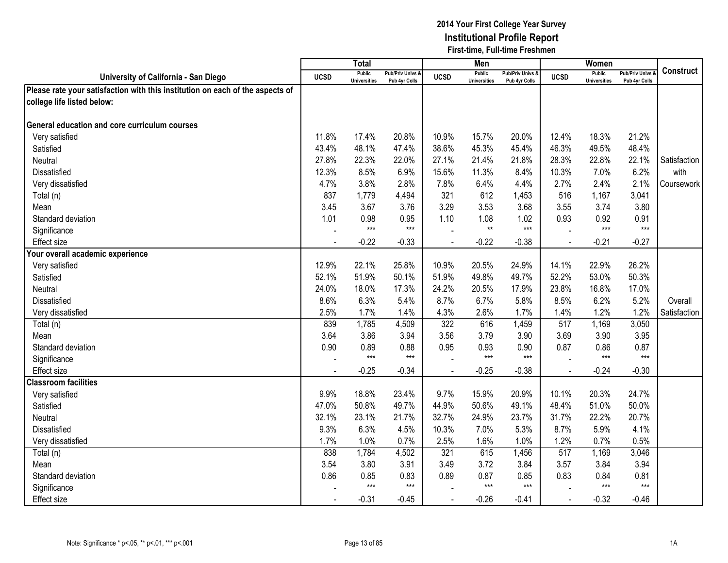# 2014 Your First College Year Survey
## Institutional Profile Report
### First-time, Full-time Freshmen

| University of California - San Diego | Total | | | Men | | | Women | | | Construct |
|---|---|---|---|---|---|---|---|---|---|---|
| | UCSD | Public Universities | Pub/Priv Univs & Pub 4yr Colls | UCSD | Public Universities | Pub/Priv Univs & Pub 4yr Colls | UCSD | Public Universities | Pub/Priv Univs & Pub 4yr Colls | |
| **Please rate your satisfaction with this institution on each of the aspects of college life listed below:** | | | | | | | | | | |
| **General education and core curriculum courses** | | | | | | | | | | |
| Very satisfied | 11.8% | 17.4% | 20.8% | 10.9% | 15.7% | 20.0% | 12.4% | 18.3% | 21.2% | |
| Satisfied | 43.4% | 48.1% | 47.4% | 38.6% | 45.3% | 45.4% | 46.3% | 49.5% | 48.4% | |
| Neutral | 27.8% | 22.3% | 22.0% | 27.1% | 21.4% | 21.8% | 28.3% | 22.8% | 22.1% | Satisfaction with Coursework |
| Dissatisfied | 12.3% | 8.5% | 6.9% | 15.6% | 11.3% | 8.4% | 10.3% | 7.0% | 6.2% | |
| Very dissatisfied | 4.7% | 3.8% | 2.8% | 7.8% | 6.4% | 4.4% | 2.7% | 2.4% | 2.1% | |
| Total (n) | 837 | 1,779 | 4,494 | 321 | 612 | 1,453 | 516 | 1,167 | 3,041 | |
| Mean | 3.45 | 3.67 | 3.76 | 3.29 | 3.53 | 3.68 | 3.55 | 3.74 | 3.80 | |
| Standard deviation | 1.01 | 0.98 | 0.95 | 1.10 | 1.08 | 1.02 | 0.93 | 0.92 | 0.91 | |
| Significance | - | *** | *** | - | ** | *** | - | *** | *** | |
| Effect size | - | -0.22 | -0.33 | - | -0.22 | -0.38 | - | -0.21 | -0.27 | |
| **Your overall academic experience** | | | | | | | | | | |
| Very satisfied | 12.9% | 22.1% | 25.8% | 10.9% | 20.5% | 24.9% | 14.1% | 22.9% | 26.2% | |
| Satisfied | 52.1% | 51.9% | 50.1% | 51.9% | 49.8% | 49.7% | 52.2% | 53.0% | 50.3% | |
| Neutral | 24.0% | 18.0% | 17.3% | 24.2% | 20.5% | 17.9% | 23.8% | 16.8% | 17.0% | |
| Dissatisfied | 8.6% | 6.3% | 5.4% | 8.7% | 6.7% | 5.8% | 8.5% | 6.2% | 5.2% | Overall Satisfaction |
| Very dissatisfied | 2.5% | 1.7% | 1.4% | 4.3% | 2.6% | 1.7% | 1.4% | 1.2% | 1.2% | |
| Total (n) | 839 | 1,785 | 4,509 | 322 | 616 | 1,459 | 517 | 1,169 | 3,050 | |
| Mean | 3.64 | 3.86 | 3.94 | 3.56 | 3.79 | 3.90 | 3.69 | 3.90 | 3.95 | |
| Standard deviation | 0.90 | 0.89 | 0.88 | 0.95 | 0.93 | 0.90 | 0.87 | 0.86 | 0.87 | |
| Significance | - | *** | *** | - | *** | *** | - | *** | *** | |
| Effect size | - | -0.25 | -0.34 | - | -0.25 | -0.38 | - | -0.24 | -0.30 | |
| **Classroom facilities** | | | | | | | | | | |
| Very satisfied | 9.9% | 18.8% | 23.4% | 9.7% | 15.9% | 20.9% | 10.1% | 20.3% | 24.7% | |
| Satisfied | 47.0% | 50.8% | 49.7% | 44.9% | 50.6% | 49.1% | 48.4% | 51.0% | 50.0% | |
| Neutral | 32.1% | 23.1% | 21.7% | 32.7% | 24.9% | 23.7% | 31.7% | 22.2% | 20.7% | |
| Dissatisfied | 9.3% | 6.3% | 4.5% | 10.3% | 7.0% | 5.3% | 8.7% | 5.9% | 4.1% | |
| Very dissatisfied | 1.7% | 1.0% | 0.7% | 2.5% | 1.6% | 1.0% | 1.2% | 0.7% | 0.5% | |
| Total (n) | 838 | 1,784 | 4,502 | 321 | 615 | 1,456 | 517 | 1,169 | 3,046 | |
| Mean | 3.54 | 3.80 | 3.91 | 3.49 | 3.72 | 3.84 | 3.57 | 3.84 | 3.94 | |
| Standard deviation | 0.86 | 0.85 | 0.83 | 0.89 | 0.87 | 0.85 | 0.83 | 0.84 | 0.81 | |
| Significance | - | *** | *** | - | *** | *** | - | *** | *** | |
| Effect size | - | -0.31 | -0.45 | - | -0.26 | -0.41 | - | -0.32 | -0.46 | |

Note: Significance * p<.05, ** p<.01, *** p<.001

1A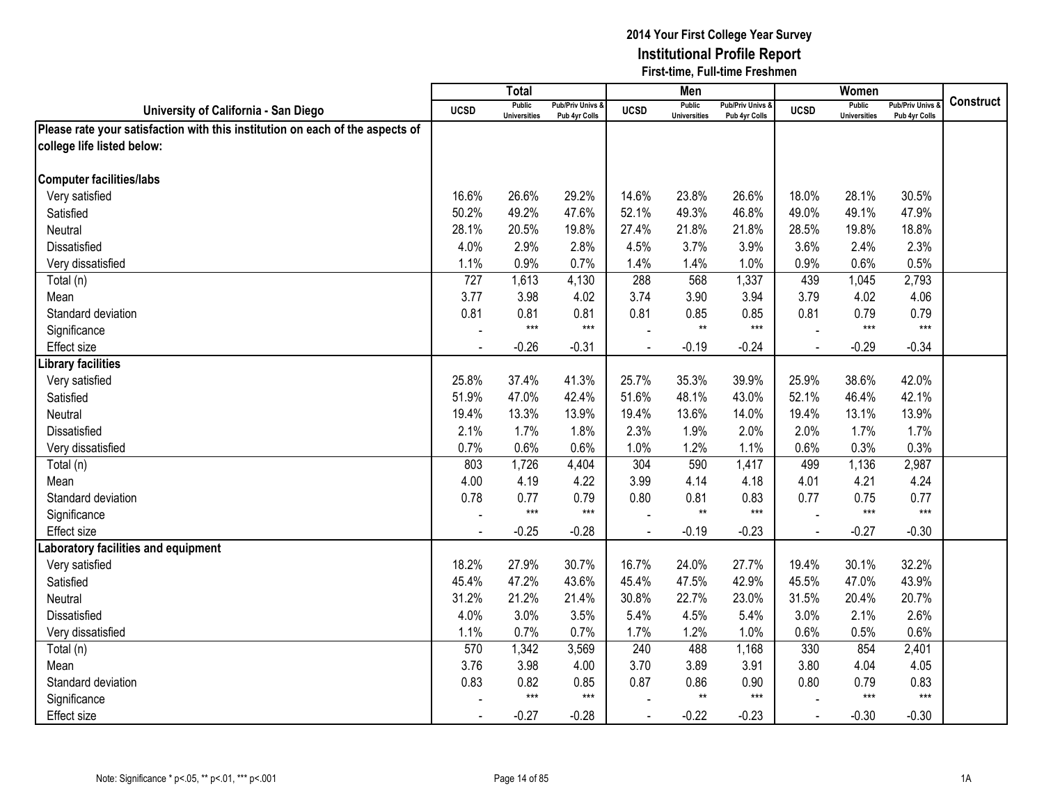# 2014 Your First College Year Survey
## Institutional Profile Report
### First-time, Full-time Freshmen

| University of California - San Diego | Total | | | Men | | | Women | | | Construct |
|---|---|---|---|---|---|---|---|---|---|---|
| | UCSD | Public Universities | Pub/Priv Univs & Pub 4yr Colls | UCSD | Public Universities | Pub/Priv Univs & Pub 4yr Colls | UCSD | Public Universities | Pub/Priv Univs & Pub 4yr Colls | |
| **Please rate your satisfaction with this institution on each of the aspects of college life listed below:** | | | | | | | | | | |
| **Computer facilities/labs** | | | | | | | | | | |
| Very satisfied | 16.6% | 26.6% | 29.2% | 14.6% | 23.8% | 26.6% | 18.0% | 28.1% | 30.5% | |
| Satisfied | 50.2% | 49.2% | 47.6% | 52.1% | 49.3% | 46.8% | 49.0% | 49.1% | 47.9% | |
| Neutral | 28.1% | 20.5% | 19.8% | 27.4% | 21.8% | 21.8% | 28.5% | 19.8% | 18.8% | |
| Dissatisfied | 4.0% | 2.9% | 2.8% | 4.5% | 3.7% | 3.9% | 3.6% | 2.4% | 2.3% | |
| Very dissatisfied | 1.1% | 0.9% | 0.7% | 1.4% | 1.4% | 1.0% | 0.9% | 0.6% | 0.5% | |
| Total (n) | 727 | 1,613 | 4,130 | 288 | 568 | 1,337 | 439 | 1,045 | 2,793 | |
| Mean | 3.77 | 3.98 | 4.02 | 3.74 | 3.90 | 3.94 | 3.79 | 4.02 | 4.06 | |
| Standard deviation | 0.81 | 0.81 | 0.81 | 0.81 | 0.85 | 0.85 | 0.81 | 0.79 | 0.79 | |
| Significance | - | *** | *** | - | ** | *** | - | *** | *** | |
| Effect size | - | -0.26 | -0.31 | - | -0.19 | -0.24 | - | -0.29 | -0.34 | |
| **Library facilities** | | | | | | | | | | |
| Very satisfied | 25.8% | 37.4% | 41.3% | 25.7% | 35.3% | 39.9% | 25.9% | 38.6% | 42.0% | |
| Satisfied | 51.9% | 47.0% | 42.4% | 51.6% | 48.1% | 43.0% | 52.1% | 46.4% | 42.1% | |
| Neutral | 19.4% | 13.3% | 13.9% | 19.4% | 13.6% | 14.0% | 19.4% | 13.1% | 13.9% | |
| Dissatisfied | 2.1% | 1.7% | 1.8% | 2.3% | 1.9% | 2.0% | 2.0% | 1.7% | 1.7% | |
| Very dissatisfied | 0.7% | 0.6% | 0.6% | 1.0% | 1.2% | 1.1% | 0.6% | 0.3% | 0.3% | |
| Total (n) | 803 | 1,726 | 4,404 | 304 | 590 | 1,417 | 499 | 1,136 | 2,987 | |
| Mean | 4.00 | 4.19 | 4.22 | 3.99 | 4.14 | 4.18 | 4.01 | 4.21 | 4.24 | |
| Standard deviation | 0.78 | 0.77 | 0.79 | 0.80 | 0.81 | 0.83 | 0.77 | 0.75 | 0.77 | |
| Significance | - | *** | *** | - | ** | *** | - | *** | *** | |
| Effect size | - | -0.25 | -0.28 | - | -0.19 | -0.23 | - | -0.27 | -0.30 | |
| **Laboratory facilities and equipment** | | | | | | | | | | |
| Very satisfied | 18.2% | 27.9% | 30.7% | 16.7% | 24.0% | 27.7% | 19.4% | 30.1% | 32.2% | |
| Satisfied | 45.4% | 47.2% | 43.6% | 45.4% | 47.5% | 42.9% | 45.5% | 47.0% | 43.9% | |
| Neutral | 31.2% | 21.2% | 21.4% | 30.8% | 22.7% | 23.0% | 31.5% | 20.4% | 20.7% | |
| Dissatisfied | 4.0% | 3.0% | 3.5% | 5.4% | 4.5% | 5.4% | 3.0% | 2.1% | 2.6% | |
| Very dissatisfied | 1.1% | 0.7% | 0.7% | 1.7% | 1.2% | 1.0% | 0.6% | 0.5% | 0.6% | |
| Total (n) | 570 | 1,342 | 3,569 | 240 | 488 | 1,168 | 330 | 854 | 2,401 | |
| Mean | 3.76 | 3.98 | 4.00 | 3.70 | 3.89 | 3.91 | 3.80 | 4.04 | 4.05 | |
| Standard deviation | 0.83 | 0.82 | 0.85 | 0.87 | 0.86 | 0.90 | 0.80 | 0.79 | 0.83 | |
| Significance | - | *** | *** | - | ** | *** | - | *** | *** | |
| Effect size | - | -0.27 | -0.28 | - | -0.22 | -0.23 | - | -0.30 | -0.30 | |

Note: Significance * p<.05, ** p<.01, *** p<.001

1A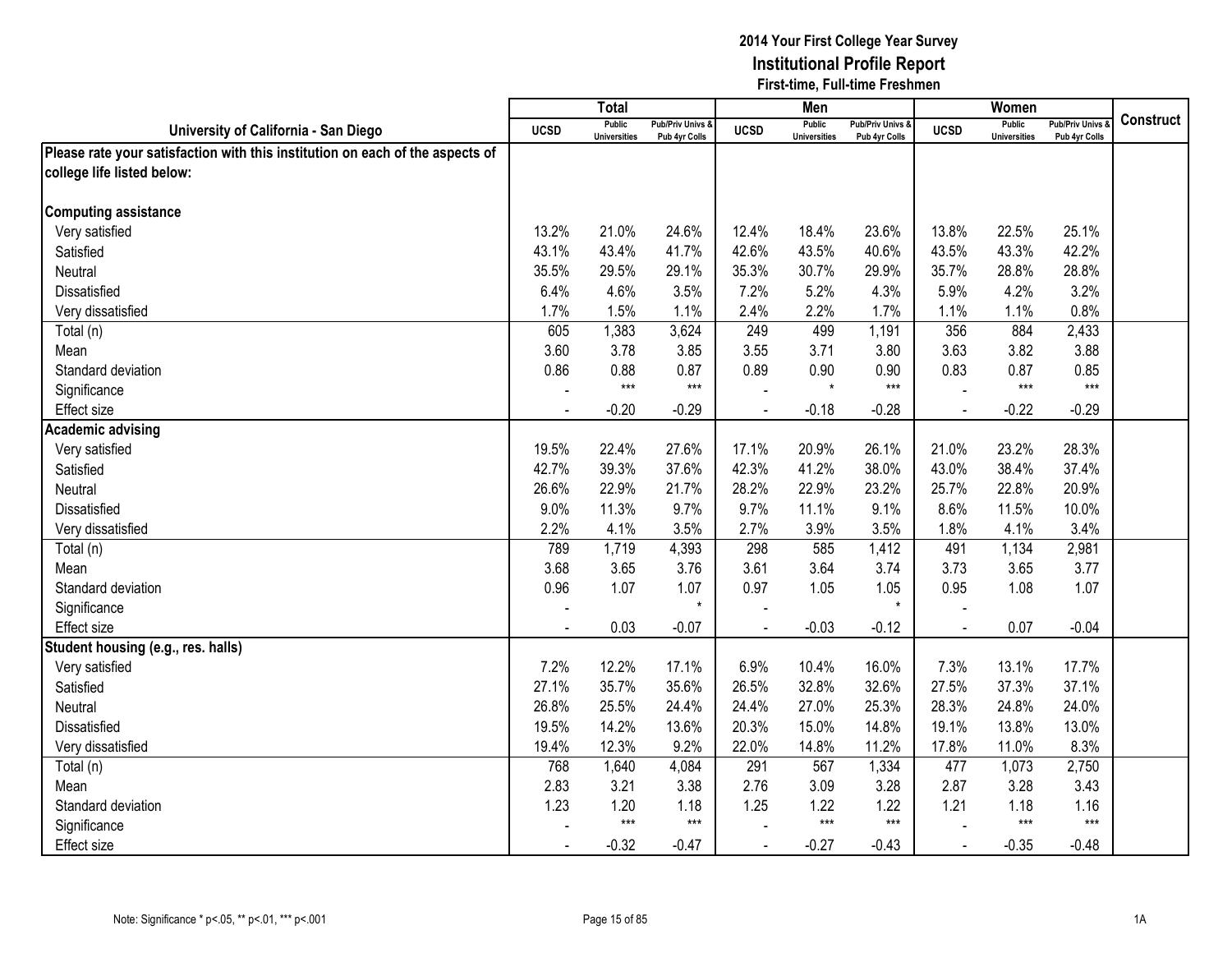**2014 Your First College Year Survey**
**Institutional Profile Report**
**First-time, Full-time Freshmen**

| University of California - San Diego | Total | | | Men | | | Women | | | Construct |
|---|---|---|---|---|---|---|---|---|---|---|
| | UCSD | Public Universities | Pub/Priv Univs & Pub 4yr Colls | UCSD | Public Universities | Pub/Priv Univs & Pub 4yr Colls | UCSD | Public Universities | Pub/Priv Univs & Pub 4yr Colls | |
| **Please rate your satisfaction with this institution on each of the aspects of college life listed below:** | | | | | | | | | | |
| **Computing assistance** | | | | | | | | | | |
| Very satisfied | 13.2% | 21.0% | 24.6% | 12.4% | 18.4% | 23.6% | 13.8% | 22.5% | 25.1% | |
| Satisfied | 43.1% | 43.4% | 41.7% | 42.6% | 43.5% | 40.6% | 43.5% | 43.3% | 42.2% | |
| Neutral | 35.5% | 29.5% | 29.1% | 35.3% | 30.7% | 29.9% | 35.7% | 28.8% | 28.8% | |
| Dissatisfied | 6.4% | 4.6% | 3.5% | 7.2% | 5.2% | 4.3% | 5.9% | 4.2% | 3.2% | |
| Very dissatisfied | 1.7% | 1.5% | 1.1% | 2.4% | 2.2% | 1.7% | 1.1% | 1.1% | 0.8% | |
| Total (n) | 605 | 1,383 | 3,624 | 249 | 499 | 1,191 | 356 | 884 | 2,433 | |
| Mean | 3.60 | 3.78 | 3.85 | 3.55 | 3.71 | 3.80 | 3.63 | 3.82 | 3.88 | |
| Standard deviation | 0.86 | 0.88 | 0.87 | 0.89 | 0.90 | 0.90 | 0.83 | 0.87 | 0.85 | |
| Significance | - | *** | *** | - | * | *** | - | *** | *** | |
| Effect size | - | -0.20 | -0.29 | - | -0.18 | -0.28 | - | -0.22 | -0.29 | |
| **Academic advising** | | | | | | | | | | |
| Very satisfied | 19.5% | 22.4% | 27.6% | 17.1% | 20.9% | 26.1% | 21.0% | 23.2% | 28.3% | |
| Satisfied | 42.7% | 39.3% | 37.6% | 42.3% | 41.2% | 38.0% | 43.0% | 38.4% | 37.4% | |
| Neutral | 26.6% | 22.9% | 21.7% | 28.2% | 22.9% | 23.2% | 25.7% | 22.8% | 20.9% | |
| Dissatisfied | 9.0% | 11.3% | 9.7% | 9.7% | 11.1% | 9.1% | 8.6% | 11.5% | 10.0% | |
| Very dissatisfied | 2.2% | 4.1% | 3.5% | 2.7% | 3.9% | 3.5% | 1.8% | 4.1% | 3.4% | |
| Total (n) | 789 | 1,719 | 4,393 | 298 | 585 | 1,412 | 491 | 1,134 | 2,981 | |
| Mean | 3.68 | 3.65 | 3.76 | 3.61 | 3.64 | 3.74 | 3.73 | 3.65 | 3.77 | |
| Standard deviation | 0.96 | 1.07 | 1.07 | 0.97 | 1.05 | 1.05 | 0.95 | 1.08 | 1.07 | |
| Significance | - | | * | - | | * | - | | | |
| Effect size | - | 0.03 | -0.07 | - | -0.03 | -0.12 | - | 0.07 | -0.04 | |
| **Student housing (e.g., res. halls)** | | | | | | | | | | |
| Very satisfied | 7.2% | 12.2% | 17.1% | 6.9% | 10.4% | 16.0% | 7.3% | 13.1% | 17.7% | |
| Satisfied | 27.1% | 35.7% | 35.6% | 26.5% | 32.8% | 32.6% | 27.5% | 37.3% | 37.1% | |
| Neutral | 26.8% | 25.5% | 24.4% | 24.4% | 27.0% | 25.3% | 28.3% | 24.8% | 24.0% | |
| Dissatisfied | 19.5% | 14.2% | 13.6% | 20.3% | 15.0% | 14.8% | 19.1% | 13.8% | 13.0% | |
| Very dissatisfied | 19.4% | 12.3% | 9.2% | 22.0% | 14.8% | 11.2% | 17.8% | 11.0% | 8.3% | |
| Total (n) | 768 | 1,640 | 4,084 | 291 | 567 | 1,334 | 477 | 1,073 | 2,750 | |
| Mean | 2.83 | 3.21 | 3.38 | 2.76 | 3.09 | 3.28 | 2.87 | 3.28 | 3.43 | |
| Standard deviation | 1.23 | 1.20 | 1.18 | 1.25 | 1.22 | 1.22 | 1.21 | 1.18 | 1.16 | |
| Significance | - | *** | *** | - | *** | *** | - | *** | *** | |
| Effect size | - | -0.32 | -0.47 | - | -0.27 | -0.43 | - | -0.35 | -0.48 | |

Note: Significance * p<.05, ** p<.01, *** p<.001

1A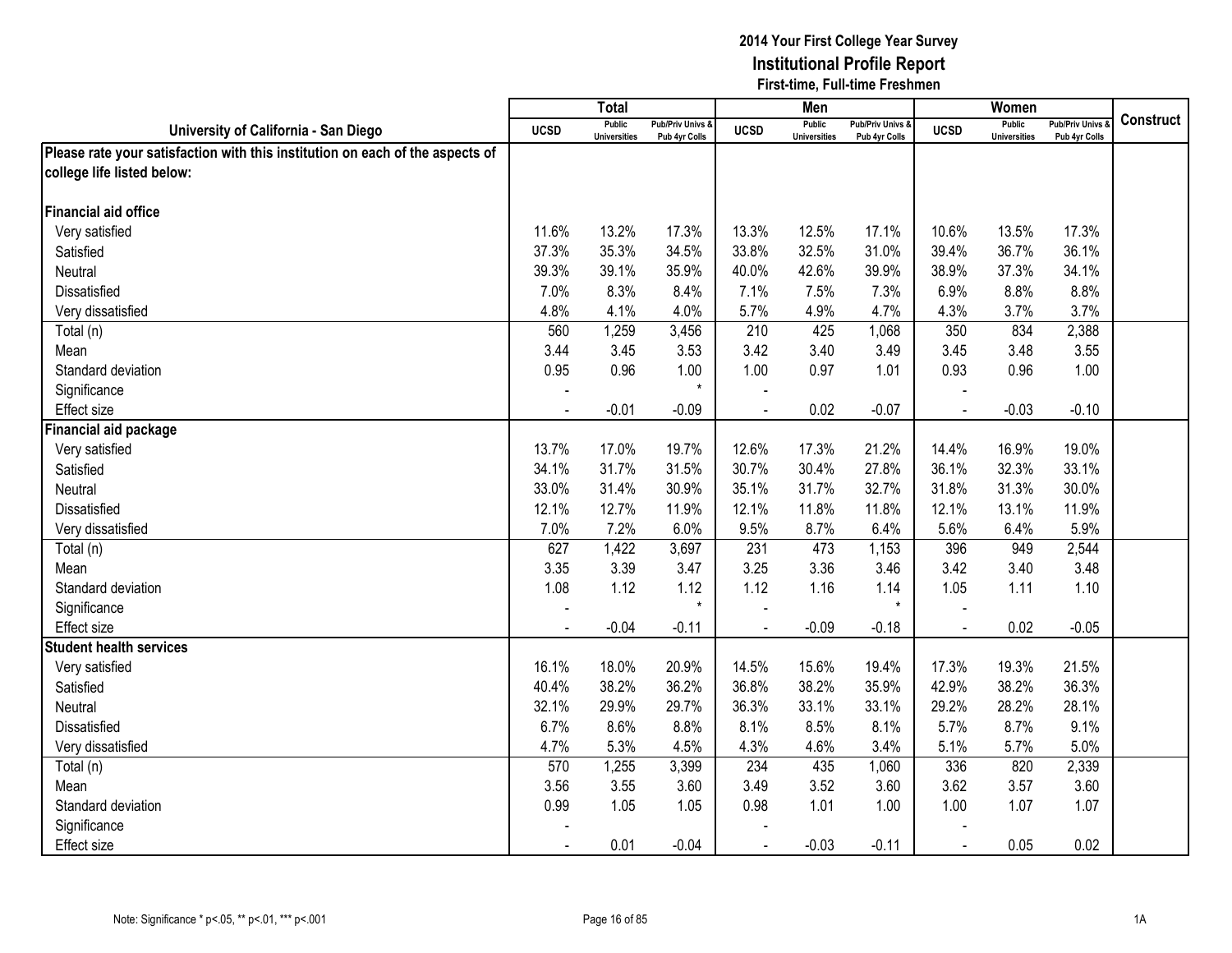# 2014 Your First College Year Survey
## Institutional Profile Report
### First-time, Full-time Freshmen

| University of California - San Diego | Total | | | Men | | | Women | | | Construct |
|---|---|---|---|---|---|---|---|---|---|---|
| | UCSD | Public Universities | Pub/Priv Univs & Pub 4yr Colls | UCSD | Public Universities | Pub/Priv Univs & Pub 4yr Colls | UCSD | Public Universities | Pub/Priv Univs & Pub 4yr Colls | |
| **Please rate your satisfaction with this institution on each of the aspects of college life listed below:** | | | | | | | | | | |
| **Financial aid office** | | | | | | | | | | |
| Very satisfied | 11.6% | 13.2% | 17.3% | 13.3% | 12.5% | 17.1% | 10.6% | 13.5% | 17.3% | |
| Satisfied | 37.3% | 35.3% | 34.5% | 33.8% | 32.5% | 31.0% | 39.4% | 36.7% | 36.1% | |
| Neutral | 39.3% | 39.1% | 35.9% | 40.0% | 42.6% | 39.9% | 38.9% | 37.3% | 34.1% | |
| Dissatisfied | 7.0% | 8.3% | 8.4% | 7.1% | 7.5% | 7.3% | 6.9% | 8.8% | 8.8% | |
| Very dissatisfied | 4.8% | 4.1% | 4.0% | 5.7% | 4.9% | 4.7% | 4.3% | 3.7% | 3.7% | |
| Total (n) | 560 | 1,259 | 3,456 | 210 | 425 | 1,068 | 350 | 834 | 2,388 | |
| Mean | 3.44 | 3.45 | 3.53 | 3.42 | 3.40 | 3.49 | 3.45 | 3.48 | 3.55 | |
| Standard deviation | 0.95 | 0.96 | 1.00 | 1.00 | 0.97 | 1.01 | 0.93 | 0.96 | 1.00 | |
| Significance | - | | * | - | | | - | | | |
| Effect size | - | -0.01 | -0.09 | - | 0.02 | -0.07 | - | -0.03 | -0.10 | |
| **Financial aid package** | | | | | | | | | | |
| Very satisfied | 13.7% | 17.0% | 19.7% | 12.6% | 17.3% | 21.2% | 14.4% | 16.9% | 19.0% | |
| Satisfied | 34.1% | 31.7% | 31.5% | 30.7% | 30.4% | 27.8% | 36.1% | 32.3% | 33.1% | |
| Neutral | 33.0% | 31.4% | 30.9% | 35.1% | 31.7% | 32.7% | 31.8% | 31.3% | 30.0% | |
| Dissatisfied | 12.1% | 12.7% | 11.9% | 12.1% | 11.8% | 11.8% | 12.1% | 13.1% | 11.9% | |
| Very dissatisfied | 7.0% | 7.2% | 6.0% | 9.5% | 8.7% | 6.4% | 5.6% | 6.4% | 5.9% | |
| Total (n) | 627 | 1,422 | 3,697 | 231 | 473 | 1,153 | 396 | 949 | 2,544 | |
| Mean | 3.35 | 3.39 | 3.47 | 3.25 | 3.36 | 3.46 | 3.42 | 3.40 | 3.48 | |
| Standard deviation | 1.08 | 1.12 | 1.12 | 1.12 | 1.16 | 1.14 | 1.05 | 1.11 | 1.10 | |
| Significance | - | | * | - | | * | - | | | |
| Effect size | - | -0.04 | -0.11 | - | -0.09 | -0.18 | - | 0.02 | -0.05 | |
| **Student health services** | | | | | | | | | | |
| Very satisfied | 16.1% | 18.0% | 20.9% | 14.5% | 15.6% | 19.4% | 17.3% | 19.3% | 21.5% | |
| Satisfied | 40.4% | 38.2% | 36.2% | 36.8% | 38.2% | 35.9% | 42.9% | 38.2% | 36.3% | |
| Neutral | 32.1% | 29.9% | 29.7% | 36.3% | 33.1% | 33.1% | 29.2% | 28.2% | 28.1% | |
| Dissatisfied | 6.7% | 8.6% | 8.8% | 8.1% | 8.5% | 8.1% | 5.7% | 8.7% | 9.1% | |
| Very dissatisfied | 4.7% | 5.3% | 4.5% | 4.3% | 4.6% | 3.4% | 5.1% | 5.7% | 5.0% | |
| Total (n) | 570 | 1,255 | 3,399 | 234 | 435 | 1,060 | 336 | 820 | 2,339 | |
| Mean | 3.56 | 3.55 | 3.60 | 3.49 | 3.52 | 3.60 | 3.62 | 3.57 | 3.60 | |
| Standard deviation | 0.99 | 1.05 | 1.05 | 0.98 | 1.01 | 1.00 | 1.00 | 1.07 | 1.07 | |
| Significance | - | | | - | | | - | | | |
| Effect size | - | 0.01 | -0.04 | - | -0.03 | -0.11 | - | 0.05 | 0.02 | |

Note: Significance * p<.05, ** p<.01, *** p<.001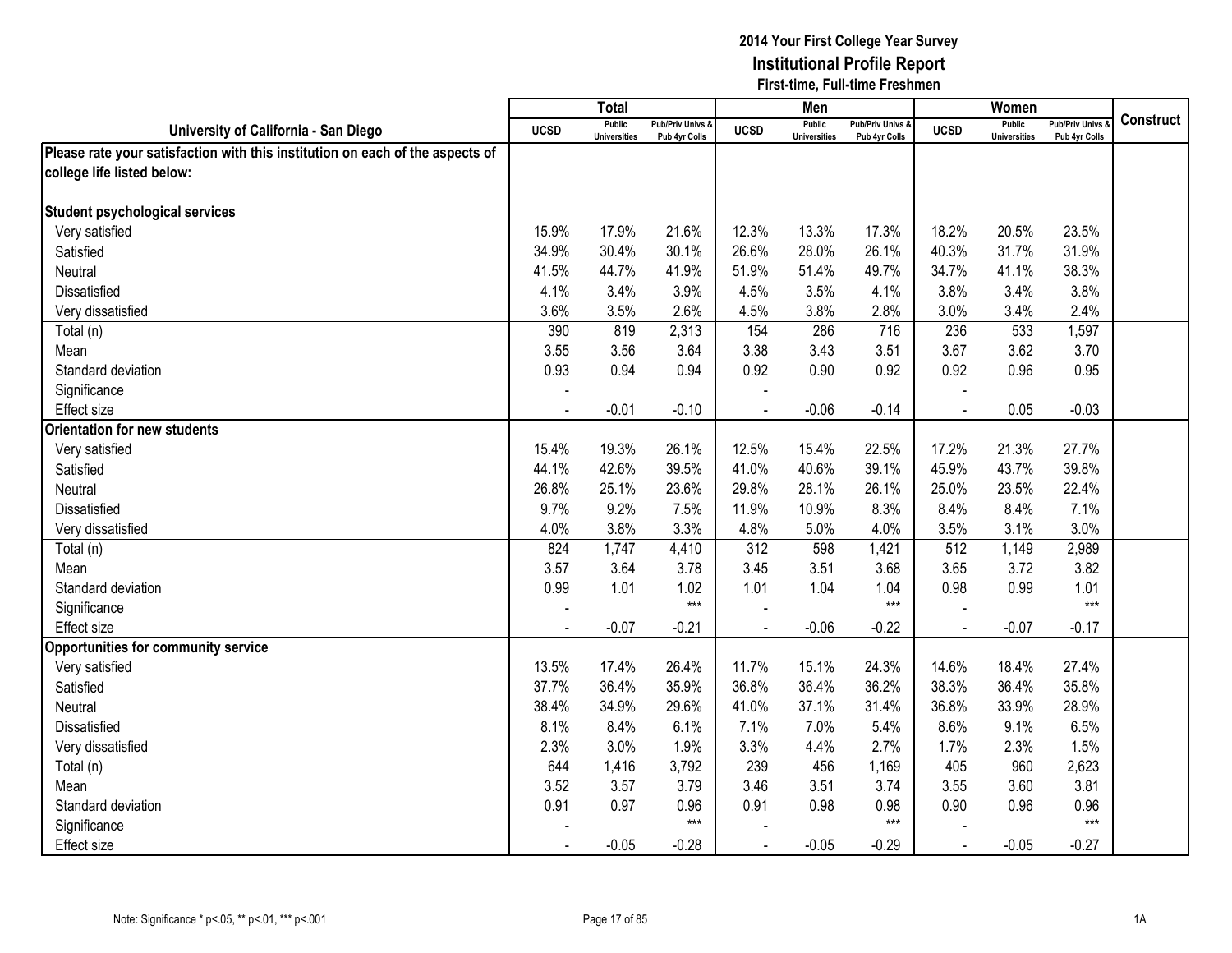# 2014 Your First College Year Survey
## Institutional Profile Report
### First-time, Full-time Freshmen

| University of California - San Diego | Total | | | Men | | | Women | | | Construct |
|---|---|---|---|---|---|---|---|---|---|---|
| | UCSD | Public Universities | Pub/Priv Univs & Pub 4yr Colls | UCSD | Public Universities | Pub/Priv Univs & Pub 4yr Colls | UCSD | Public Universities | Pub/Priv Univs & Pub 4yr Colls | |
| **Please rate your satisfaction with this institution on each of the aspects of college life listed below:** | | | | | | | | | | |
| **Student psychological services** | | | | | | | | | | |
| Very satisfied | 15.9% | 17.9% | 21.6% | 12.3% | 13.3% | 17.3% | 18.2% | 20.5% | 23.5% | |
| Satisfied | 34.9% | 30.4% | 30.1% | 26.6% | 28.0% | 26.1% | 40.3% | 31.7% | 31.9% | |
| Neutral | 41.5% | 44.7% | 41.9% | 51.9% | 51.4% | 49.7% | 34.7% | 41.1% | 38.3% | |
| Dissatisfied | 4.1% | 3.4% | 3.9% | 4.5% | 3.5% | 4.1% | 3.8% | 3.4% | 3.8% | |
| Very dissatisfied | 3.6% | 3.5% | 2.6% | 4.5% | 3.8% | 2.8% | 3.0% | 3.4% | 2.4% | |
| Total (n) | 390 | 819 | 2,313 | 154 | 286 | 716 | 236 | 533 | 1,597 | |
| Mean | 3.55 | 3.56 | 3.64 | 3.38 | 3.43 | 3.51 | 3.67 | 3.62 | 3.70 | |
| Standard deviation | 0.93 | 0.94 | 0.94 | 0.92 | 0.90 | 0.92 | 0.92 | 0.96 | 0.95 | |
| Significance | - | | | - | | | - | | | |
| Effect size | - | -0.01 | -0.10 | - | -0.06 | -0.14 | - | 0.05 | -0.03 | |
| **Orientation for new students** | | | | | | | | | | |
| Very satisfied | 15.4% | 19.3% | 26.1% | 12.5% | 15.4% | 22.5% | 17.2% | 21.3% | 27.7% | |
| Satisfied | 44.1% | 42.6% | 39.5% | 41.0% | 40.6% | 39.1% | 45.9% | 43.7% | 39.8% | |
| Neutral | 26.8% | 25.1% | 23.6% | 29.8% | 28.1% | 26.1% | 25.0% | 23.5% | 22.4% | |
| Dissatisfied | 9.7% | 9.2% | 7.5% | 11.9% | 10.9% | 8.3% | 8.4% | 8.4% | 7.1% | |
| Very dissatisfied | 4.0% | 3.8% | 3.3% | 4.8% | 5.0% | 4.0% | 3.5% | 3.1% | 3.0% | |
| Total (n) | 824 | 1,747 | 4,410 | 312 | 598 | 1,421 | 512 | 1,149 | 2,989 | |
| Mean | 3.57 | 3.64 | 3.78 | 3.45 | 3.51 | 3.68 | 3.65 | 3.72 | 3.82 | |
| Standard deviation | 0.99 | 1.01 | 1.02 | 1.01 | 1.04 | 1.04 | 0.98 | 0.99 | 1.01 | |
| Significance | - | | *** | - | | *** | - | | *** | |
| Effect size | - | -0.07 | -0.21 | - | -0.06 | -0.22 | - | -0.07 | -0.17 | |
| **Opportunities for community service** | | | | | | | | | | |
| Very satisfied | 13.5% | 17.4% | 26.4% | 11.7% | 15.1% | 24.3% | 14.6% | 18.4% | 27.4% | |
| Satisfied | 37.7% | 36.4% | 35.9% | 36.8% | 36.4% | 36.2% | 38.3% | 36.4% | 35.8% | |
| Neutral | 38.4% | 34.9% | 29.6% | 41.0% | 37.1% | 31.4% | 36.8% | 33.9% | 28.9% | |
| Dissatisfied | 8.1% | 8.4% | 6.1% | 7.1% | 7.0% | 5.4% | 8.6% | 9.1% | 6.5% | |
| Very dissatisfied | 2.3% | 3.0% | 1.9% | 3.3% | 4.4% | 2.7% | 1.7% | 2.3% | 1.5% | |
| Total (n) | 644 | 1,416 | 3,792 | 239 | 456 | 1,169 | 405 | 960 | 2,623 | |
| Mean | 3.52 | 3.57 | 3.79 | 3.46 | 3.51 | 3.74 | 3.55 | 3.60 | 3.81 | |
| Standard deviation | 0.91 | 0.97 | 0.96 | 0.91 | 0.98 | 0.98 | 0.90 | 0.96 | 0.96 | |
| Significance | - | | *** | - | | *** | - | | *** | |
| Effect size | - | -0.05 | -0.28 | - | -0.05 | -0.29 | - | -0.05 | -0.27 | |

Note: Significance * p<.05, ** p<.01, *** p<.001

1A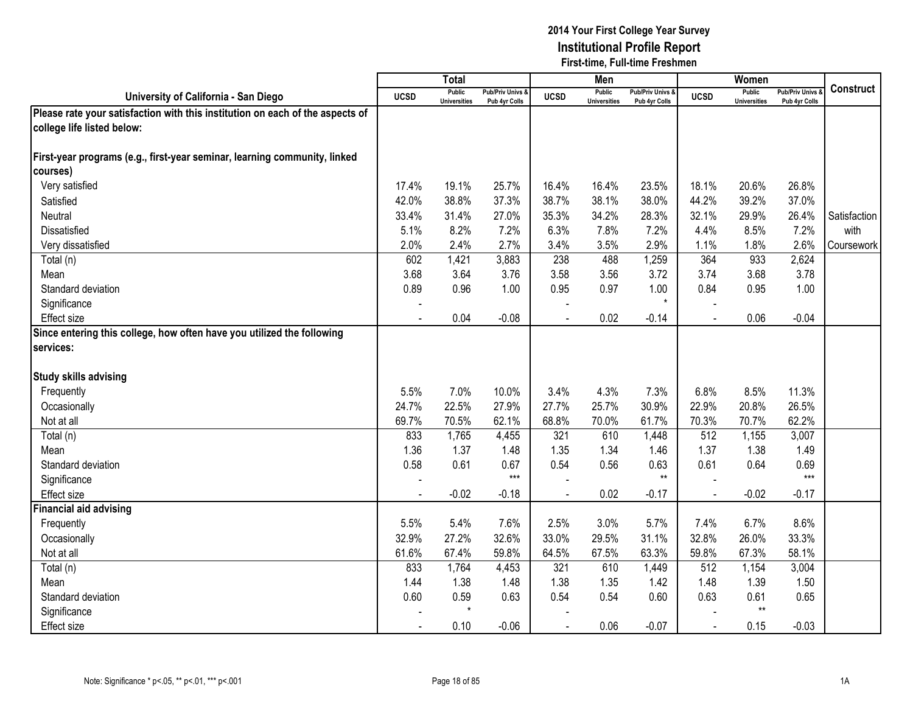# 2014 Your First College Year Survey
## Institutional Profile Report
### First-time, Full-time Freshmen

| University of California - San Diego | Total | | | Men | | | Women | | | Construct |
|---|---|---|---|---|---|---|---|---|---|---|
| | UCSD | Public Universities | Pub/Priv Univs & Pub 4yr Colls | UCSD | Public Universities | Pub/Priv Univs & Pub 4yr Colls | UCSD | Public Universities | Pub/Priv Univs & Pub 4yr Colls | |
| **Please rate your satisfaction with this institution on each of the aspects of college life listed below:** | | | | | | | | | | |
| **First-year programs (e.g., first-year seminar, learning community, linked courses)** | | | | | | | | | | |
| Very satisfied | 17.4% | 19.1% | 25.7% | 16.4% | 16.4% | 23.5% | 18.1% | 20.6% | 26.8% | |
| Satisfied | 42.0% | 38.8% | 37.3% | 38.7% | 38.1% | 38.0% | 44.2% | 39.2% | 37.0% | |
| Neutral | 33.4% | 31.4% | 27.0% | 35.3% | 34.2% | 28.3% | 32.1% | 29.9% | 26.4% | Satisfaction with Coursework |
| Dissatisfied | 5.1% | 8.2% | 7.2% | 6.3% | 7.8% | 7.2% | 4.4% | 8.5% | 7.2% | |
| Very dissatisfied | 2.0% | 2.4% | 2.7% | 3.4% | 3.5% | 2.9% | 1.1% | 1.8% | 2.6% | |
| Total (n) | 602 | 1,421 | 3,883 | 238 | 488 | 1,259 | 364 | 933 | 2,624 | |
| Mean | 3.68 | 3.64 | 3.76 | 3.58 | 3.56 | 3.72 | 3.74 | 3.68 | 3.78 | |
| Standard deviation | 0.89 | 0.96 | 1.00 | 0.95 | 0.97 | 1.00 | 0.84 | 0.95 | 1.00 | |
| Significance | - | | | - | | * | - | | | |
| Effect size | - | 0.04 | -0.08 | - | 0.02 | -0.14 | - | 0.06 | -0.04 | |
| **Since entering this college, how often have you utilized the following services:** | | | | | | | | | | |
| **Study skills advising** | | | | | | | | | | |
| Frequently | 5.5% | 7.0% | 10.0% | 3.4% | 4.3% | 7.3% | 6.8% | 8.5% | 11.3% | |
| Occasionally | 24.7% | 22.5% | 27.9% | 27.7% | 25.7% | 30.9% | 22.9% | 20.8% | 26.5% | |
| Not at all | 69.7% | 70.5% | 62.1% | 68.8% | 70.0% | 61.7% | 70.3% | 70.7% | 62.2% | |
| Total (n) | 833 | 1,765 | 4,455 | 321 | 610 | 1,448 | 512 | 1,155 | 3,007 | |
| Mean | 1.36 | 1.37 | 1.48 | 1.35 | 1.34 | 1.46 | 1.37 | 1.38 | 1.49 | |
| Standard deviation | 0.58 | 0.61 | 0.67 | 0.54 | 0.56 | 0.63 | 0.61 | 0.64 | 0.69 | |
| Significance | - | | *** | - | | ** | - | | *** | |
| Effect size | - | -0.02 | -0.18 | - | 0.02 | -0.17 | - | -0.02 | -0.17 | |
| **Financial aid advising** | | | | | | | | | | |
| Frequently | 5.5% | 5.4% | 7.6% | 2.5% | 3.0% | 5.7% | 7.4% | 6.7% | 8.6% | |
| Occasionally | 32.9% | 27.2% | 32.6% | 33.0% | 29.5% | 31.1% | 32.8% | 26.0% | 33.3% | |
| Not at all | 61.6% | 67.4% | 59.8% | 64.5% | 67.5% | 63.3% | 59.8% | 67.3% | 58.1% | |
| Total (n) | 833 | 1,764 | 4,453 | 321 | 610 | 1,449 | 512 | 1,154 | 3,004 | |
| Mean | 1.44 | 1.38 | 1.48 | 1.38 | 1.35 | 1.42 | 1.48 | 1.39 | 1.50 | |
| Standard deviation | 0.60 | 0.59 | 0.63 | 0.54 | 0.54 | 0.60 | 0.63 | 0.61 | 0.65 | |
| Significance | - | * | | - | | | - | ** | | |
| Effect size | - | 0.10 | -0.06 | - | 0.06 | -0.07 | - | 0.15 | -0.03 | |

Note: Significance * p<.05, ** p<.01, *** p<.001

1A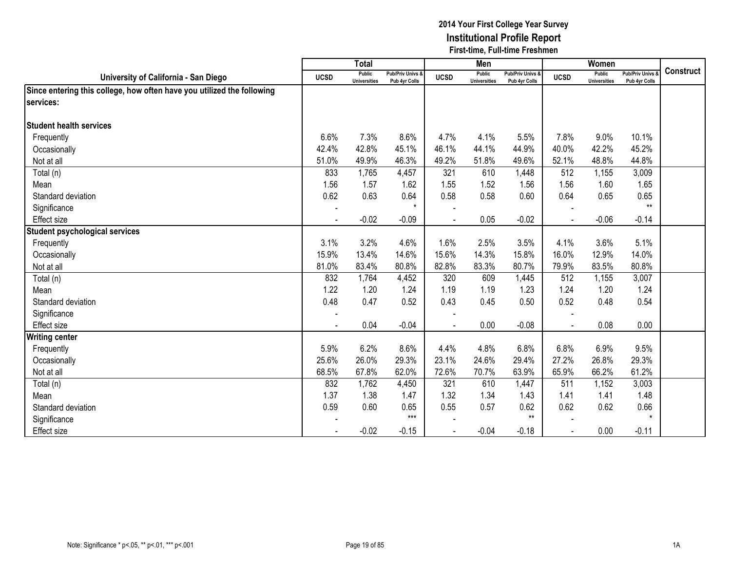# 2014 Your First College Year Survey
## Institutional Profile Report
### First-time, Full-time Freshmen

| University of California - San Diego | Total | | | Men | | | Women | | | Construct |
|---|---|---|---|---|---|---|---|---|---|---|
| | UCSD | Public Universities | Pub/Priv Univs & Pub 4yr Colls | UCSD | Public Universities | Pub/Priv Univs & Pub 4yr Colls | UCSD | Public Universities | Pub/Priv Univs & Pub 4yr Colls | |
| **Since entering this college, how often have you utilized the following services:** | | | | | | | | | | |
| **Student health services** | | | | | | | | | | |
| Frequently | 6.6% | 7.3% | 8.6% | 4.7% | 4.1% | 5.5% | 7.8% | 9.0% | 10.1% | |
| Occasionally | 42.4% | 42.8% | 45.1% | 46.1% | 44.1% | 44.9% | 40.0% | 42.2% | 45.2% | |
| Not at all | 51.0% | 49.9% | 46.3% | 49.2% | 51.8% | 49.6% | 52.1% | 48.8% | 44.8% | |
| Total (n) | 833 | 1,765 | 4,457 | 321 | 610 | 1,448 | 512 | 1,155 | 3,009 | |
| Mean | 1.56 | 1.57 | 1.62 | 1.55 | 1.52 | 1.56 | 1.56 | 1.60 | 1.65 | |
| Standard deviation | 0.62 | 0.63 | 0.64 | 0.58 | 0.58 | 0.60 | 0.64 | 0.65 | 0.65 | |
| Significance | - | | * | - | | | - | | ** | |
| Effect size | - | -0.02 | -0.09 | - | 0.05 | -0.02 | - | -0.06 | -0.14 | |
| **Student psychological services** | | | | | | | | | | |
| Frequently | 3.1% | 3.2% | 4.6% | 1.6% | 2.5% | 3.5% | 4.1% | 3.6% | 5.1% | |
| Occasionally | 15.9% | 13.4% | 14.6% | 15.6% | 14.3% | 15.8% | 16.0% | 12.9% | 14.0% | |
| Not at all | 81.0% | 83.4% | 80.8% | 82.8% | 83.3% | 80.7% | 79.9% | 83.5% | 80.8% | |
| Total (n) | 832 | 1,764 | 4,452 | 320 | 609 | 1,445 | 512 | 1,155 | 3,007 | |
| Mean | 1.22 | 1.20 | 1.24 | 1.19 | 1.19 | 1.23 | 1.24 | 1.20 | 1.24 | |
| Standard deviation | 0.48 | 0.47 | 0.52 | 0.43 | 0.45 | 0.50 | 0.52 | 0.48 | 0.54 | |
| Significance | - | | | - | | | - | | | |
| Effect size | - | 0.04 | -0.04 | - | 0.00 | -0.08 | - | 0.08 | 0.00 | |
| **Writing center** | | | | | | | | | | |
| Frequently | 5.9% | 6.2% | 8.6% | 4.4% | 4.8% | 6.8% | 6.8% | 6.9% | 9.5% | |
| Occasionally | 25.6% | 26.0% | 29.3% | 23.1% | 24.6% | 29.4% | 27.2% | 26.8% | 29.3% | |
| Not at all | 68.5% | 67.8% | 62.0% | 72.6% | 70.7% | 63.9% | 65.9% | 66.2% | 61.2% | |
| Total (n) | 832 | 1,762 | 4,450 | 321 | 610 | 1,447 | 511 | 1,152 | 3,003 | |
| Mean | 1.37 | 1.38 | 1.47 | 1.32 | 1.34 | 1.43 | 1.41 | 1.41 | 1.48 | |
| Standard deviation | 0.59 | 0.60 | 0.65 | 0.55 | 0.57 | 0.62 | 0.62 | 0.62 | 0.66 | |
| Significance | - | | *** | - | | ** | - | | * | |
| Effect size | - | -0.02 | -0.15 | - | -0.04 | -0.18 | - | 0.00 | -0.11 | |

Note: Significance * p<.05, ** p<.01, *** p<.001

1A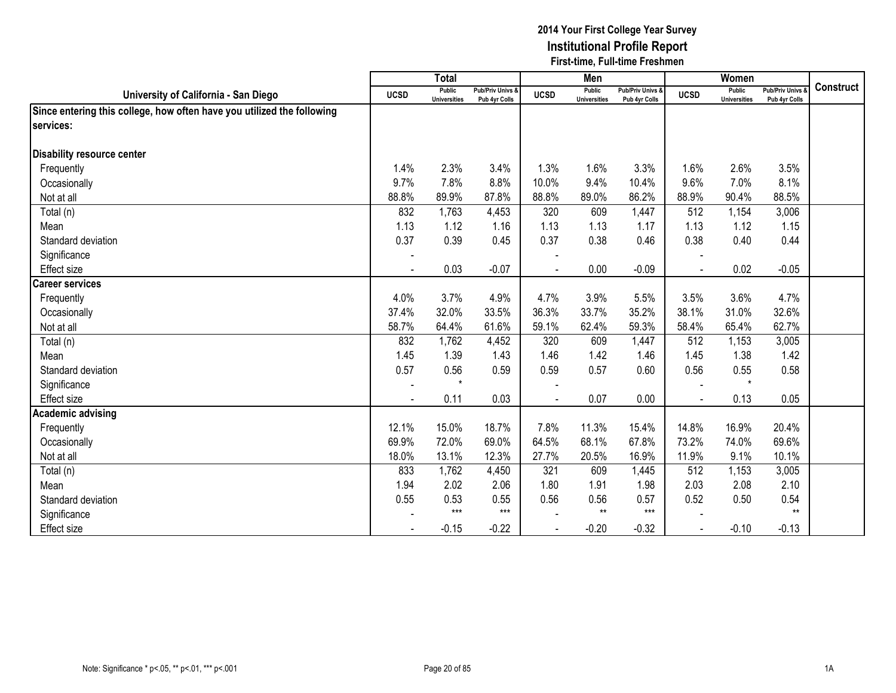**2014 Your First College Year Survey**
**Institutional Profile Report**
**First-time, Full-time Freshmen**

| University of California - San Diego | Total | | | Men | | | Women | | | Construct |
|---|---|---|---|---|---|---|---|---|---|---|
| | UCSD | Public Universities | Pub/Priv Univs & Pub 4yr Colls | UCSD | Public Universities | Pub/Priv Univs & Pub 4yr Colls | UCSD | Public Universities | Pub/Priv Univs & Pub 4yr Colls | |
| **Since entering this college, how often have you utilized the following services:** | | | | | | | | | | |
| **Disability resource center** | | | | | | | | | | |
| Frequently | 1.4% | 2.3% | 3.4% | 1.3% | 1.6% | 3.3% | 1.6% | 2.6% | 3.5% | |
| Occasionally | 9.7% | 7.8% | 8.8% | 10.0% | 9.4% | 10.4% | 9.6% | 7.0% | 8.1% | |
| Not at all | 88.8% | 89.9% | 87.8% | 88.8% | 89.0% | 86.2% | 88.9% | 90.4% | 88.5% | |
| Total (n) | 832 | 1,763 | 4,453 | 320 | 609 | 1,447 | 512 | 1,154 | 3,006 | |
| Mean | 1.13 | 1.12 | 1.16 | 1.13 | 1.13 | 1.17 | 1.13 | 1.12 | 1.15 | |
| Standard deviation | 0.37 | 0.39 | 0.45 | 0.37 | 0.38 | 0.46 | 0.38 | 0.40 | 0.44 | |
| Significance | - | | | - | | | - | | | |
| Effect size | - | 0.03 | -0.07 | - | 0.00 | -0.09 | - | 0.02 | -0.05 | |
| **Career services** | | | | | | | | | | |
| Frequently | 4.0% | 3.7% | 4.9% | 4.7% | 3.9% | 5.5% | 3.5% | 3.6% | 4.7% | |
| Occasionally | 37.4% | 32.0% | 33.5% | 36.3% | 33.7% | 35.2% | 38.1% | 31.0% | 32.6% | |
| Not at all | 58.7% | 64.4% | 61.6% | 59.1% | 62.4% | 59.3% | 58.4% | 65.4% | 62.7% | |
| Total (n) | 832 | 1,762 | 4,452 | 320 | 609 | 1,447 | 512 | 1,153 | 3,005 | |
| Mean | 1.45 | 1.39 | 1.43 | 1.46 | 1.42 | 1.46 | 1.45 | 1.38 | 1.42 | |
| Standard deviation | 0.57 | 0.56 | 0.59 | 0.59 | 0.57 | 0.60 | 0.56 | 0.55 | 0.58 | |
| Significance | - | * | | - | | | - | * | | |
| Effect size | - | 0.11 | 0.03 | - | 0.07 | 0.00 | - | 0.13 | 0.05 | |
| **Academic advising** | | | | | | | | | | |
| Frequently | 12.1% | 15.0% | 18.7% | 7.8% | 11.3% | 15.4% | 14.8% | 16.9% | 20.4% | |
| Occasionally | 69.9% | 72.0% | 69.0% | 64.5% | 68.1% | 67.8% | 73.2% | 74.0% | 69.6% | |
| Not at all | 18.0% | 13.1% | 12.3% | 27.7% | 20.5% | 16.9% | 11.9% | 9.1% | 10.1% | |
| Total (n) | 833 | 1,762 | 4,450 | 321 | 609 | 1,445 | 512 | 1,153 | 3,005 | |
| Mean | 1.94 | 2.02 | 2.06 | 1.80 | 1.91 | 1.98 | 2.03 | 2.08 | 2.10 | |
| Standard deviation | 0.55 | 0.53 | 0.55 | 0.56 | 0.56 | 0.57 | 0.52 | 0.50 | 0.54 | |
| Significance | - | *** | *** | - | ** | *** | - | | ** | |
| Effect size | - | -0.15 | -0.22 | - | -0.20 | -0.32 | - | -0.10 | -0.13 | |

Note: Significance * p<.05, ** p<.01, *** p<.001

1A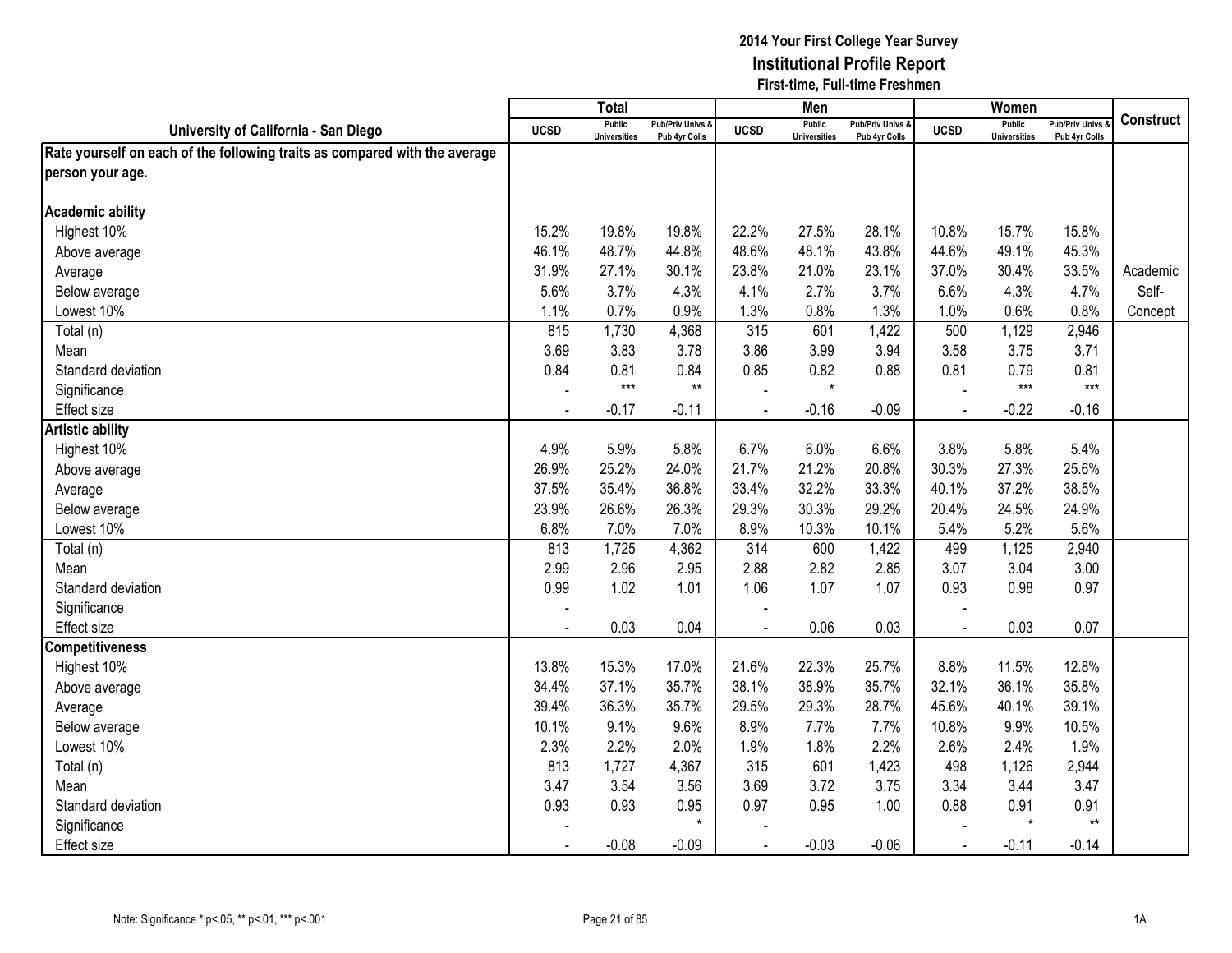# 2014 Your First College Year Survey
## Institutional Profile Report
### First-time, Full-time Freshmen

| University of California - San Diego | Total | | | Men | | | Women | | | Construct |
|---|---|---|---|---|---|---|---|---|---|---|
| | UCSD | Public Universities | Pub/Priv Univs & Pub 4yr Colls | UCSD | Public Universities | Pub/Priv Univs & Pub 4yr Colls | UCSD | Public Universities | Pub/Priv Univs & Pub 4yr Colls | |
| **Rate yourself on each of the following traits as compared with the average person your age.** | | | | | | | | | | |
| **Academic ability** | | | | | | | | | | |
| Highest 10% | 15.2% | 19.8% | 19.8% | 22.2% | 27.5% | 28.1% | 10.8% | 15.7% | 15.8% | |
| Above average | 46.1% | 48.7% | 44.8% | 48.6% | 48.1% | 43.8% | 44.6% | 49.1% | 45.3% | |
| Average | 31.9% | 27.1% | 30.1% | 23.8% | 21.0% | 23.1% | 37.0% | 30.4% | 33.5% | Academic Self-Concept |
| Below average | 5.6% | 3.7% | 4.3% | 4.1% | 2.7% | 3.7% | 6.6% | 4.3% | 4.7% | |
| Lowest 10% | 1.1% | 0.7% | 0.9% | 1.3% | 0.8% | 1.3% | 1.0% | 0.6% | 0.8% | |
| Total (n) | 815 | 1,730 | 4,368 | 315 | 601 | 1,422 | 500 | 1,129 | 2,946 | |
| Mean | 3.69 | 3.83 | 3.78 | 3.86 | 3.99 | 3.94 | 3.58 | 3.75 | 3.71 | |
| Standard deviation | 0.84 | 0.81 | 0.84 | 0.85 | 0.82 | 0.88 | 0.81 | 0.79 | 0.81 | |
| Significance | - | *** | ** | - | * | | - | *** | *** | |
| Effect size | - | -0.17 | -0.11 | - | -0.16 | -0.09 | - | -0.22 | -0.16 | |
| **Artistic ability** | | | | | | | | | | |
| Highest 10% | 4.9% | 5.9% | 5.8% | 6.7% | 6.0% | 6.6% | 3.8% | 5.8% | 5.4% | |
| Above average | 26.9% | 25.2% | 24.0% | 21.7% | 21.2% | 20.8% | 30.3% | 27.3% | 25.6% | |
| Average | 37.5% | 35.4% | 36.8% | 33.4% | 32.2% | 33.3% | 40.1% | 37.2% | 38.5% | |
| Below average | 23.9% | 26.6% | 26.3% | 29.3% | 30.3% | 29.2% | 20.4% | 24.5% | 24.9% | |
| Lowest 10% | 6.8% | 7.0% | 7.0% | 8.9% | 10.3% | 10.1% | 5.4% | 5.2% | 5.6% | |
| Total (n) | 813 | 1,725 | 4,362 | 314 | 600 | 1,422 | 499 | 1,125 | 2,940 | |
| Mean | 2.99 | 2.96 | 2.95 | 2.88 | 2.82 | 2.85 | 3.07 | 3.04 | 3.00 | |
| Standard deviation | 0.99 | 1.02 | 1.01 | 1.06 | 1.07 | 1.07 | 0.93 | 0.98 | 0.97 | |
| Significance | - | | | - | | | - | | | |
| Effect size | - | 0.03 | 0.04 | - | 0.06 | 0.03 | - | 0.03 | 0.07 | |
| **Competitiveness** | | | | | | | | | | |
| Highest 10% | 13.8% | 15.3% | 17.0% | 21.6% | 22.3% | 25.7% | 8.8% | 11.5% | 12.8% | |
| Above average | 34.4% | 37.1% | 35.7% | 38.1% | 38.9% | 35.7% | 32.1% | 36.1% | 35.8% | |
| Average | 39.4% | 36.3% | 35.7% | 29.5% | 29.3% | 28.7% | 45.6% | 40.1% | 39.1% | |
| Below average | 10.1% | 9.1% | 9.6% | 8.9% | 7.7% | 7.7% | 10.8% | 9.9% | 10.5% | |
| Lowest 10% | 2.3% | 2.2% | 2.0% | 1.9% | 1.8% | 2.2% | 2.6% | 2.4% | 1.9% | |
| Total (n) | 813 | 1,727 | 4,367 | 315 | 601 | 1,423 | 498 | 1,126 | 2,944 | |
| Mean | 3.47 | 3.54 | 3.56 | 3.69 | 3.72 | 3.75 | 3.34 | 3.44 | 3.47 | |
| Standard deviation | 0.93 | 0.93 | 0.95 | 0.97 | 0.95 | 1.00 | 0.88 | 0.91 | 0.91 | |
| Significance | - | | * | - | | | - | * | ** | |
| Effect size | - | -0.08 | -0.09 | - | -0.03 | -0.06 | - | -0.11 | -0.14 | |

Note: Significance * p<.05, ** p<.01, *** p<.001

1A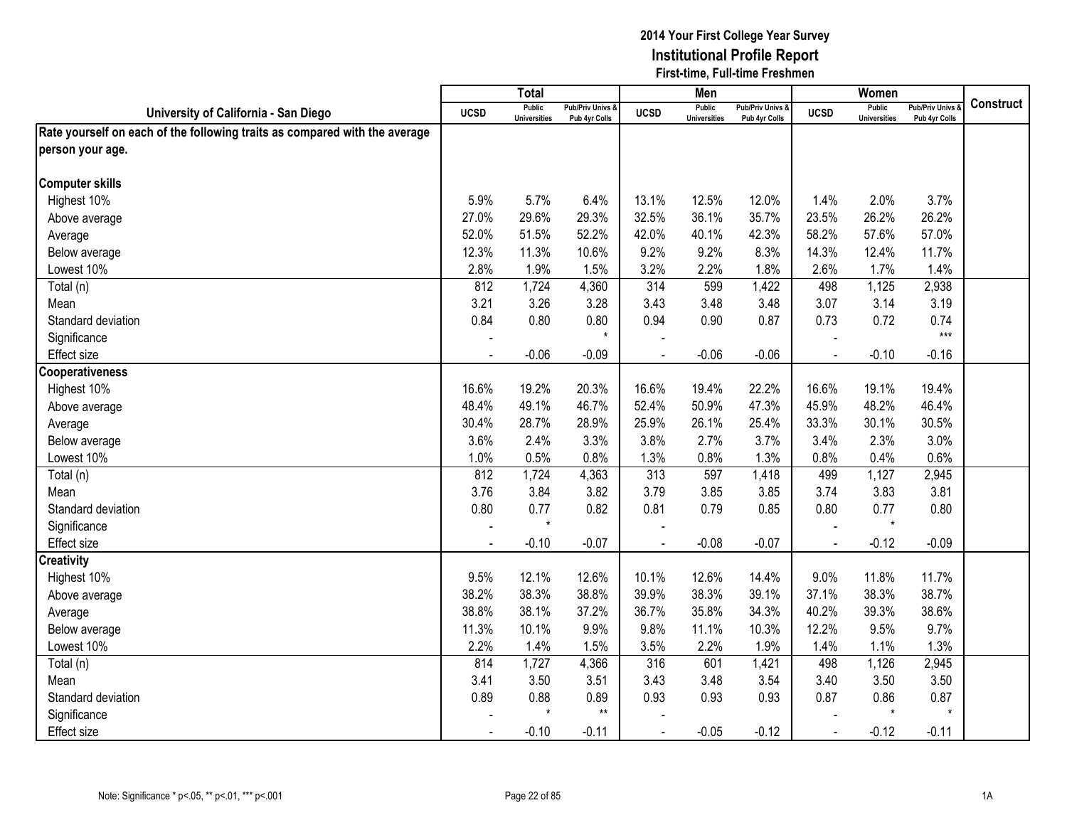# 2014 Your First College Year Survey
## Institutional Profile Report
### First-time, Full-time Freshmen

| University of California - San Diego | Total | | | Men | | | Women | | | Construct |
|---|---|---|---|---|---|---|---|---|---|---|
| | UCSD | Public Universities | Pub/Priv Univs & Pub 4yr Colls | UCSD | Public Universities | Pub/Priv Univs & Pub 4yr Colls | UCSD | Public Universities | Pub/Priv Univs & Pub 4yr Colls | |
| **Rate yourself on each of the following traits as compared with the average person your age.** | | | | | | | | | | |
| **Computer skills** | | | | | | | | | | |
| Highest 10% | 5.9% | 5.7% | 6.4% | 13.1% | 12.5% | 12.0% | 1.4% | 2.0% | 3.7% | |
| Above average | 27.0% | 29.6% | 29.3% | 32.5% | 36.1% | 35.7% | 23.5% | 26.2% | 26.2% | |
| Average | 52.0% | 51.5% | 52.2% | 42.0% | 40.1% | 42.3% | 58.2% | 57.6% | 57.0% | |
| Below average | 12.3% | 11.3% | 10.6% | 9.2% | 9.2% | 8.3% | 14.3% | 12.4% | 11.7% | |
| Lowest 10% | 2.8% | 1.9% | 1.5% | 3.2% | 2.2% | 1.8% | 2.6% | 1.7% | 1.4% | |
| Total (n) | 812 | 1,724 | 4,360 | 314 | 599 | 1,422 | 498 | 1,125 | 2,938 | |
| Mean | 3.21 | 3.26 | 3.28 | 3.43 | 3.48 | 3.48 | 3.07 | 3.14 | 3.19 | |
| Standard deviation | 0.84 | 0.80 | 0.80 | 0.94 | 0.90 | 0.87 | 0.73 | 0.72 | 0.74 | |
| Significance | - | | * | - | | | - | | *** | |
| Effect size | - | -0.06 | -0.09 | - | -0.06 | -0.06 | - | -0.10 | -0.16 | |
| **Cooperativeness** | | | | | | | | | | |
| Highest 10% | 16.6% | 19.2% | 20.3% | 16.6% | 19.4% | 22.2% | 16.6% | 19.1% | 19.4% | |
| Above average | 48.4% | 49.1% | 46.7% | 52.4% | 50.9% | 47.3% | 45.9% | 48.2% | 46.4% | |
| Average | 30.4% | 28.7% | 28.9% | 25.9% | 26.1% | 25.4% | 33.3% | 30.1% | 30.5% | |
| Below average | 3.6% | 2.4% | 3.3% | 3.8% | 2.7% | 3.7% | 3.4% | 2.3% | 3.0% | |
| Lowest 10% | 1.0% | 0.5% | 0.8% | 1.3% | 0.8% | 1.3% | 0.8% | 0.4% | 0.6% | |
| Total (n) | 812 | 1,724 | 4,363 | 313 | 597 | 1,418 | 499 | 1,127 | 2,945 | |
| Mean | 3.76 | 3.84 | 3.82 | 3.79 | 3.85 | 3.85 | 3.74 | 3.83 | 3.81 | |
| Standard deviation | 0.80 | 0.77 | 0.82 | 0.81 | 0.79 | 0.85 | 0.80 | 0.77 | 0.80 | |
| Significance | - | * | | - | | | - | * | | |
| Effect size | - | -0.10 | -0.07 | - | -0.08 | -0.07 | - | -0.12 | -0.09 | |
| **Creativity** | | | | | | | | | | |
| Highest 10% | 9.5% | 12.1% | 12.6% | 10.1% | 12.6% | 14.4% | 9.0% | 11.8% | 11.7% | |
| Above average | 38.2% | 38.3% | 38.8% | 39.9% | 38.3% | 39.1% | 37.1% | 38.3% | 38.7% | |
| Average | 38.8% | 38.1% | 37.2% | 36.7% | 35.8% | 34.3% | 40.2% | 39.3% | 38.6% | |
| Below average | 11.3% | 10.1% | 9.9% | 9.8% | 11.1% | 10.3% | 12.2% | 9.5% | 9.7% | |
| Lowest 10% | 2.2% | 1.4% | 1.5% | 3.5% | 2.2% | 1.9% | 1.4% | 1.1% | 1.3% | |
| Total (n) | 814 | 1,727 | 4,366 | 316 | 601 | 1,421 | 498 | 1,126 | 2,945 | |
| Mean | 3.41 | 3.50 | 3.51 | 3.43 | 3.48 | 3.54 | 3.40 | 3.50 | 3.50 | |
| Standard deviation | 0.89 | 0.88 | 0.89 | 0.93 | 0.93 | 0.93 | 0.87 | 0.86 | 0.87 | |
| Significance | - | * | ** | - | | | - | * | * | |
| Effect size | - | -0.10 | -0.11 | - | -0.05 | -0.12 | - | -0.12 | -0.11 | |

Note: Significance * p<.05, ** p<.01, *** p<.001

1A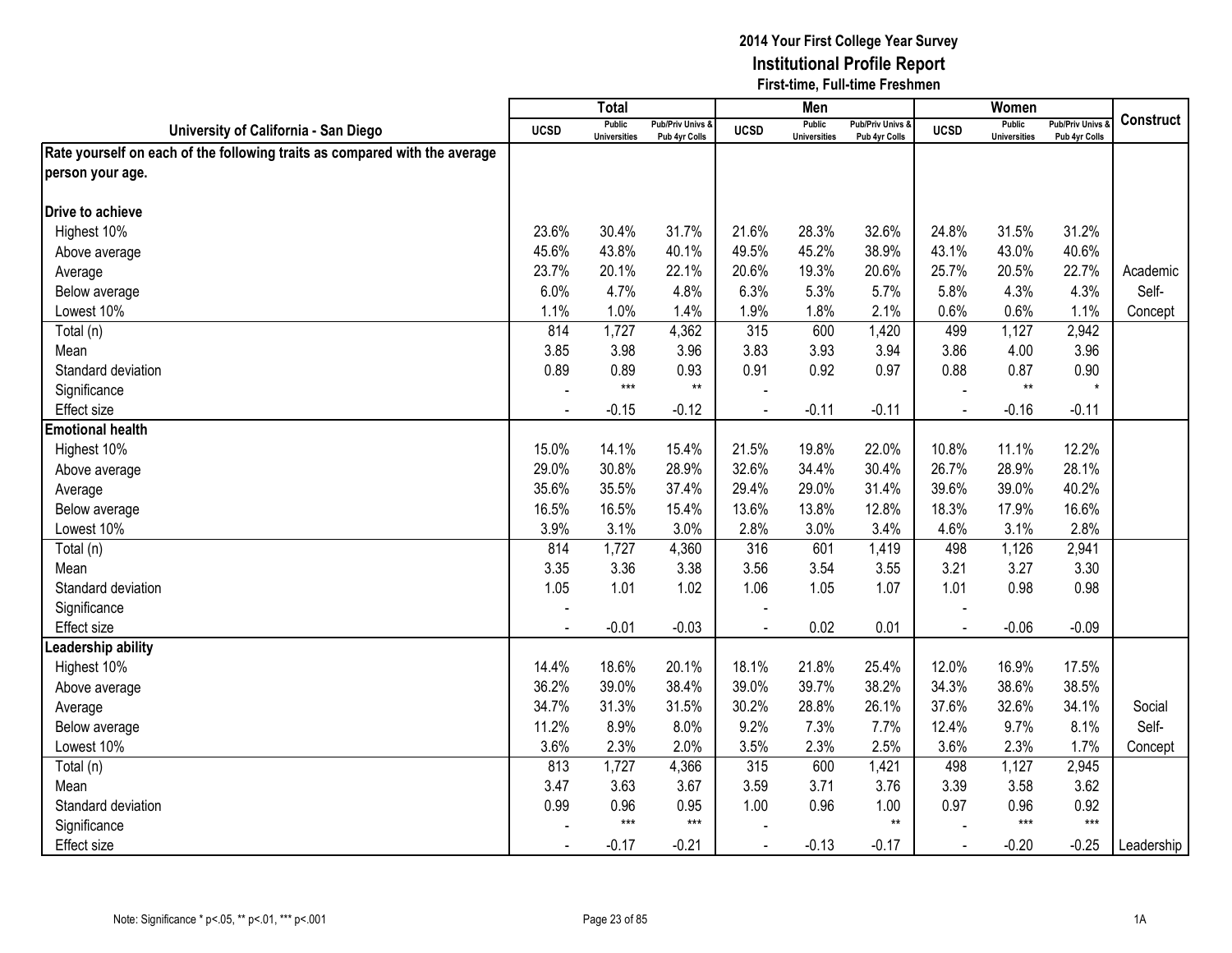# 2014 Your First College Year Survey
## Institutional Profile Report
### First-time, Full-time Freshmen

| University of California - San Diego | Total | | | Men | | | Women | | | Construct |
|---|---|---|---|---|---|---|---|---|---|---|
| | UCSD | Public Universities | Pub/Priv Univs & Pub 4yr Colls | UCSD | Public Universities | Pub/Priv Univs & Pub 4yr Colls | UCSD | Public Universities | Pub/Priv Univs & Pub 4yr Colls | |
| **Rate yourself on each of the following traits as compared with the average person your age.** | | | | | | | | | | |
| **Drive to achieve** | | | | | | | | | | |
| Highest 10% | 23.6% | 30.4% | 31.7% | 21.6% | 28.3% | 32.6% | 24.8% | 31.5% | 31.2% | |
| Above average | 45.6% | 43.8% | 40.1% | 49.5% | 45.2% | 38.9% | 43.1% | 43.0% | 40.6% | |
| Average | 23.7% | 20.1% | 22.1% | 20.6% | 19.3% | 20.6% | 25.7% | 20.5% | 22.7% | Academic |
| Below average | 6.0% | 4.7% | 4.8% | 6.3% | 5.3% | 5.7% | 5.8% | 4.3% | 4.3% | Self- |
| Lowest 10% | 1.1% | 1.0% | 1.4% | 1.9% | 1.8% | 2.1% | 0.6% | 0.6% | 1.1% | Concept |
| Total (n) | 814 | 1,727 | 4,362 | 315 | 600 | 1,420 | 499 | 1,127 | 2,942 | |
| Mean | 3.85 | 3.98 | 3.96 | 3.83 | 3.93 | 3.94 | 3.86 | 4.00 | 3.96 | |
| Standard deviation | 0.89 | 0.89 | 0.93 | 0.91 | 0.92 | 0.97 | 0.88 | 0.87 | 0.90 | |
| Significance | - | *** | ** | - | | | - | ** | * | |
| Effect size | - | -0.15 | -0.12 | - | -0.11 | -0.11 | - | -0.16 | -0.11 | |
| **Emotional health** | | | | | | | | | | |
| Highest 10% | 15.0% | 14.1% | 15.4% | 21.5% | 19.8% | 22.0% | 10.8% | 11.1% | 12.2% | |
| Above average | 29.0% | 30.8% | 28.9% | 32.6% | 34.4% | 30.4% | 26.7% | 28.9% | 28.1% | |
| Average | 35.6% | 35.5% | 37.4% | 29.4% | 29.0% | 31.4% | 39.6% | 39.0% | 40.2% | |
| Below average | 16.5% | 16.5% | 15.4% | 13.6% | 13.8% | 12.8% | 18.3% | 17.9% | 16.6% | |
| Lowest 10% | 3.9% | 3.1% | 3.0% | 2.8% | 3.0% | 3.4% | 4.6% | 3.1% | 2.8% | |
| Total (n) | 814 | 1,727 | 4,360 | 316 | 601 | 1,419 | 498 | 1,126 | 2,941 | |
| Mean | 3.35 | 3.36 | 3.38 | 3.56 | 3.54 | 3.55 | 3.21 | 3.27 | 3.30 | |
| Standard deviation | 1.05 | 1.01 | 1.02 | 1.06 | 1.05 | 1.07 | 1.01 | 0.98 | 0.98 | |
| Significance | - | | | - | | | - | | | |
| Effect size | - | -0.01 | -0.03 | - | 0.02 | 0.01 | - | -0.06 | -0.09 | |
| **Leadership ability** | | | | | | | | | | |
| Highest 10% | 14.4% | 18.6% | 20.1% | 18.1% | 21.8% | 25.4% | 12.0% | 16.9% | 17.5% | |
| Above average | 36.2% | 39.0% | 38.4% | 39.0% | 39.7% | 38.2% | 34.3% | 38.6% | 38.5% | |
| Average | 34.7% | 31.3% | 31.5% | 30.2% | 28.8% | 26.1% | 37.6% | 32.6% | 34.1% | Social |
| Below average | 11.2% | 8.9% | 8.0% | 9.2% | 7.3% | 7.7% | 12.4% | 9.7% | 8.1% | Self- |
| Lowest 10% | 3.6% | 2.3% | 2.0% | 3.5% | 2.3% | 2.5% | 3.6% | 2.3% | 1.7% | Concept |
| Total (n) | 813 | 1,727 | 4,366 | 315 | 600 | 1,421 | 498 | 1,127 | 2,945 | |
| Mean | 3.47 | 3.63 | 3.67 | 3.59 | 3.71 | 3.76 | 3.39 | 3.58 | 3.62 | |
| Standard deviation | 0.99 | 0.96 | 0.95 | 1.00 | 0.96 | 1.00 | 0.97 | 0.96 | 0.92 | |
| Significance | - | *** | *** | - | | ** | - | *** | *** | |
| Effect size | - | -0.17 | -0.21 | - | -0.13 | -0.17 | - | -0.20 | -0.25 | Leadership |

Note: Significance * p<.05, ** p<.01, *** p<.001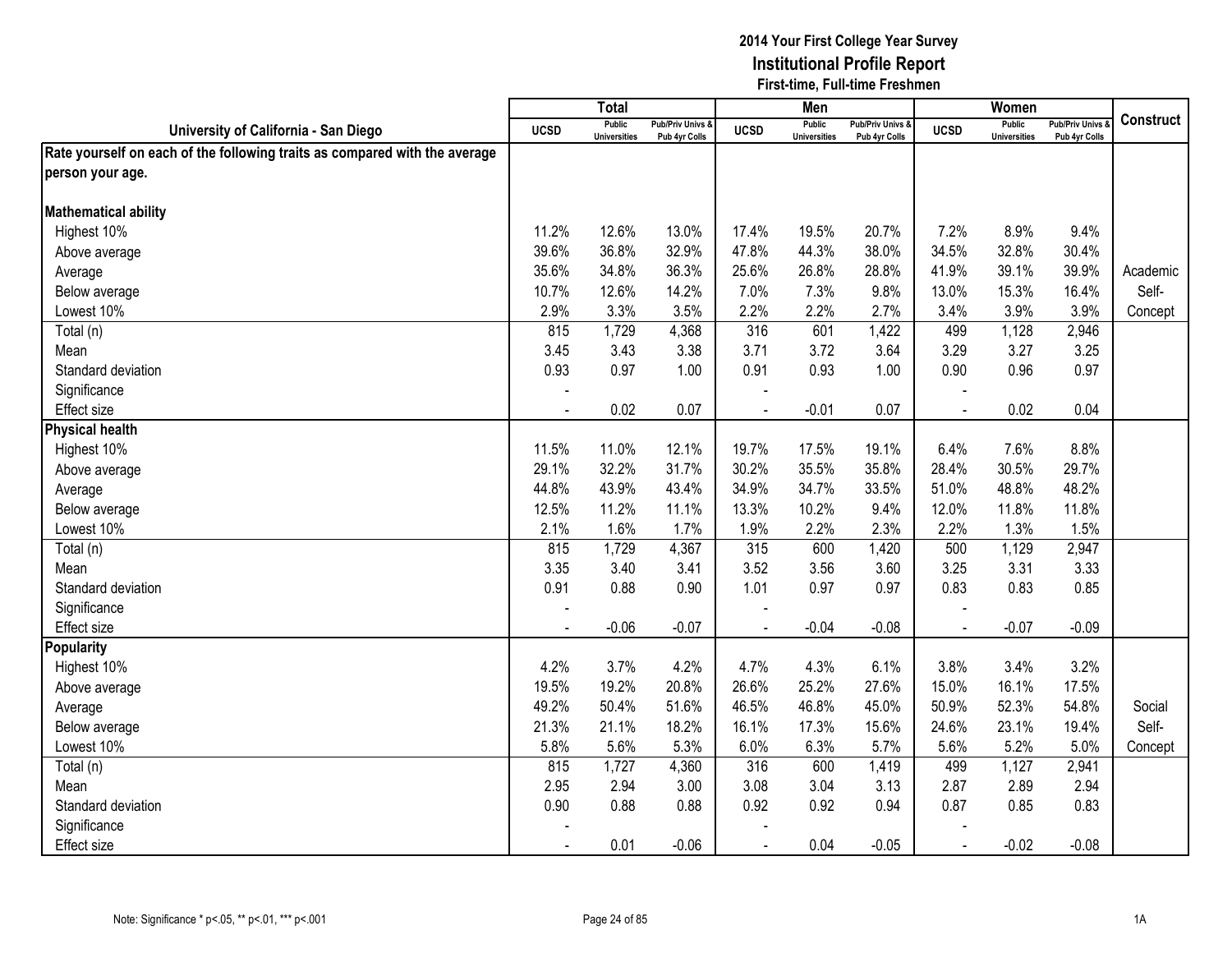# 2014 Your First College Year Survey
## Institutional Profile Report
### First-time, Full-time Freshmen

| University of California - San Diego | Total | | | Men | | | Women | | | Construct |
|---|---|---|---|---|---|---|---|---|---|---|
| | UCSD | Public Universities | Pub/Priv Univs & Pub 4yr Colls | UCSD | Public Universities | Pub/Priv Univs & Pub 4yr Colls | UCSD | Public Universities | Pub/Priv Univs & Pub 4yr Colls | |
| **Rate yourself on each of the following traits as compared with the average person your age.** | | | | | | | | | | |
| **Mathematical ability** | | | | | | | | | | |
| Highest 10% | 11.2% | 12.6% | 13.0% | 17.4% | 19.5% | 20.7% | 7.2% | 8.9% | 9.4% | |
| Above average | 39.6% | 36.8% | 32.9% | 47.8% | 44.3% | 38.0% | 34.5% | 32.8% | 30.4% | |
| Average | 35.6% | 34.8% | 36.3% | 25.6% | 26.8% | 28.8% | 41.9% | 39.1% | 39.9% | Academic |
| Below average | 10.7% | 12.6% | 14.2% | 7.0% | 7.3% | 9.8% | 13.0% | 15.3% | 16.4% | Self- |
| Lowest 10% | 2.9% | 3.3% | 3.5% | 2.2% | 2.2% | 2.7% | 3.4% | 3.9% | 3.9% | Concept |
| Total (n) | 815 | 1,729 | 4,368 | 316 | 601 | 1,422 | 499 | 1,128 | 2,946 | |
| Mean | 3.45 | 3.43 | 3.38 | 3.71 | 3.72 | 3.64 | 3.29 | 3.27 | 3.25 | |
| Standard deviation | 0.93 | 0.97 | 1.00 | 0.91 | 0.93 | 1.00 | 0.90 | 0.96 | 0.97 | |
| Significance | - | | | - | | | - | | | |
| Effect size | - | 0.02 | 0.07 | - | -0.01 | 0.07 | - | 0.02 | 0.04 | |
| **Physical health** | | | | | | | | | | |
| Highest 10% | 11.5% | 11.0% | 12.1% | 19.7% | 17.5% | 19.1% | 6.4% | 7.6% | 8.8% | |
| Above average | 29.1% | 32.2% | 31.7% | 30.2% | 35.5% | 35.8% | 28.4% | 30.5% | 29.7% | |
| Average | 44.8% | 43.9% | 43.4% | 34.9% | 34.7% | 33.5% | 51.0% | 48.8% | 48.2% | |
| Below average | 12.5% | 11.2% | 11.1% | 13.3% | 10.2% | 9.4% | 12.0% | 11.8% | 11.8% | |
| Lowest 10% | 2.1% | 1.6% | 1.7% | 1.9% | 2.2% | 2.3% | 2.2% | 1.3% | 1.5% | |
| Total (n) | 815 | 1,729 | 4,367 | 315 | 600 | 1,420 | 500 | 1,129 | 2,947 | |
| Mean | 3.35 | 3.40 | 3.41 | 3.52 | 3.56 | 3.60 | 3.25 | 3.31 | 3.33 | |
| Standard deviation | 0.91 | 0.88 | 0.90 | 1.01 | 0.97 | 0.97 | 0.83 | 0.83 | 0.85 | |
| Significance | - | | | - | | | - | | | |
| Effect size | - | -0.06 | -0.07 | - | -0.04 | -0.08 | - | -0.07 | -0.09 | |
| **Popularity** | | | | | | | | | | |
| Highest 10% | 4.2% | 3.7% | 4.2% | 4.7% | 4.3% | 6.1% | 3.8% | 3.4% | 3.2% | |
| Above average | 19.5% | 19.2% | 20.8% | 26.6% | 25.2% | 27.6% | 15.0% | 16.1% | 17.5% | |
| Average | 49.2% | 50.4% | 51.6% | 46.5% | 46.8% | 45.0% | 50.9% | 52.3% | 54.8% | Social |
| Below average | 21.3% | 21.1% | 18.2% | 16.1% | 17.3% | 15.6% | 24.6% | 23.1% | 19.4% | Self- |
| Lowest 10% | 5.8% | 5.6% | 5.3% | 6.0% | 6.3% | 5.7% | 5.6% | 5.2% | 5.0% | Concept |
| Total (n) | 815 | 1,727 | 4,360 | 316 | 600 | 1,419 | 499 | 1,127 | 2,941 | |
| Mean | 2.95 | 2.94 | 3.00 | 3.08 | 3.04 | 3.13 | 2.87 | 2.89 | 2.94 | |
| Standard deviation | 0.90 | 0.88 | 0.88 | 0.92 | 0.92 | 0.94 | 0.87 | 0.85 | 0.83 | |
| Significance | - | | | - | | | - | | | |
| Effect size | - | 0.01 | -0.06 | - | 0.04 | -0.05 | - | -0.02 | -0.08 | |

Note: Significance * p<.05, ** p<.01, *** p<.001

1A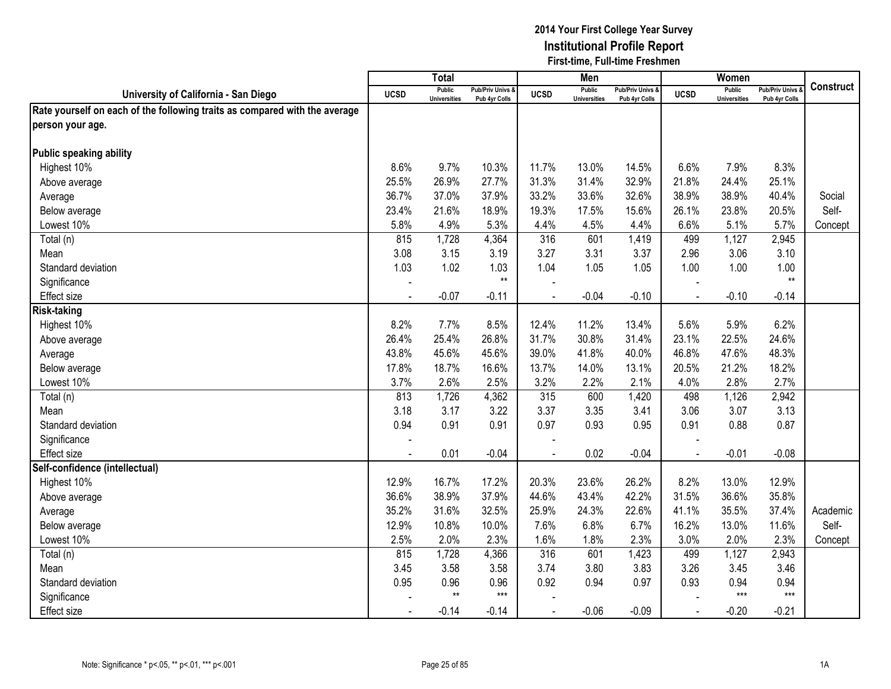**2014 Your First College Year Survey**
**Institutional Profile Report**
**First-time, Full-time Freshmen**

| University of California - San Diego | Total | | | Men | | | Women | | | Construct |
|---|---|---|---|---|---|---|---|---|---|---|
| | UCSD | Public Universities | Pub/Priv Univs & Pub 4yr Colls | UCSD | Public Universities | Pub/Priv Univs & Pub 4yr Colls | UCSD | Public Universities | Pub/Priv Univs & Pub 4yr Colls | |
| **Rate yourself on each of the following traits as compared with the average person your age.** | | | | | | | | | | |
| **Public speaking ability** | | | | | | | | | | |
| Highest 10% | 8.6% | 9.7% | 10.3% | 11.7% | 13.0% | 14.5% | 6.6% | 7.9% | 8.3% | |
| Above average | 25.5% | 26.9% | 27.7% | 31.3% | 31.4% | 32.9% | 21.8% | 24.4% | 25.1% | |
| Average | 36.7% | 37.0% | 37.9% | 33.2% | 33.6% | 32.6% | 38.9% | 38.9% | 40.4% | Social |
| Below average | 23.4% | 21.6% | 18.9% | 19.3% | 17.5% | 15.6% | 26.1% | 23.8% | 20.5% | Self- |
| Lowest 10% | 5.8% | 4.9% | 5.3% | 4.4% | 4.5% | 4.4% | 6.6% | 5.1% | 5.7% | Concept |
| Total (n) | 815 | 1,728 | 4,364 | 316 | 601 | 1,419 | 499 | 1,127 | 2,945 | |
| Mean | 3.08 | 3.15 | 3.19 | 3.27 | 3.31 | 3.37 | 2.96 | 3.06 | 3.10 | |
| Standard deviation | 1.03 | 1.02 | 1.03 | 1.04 | 1.05 | 1.05 | 1.00 | 1.00 | 1.00 | |
| Significance | - | | ** | - | | | - | | ** | |
| Effect size | - | -0.07 | -0.11 | - | -0.04 | -0.10 | - | -0.10 | -0.14 | |
| **Risk-taking** | | | | | | | | | | |
| Highest 10% | 8.2% | 7.7% | 8.5% | 12.4% | 11.2% | 13.4% | 5.6% | 5.9% | 6.2% | |
| Above average | 26.4% | 25.4% | 26.8% | 31.7% | 30.8% | 31.4% | 23.1% | 22.5% | 24.6% | |
| Average | 43.8% | 45.6% | 45.6% | 39.0% | 41.8% | 40.0% | 46.8% | 47.6% | 48.3% | |
| Below average | 17.8% | 18.7% | 16.6% | 13.7% | 14.0% | 13.1% | 20.5% | 21.2% | 18.2% | |
| Lowest 10% | 3.7% | 2.6% | 2.5% | 3.2% | 2.2% | 2.1% | 4.0% | 2.8% | 2.7% | |
| Total (n) | 813 | 1,726 | 4,362 | 315 | 600 | 1,420 | 498 | 1,126 | 2,942 | |
| Mean | 3.18 | 3.17 | 3.22 | 3.37 | 3.35 | 3.41 | 3.06 | 3.07 | 3.13 | |
| Standard deviation | 0.94 | 0.91 | 0.91 | 0.97 | 0.93 | 0.95 | 0.91 | 0.88 | 0.87 | |
| Significance | - | | | - | | | - | | | |
| Effect size | - | 0.01 | -0.04 | - | 0.02 | -0.04 | - | -0.01 | -0.08 | |
| **Self-confidence (intellectual)** | | | | | | | | | | |
| Highest 10% | 12.9% | 16.7% | 17.2% | 20.3% | 23.6% | 26.2% | 8.2% | 13.0% | 12.9% | |
| Above average | 36.6% | 38.9% | 37.9% | 44.6% | 43.4% | 42.2% | 31.5% | 36.6% | 35.8% | |
| Average | 35.2% | 31.6% | 32.5% | 25.9% | 24.3% | 22.6% | 41.1% | 35.5% | 37.4% | Academic |
| Below average | 12.9% | 10.8% | 10.0% | 7.6% | 6.8% | 6.7% | 16.2% | 13.0% | 11.6% | Self- |
| Lowest 10% | 2.5% | 2.0% | 2.3% | 1.6% | 1.8% | 2.3% | 3.0% | 2.0% | 2.3% | Concept |
| Total (n) | 815 | 1,728 | 4,366 | 316 | 601 | 1,423 | 499 | 1,127 | 2,943 | |
| Mean | 3.45 | 3.58 | 3.58 | 3.74 | 3.80 | 3.83 | 3.26 | 3.45 | 3.46 | |
| Standard deviation | 0.95 | 0.96 | 0.96 | 0.92 | 0.94 | 0.97 | 0.93 | 0.94 | 0.94 | |
| Significance | - | ** | *** | - | | | - | *** | *** | |
| Effect size | - | -0.14 | -0.14 | - | -0.06 | -0.09 | - | -0.20 | -0.21 | |

Note: Significance * p<.05, ** p<.01, *** p<.001

1A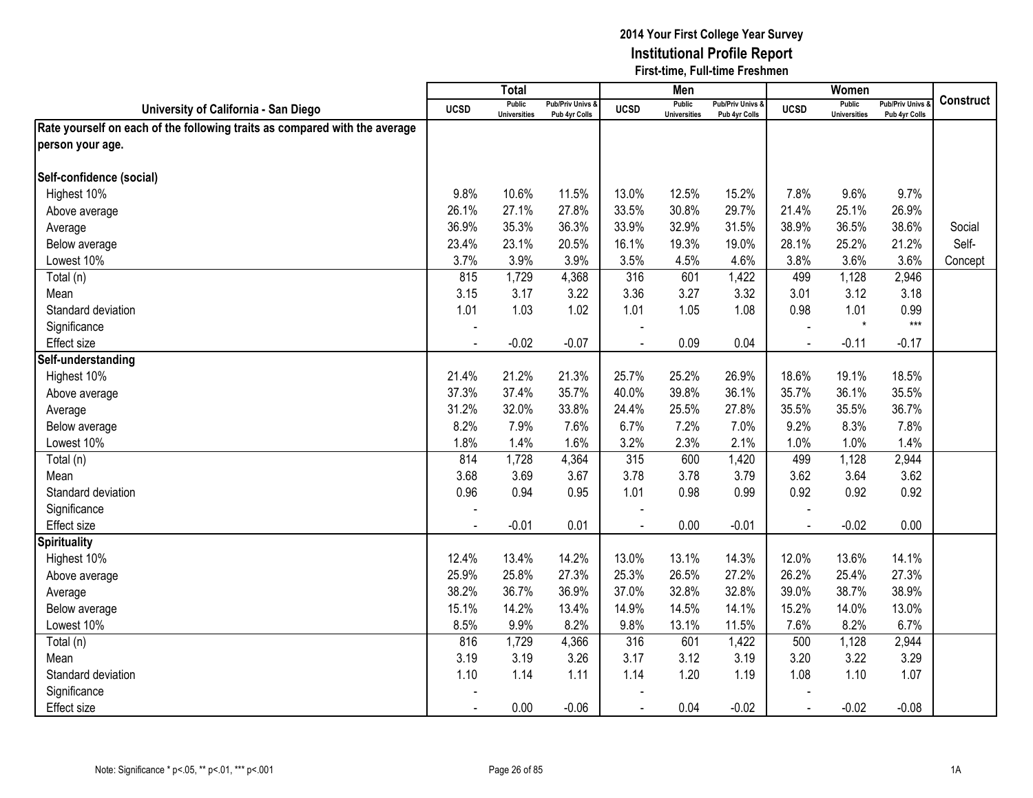# 2014 Your First College Year Survey
## Institutional Profile Report
### First-time, Full-time Freshmen

| University of California - San Diego | Total | | | Men | | | Women | | | Construct |
|---|---|---|---|---|---|---|---|---|---|---|
| | UCSD | Public Universities | Pub/Priv Univs & Pub 4yr Colls | UCSD | Public Universities | Pub/Priv Univs & Pub 4yr Colls | UCSD | Public Universities | Pub/Priv Univs & Pub 4yr Colls | |
| **Rate yourself on each of the following traits as compared with the average person your age.** | | | | | | | | | | |
| **Self-confidence (social)** | | | | | | | | | | |
| Highest 10% | 9.8% | 10.6% | 11.5% | 13.0% | 12.5% | 15.2% | 7.8% | 9.6% | 9.7% | |
| Above average | 26.1% | 27.1% | 27.8% | 33.5% | 30.8% | 29.7% | 21.4% | 25.1% | 26.9% | |
| Average | 36.9% | 35.3% | 36.3% | 33.9% | 32.9% | 31.5% | 38.9% | 36.5% | 38.6% | Social |
| Below average | 23.4% | 23.1% | 20.5% | 16.1% | 19.3% | 19.0% | 28.1% | 25.2% | 21.2% | Self- |
| Lowest 10% | 3.7% | 3.9% | 3.9% | 3.5% | 4.5% | 4.6% | 3.8% | 3.6% | 3.6% | Concept |
| Total (n) | 815 | 1,729 | 4,368 | 316 | 601 | 1,422 | 499 | 1,128 | 2,946 | |
| Mean | 3.15 | 3.17 | 3.22 | 3.36 | 3.27 | 3.32 | 3.01 | 3.12 | 3.18 | |
| Standard deviation | 1.01 | 1.03 | 1.02 | 1.01 | 1.05 | 1.08 | 0.98 | 1.01 | 0.99 | |
| Significance | - | | | - | | | - | * | *** | |
| Effect size | - | -0.02 | -0.07 | - | 0.09 | 0.04 | - | -0.11 | -0.17 | |
| **Self-understanding** | | | | | | | | | | |
| Highest 10% | 21.4% | 21.2% | 21.3% | 25.7% | 25.2% | 26.9% | 18.6% | 19.1% | 18.5% | |
| Above average | 37.3% | 37.4% | 35.7% | 40.0% | 39.8% | 36.1% | 35.7% | 36.1% | 35.5% | |
| Average | 31.2% | 32.0% | 33.8% | 24.4% | 25.5% | 27.8% | 35.5% | 35.5% | 36.7% | |
| Below average | 8.2% | 7.9% | 7.6% | 6.7% | 7.2% | 7.0% | 9.2% | 8.3% | 7.8% | |
| Lowest 10% | 1.8% | 1.4% | 1.6% | 3.2% | 2.3% | 2.1% | 1.0% | 1.0% | 1.4% | |
| Total (n) | 814 | 1,728 | 4,364 | 315 | 600 | 1,420 | 499 | 1,128 | 2,944 | |
| Mean | 3.68 | 3.69 | 3.67 | 3.78 | 3.78 | 3.79 | 3.62 | 3.64 | 3.62 | |
| Standard deviation | 0.96 | 0.94 | 0.95 | 1.01 | 0.98 | 0.99 | 0.92 | 0.92 | 0.92 | |
| Significance | - | | | - | | | - | | | |
| Effect size | - | -0.01 | 0.01 | - | 0.00 | -0.01 | - | -0.02 | 0.00 | |
| **Spirituality** | | | | | | | | | | |
| Highest 10% | 12.4% | 13.4% | 14.2% | 13.0% | 13.1% | 14.3% | 12.0% | 13.6% | 14.1% | |
| Above average | 25.9% | 25.8% | 27.3% | 25.3% | 26.5% | 27.2% | 26.2% | 25.4% | 27.3% | |
| Average | 38.2% | 36.7% | 36.9% | 37.0% | 32.8% | 32.8% | 39.0% | 38.7% | 38.9% | |
| Below average | 15.1% | 14.2% | 13.4% | 14.9% | 14.5% | 14.1% | 15.2% | 14.0% | 13.0% | |
| Lowest 10% | 8.5% | 9.9% | 8.2% | 9.8% | 13.1% | 11.5% | 7.6% | 8.2% | 6.7% | |
| Total (n) | 816 | 1,729 | 4,366 | 316 | 601 | 1,422 | 500 | 1,128 | 2,944 | |
| Mean | 3.19 | 3.19 | 3.26 | 3.17 | 3.12 | 3.19 | 3.20 | 3.22 | 3.29 | |
| Standard deviation | 1.10 | 1.14 | 1.11 | 1.14 | 1.20 | 1.19 | 1.08 | 1.10 | 1.07 | |
| Significance | - | | | - | | | - | | | |
| Effect size | - | 0.00 | -0.06 | - | 0.04 | -0.02 | - | -0.02 | -0.08 | |

Note: Significance * p<.05, ** p<.01, *** p<.001

1A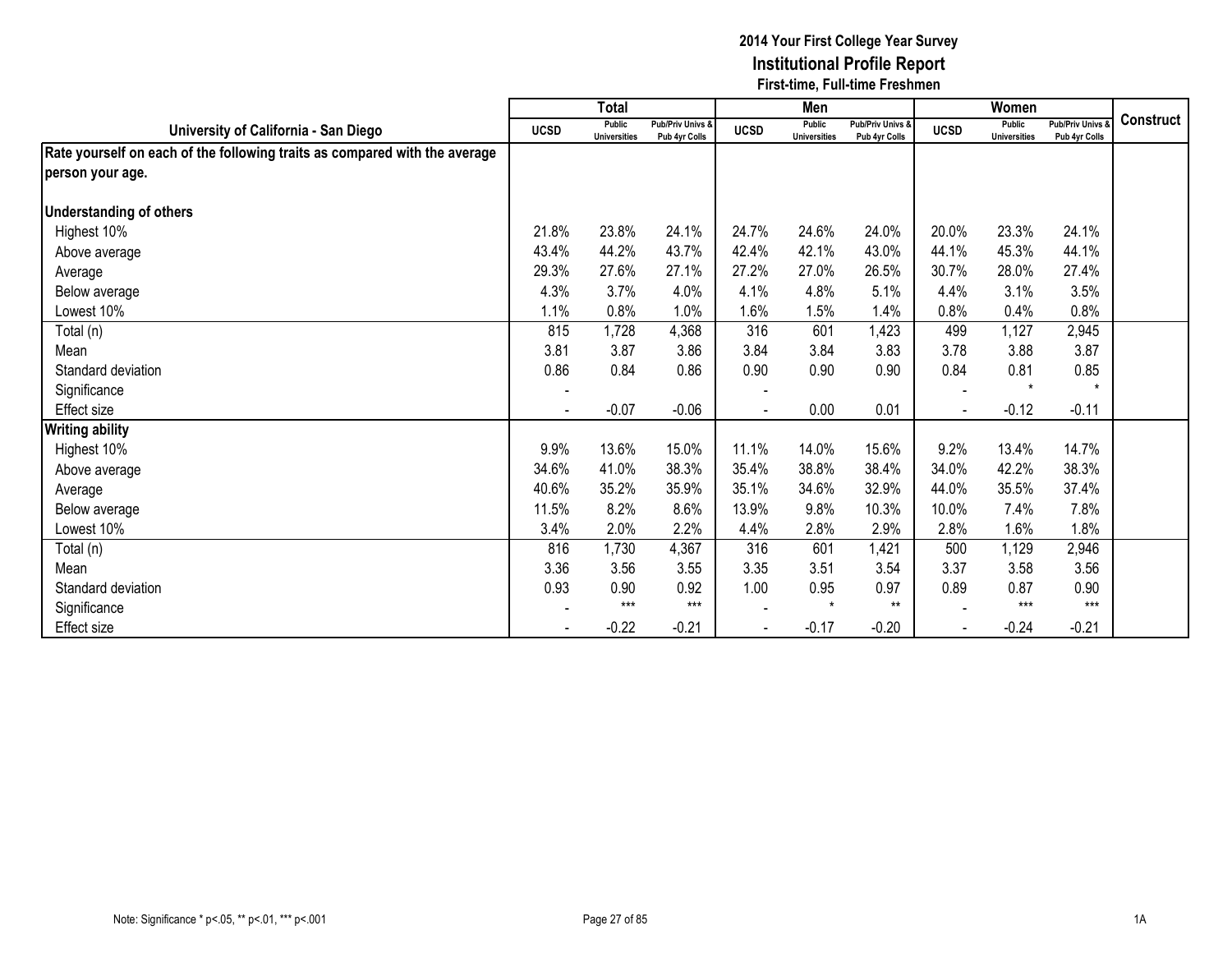# 2014 Your First College Year Survey
## Institutional Profile Report
### First-time, Full-time Freshmen

| University of California - San Diego | Total | | | Men | | | Women | | | Construct |
|---|---|---|---|---|---|---|---|---|---|---|
| | UCSD | Public Universities | Pub/Priv Univs & Pub 4yr Colls | UCSD | Public Universities | Pub/Priv Univs & Pub 4yr Colls | UCSD | Public Universities | Pub/Priv Univs & Pub 4yr Colls | |
| **Rate yourself on each of the following traits as compared with the average person your age.** | | | | | | | | | | |
| **Understanding of others** | | | | | | | | | | |
| Highest 10% | 21.8% | 23.8% | 24.1% | 24.7% | 24.6% | 24.0% | 20.0% | 23.3% | 24.1% | |
| Above average | 43.4% | 44.2% | 43.7% | 42.4% | 42.1% | 43.0% | 44.1% | 45.3% | 44.1% | |
| Average | 29.3% | 27.6% | 27.1% | 27.2% | 27.0% | 26.5% | 30.7% | 28.0% | 27.4% | |
| Below average | 4.3% | 3.7% | 4.0% | 4.1% | 4.8% | 5.1% | 4.4% | 3.1% | 3.5% | |
| Lowest 10% | 1.1% | 0.8% | 1.0% | 1.6% | 1.5% | 1.4% | 0.8% | 0.4% | 0.8% | |
| Total (n) | 815 | 1,728 | 4,368 | 316 | 601 | 1,423 | 499 | 1,127 | 2,945 | |
| Mean | 3.81 | 3.87 | 3.86 | 3.84 | 3.84 | 3.83 | 3.78 | 3.88 | 3.87 | |
| Standard deviation | 0.86 | 0.84 | 0.86 | 0.90 | 0.90 | 0.90 | 0.84 | 0.81 | 0.85 | |
| Significance | - | | | - | | | - | * | * | |
| Effect size | - | -0.07 | -0.06 | - | 0.00 | 0.01 | - | -0.12 | -0.11 | |
| **Writing ability** | | | | | | | | | | |
| Highest 10% | 9.9% | 13.6% | 15.0% | 11.1% | 14.0% | 15.6% | 9.2% | 13.4% | 14.7% | |
| Above average | 34.6% | 41.0% | 38.3% | 35.4% | 38.8% | 38.4% | 34.0% | 42.2% | 38.3% | |
| Average | 40.6% | 35.2% | 35.9% | 35.1% | 34.6% | 32.9% | 44.0% | 35.5% | 37.4% | |
| Below average | 11.5% | 8.2% | 8.6% | 13.9% | 9.8% | 10.3% | 10.0% | 7.4% | 7.8% | |
| Lowest 10% | 3.4% | 2.0% | 2.2% | 4.4% | 2.8% | 2.9% | 2.8% | 1.6% | 1.8% | |
| Total (n) | 816 | 1,730 | 4,367 | 316 | 601 | 1,421 | 500 | 1,129 | 2,946 | |
| Mean | 3.36 | 3.56 | 3.55 | 3.35 | 3.51 | 3.54 | 3.37 | 3.58 | 3.56 | |
| Standard deviation | 0.93 | 0.90 | 0.92 | 1.00 | 0.95 | 0.97 | 0.89 | 0.87 | 0.90 | |
| Significance | - | *** | *** | - | * | ** | - | *** | *** | |
| Effect size | - | -0.22 | -0.21 | - | -0.17 | -0.20 | - | -0.24 | -0.21 | |

Note: Significance * p<.05, ** p<.01, *** p<.001

1A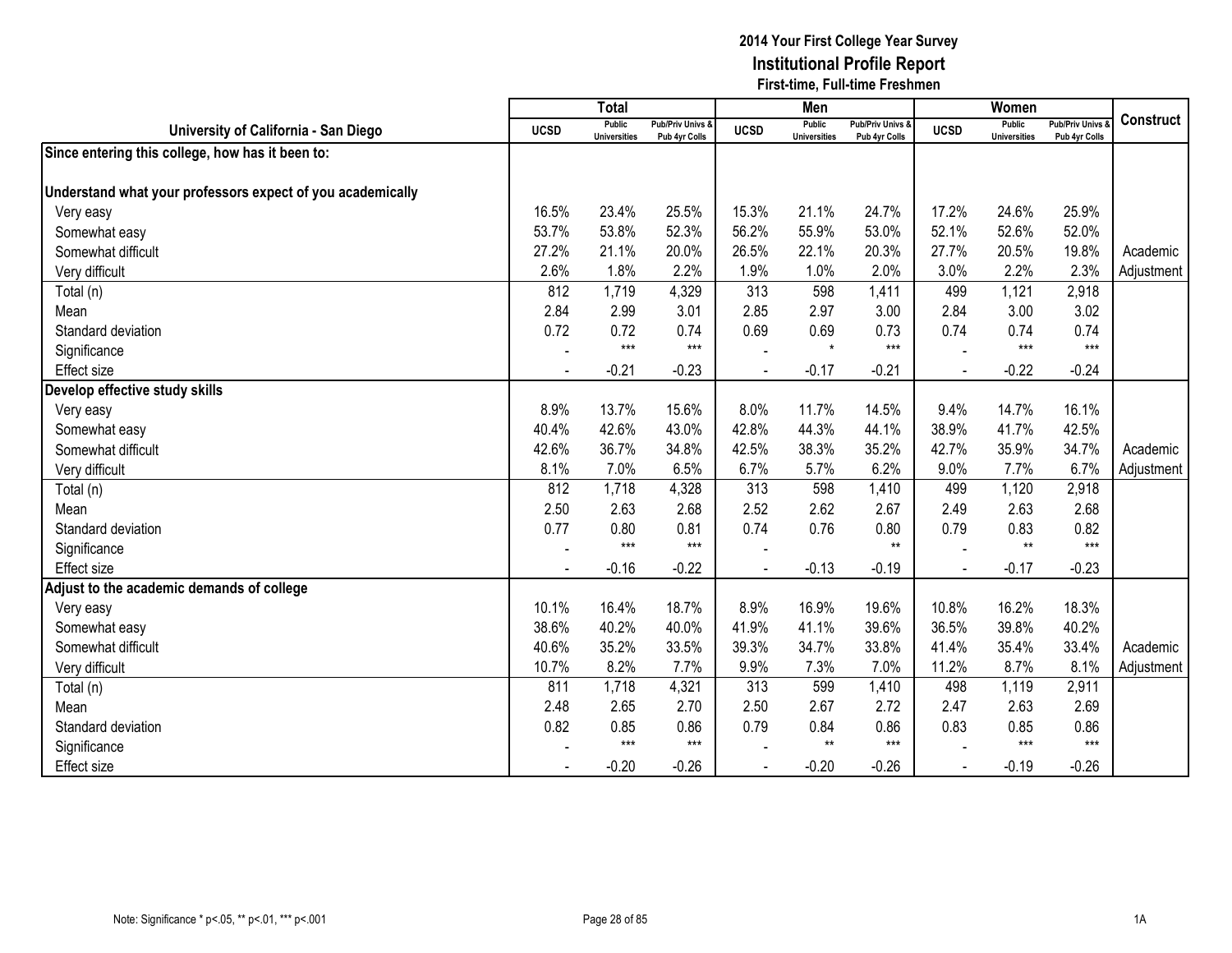# 2014 Your First College Year Survey
## Institutional Profile Report
### First-time, Full-time Freshmen

| University of California - San Diego | Total | | | Men | | | Women | | | Construct |
|---|---|---|---|---|---|---|---|---|---|---|
| | UCSD | Public Universities | Pub/Priv Univs & Pub 4yr Colls | UCSD | Public Universities | Pub/Priv Univs & Pub 4yr Colls | UCSD | Public Universities | Pub/Priv Univs & Pub 4yr Colls | |
| **Since entering this college, how has it been to:** | | | | | | | | | | |
| **Understand what your professors expect of you academically** | | | | | | | | | | |
| Very easy | 16.5% | 23.4% | 25.5% | 15.3% | 21.1% | 24.7% | 17.2% | 24.6% | 25.9% | |
| Somewhat easy | 53.7% | 53.8% | 52.3% | 56.2% | 55.9% | 53.0% | 52.1% | 52.6% | 52.0% | |
| Somewhat difficult | 27.2% | 21.1% | 20.0% | 26.5% | 22.1% | 20.3% | 27.7% | 20.5% | 19.8% | Academic |
| Very difficult | 2.6% | 1.8% | 2.2% | 1.9% | 1.0% | 2.0% | 3.0% | 2.2% | 2.3% | Adjustment |
| Total (n) | 812 | 1,719 | 4,329 | 313 | 598 | 1,411 | 499 | 1,121 | 2,918 | |
| Mean | 2.84 | 2.99 | 3.01 | 2.85 | 2.97 | 3.00 | 2.84 | 3.00 | 3.02 | |
| Standard deviation | 0.72 | 0.72 | 0.74 | 0.69 | 0.69 | 0.73 | 0.74 | 0.74 | 0.74 | |
| Significance | - | *** | *** | - | * | *** | - | *** | *** | |
| Effect size | - | -0.21 | -0.23 | - | -0.17 | -0.21 | - | -0.22 | -0.24 | |
| **Develop effective study skills** | | | | | | | | | | |
| Very easy | 8.9% | 13.7% | 15.6% | 8.0% | 11.7% | 14.5% | 9.4% | 14.7% | 16.1% | |
| Somewhat easy | 40.4% | 42.6% | 43.0% | 42.8% | 44.3% | 44.1% | 38.9% | 41.7% | 42.5% | |
| Somewhat difficult | 42.6% | 36.7% | 34.8% | 42.5% | 38.3% | 35.2% | 42.7% | 35.9% | 34.7% | Academic |
| Very difficult | 8.1% | 7.0% | 6.5% | 6.7% | 5.7% | 6.2% | 9.0% | 7.7% | 6.7% | Adjustment |
| Total (n) | 812 | 1,718 | 4,328 | 313 | 598 | 1,410 | 499 | 1,120 | 2,918 | |
| Mean | 2.50 | 2.63 | 2.68 | 2.52 | 2.62 | 2.67 | 2.49 | 2.63 | 2.68 | |
| Standard deviation | 0.77 | 0.80 | 0.81 | 0.74 | 0.76 | 0.80 | 0.79 | 0.83 | 0.82 | |
| Significance | - | *** | *** | - | | ** | - | ** | *** | |
| Effect size | - | -0.16 | -0.22 | - | -0.13 | -0.19 | - | -0.17 | -0.23 | |
| **Adjust to the academic demands of college** | | | | | | | | | | |
| Very easy | 10.1% | 16.4% | 18.7% | 8.9% | 16.9% | 19.6% | 10.8% | 16.2% | 18.3% | |
| Somewhat easy | 38.6% | 40.2% | 40.0% | 41.9% | 41.1% | 39.6% | 36.5% | 39.8% | 40.2% | |
| Somewhat difficult | 40.6% | 35.2% | 33.5% | 39.3% | 34.7% | 33.8% | 41.4% | 35.4% | 33.4% | Academic |
| Very difficult | 10.7% | 8.2% | 7.7% | 9.9% | 7.3% | 7.0% | 11.2% | 8.7% | 8.1% | Adjustment |
| Total (n) | 811 | 1,718 | 4,321 | 313 | 599 | 1,410 | 498 | 1,119 | 2,911 | |
| Mean | 2.48 | 2.65 | 2.70 | 2.50 | 2.67 | 2.72 | 2.47 | 2.63 | 2.69 | |
| Standard deviation | 0.82 | 0.85 | 0.86 | 0.79 | 0.84 | 0.86 | 0.83 | 0.85 | 0.86 | |
| Significance | - | *** | *** | - | ** | *** | - | *** | *** | |
| Effect size | - | -0.20 | -0.26 | - | -0.20 | -0.26 | - | -0.19 | -0.26 | |

Note: Significance * p<.05, ** p<.01, *** p<.001

1A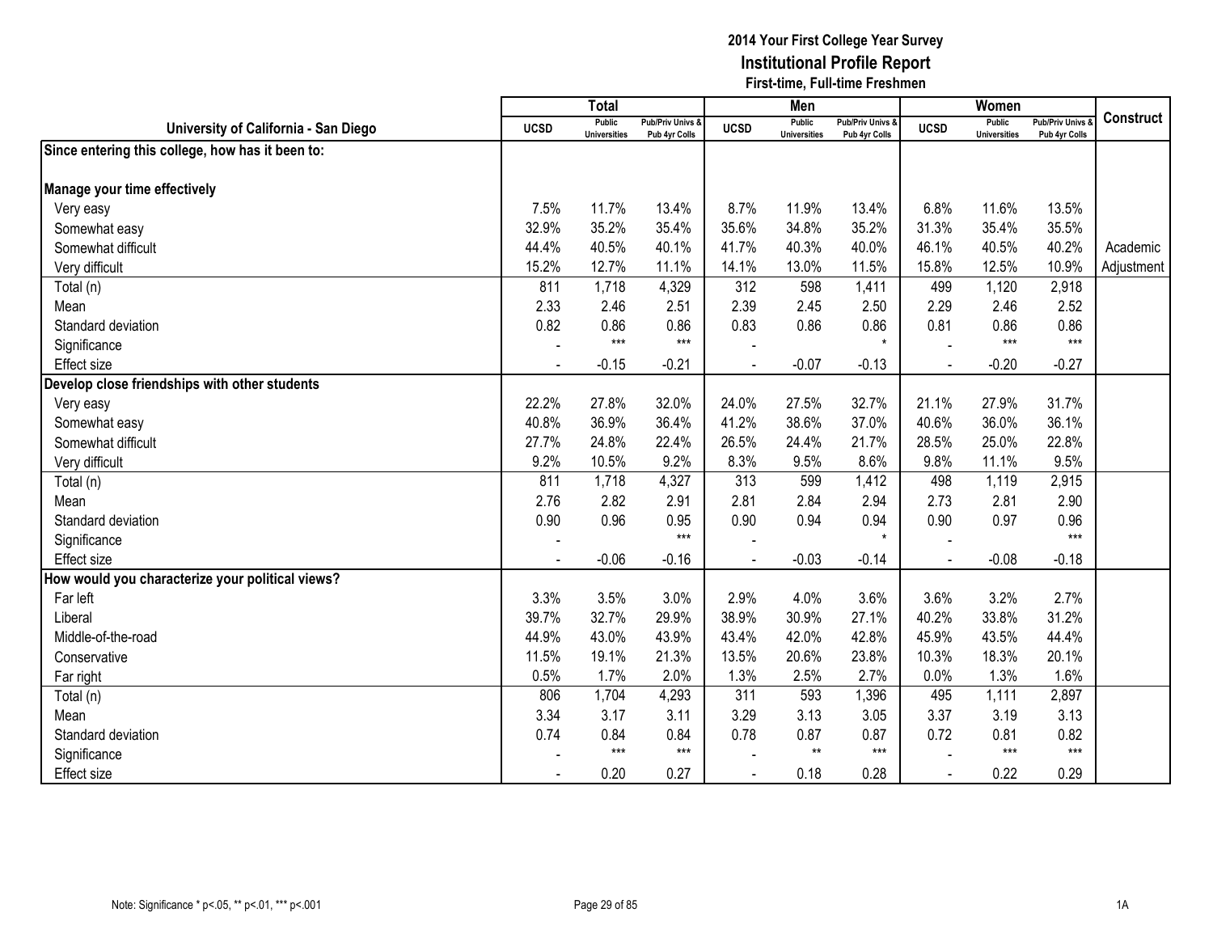# 2014 Your First College Year Survey
## Institutional Profile Report
### First-time, Full-time Freshmen

| University of California - San Diego | Total | | | Men | | | Women | | | Construct |
|---|---|---|---|---|---|---|---|---|---|---|
| | UCSD | Public Universities | Pub/Priv Univs & Pub 4yr Colls | UCSD | Public Universities | Pub/Priv Univs & Pub 4yr Colls | UCSD | Public Universities | Pub/Priv Univs & Pub 4yr Colls | |
| **Since entering this college, how has it been to:** | | | | | | | | | | |
| **Manage your time effectively** | | | | | | | | | | |
| Very easy | 7.5% | 11.7% | 13.4% | 8.7% | 11.9% | 13.4% | 6.8% | 11.6% | 13.5% | |
| Somewhat easy | 32.9% | 35.2% | 35.4% | 35.6% | 34.8% | 35.2% | 31.3% | 35.4% | 35.5% | |
| Somewhat difficult | 44.4% | 40.5% | 40.1% | 41.7% | 40.3% | 40.0% | 46.1% | 40.5% | 40.2% | Academic |
| Very difficult | 15.2% | 12.7% | 11.1% | 14.1% | 13.0% | 11.5% | 15.8% | 12.5% | 10.9% | Adjustment |
| Total (n) | 811 | 1,718 | 4,329 | 312 | 598 | 1,411 | 499 | 1,120 | 2,918 | |
| Mean | 2.33 | 2.46 | 2.51 | 2.39 | 2.45 | 2.50 | 2.29 | 2.46 | 2.52 | |
| Standard deviation | 0.82 | 0.86 | 0.86 | 0.83 | 0.86 | 0.86 | 0.81 | 0.86 | 0.86 | |
| Significance | - | *** | *** | - | | * | - | *** | *** | |
| Effect size | - | -0.15 | -0.21 | - | -0.07 | -0.13 | - | -0.20 | -0.27 | |
| **Develop close friendships with other students** | | | | | | | | | | |
| Very easy | 22.2% | 27.8% | 32.0% | 24.0% | 27.5% | 32.7% | 21.1% | 27.9% | 31.7% | |
| Somewhat easy | 40.8% | 36.9% | 36.4% | 41.2% | 38.6% | 37.0% | 40.6% | 36.0% | 36.1% | |
| Somewhat difficult | 27.7% | 24.8% | 22.4% | 26.5% | 24.4% | 21.7% | 28.5% | 25.0% | 22.8% | |
| Very difficult | 9.2% | 10.5% | 9.2% | 8.3% | 9.5% | 8.6% | 9.8% | 11.1% | 9.5% | |
| Total (n) | 811 | 1,718 | 4,327 | 313 | 599 | 1,412 | 498 | 1,119 | 2,915 | |
| Mean | 2.76 | 2.82 | 2.91 | 2.81 | 2.84 | 2.94 | 2.73 | 2.81 | 2.90 | |
| Standard deviation | 0.90 | 0.96 | 0.95 | 0.90 | 0.94 | 0.94 | 0.90 | 0.97 | 0.96 | |
| Significance | - | | *** | - | | * | - | | *** | |
| Effect size | - | -0.06 | -0.16 | - | -0.03 | -0.14 | - | -0.08 | -0.18 | |
| **How would you characterize your political views?** | | | | | | | | | | |
| Far left | 3.3% | 3.5% | 3.0% | 2.9% | 4.0% | 3.6% | 3.6% | 3.2% | 2.7% | |
| Liberal | 39.7% | 32.7% | 29.9% | 38.9% | 30.9% | 27.1% | 40.2% | 33.8% | 31.2% | |
| Middle-of-the-road | 44.9% | 43.0% | 43.9% | 43.4% | 42.0% | 42.8% | 45.9% | 43.5% | 44.4% | |
| Conservative | 11.5% | 19.1% | 21.3% | 13.5% | 20.6% | 23.8% | 10.3% | 18.3% | 20.1% | |
| Far right | 0.5% | 1.7% | 2.0% | 1.3% | 2.5% | 2.7% | 0.0% | 1.3% | 1.6% | |
| Total (n) | 806 | 1,704 | 4,293 | 311 | 593 | 1,396 | 495 | 1,111 | 2,897 | |
| Mean | 3.34 | 3.17 | 3.11 | 3.29 | 3.13 | 3.05 | 3.37 | 3.19 | 3.13 | |
| Standard deviation | 0.74 | 0.84 | 0.84 | 0.78 | 0.87 | 0.87 | 0.72 | 0.81 | 0.82 | |
| Significance | - | *** | *** | - | ** | *** | - | *** | *** | |
| Effect size | - | 0.20 | 0.27 | - | 0.18 | 0.28 | - | 0.22 | 0.29 | |

Note: Significance * p<.05, ** p<.01, *** p<.001

1A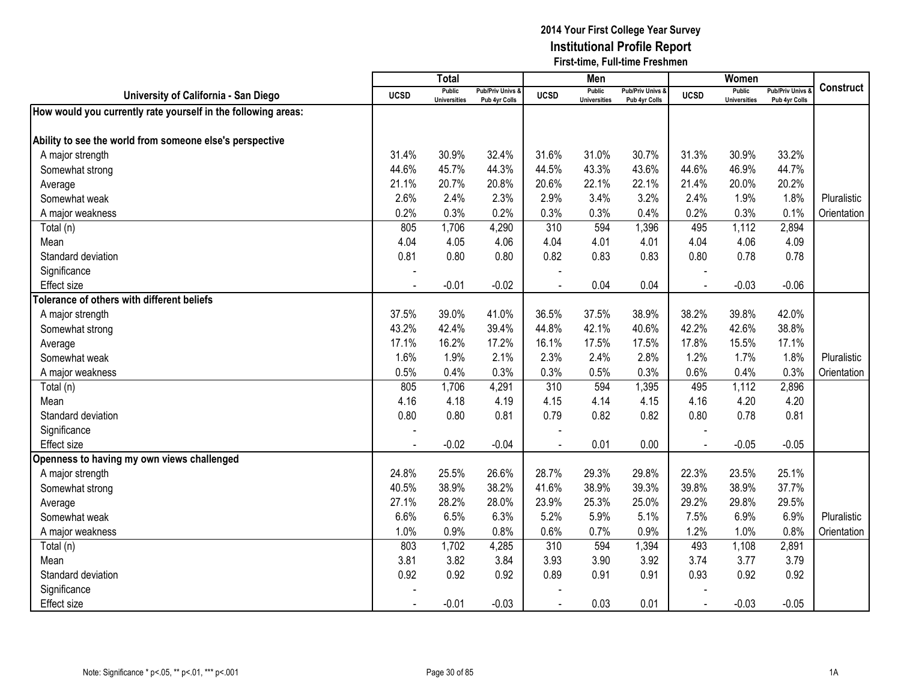# 2014 Your First College Year Survey
## Institutional Profile Report
### First-time, Full-time Freshmen

| University of California - San Diego | Total | | | Men | | | Women | | | Construct |
|---|---|---|---|---|---|---|---|---|---|---|
| | UCSD | Public Universities | Pub/Priv Univs & Pub 4yr Colls | UCSD | Public Universities | Pub/Priv Univs & Pub 4yr Colls | UCSD | Public Universities | Pub/Priv Univs & Pub 4yr Colls | |
| **How would you currently rate yourself in the following areas:** | | | | | | | | | | |
| **Ability to see the world from someone else's perspective** | | | | | | | | | | |
| A major strength | 31.4% | 30.9% | 32.4% | 31.6% | 31.0% | 30.7% | 31.3% | 30.9% | 33.2% | |
| Somewhat strong | 44.6% | 45.7% | 44.3% | 44.5% | 43.3% | 43.6% | 44.6% | 46.9% | 44.7% | |
| Average | 21.1% | 20.7% | 20.8% | 20.6% | 22.1% | 22.1% | 21.4% | 20.0% | 20.2% | |
| Somewhat weak | 2.6% | 2.4% | 2.3% | 2.9% | 3.4% | 3.2% | 2.4% | 1.9% | 1.8% | Pluralistic |
| A major weakness | 0.2% | 0.3% | 0.2% | 0.3% | 0.3% | 0.4% | 0.2% | 0.3% | 0.1% | Orientation |
| Total (n) | 805 | 1,706 | 4,290 | 310 | 594 | 1,396 | 495 | 1,112 | 2,894 | |
| Mean | 4.04 | 4.05 | 4.06 | 4.04 | 4.01 | 4.01 | 4.04 | 4.06 | 4.09 | |
| Standard deviation | 0.81 | 0.80 | 0.80 | 0.82 | 0.83 | 0.83 | 0.80 | 0.78 | 0.78 | |
| Significance | - | | | - | | | - | | | |
| Effect size | - | -0.01 | -0.02 | - | 0.04 | 0.04 | - | -0.03 | -0.06 | |
| **Tolerance of others with different beliefs** | | | | | | | | | | |
| A major strength | 37.5% | 39.0% | 41.0% | 36.5% | 37.5% | 38.9% | 38.2% | 39.8% | 42.0% | |
| Somewhat strong | 43.2% | 42.4% | 39.4% | 44.8% | 42.1% | 40.6% | 42.2% | 42.6% | 38.8% | |
| Average | 17.1% | 16.2% | 17.2% | 16.1% | 17.5% | 17.5% | 17.8% | 15.5% | 17.1% | |
| Somewhat weak | 1.6% | 1.9% | 2.1% | 2.3% | 2.4% | 2.8% | 1.2% | 1.7% | 1.8% | Pluralistic |
| A major weakness | 0.5% | 0.4% | 0.3% | 0.3% | 0.5% | 0.3% | 0.6% | 0.4% | 0.3% | Orientation |
| Total (n) | 805 | 1,706 | 4,291 | 310 | 594 | 1,395 | 495 | 1,112 | 2,896 | |
| Mean | 4.16 | 4.18 | 4.19 | 4.15 | 4.14 | 4.15 | 4.16 | 4.20 | 4.20 | |
| Standard deviation | 0.80 | 0.80 | 0.81 | 0.79 | 0.82 | 0.82 | 0.80 | 0.78 | 0.81 | |
| Significance | - | | | - | | | - | | | |
| Effect size | - | -0.02 | -0.04 | - | 0.01 | 0.00 | - | -0.05 | -0.05 | |
| **Openness to having my own views challenged** | | | | | | | | | | |
| A major strength | 24.8% | 25.5% | 26.6% | 28.7% | 29.3% | 29.8% | 22.3% | 23.5% | 25.1% | |
| Somewhat strong | 40.5% | 38.9% | 38.2% | 41.6% | 38.9% | 39.3% | 39.8% | 38.9% | 37.7% | |
| Average | 27.1% | 28.2% | 28.0% | 23.9% | 25.3% | 25.0% | 29.2% | 29.8% | 29.5% | |
| Somewhat weak | 6.6% | 6.5% | 6.3% | 5.2% | 5.9% | 5.1% | 7.5% | 6.9% | 6.9% | Pluralistic |
| A major weakness | 1.0% | 0.9% | 0.8% | 0.6% | 0.7% | 0.9% | 1.2% | 1.0% | 0.8% | Orientation |
| Total (n) | 803 | 1,702 | 4,285 | 310 | 594 | 1,394 | 493 | 1,108 | 2,891 | |
| Mean | 3.81 | 3.82 | 3.84 | 3.93 | 3.90 | 3.92 | 3.74 | 3.77 | 3.79 | |
| Standard deviation | 0.92 | 0.92 | 0.92 | 0.89 | 0.91 | 0.91 | 0.93 | 0.92 | 0.92 | |
| Significance | - | | | - | | | - | | | |
| Effect size | - | -0.01 | -0.03 | - | 0.03 | 0.01 | - | -0.03 | -0.05 | |

Note: Significance * p<.05, ** p<.01, *** p<.001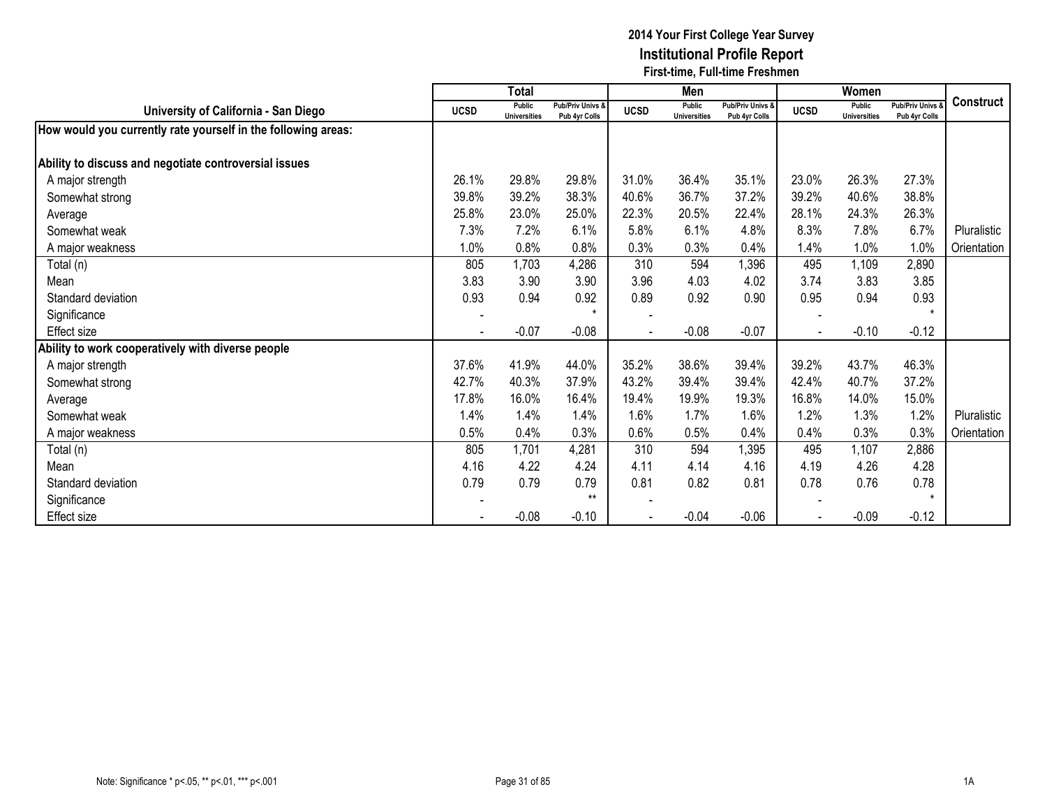# 2014 Your First College Year Survey

## Institutional Profile Report

### First-time, Full-time Freshmen

| University of California - San Diego | Total | | | Men | | | Women | | | Construct |
|---|---|---|---|---|---|---|---|---|---|---|
| | UCSD | Public Universities | Pub/Priv Univs & Pub 4yr Colls | UCSD | Public Universities | Pub/Priv Univs & Pub 4yr Colls | UCSD | Public Universities | Pub/Priv Univs & Pub 4yr Colls | |
| **How would you currently rate yourself in the following areas:** | | | | | | | | | | |
| **Ability to discuss and negotiate controversial issues** | | | | | | | | | | |
| A major strength | 26.1% | 29.8% | 29.8% | 31.0% | 36.4% | 35.1% | 23.0% | 26.3% | 27.3% | |
| Somewhat strong | 39.8% | 39.2% | 38.3% | 40.6% | 36.7% | 37.2% | 39.2% | 40.6% | 38.8% | |
| Average | 25.8% | 23.0% | 25.0% | 22.3% | 20.5% | 22.4% | 28.1% | 24.3% | 26.3% | |
| Somewhat weak | 7.3% | 7.2% | 6.1% | 5.8% | 6.1% | 4.8% | 8.3% | 7.8% | 6.7% | Pluralistic |
| A major weakness | 1.0% | 0.8% | 0.8% | 0.3% | 0.3% | 0.4% | 1.4% | 1.0% | 1.0% | Orientation |
| Total (n) | 805 | 1,703 | 4,286 | 310 | 594 | 1,396 | 495 | 1,109 | 2,890 | |
| Mean | 3.83 | 3.90 | 3.90 | 3.96 | 4.03 | 4.02 | 3.74 | 3.83 | 3.85 | |
| Standard deviation | 0.93 | 0.94 | 0.92 | 0.89 | 0.92 | 0.90 | 0.95 | 0.94 | 0.93 | |
| Significance | - | | * | - | | | - | | * | |
| Effect size | - | -0.07 | -0.08 | - | -0.08 | -0.07 | - | -0.10 | -0.12 | |
| **Ability to work cooperatively with diverse people** | | | | | | | | | | |
| A major strength | 37.6% | 41.9% | 44.0% | 35.2% | 38.6% | 39.4% | 39.2% | 43.7% | 46.3% | |
| Somewhat strong | 42.7% | 40.3% | 37.9% | 43.2% | 39.4% | 39.4% | 42.4% | 40.7% | 37.2% | |
| Average | 17.8% | 16.0% | 16.4% | 19.4% | 19.9% | 19.3% | 16.8% | 14.0% | 15.0% | |
| Somewhat weak | 1.4% | 1.4% | 1.4% | 1.6% | 1.7% | 1.6% | 1.2% | 1.3% | 1.2% | Pluralistic |
| A major weakness | 0.5% | 0.4% | 0.3% | 0.6% | 0.5% | 0.4% | 0.4% | 0.3% | 0.3% | Orientation |
| Total (n) | 805 | 1,701 | 4,281 | 310 | 594 | 1,395 | 495 | 1,107 | 2,886 | |
| Mean | 4.16 | 4.22 | 4.24 | 4.11 | 4.14 | 4.16 | 4.19 | 4.26 | 4.28 | |
| Standard deviation | 0.79 | 0.79 | 0.79 | 0.81 | 0.82 | 0.81 | 0.78 | 0.76 | 0.78 | |
| Significance | - | | ** | - | | | - | | * | |
| Effect size | - | -0.08 | -0.10 | - | -0.04 | -0.06 | - | -0.09 | -0.12 | |

Note: Significance * p<.05, ** p<.01, *** p<.001

1A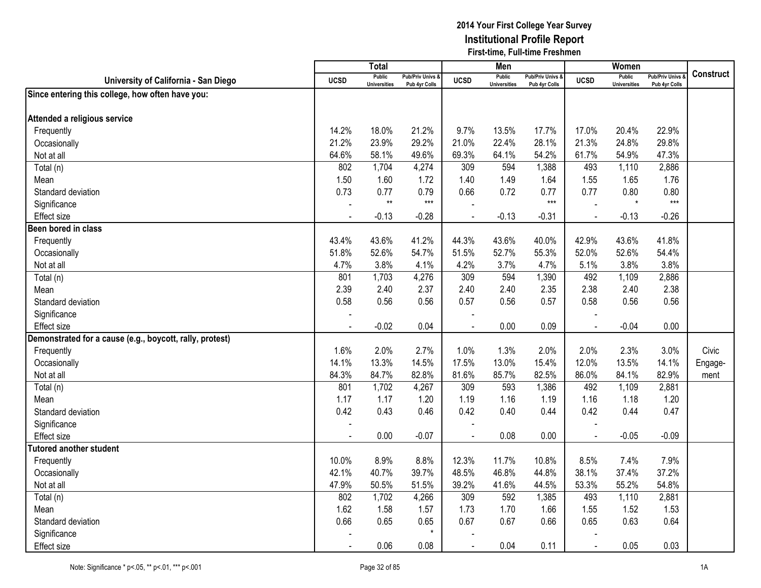**2014 Your First College Year Survey**
**Institutional Profile Report**
**First-time, Full-time Freshmen**

| University of California - San Diego | Total | | | Men | | | Women | | | Construct |
|---|---|---|---|---|---|---|---|---|---|---|
| | UCSD | Public Universities | Pub/Priv Univs & Pub 4yr Colls | UCSD | Public Universities | Pub/Priv Univs & Pub 4yr Colls | UCSD | Public Universities | Pub/Priv Univs & Pub 4yr Colls | |
| **Since entering this college, how often have you:** | | | | | | | | | | |
| **Attended a religious service** | | | | | | | | | | |
| Frequently | 14.2% | 18.0% | 21.2% | 9.7% | 13.5% | 17.7% | 17.0% | 20.4% | 22.9% | |
| Occasionally | 21.2% | 23.9% | 29.2% | 21.0% | 22.4% | 28.1% | 21.3% | 24.8% | 29.8% | |
| Not at all | 64.6% | 58.1% | 49.6% | 69.3% | 64.1% | 54.2% | 61.7% | 54.9% | 47.3% | |
| Total (n) | 802 | 1,704 | 4,274 | 309 | 594 | 1,388 | 493 | 1,110 | 2,886 | |
| Mean | 1.50 | 1.60 | 1.72 | 1.40 | 1.49 | 1.64 | 1.55 | 1.65 | 1.76 | |
| Standard deviation | 0.73 | 0.77 | 0.79 | 0.66 | 0.72 | 0.77 | 0.77 | 0.80 | 0.80 | |
| Significance | - | ** | *** | - | | *** | - | * | *** | |
| Effect size | - | -0.13 | -0.28 | - | -0.13 | -0.31 | - | -0.13 | -0.26 | |
| **Been bored in class** | | | | | | | | | | |
| Frequently | 43.4% | 43.6% | 41.2% | 44.3% | 43.6% | 40.0% | 42.9% | 43.6% | 41.8% | |
| Occasionally | 51.8% | 52.6% | 54.7% | 51.5% | 52.7% | 55.3% | 52.0% | 52.6% | 54.4% | |
| Not at all | 4.7% | 3.8% | 4.1% | 4.2% | 3.7% | 4.7% | 5.1% | 3.8% | 3.8% | |
| Total (n) | 801 | 1,703 | 4,276 | 309 | 594 | 1,390 | 492 | 1,109 | 2,886 | |
| Mean | 2.39 | 2.40 | 2.37 | 2.40 | 2.40 | 2.35 | 2.38 | 2.40 | 2.38 | |
| Standard deviation | 0.58 | 0.56 | 0.56 | 0.57 | 0.56 | 0.57 | 0.58 | 0.56 | 0.56 | |
| Significance | - | | | - | | | - | | | |
| Effect size | - | -0.02 | 0.04 | - | 0.00 | 0.09 | - | -0.04 | 0.00 | |
| **Demonstrated for a cause (e.g., boycott, rally, protest)** | | | | | | | | | | |
| Frequently | 1.6% | 2.0% | 2.7% | 1.0% | 1.3% | 2.0% | 2.0% | 2.3% | 3.0% | Civic Engage-ment |
| Occasionally | 14.1% | 13.3% | 14.5% | 17.5% | 13.0% | 15.4% | 12.0% | 13.5% | 14.1% | |
| Not at all | 84.3% | 84.7% | 82.8% | 81.6% | 85.7% | 82.5% | 86.0% | 84.1% | 82.9% | |
| Total (n) | 801 | 1,702 | 4,267 | 309 | 593 | 1,386 | 492 | 1,109 | 2,881 | |
| Mean | 1.17 | 1.17 | 1.20 | 1.19 | 1.16 | 1.19 | 1.16 | 1.18 | 1.20 | |
| Standard deviation | 0.42 | 0.43 | 0.46 | 0.42 | 0.40 | 0.44 | 0.42 | 0.44 | 0.47 | |
| Significance | - | | | - | | | - | | | |
| Effect size | - | 0.00 | -0.07 | - | 0.08 | 0.00 | - | -0.05 | -0.09 | |
| **Tutored another student** | | | | | | | | | | |
| Frequently | 10.0% | 8.9% | 8.8% | 12.3% | 11.7% | 10.8% | 8.5% | 7.4% | 7.9% | |
| Occasionally | 42.1% | 40.7% | 39.7% | 48.5% | 46.8% | 44.8% | 38.1% | 37.4% | 37.2% | |
| Not at all | 47.9% | 50.5% | 51.5% | 39.2% | 41.6% | 44.5% | 53.3% | 55.2% | 54.8% | |
| Total (n) | 802 | 1,702 | 4,266 | 309 | 592 | 1,385 | 493 | 1,110 | 2,881 | |
| Mean | 1.62 | 1.58 | 1.57 | 1.73 | 1.70 | 1.66 | 1.55 | 1.52 | 1.53 | |
| Standard deviation | 0.66 | 0.65 | 0.65 | 0.67 | 0.67 | 0.66 | 0.65 | 0.63 | 0.64 | |
| Significance | - | | * | - | | | - | | | |
| Effect size | - | 0.06 | 0.08 | - | 0.04 | 0.11 | - | 0.05 | 0.03 | |

Note: Significance * p<.05, ** p<.01, *** p<.001

1A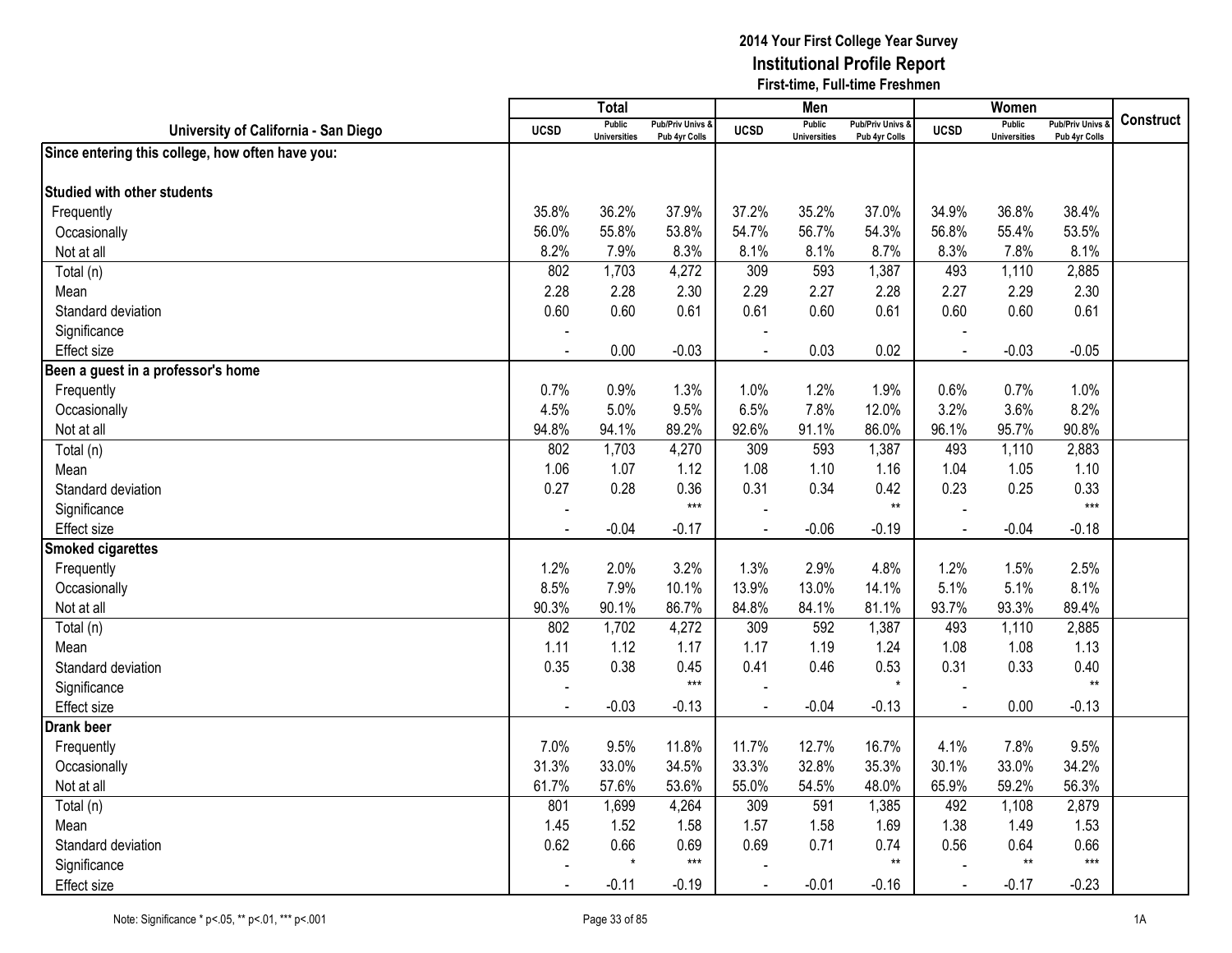**2014 Your First College Year Survey**
**Institutional Profile Report**
**First-time, Full-time Freshmen**

| University of California - San Diego | Total | | | Men | | | Women | | | Construct |
|---|---|---|---|---|---|---|---|---|---|---|
| | UCSD | Public Universities | Pub/Priv Univs & Pub 4yr Colls | UCSD | Public Universities | Pub/Priv Univs & Pub 4yr Colls | UCSD | Public Universities | Pub/Priv Univs & Pub 4yr Colls | |
| **Since entering this college, how often have you:** | | | | | | | | | | |
| **Studied with other students** | | | | | | | | | | |
| Frequently | 35.8% | 36.2% | 37.9% | 37.2% | 35.2% | 37.0% | 34.9% | 36.8% | 38.4% | |
| Occasionally | 56.0% | 55.8% | 53.8% | 54.7% | 56.7% | 54.3% | 56.8% | 55.4% | 53.5% | |
| Not at all | 8.2% | 7.9% | 8.3% | 8.1% | 8.1% | 8.7% | 8.3% | 7.8% | 8.1% | |
| Total (n) | 802 | 1,703 | 4,272 | 309 | 593 | 1,387 | 493 | 1,110 | 2,885 | |
| Mean | 2.28 | 2.28 | 2.30 | 2.29 | 2.27 | 2.28 | 2.27 | 2.29 | 2.30 | |
| Standard deviation | 0.60 | 0.60 | 0.61 | 0.61 | 0.60 | 0.61 | 0.60 | 0.60 | 0.61 | |
| Significance | - | | | - | | | - | | | |
| Effect size | - | 0.00 | -0.03 | - | 0.03 | 0.02 | - | -0.03 | -0.05 | |
| **Been a guest in a professor's home** | | | | | | | | | | |
| Frequently | 0.7% | 0.9% | 1.3% | 1.0% | 1.2% | 1.9% | 0.6% | 0.7% | 1.0% | |
| Occasionally | 4.5% | 5.0% | 9.5% | 6.5% | 7.8% | 12.0% | 3.2% | 3.6% | 8.2% | |
| Not at all | 94.8% | 94.1% | 89.2% | 92.6% | 91.1% | 86.0% | 96.1% | 95.7% | 90.8% | |
| Total (n) | 802 | 1,703 | 4,270 | 309 | 593 | 1,387 | 493 | 1,110 | 2,883 | |
| Mean | 1.06 | 1.07 | 1.12 | 1.08 | 1.10 | 1.16 | 1.04 | 1.05 | 1.10 | |
| Standard deviation | 0.27 | 0.28 | 0.36 | 0.31 | 0.34 | 0.42 | 0.23 | 0.25 | 0.33 | |
| Significance | - | | *** | - | | ** | - | | *** | |
| Effect size | - | -0.04 | -0.17 | - | -0.06 | -0.19 | - | -0.04 | -0.18 | |
| **Smoked cigarettes** | | | | | | | | | | |
| Frequently | 1.2% | 2.0% | 3.2% | 1.3% | 2.9% | 4.8% | 1.2% | 1.5% | 2.5% | |
| Occasionally | 8.5% | 7.9% | 10.1% | 13.9% | 13.0% | 14.1% | 5.1% | 5.1% | 8.1% | |
| Not at all | 90.3% | 90.1% | 86.7% | 84.8% | 84.1% | 81.1% | 93.7% | 93.3% | 89.4% | |
| Total (n) | 802 | 1,702 | 4,272 | 309 | 592 | 1,387 | 493 | 1,110 | 2,885 | |
| Mean | 1.11 | 1.12 | 1.17 | 1.17 | 1.19 | 1.24 | 1.08 | 1.08 | 1.13 | |
| Standard deviation | 0.35 | 0.38 | 0.45 | 0.41 | 0.46 | 0.53 | 0.31 | 0.33 | 0.40 | |
| Significance | - | | *** | - | | * | - | | ** | |
| Effect size | - | -0.03 | -0.13 | - | -0.04 | -0.13 | - | 0.00 | -0.13 | |
| **Drank beer** | | | | | | | | | | |
| Frequently | 7.0% | 9.5% | 11.8% | 11.7% | 12.7% | 16.7% | 4.1% | 7.8% | 9.5% | |
| Occasionally | 31.3% | 33.0% | 34.5% | 33.3% | 32.8% | 35.3% | 30.1% | 33.0% | 34.2% | |
| Not at all | 61.7% | 57.6% | 53.6% | 55.0% | 54.5% | 48.0% | 65.9% | 59.2% | 56.3% | |
| Total (n) | 801 | 1,699 | 4,264 | 309 | 591 | 1,385 | 492 | 1,108 | 2,879 | |
| Mean | 1.45 | 1.52 | 1.58 | 1.57 | 1.58 | 1.69 | 1.38 | 1.49 | 1.53 | |
| Standard deviation | 0.62 | 0.66 | 0.69 | 0.69 | 0.71 | 0.74 | 0.56 | 0.64 | 0.66 | |
| Significance | - | * | *** | - | | ** | - | ** | *** | |
| Effect size | - | -0.11 | -0.19 | - | -0.01 | -0.16 | - | -0.17 | -0.23 | |

Note: Significance * p<.05, ** p<.01, *** p<.001

1A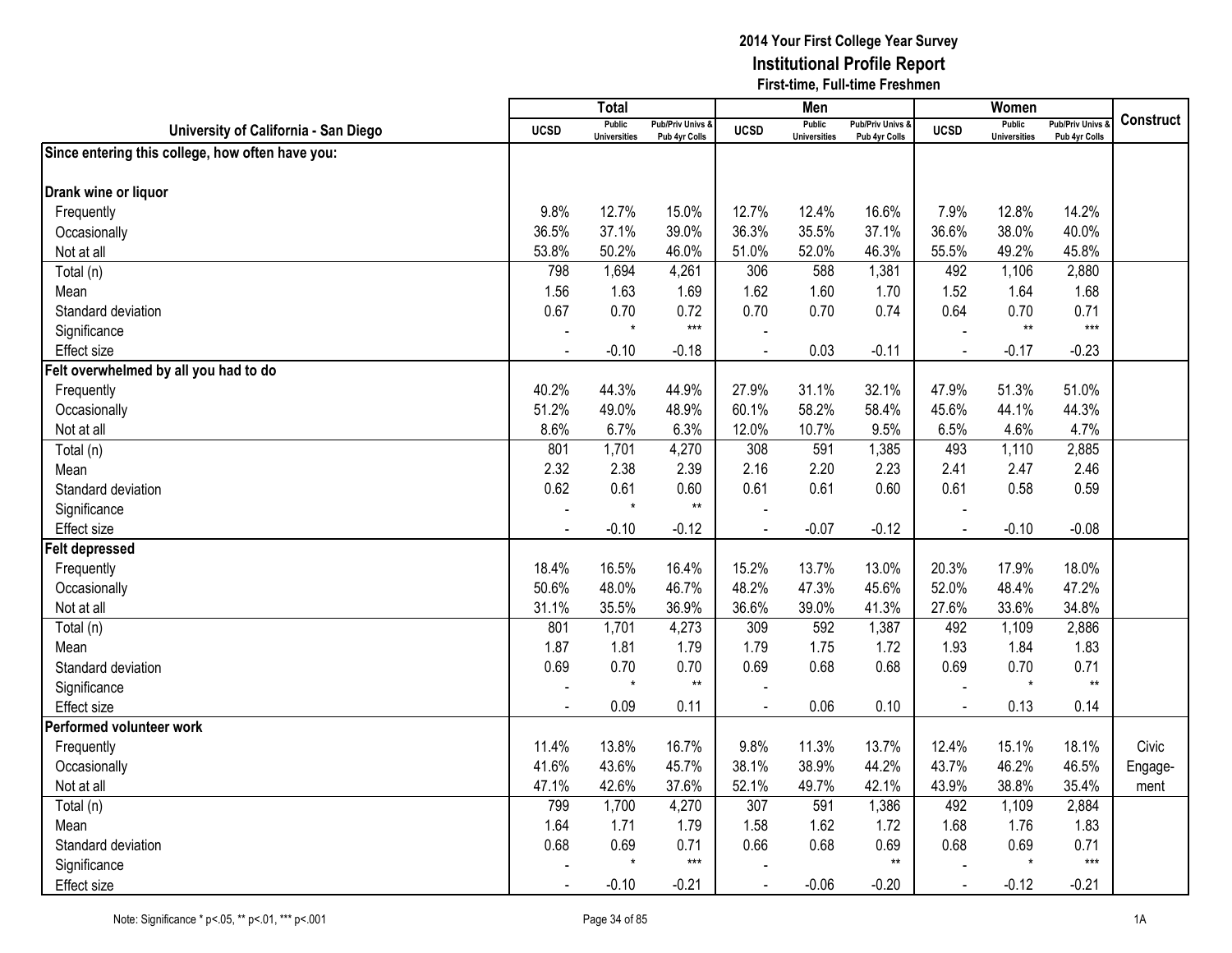# 2014 Your First College Year Survey
## Institutional Profile Report
### First-time, Full-time Freshmen

| University of California - San Diego | Total | | | Men | | | Women | | | Construct |
|---|---|---|---|---|---|---|---|---|---|---|
| | UCSD | Public Universities | Pub/Priv Univs & Pub 4yr Colls | UCSD | Public Universities | Pub/Priv Univs & Pub 4yr Colls | UCSD | Public Universities | Pub/Priv Univs & Pub 4yr Colls | |
| **Since entering this college, how often have you:** | | | | | | | | | | |
| **Drank wine or liquor** | | | | | | | | | | |
| Frequently | 9.8% | 12.7% | 15.0% | 12.7% | 12.4% | 16.6% | 7.9% | 12.8% | 14.2% | |
| Occasionally | 36.5% | 37.1% | 39.0% | 36.3% | 35.5% | 37.1% | 36.6% | 38.0% | 40.0% | |
| Not at all | 53.8% | 50.2% | 46.0% | 51.0% | 52.0% | 46.3% | 55.5% | 49.2% | 45.8% | |
| Total (n) | 798 | 1,694 | 4,261 | 306 | 588 | 1,381 | 492 | 1,106 | 2,880 | |
| Mean | 1.56 | 1.63 | 1.69 | 1.62 | 1.60 | 1.70 | 1.52 | 1.64 | 1.68 | |
| Standard deviation | 0.67 | 0.70 | 0.72 | 0.70 | 0.70 | 0.74 | 0.64 | 0.70 | 0.71 | |
| Significance | - | * | *** | - | | | - | ** | *** | |
| Effect size | - | -0.10 | -0.18 | - | 0.03 | -0.11 | - | -0.17 | -0.23 | |
| **Felt overwhelmed by all you had to do** | | | | | | | | | | |
| Frequently | 40.2% | 44.3% | 44.9% | 27.9% | 31.1% | 32.1% | 47.9% | 51.3% | 51.0% | |
| Occasionally | 51.2% | 49.0% | 48.9% | 60.1% | 58.2% | 58.4% | 45.6% | 44.1% | 44.3% | |
| Not at all | 8.6% | 6.7% | 6.3% | 12.0% | 10.7% | 9.5% | 6.5% | 4.6% | 4.7% | |
| Total (n) | 801 | 1,701 | 4,270 | 308 | 591 | 1,385 | 493 | 1,110 | 2,885 | |
| Mean | 2.32 | 2.38 | 2.39 | 2.16 | 2.20 | 2.23 | 2.41 | 2.47 | 2.46 | |
| Standard deviation | 0.62 | 0.61 | 0.60 | 0.61 | 0.61 | 0.60 | 0.61 | 0.58 | 0.59 | |
| Significance | - | * | ** | - | | | - | | | |
| Effect size | - | -0.10 | -0.12 | - | -0.07 | -0.12 | - | -0.10 | -0.08 | |
| **Felt depressed** | | | | | | | | | | |
| Frequently | 18.4% | 16.5% | 16.4% | 15.2% | 13.7% | 13.0% | 20.3% | 17.9% | 18.0% | |
| Occasionally | 50.6% | 48.0% | 46.7% | 48.2% | 47.3% | 45.6% | 52.0% | 48.4% | 47.2% | |
| Not at all | 31.1% | 35.5% | 36.9% | 36.6% | 39.0% | 41.3% | 27.6% | 33.6% | 34.8% | |
| Total (n) | 801 | 1,701 | 4,273 | 309 | 592 | 1,387 | 492 | 1,109 | 2,886 | |
| Mean | 1.87 | 1.81 | 1.79 | 1.79 | 1.75 | 1.72 | 1.93 | 1.84 | 1.83 | |
| Standard deviation | 0.69 | 0.70 | 0.70 | 0.69 | 0.68 | 0.68 | 0.69 | 0.70 | 0.71 | |
| Significance | - | * | ** | - | | | - | * | ** | |
| Effect size | - | 0.09 | 0.11 | - | 0.06 | 0.10 | - | 0.13 | 0.14 | |
| **Performed volunteer work** | | | | | | | | | | |
| Frequently | 11.4% | 13.8% | 16.7% | 9.8% | 11.3% | 13.7% | 12.4% | 15.1% | 18.1% | Civic |
| Occasionally | 41.6% | 43.6% | 45.7% | 38.1% | 38.9% | 44.2% | 43.7% | 46.2% | 46.5% | Engage- |
| Not at all | 47.1% | 42.6% | 37.6% | 52.1% | 49.7% | 42.1% | 43.9% | 38.8% | 35.4% | ment |
| Total (n) | 799 | 1,700 | 4,270 | 307 | 591 | 1,386 | 492 | 1,109 | 2,884 | |
| Mean | 1.64 | 1.71 | 1.79 | 1.58 | 1.62 | 1.72 | 1.68 | 1.76 | 1.83 | |
| Standard deviation | 0.68 | 0.69 | 0.71 | 0.66 | 0.68 | 0.69 | 0.68 | 0.69 | 0.71 | |
| Significance | - | * | *** | - | | ** | - | * | *** | |
| Effect size | - | -0.10 | -0.21 | - | -0.06 | -0.20 | - | -0.12 | -0.21 | |

Note: Significance * p<.05, ** p<.01, *** p<.001

1A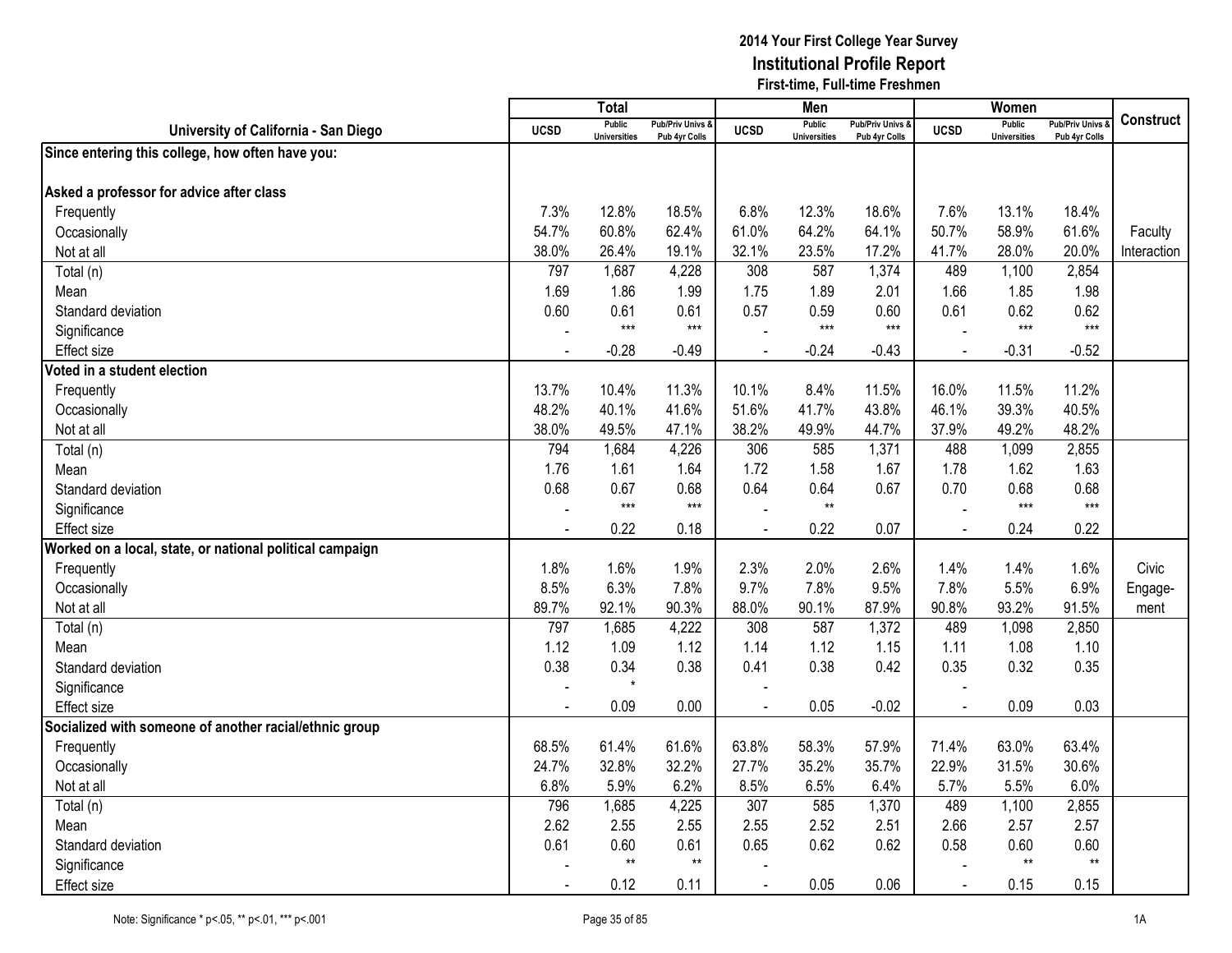## 2014 Your First College Year Survey
## Institutional Profile Report
### First-time, Full-time Freshmen

| University of California - San Diego | Total | | | Men | | | Women | | | Construct |
|---|---|---|---|---|---|---|---|---|---|---|
| | UCSD | Public Universities | Pub/Priv Univs & Pub 4yr Colls | UCSD | Public Universities | Pub/Priv Univs & Pub 4yr Colls | UCSD | Public Universities | Pub/Priv Univs & Pub 4yr Colls | |
| **Since entering this college, how often have you:** | | | | | | | | | | |
| **Asked a professor for advice after class** | | | | | | | | | | |
| Frequently | 7.3% | 12.8% | 18.5% | 6.8% | 12.3% | 18.6% | 7.6% | 13.1% | 18.4% | |
| Occasionally | 54.7% | 60.8% | 62.4% | 61.0% | 64.2% | 64.1% | 50.7% | 58.9% | 61.6% | Faculty |
| Not at all | 38.0% | 26.4% | 19.1% | 32.1% | 23.5% | 17.2% | 41.7% | 28.0% | 20.0% | Interaction |
| Total (n) | 797 | 1,687 | 4,228 | 308 | 587 | 1,374 | 489 | 1,100 | 2,854 | |
| Mean | 1.69 | 1.86 | 1.99 | 1.75 | 1.89 | 2.01 | 1.66 | 1.85 | 1.98 | |
| Standard deviation | 0.60 | 0.61 | 0.61 | 0.57 | 0.59 | 0.60 | 0.61 | 0.62 | 0.62 | |
| Significance | - | *** | *** | - | *** | *** | - | *** | *** | |
| Effect size | - | -0.28 | -0.49 | - | -0.24 | -0.43 | - | -0.31 | -0.52 | |
| **Voted in a student election** | | | | | | | | | | |
| Frequently | 13.7% | 10.4% | 11.3% | 10.1% | 8.4% | 11.5% | 16.0% | 11.5% | 11.2% | |
| Occasionally | 48.2% | 40.1% | 41.6% | 51.6% | 41.7% | 43.8% | 46.1% | 39.3% | 40.5% | |
| Not at all | 38.0% | 49.5% | 47.1% | 38.2% | 49.9% | 44.7% | 37.9% | 49.2% | 48.2% | |
| Total (n) | 794 | 1,684 | 4,226 | 306 | 585 | 1,371 | 488 | 1,099 | 2,855 | |
| Mean | 1.76 | 1.61 | 1.64 | 1.72 | 1.58 | 1.67 | 1.78 | 1.62 | 1.63 | |
| Standard deviation | 0.68 | 0.67 | 0.68 | 0.64 | 0.64 | 0.67 | 0.70 | 0.68 | 0.68 | |
| Significance | - | *** | *** | - | ** | | - | *** | *** | |
| Effect size | - | 0.22 | 0.18 | - | 0.22 | 0.07 | - | 0.24 | 0.22 | |
| **Worked on a local, state, or national political campaign** | | | | | | | | | | |
| Frequently | 1.8% | 1.6% | 1.9% | 2.3% | 2.0% | 2.6% | 1.4% | 1.4% | 1.6% | Civic |
| Occasionally | 8.5% | 6.3% | 7.8% | 9.7% | 7.8% | 9.5% | 7.8% | 5.5% | 6.9% | Engage- |
| Not at all | 89.7% | 92.1% | 90.3% | 88.0% | 90.1% | 87.9% | 90.8% | 93.2% | 91.5% | ment |
| Total (n) | 797 | 1,685 | 4,222 | 308 | 587 | 1,372 | 489 | 1,098 | 2,850 | |
| Mean | 1.12 | 1.09 | 1.12 | 1.14 | 1.12 | 1.15 | 1.11 | 1.08 | 1.10 | |
| Standard deviation | 0.38 | 0.34 | 0.38 | 0.41 | 0.38 | 0.42 | 0.35 | 0.32 | 0.35 | |
| Significance | - | * | | - | | | - | | | |
| Effect size | - | 0.09 | 0.00 | - | 0.05 | -0.02 | - | 0.09 | 0.03 | |
| **Socialized with someone of another racial/ethnic group** | | | | | | | | | | |
| Frequently | 68.5% | 61.4% | 61.6% | 63.8% | 58.3% | 57.9% | 71.4% | 63.0% | 63.4% | |
| Occasionally | 24.7% | 32.8% | 32.2% | 27.7% | 35.2% | 35.7% | 22.9% | 31.5% | 30.6% | |
| Not at all | 6.8% | 5.9% | 6.2% | 8.5% | 6.5% | 6.4% | 5.7% | 5.5% | 6.0% | |
| Total (n) | 796 | 1,685 | 4,225 | 307 | 585 | 1,370 | 489 | 1,100 | 2,855 | |
| Mean | 2.62 | 2.55 | 2.55 | 2.55 | 2.52 | 2.51 | 2.66 | 2.57 | 2.57 | |
| Standard deviation | 0.61 | 0.60 | 0.61 | 0.65 | 0.62 | 0.62 | 0.58 | 0.60 | 0.60 | |
| Significance | - | ** | ** | - | | | - | ** | ** | |
| Effect size | - | 0.12 | 0.11 | - | 0.05 | 0.06 | - | 0.15 | 0.15 | |

Note: Significance * p<.05, ** p<.01, *** p<.001

1A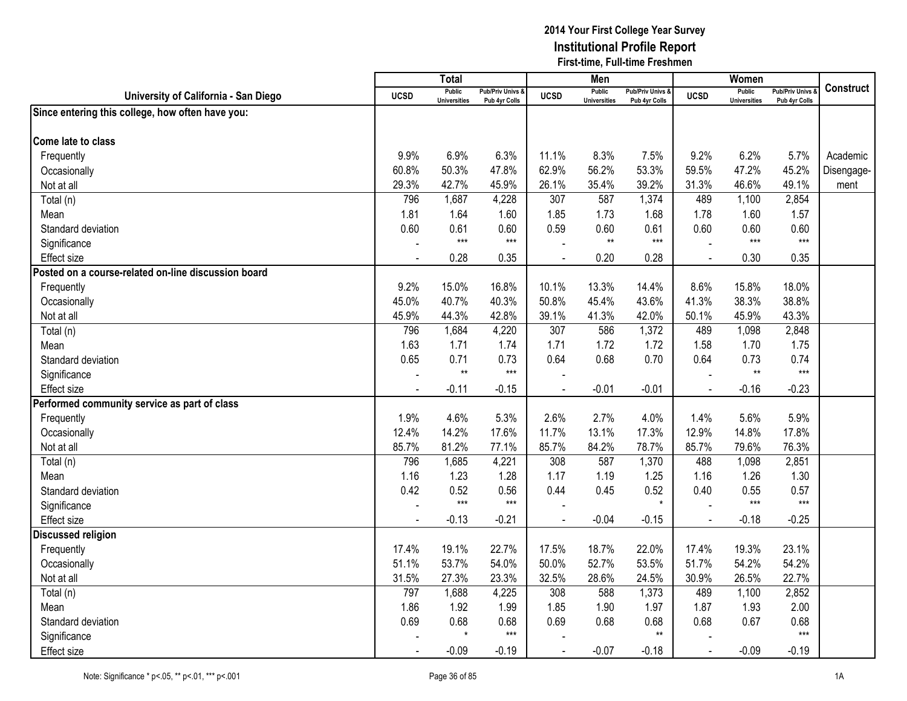**2014 Your First College Year Survey**
**Institutional Profile Report**
**First-time, Full-time Freshmen**

| University of California - San Diego | Total | | | Men | | | Women | | | Construct |
|---|---|---|---|---|---|---|---|---|---|---|
| | UCSD | Public Universities | Pub/Priv Univs & Pub 4yr Colls | UCSD | Public Universities | Pub/Priv Univs & Pub 4yr Colls | UCSD | Public Universities | Pub/Priv Univs & Pub 4yr Colls | |
| **Since entering this college, how often have you:** | | | | | | | | | | |
| **Come late to class** | | | | | | | | | | |
| Frequently | 9.9% | 6.9% | 6.3% | 11.1% | 8.3% | 7.5% | 9.2% | 6.2% | 5.7% | Academic Disengagement |
| Occasionally | 60.8% | 50.3% | 47.8% | 62.9% | 56.2% | 53.3% | 59.5% | 47.2% | 45.2% | |
| Not at all | 29.3% | 42.7% | 45.9% | 26.1% | 35.4% | 39.2% | 31.3% | 46.6% | 49.1% | |
| Total (n) | 796 | 1,687 | 4,228 | 307 | 587 | 1,374 | 489 | 1,100 | 2,854 | |
| Mean | 1.81 | 1.64 | 1.60 | 1.85 | 1.73 | 1.68 | 1.78 | 1.60 | 1.57 | |
| Standard deviation | 0.60 | 0.61 | 0.60 | 0.59 | 0.60 | 0.61 | 0.60 | 0.60 | 0.60 | |
| Significance | - | *** | *** | - | ** | *** | - | *** | *** | |
| Effect size | - | 0.28 | 0.35 | - | 0.20 | 0.28 | - | 0.30 | 0.35 | |
| **Posted on a course-related on-line discussion board** | | | | | | | | | | |
| Frequently | 9.2% | 15.0% | 16.8% | 10.1% | 13.3% | 14.4% | 8.6% | 15.8% | 18.0% | |
| Occasionally | 45.0% | 40.7% | 40.3% | 50.8% | 45.4% | 43.6% | 41.3% | 38.3% | 38.8% | |
| Not at all | 45.9% | 44.3% | 42.8% | 39.1% | 41.3% | 42.0% | 50.1% | 45.9% | 43.3% | |
| Total (n) | 796 | 1,684 | 4,220 | 307 | 586 | 1,372 | 489 | 1,098 | 2,848 | |
| Mean | 1.63 | 1.71 | 1.74 | 1.71 | 1.72 | 1.72 | 1.58 | 1.70 | 1.75 | |
| Standard deviation | 0.65 | 0.71 | 0.73 | 0.64 | 0.68 | 0.70 | 0.64 | 0.73 | 0.74 | |
| Significance | - | ** | *** | - | | | - | ** | *** | |
| Effect size | - | -0.11 | -0.15 | - | -0.01 | -0.01 | - | -0.16 | -0.23 | |
| **Performed community service as part of class** | | | | | | | | | | |
| Frequently | 1.9% | 4.6% | 5.3% | 2.6% | 2.7% | 4.0% | 1.4% | 5.6% | 5.9% | |
| Occasionally | 12.4% | 14.2% | 17.6% | 11.7% | 13.1% | 17.3% | 12.9% | 14.8% | 17.8% | |
| Not at all | 85.7% | 81.2% | 77.1% | 85.7% | 84.2% | 78.7% | 85.7% | 79.6% | 76.3% | |
| Total (n) | 796 | 1,685 | 4,221 | 308 | 587 | 1,370 | 488 | 1,098 | 2,851 | |
| Mean | 1.16 | 1.23 | 1.28 | 1.17 | 1.19 | 1.25 | 1.16 | 1.26 | 1.30 | |
| Standard deviation | 0.42 | 0.52 | 0.56 | 0.44 | 0.45 | 0.52 | 0.40 | 0.55 | 0.57 | |
| Significance | - | *** | *** | - | | * | - | *** | *** | |
| Effect size | - | -0.13 | -0.21 | - | -0.04 | -0.15 | - | -0.18 | -0.25 | |
| **Discussed religion** | | | | | | | | | | |
| Frequently | 17.4% | 19.1% | 22.7% | 17.5% | 18.7% | 22.0% | 17.4% | 19.3% | 23.1% | |
| Occasionally | 51.1% | 53.7% | 54.0% | 50.0% | 52.7% | 53.5% | 51.7% | 54.2% | 54.2% | |
| Not at all | 31.5% | 27.3% | 23.3% | 32.5% | 28.6% | 24.5% | 30.9% | 26.5% | 22.7% | |
| Total (n) | 797 | 1,688 | 4,225 | 308 | 588 | 1,373 | 489 | 1,100 | 2,852 | |
| Mean | 1.86 | 1.92 | 1.99 | 1.85 | 1.90 | 1.97 | 1.87 | 1.93 | 2.00 | |
| Standard deviation | 0.69 | 0.68 | 0.68 | 0.69 | 0.68 | 0.68 | 0.68 | 0.67 | 0.68 | |
| Significance | - | * | *** | - | | ** | - | | *** | |
| Effect size | - | -0.09 | -0.19 | - | -0.07 | -0.18 | - | -0.09 | -0.19 | |

Note: Significance * p<.05, ** p<.01, *** p<.001

1A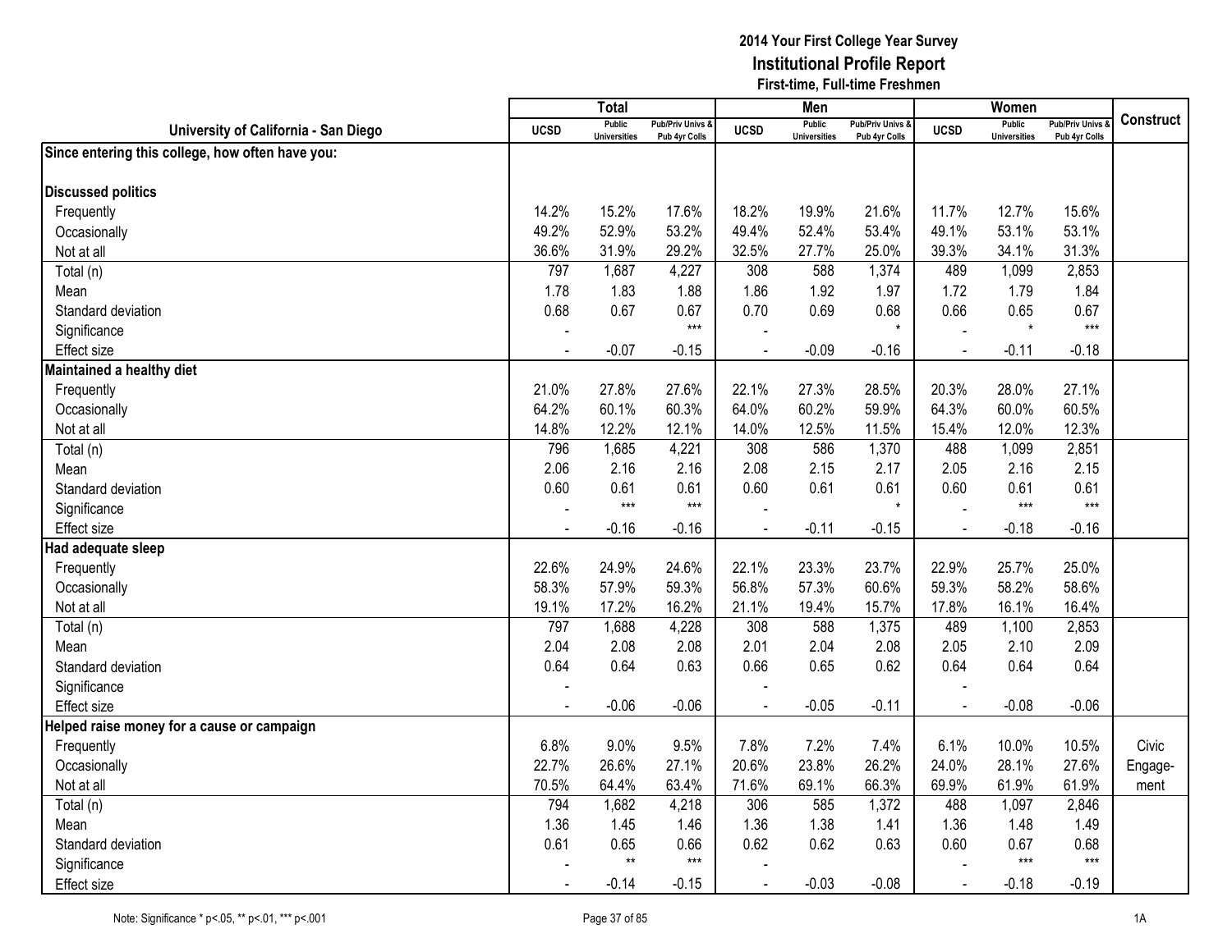2014 Your First College Year Survey
**Institutional Profile Report**
First-time, Full-time Freshmen

| University of California - San Diego | Total | | | Men | | | Women | | | Construct |
|---|---|---|---|---|---|---|---|---|---|---|
| | UCSD | Public Universities | Pub/Priv Univs & Pub 4yr Colls | UCSD | Public Universities | Pub/Priv Univs & Pub 4yr Colls | UCSD | Public Universities | Pub/Priv Univs & Pub 4yr Colls | |
| **Since entering this college, how often have you:** | | | | | | | | | | |
| **Discussed politics** | | | | | | | | | | |
| Frequently | 14.2% | 15.2% | 17.6% | 18.2% | 19.9% | 21.6% | 11.7% | 12.7% | 15.6% | |
| Occasionally | 49.2% | 52.9% | 53.2% | 49.4% | 52.4% | 53.4% | 49.1% | 53.1% | 53.1% | |
| Not at all | 36.6% | 31.9% | 29.2% | 32.5% | 27.7% | 25.0% | 39.3% | 34.1% | 31.3% | |
| Total (n) | 797 | 1,687 | 4,227 | 308 | 588 | 1,374 | 489 | 1,099 | 2,853 | |
| Mean | 1.78 | 1.83 | 1.88 | 1.86 | 1.92 | 1.97 | 1.72 | 1.79 | 1.84 | |
| Standard deviation | 0.68 | 0.67 | 0.67 | 0.70 | 0.69 | 0.68 | 0.66 | 0.65 | 0.67 | |
| Significance | - | | *** | - | | * | - | * | *** | |
| Effect size | - | -0.07 | -0.15 | - | -0.09 | -0.16 | - | -0.11 | -0.18 | |
| **Maintained a healthy diet** | | | | | | | | | | |
| Frequently | 21.0% | 27.8% | 27.6% | 22.1% | 27.3% | 28.5% | 20.3% | 28.0% | 27.1% | |
| Occasionally | 64.2% | 60.1% | 60.3% | 64.0% | 60.2% | 59.9% | 64.3% | 60.0% | 60.5% | |
| Not at all | 14.8% | 12.2% | 12.1% | 14.0% | 12.5% | 11.5% | 15.4% | 12.0% | 12.3% | |
| Total (n) | 796 | 1,685 | 4,221 | 308 | 586 | 1,370 | 488 | 1,099 | 2,851 | |
| Mean | 2.06 | 2.16 | 2.16 | 2.08 | 2.15 | 2.17 | 2.05 | 2.16 | 2.15 | |
| Standard deviation | 0.60 | 0.61 | 0.61 | 0.60 | 0.61 | 0.61 | 0.60 | 0.61 | 0.61 | |
| Significance | - | *** | *** | - | | * | - | *** | *** | |
| Effect size | - | -0.16 | -0.16 | - | -0.11 | -0.15 | - | -0.18 | -0.16 | |
| **Had adequate sleep** | | | | | | | | | | |
| Frequently | 22.6% | 24.9% | 24.6% | 22.1% | 23.3% | 23.7% | 22.9% | 25.7% | 25.0% | |
| Occasionally | 58.3% | 57.9% | 59.3% | 56.8% | 57.3% | 60.6% | 59.3% | 58.2% | 58.6% | |
| Not at all | 19.1% | 17.2% | 16.2% | 21.1% | 19.4% | 15.7% | 17.8% | 16.1% | 16.4% | |
| Total (n) | 797 | 1,688 | 4,228 | 308 | 588 | 1,375 | 489 | 1,100 | 2,853 | |
| Mean | 2.04 | 2.08 | 2.08 | 2.01 | 2.04 | 2.08 | 2.05 | 2.10 | 2.09 | |
| Standard deviation | 0.64 | 0.64 | 0.63 | 0.66 | 0.65 | 0.62 | 0.64 | 0.64 | 0.64 | |
| Significance | - | | | - | | | - | | | |
| Effect size | - | -0.06 | -0.06 | - | -0.05 | -0.11 | - | -0.08 | -0.06 | |
| **Helped raise money for a cause or campaign** | | | | | | | | | | |
| Frequently | 6.8% | 9.0% | 9.5% | 7.8% | 7.2% | 7.4% | 6.1% | 10.0% | 10.5% | Civic Engage-ment |
| Occasionally | 22.7% | 26.6% | 27.1% | 20.6% | 23.8% | 26.2% | 24.0% | 28.1% | 27.6% | |
| Not at all | 70.5% | 64.4% | 63.4% | 71.6% | 69.1% | 66.3% | 69.9% | 61.9% | 61.9% | |
| Total (n) | 794 | 1,682 | 4,218 | 306 | 585 | 1,372 | 488 | 1,097 | 2,846 | |
| Mean | 1.36 | 1.45 | 1.46 | 1.36 | 1.38 | 1.41 | 1.36 | 1.48 | 1.49 | |
| Standard deviation | 0.61 | 0.65 | 0.66 | 0.62 | 0.62 | 0.63 | 0.60 | 0.67 | 0.68 | |
| Significance | - | ** | *** | - | | | - | *** | *** | |
| Effect size | - | -0.14 | -0.15 | - | -0.03 | -0.08 | - | -0.18 | -0.19 | |

Note: Significance * p<.05, ** p<.01, *** p<.001

1A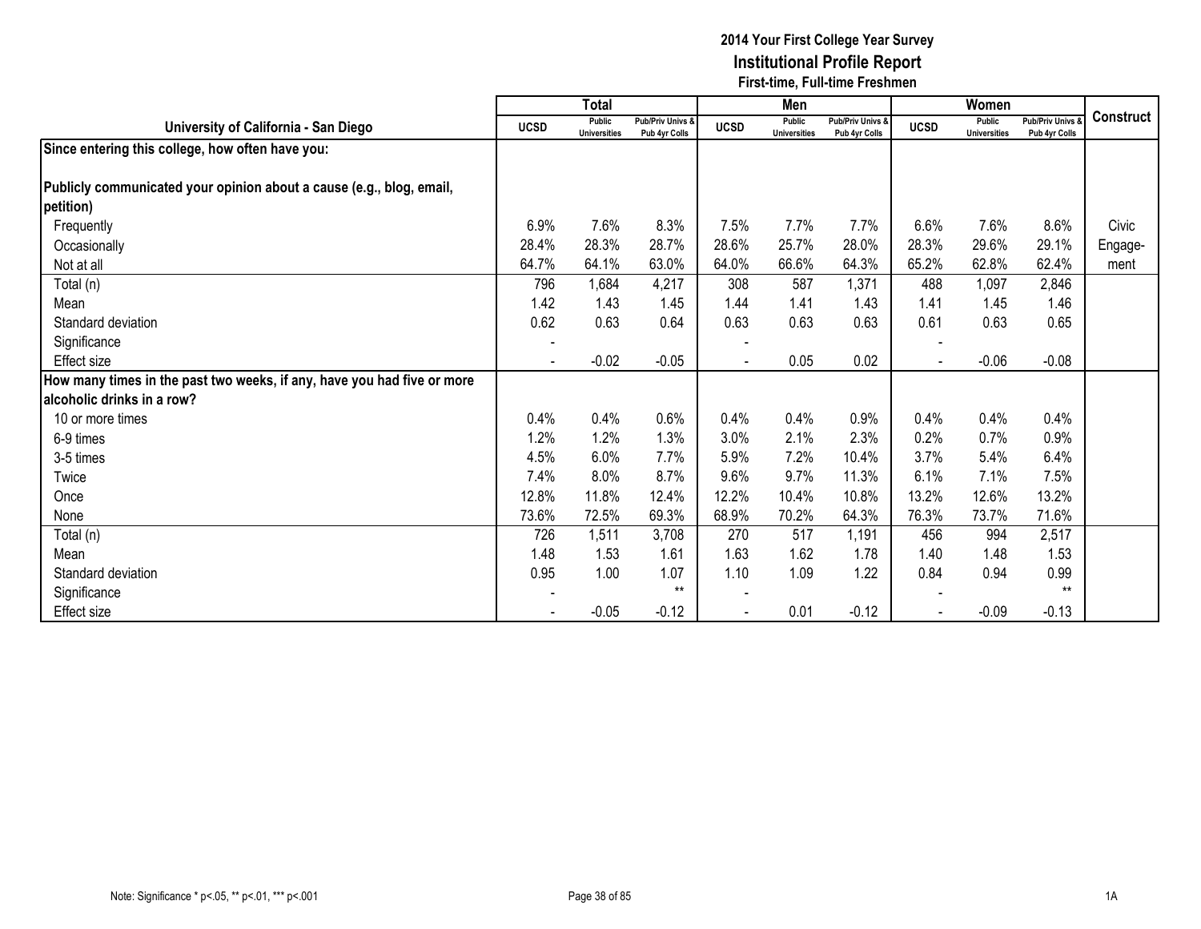# 2014 Your First College Year Survey

## Institutional Profile Report

### First-time, Full-time Freshmen

| University of California - San Diego | Total | | | Men | | | Women | | | Construct |
|---|---|---|---|---|---|---|---|---|---|---|
| | UCSD | Public Universities | Pub/Priv Univs & Pub 4yr Colls | UCSD | Public Universities | Pub/Priv Univs & Pub 4yr Colls | UCSD | Public Universities | Pub/Priv Univs & Pub 4yr Colls | |
| **Since entering this college, how often have you:** | | | | | | | | | | |
| **Publicly communicated your opinion about a cause (e.g., blog, email, petition)** | | | | | | | | | | |
| Frequently | 6.9% | 7.6% | 8.3% | 7.5% | 7.7% | 7.7% | 6.6% | 7.6% | 8.6% | Civic |
| Occasionally | 28.4% | 28.3% | 28.7% | 28.6% | 25.7% | 28.0% | 28.3% | 29.6% | 29.1% | Engage- |
| Not at all | 64.7% | 64.1% | 63.0% | 64.0% | 66.6% | 64.3% | 65.2% | 62.8% | 62.4% | ment |
| Total (n) | 796 | 1,684 | 4,217 | 308 | 587 | 1,371 | 488 | 1,097 | 2,846 | |
| Mean | 1.42 | 1.43 | 1.45 | 1.44 | 1.41 | 1.43 | 1.41 | 1.45 | 1.46 | |
| Standard deviation | 0.62 | 0.63 | 0.64 | 0.63 | 0.63 | 0.63 | 0.61 | 0.63 | 0.65 | |
| Significance | - | | | - | | | - | | | |
| Effect size | - | -0.02 | -0.05 | - | 0.05 | 0.02 | - | -0.06 | -0.08 | |
| **How many times in the past two weeks, if any, have you had five or more alcoholic drinks in a row?** | | | | | | | | | | |
| 10 or more times | 0.4% | 0.4% | 0.6% | 0.4% | 0.4% | 0.9% | 0.4% | 0.4% | 0.4% | |
| 6-9 times | 1.2% | 1.2% | 1.3% | 3.0% | 2.1% | 2.3% | 0.2% | 0.7% | 0.9% | |
| 3-5 times | 4.5% | 6.0% | 7.7% | 5.9% | 7.2% | 10.4% | 3.7% | 5.4% | 6.4% | |
| Twice | 7.4% | 8.0% | 8.7% | 9.6% | 9.7% | 11.3% | 6.1% | 7.1% | 7.5% | |
| Once | 12.8% | 11.8% | 12.4% | 12.2% | 10.4% | 10.8% | 13.2% | 12.6% | 13.2% | |
| None | 73.6% | 72.5% | 69.3% | 68.9% | 70.2% | 64.3% | 76.3% | 73.7% | 71.6% | |
| Total (n) | 726 | 1,511 | 3,708 | 270 | 517 | 1,191 | 456 | 994 | 2,517 | |
| Mean | 1.48 | 1.53 | 1.61 | 1.63 | 1.62 | 1.78 | 1.40 | 1.48 | 1.53 | |
| Standard deviation | 0.95 | 1.00 | 1.07 | 1.10 | 1.09 | 1.22 | 0.84 | 0.94 | 0.99 | |
| Significance | - | | ** | - | | | - | | ** | |
| Effect size | - | -0.05 | -0.12 | - | 0.01 | -0.12 | - | -0.09 | -0.13 | |

Note: Significance * p<.05, ** p<.01, *** p<.001

1A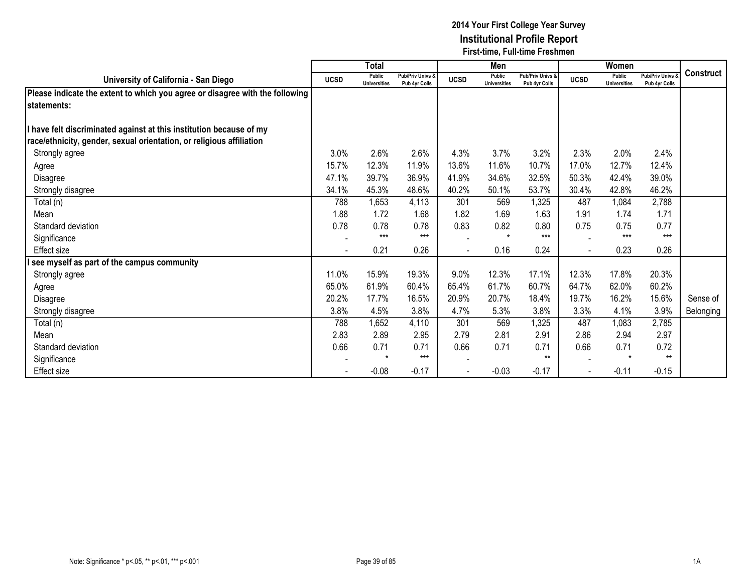**2014 Your First College Year Survey**
**Institutional Profile Report**
**First-time, Full-time Freshmen**

| University of California - San Diego | Total | | | Men | | | Women | | | Construct |
|---|---|---|---|---|---|---|---|---|---|---|
| | UCSD | Public Universities | Pub/Priv Univs & Pub 4yr Colls | UCSD | Public Universities | Pub/Priv Univs & Pub 4yr Colls | UCSD | Public Universities | Pub/Priv Univs & Pub 4yr Colls | |
| **Please indicate the extent to which you agree or disagree with the following statements:** | | | | | | | | | | |
| **I have felt discriminated against at this institution because of my race/ethnicity, gender, sexual orientation, or religious affiliation** | | | | | | | | | | |
| Strongly agree | 3.0% | 2.6% | 2.6% | 4.3% | 3.7% | 3.2% | 2.3% | 2.0% | 2.4% | |
| Agree | 15.7% | 12.3% | 11.9% | 13.6% | 11.6% | 10.7% | 17.0% | 12.7% | 12.4% | |
| Disagree | 47.1% | 39.7% | 36.9% | 41.9% | 34.6% | 32.5% | 50.3% | 42.4% | 39.0% | |
| Strongly disagree | 34.1% | 45.3% | 48.6% | 40.2% | 50.1% | 53.7% | 30.4% | 42.8% | 46.2% | |
| Total (n) | 788 | 1,653 | 4,113 | 301 | 569 | 1,325 | 487 | 1,084 | 2,788 | |
| Mean | 1.88 | 1.72 | 1.68 | 1.82 | 1.69 | 1.63 | 1.91 | 1.74 | 1.71 | |
| Standard deviation | 0.78 | 0.78 | 0.78 | 0.83 | 0.82 | 0.80 | 0.75 | 0.75 | 0.77 | |
| Significance | - | *** | *** | - | * | *** | - | *** | *** | |
| Effect size | - | 0.21 | 0.26 | - | 0.16 | 0.24 | - | 0.23 | 0.26 | |
| **I see myself as part of the campus community** | | | | | | | | | | |
| Strongly agree | 11.0% | 15.9% | 19.3% | 9.0% | 12.3% | 17.1% | 12.3% | 17.8% | 20.3% | |
| Agree | 65.0% | 61.9% | 60.4% | 65.4% | 61.7% | 60.7% | 64.7% | 62.0% | 60.2% | |
| Disagree | 20.2% | 17.7% | 16.5% | 20.9% | 20.7% | 18.4% | 19.7% | 16.2% | 15.6% | Sense of |
| Strongly disagree | 3.8% | 4.5% | 3.8% | 4.7% | 5.3% | 3.8% | 3.3% | 4.1% | 3.9% | Belonging |
| Total (n) | 788 | 1,652 | 4,110 | 301 | 569 | 1,325 | 487 | 1,083 | 2,785 | |
| Mean | 2.83 | 2.89 | 2.95 | 2.79 | 2.81 | 2.91 | 2.86 | 2.94 | 2.97 | |
| Standard deviation | 0.66 | 0.71 | 0.71 | 0.66 | 0.71 | 0.71 | 0.66 | 0.71 | 0.72 | |
| Significance | - | * | *** | - | | ** | - | * | ** | |
| Effect size | - | -0.08 | -0.17 | - | -0.03 | -0.17 | - | -0.11 | -0.15 | |

Note: Significance * p<.05, ** p<.01, *** p<.001

1A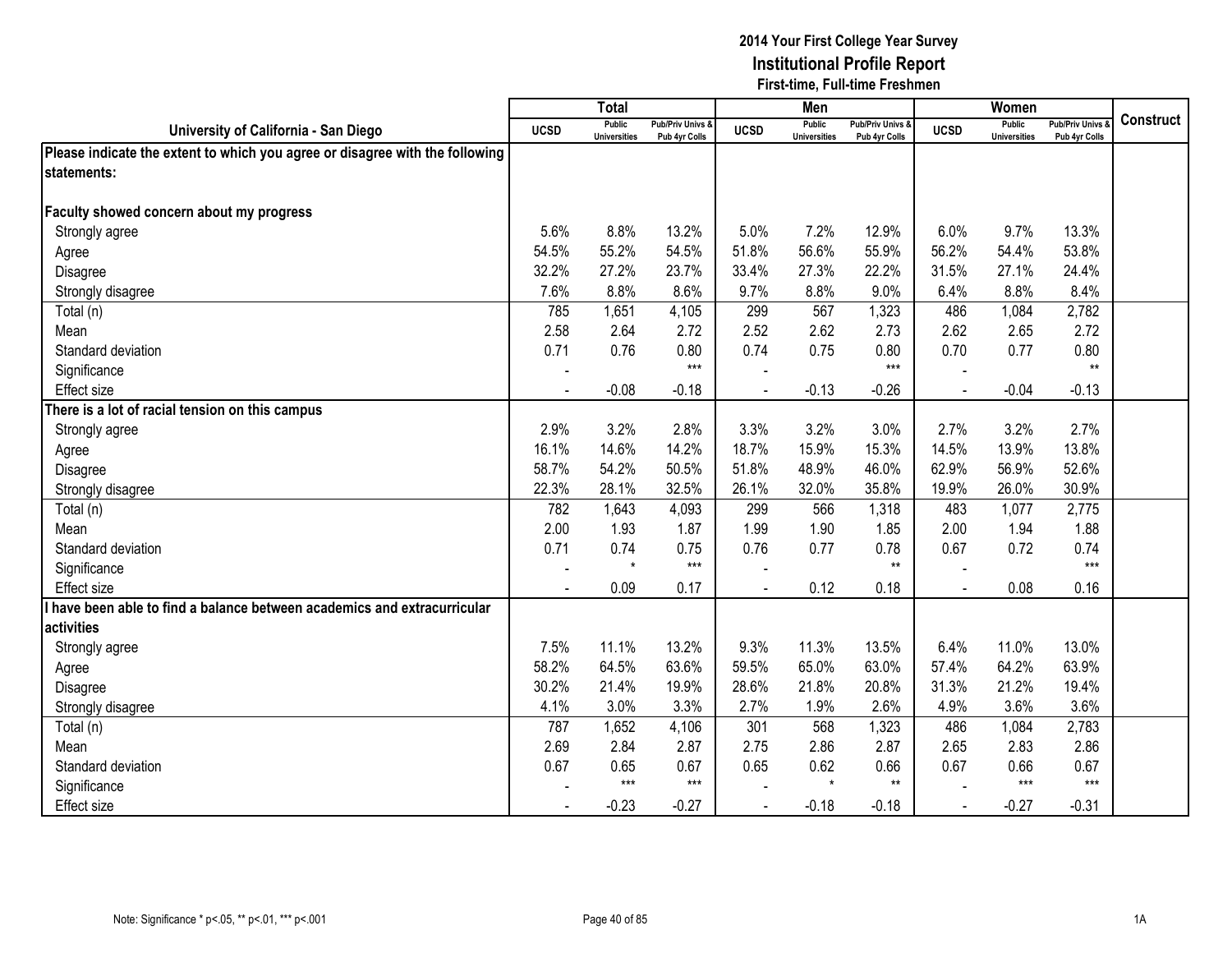# 2014 Your First College Year Survey
## Institutional Profile Report
### First-time, Full-time Freshmen

| University of California - San Diego | Total | | | Men | | | Women | | | Construct |
|---|---|---|---|---|---|---|---|---|---|---|
| | UCSD | Public Universities | Pub/Priv Univs & Pub 4yr Colls | UCSD | Public Universities | Pub/Priv Univs & Pub 4yr Colls | UCSD | Public Universities | Pub/Priv Univs & Pub 4yr Colls | |
| **Please indicate the extent to which you agree or disagree with the following statements:** | | | | | | | | | | |
| **Faculty showed concern about my progress** | | | | | | | | | | |
| Strongly agree | 5.6% | 8.8% | 13.2% | 5.0% | 7.2% | 12.9% | 6.0% | 9.7% | 13.3% | |
| Agree | 54.5% | 55.2% | 54.5% | 51.8% | 56.6% | 55.9% | 56.2% | 54.4% | 53.8% | |
| Disagree | 32.2% | 27.2% | 23.7% | 33.4% | 27.3% | 22.2% | 31.5% | 27.1% | 24.4% | |
| Strongly disagree | 7.6% | 8.8% | 8.6% | 9.7% | 8.8% | 9.0% | 6.4% | 8.8% | 8.4% | |
| Total (n) | 785 | 1,651 | 4,105 | 299 | 567 | 1,323 | 486 | 1,084 | 2,782 | |
| Mean | 2.58 | 2.64 | 2.72 | 2.52 | 2.62 | 2.73 | 2.62 | 2.65 | 2.72 | |
| Standard deviation | 0.71 | 0.76 | 0.80 | 0.74 | 0.75 | 0.80 | 0.70 | 0.77 | 0.80 | |
| Significance | - | | *** | - | | *** | - | | ** | |
| Effect size | - | -0.08 | -0.18 | - | -0.13 | -0.26 | - | -0.04 | -0.13 | |
| **There is a lot of racial tension on this campus** | | | | | | | | | | |
| Strongly agree | 2.9% | 3.2% | 2.8% | 3.3% | 3.2% | 3.0% | 2.7% | 3.2% | 2.7% | |
| Agree | 16.1% | 14.6% | 14.2% | 18.7% | 15.9% | 15.3% | 14.5% | 13.9% | 13.8% | |
| Disagree | 58.7% | 54.2% | 50.5% | 51.8% | 48.9% | 46.0% | 62.9% | 56.9% | 52.6% | |
| Strongly disagree | 22.3% | 28.1% | 32.5% | 26.1% | 32.0% | 35.8% | 19.9% | 26.0% | 30.9% | |
| Total (n) | 782 | 1,643 | 4,093 | 299 | 566 | 1,318 | 483 | 1,077 | 2,775 | |
| Mean | 2.00 | 1.93 | 1.87 | 1.99 | 1.90 | 1.85 | 2.00 | 1.94 | 1.88 | |
| Standard deviation | 0.71 | 0.74 | 0.75 | 0.76 | 0.77 | 0.78 | 0.67 | 0.72 | 0.74 | |
| Significance | - | * | *** | - | | ** | - | | *** | |
| Effect size | - | 0.09 | 0.17 | - | 0.12 | 0.18 | - | 0.08 | 0.16 | |
| **I have been able to find a balance between academics and extracurricular activities** | | | | | | | | | | |
| Strongly agree | 7.5% | 11.1% | 13.2% | 9.3% | 11.3% | 13.5% | 6.4% | 11.0% | 13.0% | |
| Agree | 58.2% | 64.5% | 63.6% | 59.5% | 65.0% | 63.0% | 57.4% | 64.2% | 63.9% | |
| Disagree | 30.2% | 21.4% | 19.9% | 28.6% | 21.8% | 20.8% | 31.3% | 21.2% | 19.4% | |
| Strongly disagree | 4.1% | 3.0% | 3.3% | 2.7% | 1.9% | 2.6% | 4.9% | 3.6% | 3.6% | |
| Total (n) | 787 | 1,652 | 4,106 | 301 | 568 | 1,323 | 486 | 1,084 | 2,783 | |
| Mean | 2.69 | 2.84 | 2.87 | 2.75 | 2.86 | 2.87 | 2.65 | 2.83 | 2.86 | |
| Standard deviation | 0.67 | 0.65 | 0.67 | 0.65 | 0.62 | 0.66 | 0.67 | 0.66 | 0.67 | |
| Significance | - | *** | *** | - | * | ** | - | *** | *** | |
| Effect size | - | -0.23 | -0.27 | - | -0.18 | -0.18 | - | -0.27 | -0.31 | |

Note: Significance * p<.05, ** p<.01, *** p<.001

1A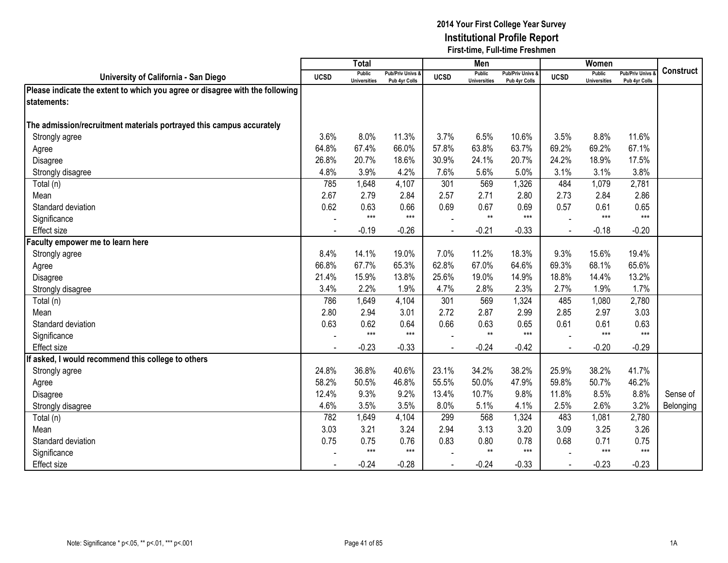**2014 Your First College Year Survey**
**Institutional Profile Report**
**First-time, Full-time Freshmen**

| University of California - San Diego | Total | | | Men | | | Women | | | Construct |
|---|---|---|---|---|---|---|---|---|---|---|
| | UCSD | Public Universities | Pub/Priv Univs & Pub 4yr Colls | UCSD | Public Universities | Pub/Priv Univs & Pub 4yr Colls | UCSD | Public Universities | Pub/Priv Univs & Pub 4yr Colls | |
| **Please indicate the extent to which you agree or disagree with the following statements:** | | | | | | | | | | |
| **The admission/recruitment materials portrayed this campus accurately** | | | | | | | | | | |
| Strongly agree | 3.6% | 8.0% | 11.3% | 3.7% | 6.5% | 10.6% | 3.5% | 8.8% | 11.6% | |
| Agree | 64.8% | 67.4% | 66.0% | 57.8% | 63.8% | 63.7% | 69.2% | 69.2% | 67.1% | |
| Disagree | 26.8% | 20.7% | 18.6% | 30.9% | 24.1% | 20.7% | 24.2% | 18.9% | 17.5% | |
| Strongly disagree | 4.8% | 3.9% | 4.2% | 7.6% | 5.6% | 5.0% | 3.1% | 3.1% | 3.8% | |
| Total (n) | 785 | 1,648 | 4,107 | 301 | 569 | 1,326 | 484 | 1,079 | 2,781 | |
| Mean | 2.67 | 2.79 | 2.84 | 2.57 | 2.71 | 2.80 | 2.73 | 2.84 | 2.86 | |
| Standard deviation | 0.62 | 0.63 | 0.66 | 0.69 | 0.67 | 0.69 | 0.57 | 0.61 | 0.65 | |
| Significance | - | *** | *** | - | ** | *** | - | *** | *** | |
| Effect size | - | -0.19 | -0.26 | - | -0.21 | -0.33 | - | -0.18 | -0.20 | |
| **Faculty empower me to learn here** | | | | | | | | | | |
| Strongly agree | 8.4% | 14.1% | 19.0% | 7.0% | 11.2% | 18.3% | 9.3% | 15.6% | 19.4% | |
| Agree | 66.8% | 67.7% | 65.3% | 62.8% | 67.0% | 64.6% | 69.3% | 68.1% | 65.6% | |
| Disagree | 21.4% | 15.9% | 13.8% | 25.6% | 19.0% | 14.9% | 18.8% | 14.4% | 13.2% | |
| Strongly disagree | 3.4% | 2.2% | 1.9% | 4.7% | 2.8% | 2.3% | 2.7% | 1.9% | 1.7% | |
| Total (n) | 786 | 1,649 | 4,104 | 301 | 569 | 1,324 | 485 | 1,080 | 2,780 | |
| Mean | 2.80 | 2.94 | 3.01 | 2.72 | 2.87 | 2.99 | 2.85 | 2.97 | 3.03 | |
| Standard deviation | 0.63 | 0.62 | 0.64 | 0.66 | 0.63 | 0.65 | 0.61 | 0.61 | 0.63 | |
| Significance | - | *** | *** | - | ** | *** | - | *** | *** | |
| Effect size | - | -0.23 | -0.33 | - | -0.24 | -0.42 | - | -0.20 | -0.29 | |
| **If asked, I would recommend this college to others** | | | | | | | | | | |
| Strongly agree | 24.8% | 36.8% | 40.6% | 23.1% | 34.2% | 38.2% | 25.9% | 38.2% | 41.7% | |
| Agree | 58.2% | 50.5% | 46.8% | 55.5% | 50.0% | 47.9% | 59.8% | 50.7% | 46.2% | |
| Disagree | 12.4% | 9.3% | 9.2% | 13.4% | 10.7% | 9.8% | 11.8% | 8.5% | 8.8% | Sense of |
| Strongly disagree | 4.6% | 3.5% | 3.5% | 8.0% | 5.1% | 4.1% | 2.5% | 2.6% | 3.2% | Belonging |
| Total (n) | 782 | 1,649 | 4,104 | 299 | 568 | 1,324 | 483 | 1,081 | 2,780 | |
| Mean | 3.03 | 3.21 | 3.24 | 2.94 | 3.13 | 3.20 | 3.09 | 3.25 | 3.26 | |
| Standard deviation | 0.75 | 0.75 | 0.76 | 0.83 | 0.80 | 0.78 | 0.68 | 0.71 | 0.75 | |
| Significance | - | *** | *** | - | ** | *** | - | *** | *** | |
| Effect size | - | -0.24 | -0.28 | - | -0.24 | -0.33 | - | -0.23 | -0.23 | |

Note: Significance * p<.05, ** p<.01, *** p<.001

1A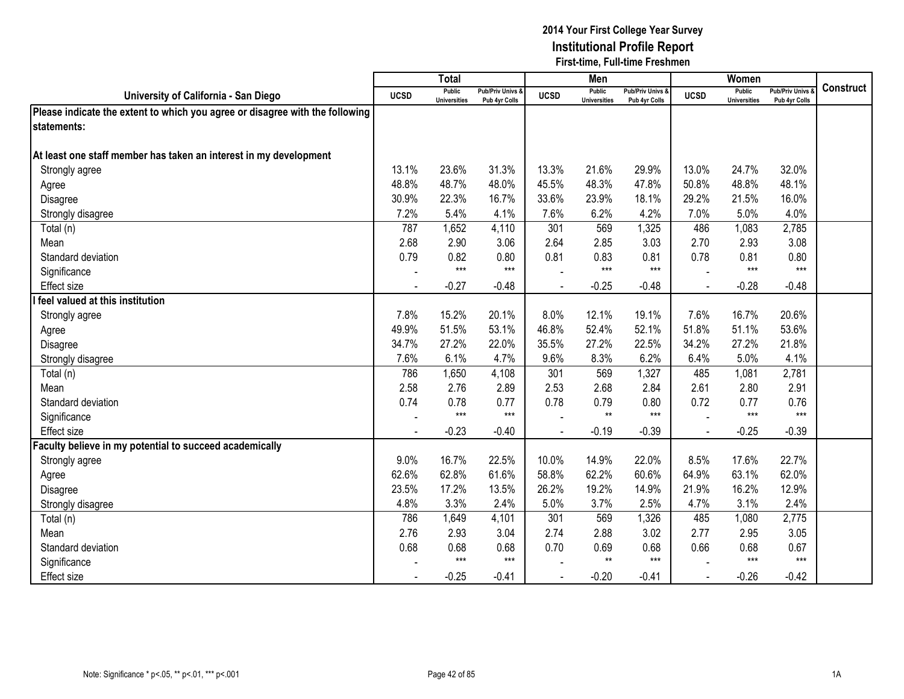# 2014 Your First College Year Survey
## Institutional Profile Report
### First-time, Full-time Freshmen

| University of California - San Diego | Total | | | Men | | | Women | | | Construct |
|---|---|---|---|---|---|---|---|---|---|---|
| | UCSD | Public Universities | Pub/Priv Univs & Pub 4yr Colls | UCSD | Public Universities | Pub/Priv Univs & Pub 4yr Colls | UCSD | Public Universities | Pub/Priv Univs & Pub 4yr Colls | |
| **Please indicate the extent to which you agree or disagree with the following statements:** | | | | | | | | | | |
| **At least one staff member has taken an interest in my development** | | | | | | | | | | |
| Strongly agree | 13.1% | 23.6% | 31.3% | 13.3% | 21.6% | 29.9% | 13.0% | 24.7% | 32.0% | |
| Agree | 48.8% | 48.7% | 48.0% | 45.5% | 48.3% | 47.8% | 50.8% | 48.8% | 48.1% | |
| Disagree | 30.9% | 22.3% | 16.7% | 33.6% | 23.9% | 18.1% | 29.2% | 21.5% | 16.0% | |
| Strongly disagree | 7.2% | 5.4% | 4.1% | 7.6% | 6.2% | 4.2% | 7.0% | 5.0% | 4.0% | |
| Total (n) | 787 | 1,652 | 4,110 | 301 | 569 | 1,325 | 486 | 1,083 | 2,785 | |
| Mean | 2.68 | 2.90 | 3.06 | 2.64 | 2.85 | 3.03 | 2.70 | 2.93 | 3.08 | |
| Standard deviation | 0.79 | 0.82 | 0.80 | 0.81 | 0.83 | 0.81 | 0.78 | 0.81 | 0.80 | |
| Significance | - | *** | *** | - | *** | *** | - | *** | *** | |
| Effect size | - | -0.27 | -0.48 | - | -0.25 | -0.48 | - | -0.28 | -0.48 | |
| **I feel valued at this institution** | | | | | | | | | | |
| Strongly agree | 7.8% | 15.2% | 20.1% | 8.0% | 12.1% | 19.1% | 7.6% | 16.7% | 20.6% | |
| Agree | 49.9% | 51.5% | 53.1% | 46.8% | 52.4% | 52.1% | 51.8% | 51.1% | 53.6% | |
| Disagree | 34.7% | 27.2% | 22.0% | 35.5% | 27.2% | 22.5% | 34.2% | 27.2% | 21.8% | |
| Strongly disagree | 7.6% | 6.1% | 4.7% | 9.6% | 8.3% | 6.2% | 6.4% | 5.0% | 4.1% | |
| Total (n) | 786 | 1,650 | 4,108 | 301 | 569 | 1,327 | 485 | 1,081 | 2,781 | |
| Mean | 2.58 | 2.76 | 2.89 | 2.53 | 2.68 | 2.84 | 2.61 | 2.80 | 2.91 | |
| Standard deviation | 0.74 | 0.78 | 0.77 | 0.78 | 0.79 | 0.80 | 0.72 | 0.77 | 0.76 | |
| Significance | - | *** | *** | - | ** | *** | - | *** | *** | |
| Effect size | - | -0.23 | -0.40 | - | -0.19 | -0.39 | - | -0.25 | -0.39 | |
| **Faculty believe in my potential to succeed academically** | | | | | | | | | | |
| Strongly agree | 9.0% | 16.7% | 22.5% | 10.0% | 14.9% | 22.0% | 8.5% | 17.6% | 22.7% | |
| Agree | 62.6% | 62.8% | 61.6% | 58.8% | 62.2% | 60.6% | 64.9% | 63.1% | 62.0% | |
| Disagree | 23.5% | 17.2% | 13.5% | 26.2% | 19.2% | 14.9% | 21.9% | 16.2% | 12.9% | |
| Strongly disagree | 4.8% | 3.3% | 2.4% | 5.0% | 3.7% | 2.5% | 4.7% | 3.1% | 2.4% | |
| Total (n) | 786 | 1,649 | 4,101 | 301 | 569 | 1,326 | 485 | 1,080 | 2,775 | |
| Mean | 2.76 | 2.93 | 3.04 | 2.74 | 2.88 | 3.02 | 2.77 | 2.95 | 3.05 | |
| Standard deviation | 0.68 | 0.68 | 0.68 | 0.70 | 0.69 | 0.68 | 0.66 | 0.68 | 0.67 | |
| Significance | - | *** | *** | - | ** | *** | - | *** | *** | |
| Effect size | - | -0.25 | -0.41 | - | -0.20 | -0.41 | - | -0.26 | -0.42 | |

Note: Significance * p<.05, ** p<.01, *** p<.001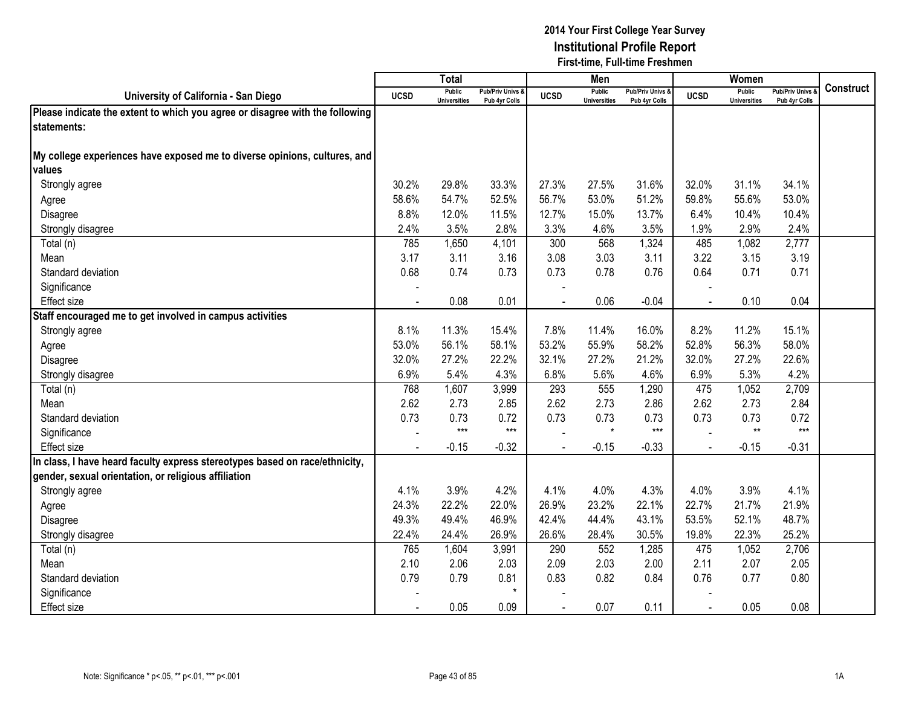# 2014 Your First College Year Survey
## Institutional Profile Report
### First-time, Full-time Freshmen

| University of California - San Diego | Total | | | Men | | | Women | | | Construct |
|---|---|---|---|---|---|---|---|---|---|---|
| | UCSD | Public Universities | Pub/Priv Univs & Pub 4yr Colls | UCSD | Public Universities | Pub/Priv Univs & Pub 4yr Colls | UCSD | Public Universities | Pub/Priv Univs & Pub 4yr Colls | |
| **Please indicate the extent to which you agree or disagree with the following statements:** | | | | | | | | | | |
| **My college experiences have exposed me to diverse opinions, cultures, and values** | | | | | | | | | | |
| Strongly agree | 30.2% | 29.8% | 33.3% | 27.3% | 27.5% | 31.6% | 32.0% | 31.1% | 34.1% | |
| Agree | 58.6% | 54.7% | 52.5% | 56.7% | 53.0% | 51.2% | 59.8% | 55.6% | 53.0% | |
| Disagree | 8.8% | 12.0% | 11.5% | 12.7% | 15.0% | 13.7% | 6.4% | 10.4% | 10.4% | |
| Strongly disagree | 2.4% | 3.5% | 2.8% | 3.3% | 4.6% | 3.5% | 1.9% | 2.9% | 2.4% | |
| Total (n) | 785 | 1,650 | 4,101 | 300 | 568 | 1,324 | 485 | 1,082 | 2,777 | |
| Mean | 3.17 | 3.11 | 3.16 | 3.08 | 3.03 | 3.11 | 3.22 | 3.15 | 3.19 | |
| Standard deviation | 0.68 | 0.74 | 0.73 | 0.73 | 0.78 | 0.76 | 0.64 | 0.71 | 0.71 | |
| Significance | - | | | - | | | - | | | |
| Effect size | - | 0.08 | 0.01 | - | 0.06 | -0.04 | - | 0.10 | 0.04 | |
| **Staff encouraged me to get involved in campus activities** | | | | | | | | | | |
| Strongly agree | 8.1% | 11.3% | 15.4% | 7.8% | 11.4% | 16.0% | 8.2% | 11.2% | 15.1% | |
| Agree | 53.0% | 56.1% | 58.1% | 53.2% | 55.9% | 58.2% | 52.8% | 56.3% | 58.0% | |
| Disagree | 32.0% | 27.2% | 22.2% | 32.1% | 27.2% | 21.2% | 32.0% | 27.2% | 22.6% | |
| Strongly disagree | 6.9% | 5.4% | 4.3% | 6.8% | 5.6% | 4.6% | 6.9% | 5.3% | 4.2% | |
| Total (n) | 768 | 1,607 | 3,999 | 293 | 555 | 1,290 | 475 | 1,052 | 2,709 | |
| Mean | 2.62 | 2.73 | 2.85 | 2.62 | 2.73 | 2.86 | 2.62 | 2.73 | 2.84 | |
| Standard deviation | 0.73 | 0.73 | 0.72 | 0.73 | 0.73 | 0.73 | 0.73 | 0.73 | 0.72 | |
| Significance | - | *** | *** | - | * | *** | - | ** | *** | |
| Effect size | - | -0.15 | -0.32 | - | -0.15 | -0.33 | - | -0.15 | -0.31 | |
| **In class, I have heard faculty express stereotypes based on race/ethnicity, gender, sexual orientation, or religious affiliation** | | | | | | | | | | |
| Strongly agree | 4.1% | 3.9% | 4.2% | 4.1% | 4.0% | 4.3% | 4.0% | 3.9% | 4.1% | |
| Agree | 24.3% | 22.2% | 22.0% | 26.9% | 23.2% | 22.1% | 22.7% | 21.7% | 21.9% | |
| Disagree | 49.3% | 49.4% | 46.9% | 42.4% | 44.4% | 43.1% | 53.5% | 52.1% | 48.7% | |
| Strongly disagree | 22.4% | 24.4% | 26.9% | 26.6% | 28.4% | 30.5% | 19.8% | 22.3% | 25.2% | |
| Total (n) | 765 | 1,604 | 3,991 | 290 | 552 | 1,285 | 475 | 1,052 | 2,706 | |
| Mean | 2.10 | 2.06 | 2.03 | 2.09 | 2.03 | 2.00 | 2.11 | 2.07 | 2.05 | |
| Standard deviation | 0.79 | 0.79 | 0.81 | 0.83 | 0.82 | 0.84 | 0.76 | 0.77 | 0.80 | |
| Significance | - | | * | - | | | - | | | |
| Effect size | - | 0.05 | 0.09 | - | 0.07 | 0.11 | - | 0.05 | 0.08 | |

Note: Significance * p<.05, ** p<.01, *** p<.001

1A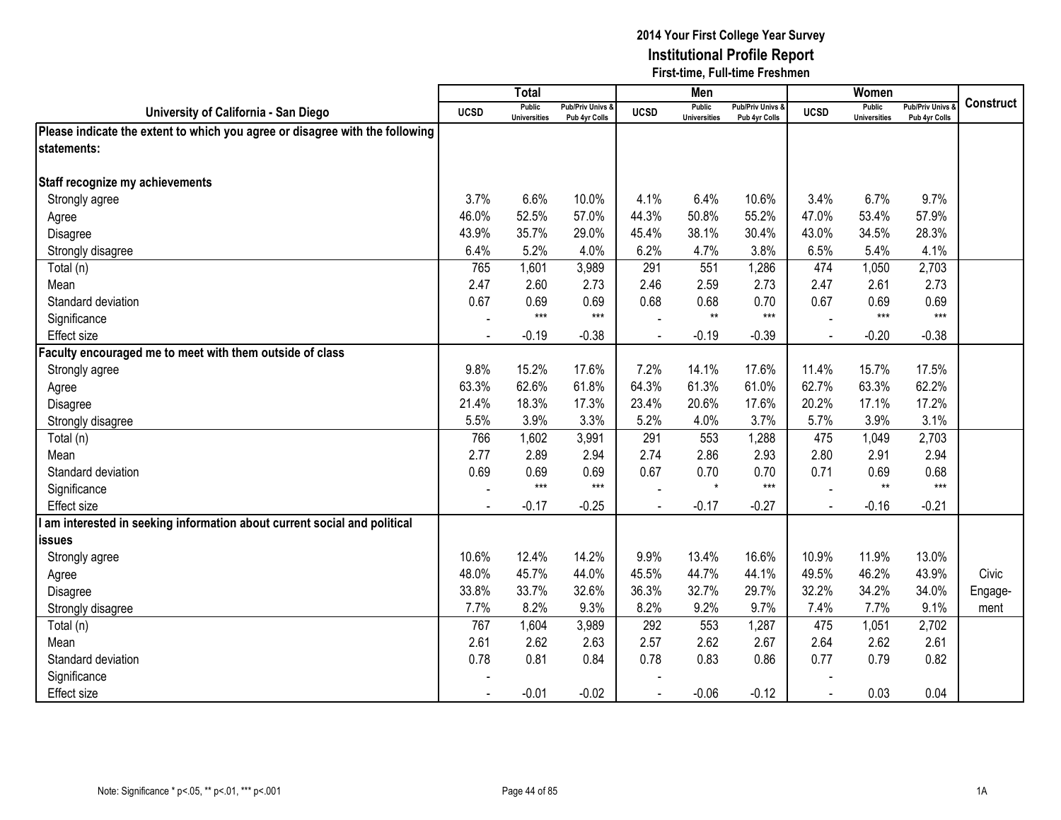**2014 Your First College Year Survey**
**Institutional Profile Report**
**First-time, Full-time Freshmen**

| University of California - San Diego | Total | | | Men | | | Women | | | Construct |
|---|---|---|---|---|---|---|---|---|---|---|
| | UCSD | Public Universities | Pub/Priv Univs & Pub 4yr Colls | UCSD | Public Universities | Pub/Priv Univs & Pub 4yr Colls | UCSD | Public Universities | Pub/Priv Univs & Pub 4yr Colls | |
| **Please indicate the extent to which you agree or disagree with the following statements:** | | | | | | | | | | |
| **Staff recognize my achievements** | | | | | | | | | | |
| Strongly agree | 3.7% | 6.6% | 10.0% | 4.1% | 6.4% | 10.6% | 3.4% | 6.7% | 9.7% | |
| Agree | 46.0% | 52.5% | 57.0% | 44.3% | 50.8% | 55.2% | 47.0% | 53.4% | 57.9% | |
| Disagree | 43.9% | 35.7% | 29.0% | 45.4% | 38.1% | 30.4% | 43.0% | 34.5% | 28.3% | |
| Strongly disagree | 6.4% | 5.2% | 4.0% | 6.2% | 4.7% | 3.8% | 6.5% | 5.4% | 4.1% | |
| Total (n) | 765 | 1,601 | 3,989 | 291 | 551 | 1,286 | 474 | 1,050 | 2,703 | |
| Mean | 2.47 | 2.60 | 2.73 | 2.46 | 2.59 | 2.73 | 2.47 | 2.61 | 2.73 | |
| Standard deviation | 0.67 | 0.69 | 0.69 | 0.68 | 0.68 | 0.70 | 0.67 | 0.69 | 0.69 | |
| Significance | - | *** | *** | - | ** | *** | - | *** | *** | |
| Effect size | - | -0.19 | -0.38 | - | -0.19 | -0.39 | - | -0.20 | -0.38 | |
| **Faculty encouraged me to meet with them outside of class** | | | | | | | | | | |
| Strongly agree | 9.8% | 15.2% | 17.6% | 7.2% | 14.1% | 17.6% | 11.4% | 15.7% | 17.5% | |
| Agree | 63.3% | 62.6% | 61.8% | 64.3% | 61.3% | 61.0% | 62.7% | 63.3% | 62.2% | |
| Disagree | 21.4% | 18.3% | 17.3% | 23.4% | 20.6% | 17.6% | 20.2% | 17.1% | 17.2% | |
| Strongly disagree | 5.5% | 3.9% | 3.3% | 5.2% | 4.0% | 3.7% | 5.7% | 3.9% | 3.1% | |
| Total (n) | 766 | 1,602 | 3,991 | 291 | 553 | 1,288 | 475 | 1,049 | 2,703 | |
| Mean | 2.77 | 2.89 | 2.94 | 2.74 | 2.86 | 2.93 | 2.80 | 2.91 | 2.94 | |
| Standard deviation | 0.69 | 0.69 | 0.69 | 0.67 | 0.70 | 0.70 | 0.71 | 0.69 | 0.68 | |
| Significance | - | *** | *** | - | * | *** | - | ** | *** | |
| Effect size | - | -0.17 | -0.25 | - | -0.17 | -0.27 | - | -0.16 | -0.21 | |
| **I am interested in seeking information about current social and political issues** | | | | | | | | | | |
| Strongly agree | 10.6% | 12.4% | 14.2% | 9.9% | 13.4% | 16.6% | 10.9% | 11.9% | 13.0% | |
| Agree | 48.0% | 45.7% | 44.0% | 45.5% | 44.7% | 44.1% | 49.5% | 46.2% | 43.9% | Civic Engagement |
| Disagree | 33.8% | 33.7% | 32.6% | 36.3% | 32.7% | 29.7% | 32.2% | 34.2% | 34.0% | |
| Strongly disagree | 7.7% | 8.2% | 9.3% | 8.2% | 9.2% | 9.7% | 7.4% | 7.7% | 9.1% | |
| Total (n) | 767 | 1,604 | 3,989 | 292 | 553 | 1,287 | 475 | 1,051 | 2,702 | |
| Mean | 2.61 | 2.62 | 2.63 | 2.57 | 2.62 | 2.67 | 2.64 | 2.62 | 2.61 | |
| Standard deviation | 0.78 | 0.81 | 0.84 | 0.78 | 0.83 | 0.86 | 0.77 | 0.79 | 0.82 | |
| Significance | - | | | - | | | - | | | |
| Effect size | - | -0.01 | -0.02 | - | -0.06 | -0.12 | - | 0.03 | 0.04 | |

Note: Significance * p<.05, ** p<.01, *** p<.001

1A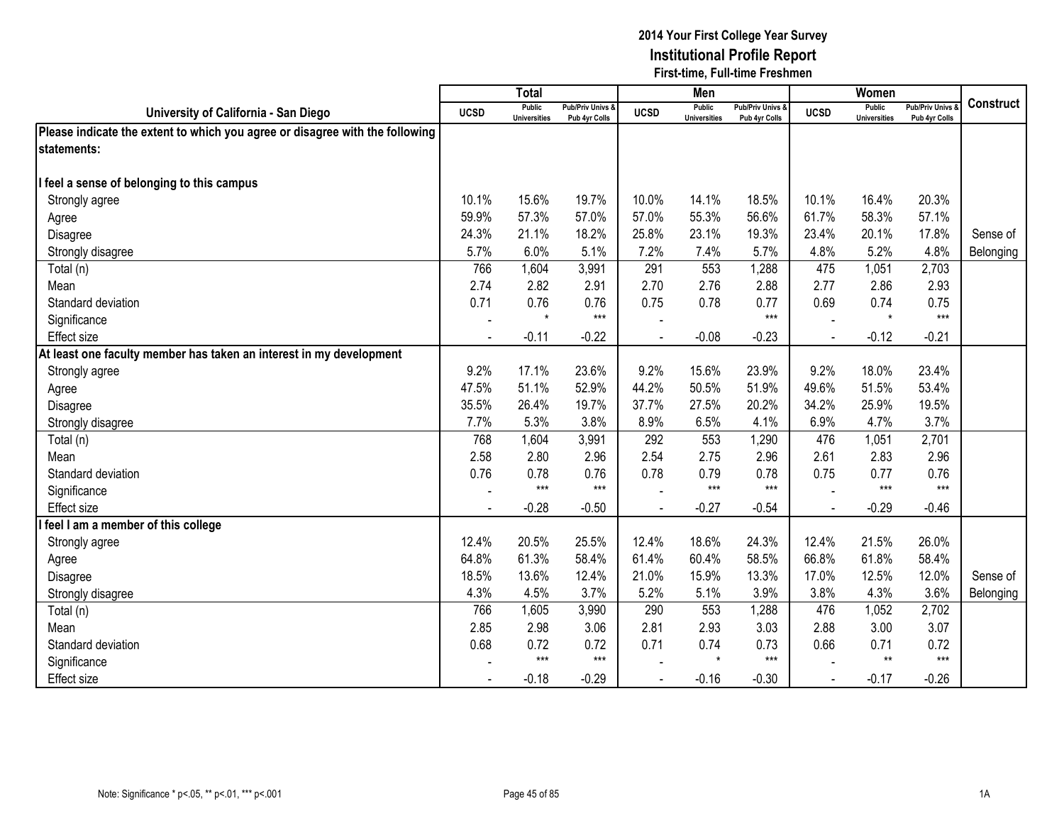**2014 Your First College Year Survey**
**Institutional Profile Report**
**First-time, Full-time Freshmen**

| University of California - San Diego | Total | | | Men | | | Women | | | Construct |
|---|---|---|---|---|---|---|---|---|---|---|
| | UCSD | Public Universities | Pub/Priv Univs & Pub 4yr Colls | UCSD | Public Universities | Pub/Priv Univs & Pub 4yr Colls | UCSD | Public Universities | Pub/Priv Univs & Pub 4yr Colls | |
| **Please indicate the extent to which you agree or disagree with the following statements:** | | | | | | | | | | |
| **I feel a sense of belonging to this campus** | | | | | | | | | | |
| Strongly agree | 10.1% | 15.6% | 19.7% | 10.0% | 14.1% | 18.5% | 10.1% | 16.4% | 20.3% | |
| Agree | 59.9% | 57.3% | 57.0% | 57.0% | 55.3% | 56.6% | 61.7% | 58.3% | 57.1% | |
| Disagree | 24.3% | 21.1% | 18.2% | 25.8% | 23.1% | 19.3% | 23.4% | 20.1% | 17.8% | Sense of |
| Strongly disagree | 5.7% | 6.0% | 5.1% | 7.2% | 7.4% | 5.7% | 4.8% | 5.2% | 4.8% | Belonging |
| Total (n) | 766 | 1,604 | 3,991 | 291 | 553 | 1,288 | 475 | 1,051 | 2,703 | |
| Mean | 2.74 | 2.82 | 2.91 | 2.70 | 2.76 | 2.88 | 2.77 | 2.86 | 2.93 | |
| Standard deviation | 0.71 | 0.76 | 0.76 | 0.75 | 0.78 | 0.77 | 0.69 | 0.74 | 0.75 | |
| Significance | - | * | *** | - | | *** | - | * | *** | |
| Effect size | - | -0.11 | -0.22 | - | -0.08 | -0.23 | - | -0.12 | -0.21 | |
| **At least one faculty member has taken an interest in my development** | | | | | | | | | | |
| Strongly agree | 9.2% | 17.1% | 23.6% | 9.2% | 15.6% | 23.9% | 9.2% | 18.0% | 23.4% | |
| Agree | 47.5% | 51.1% | 52.9% | 44.2% | 50.5% | 51.9% | 49.6% | 51.5% | 53.4% | |
| Disagree | 35.5% | 26.4% | 19.7% | 37.7% | 27.5% | 20.2% | 34.2% | 25.9% | 19.5% | |
| Strongly disagree | 7.7% | 5.3% | 3.8% | 8.9% | 6.5% | 4.1% | 6.9% | 4.7% | 3.7% | |
| Total (n) | 768 | 1,604 | 3,991 | 292 | 553 | 1,290 | 476 | 1,051 | 2,701 | |
| Mean | 2.58 | 2.80 | 2.96 | 2.54 | 2.75 | 2.96 | 2.61 | 2.83 | 2.96 | |
| Standard deviation | 0.76 | 0.78 | 0.76 | 0.78 | 0.79 | 0.78 | 0.75 | 0.77 | 0.76 | |
| Significance | - | *** | *** | - | *** | *** | - | *** | *** | |
| Effect size | - | -0.28 | -0.50 | - | -0.27 | -0.54 | - | -0.29 | -0.46 | |
| **I feel I am a member of this college** | | | | | | | | | | |
| Strongly agree | 12.4% | 20.5% | 25.5% | 12.4% | 18.6% | 24.3% | 12.4% | 21.5% | 26.0% | |
| Agree | 64.8% | 61.3% | 58.4% | 61.4% | 60.4% | 58.5% | 66.8% | 61.8% | 58.4% | |
| Disagree | 18.5% | 13.6% | 12.4% | 21.0% | 15.9% | 13.3% | 17.0% | 12.5% | 12.0% | Sense of |
| Strongly disagree | 4.3% | 4.5% | 3.7% | 5.2% | 5.1% | 3.9% | 3.8% | 4.3% | 3.6% | Belonging |
| Total (n) | 766 | 1,605 | 3,990 | 290 | 553 | 1,288 | 476 | 1,052 | 2,702 | |
| Mean | 2.85 | 2.98 | 3.06 | 2.81 | 2.93 | 3.03 | 2.88 | 3.00 | 3.07 | |
| Standard deviation | 0.68 | 0.72 | 0.72 | 0.71 | 0.74 | 0.73 | 0.66 | 0.71 | 0.72 | |
| Significance | - | *** | *** | - | * | *** | - | ** | *** | |
| Effect size | - | -0.18 | -0.29 | - | -0.16 | -0.30 | - | -0.17 | -0.26 | |

Note: Significance * p<.05, ** p<.01, *** p<.001

1A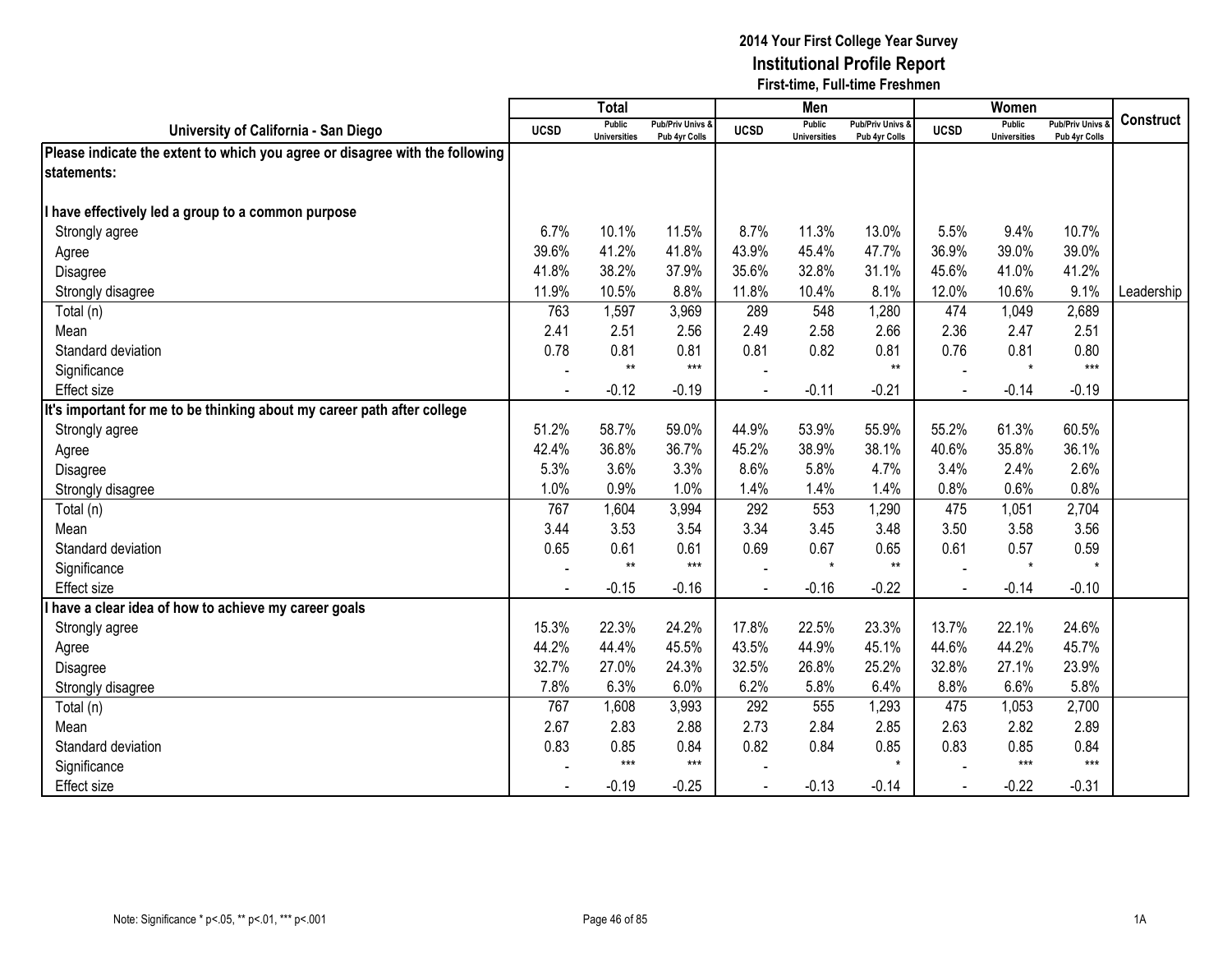**2014 Your First College Year Survey**
**Institutional Profile Report**
**First-time, Full-time Freshmen**

| University of California - San Diego | Total | | | Men | | | Women | | | Construct |
|---|---|---|---|---|---|---|---|---|---|---|
| | UCSD | Public Universities | Pub/Priv Univs & Pub 4yr Colls | UCSD | Public Universities | Pub/Priv Univs & Pub 4yr Colls | UCSD | Public Universities | Pub/Priv Univs & Pub 4yr Colls | |
| **Please indicate the extent to which you agree or disagree with the following statements:** | | | | | | | | | | |
| **I have effectively led a group to a common purpose** | | | | | | | | | | |
| Strongly agree | 6.7% | 10.1% | 11.5% | 8.7% | 11.3% | 13.0% | 5.5% | 9.4% | 10.7% | |
| Agree | 39.6% | 41.2% | 41.8% | 43.9% | 45.4% | 47.7% | 36.9% | 39.0% | 39.0% | |
| Disagree | 41.8% | 38.2% | 37.9% | 35.6% | 32.8% | 31.1% | 45.6% | 41.0% | 41.2% | |
| Strongly disagree | 11.9% | 10.5% | 8.8% | 11.8% | 10.4% | 8.1% | 12.0% | 10.6% | 9.1% | Leadership |
| Total (n) | 763 | 1,597 | 3,969 | 289 | 548 | 1,280 | 474 | 1,049 | 2,689 | |
| Mean | 2.41 | 2.51 | 2.56 | 2.49 | 2.58 | 2.66 | 2.36 | 2.47 | 2.51 | |
| Standard deviation | 0.78 | 0.81 | 0.81 | 0.81 | 0.82 | 0.81 | 0.76 | 0.81 | 0.80 | |
| Significance | - | ** | *** | - | | ** | - | * | *** | |
| Effect size | - | -0.12 | -0.19 | - | -0.11 | -0.21 | - | -0.14 | -0.19 | |
| **It's important for me to be thinking about my career path after college** | | | | | | | | | | |
| Strongly agree | 51.2% | 58.7% | 59.0% | 44.9% | 53.9% | 55.9% | 55.2% | 61.3% | 60.5% | |
| Agree | 42.4% | 36.8% | 36.7% | 45.2% | 38.9% | 38.1% | 40.6% | 35.8% | 36.1% | |
| Disagree | 5.3% | 3.6% | 3.3% | 8.6% | 5.8% | 4.7% | 3.4% | 2.4% | 2.6% | |
| Strongly disagree | 1.0% | 0.9% | 1.0% | 1.4% | 1.4% | 1.4% | 0.8% | 0.6% | 0.8% | |
| Total (n) | 767 | 1,604 | 3,994 | 292 | 553 | 1,290 | 475 | 1,051 | 2,704 | |
| Mean | 3.44 | 3.53 | 3.54 | 3.34 | 3.45 | 3.48 | 3.50 | 3.58 | 3.56 | |
| Standard deviation | 0.65 | 0.61 | 0.61 | 0.69 | 0.67 | 0.65 | 0.61 | 0.57 | 0.59 | |
| Significance | - | ** | *** | - | * | ** | - | * | * | |
| Effect size | - | -0.15 | -0.16 | - | -0.16 | -0.22 | - | -0.14 | -0.10 | |
| **I have a clear idea of how to achieve my career goals** | | | | | | | | | | |
| Strongly agree | 15.3% | 22.3% | 24.2% | 17.8% | 22.5% | 23.3% | 13.7% | 22.1% | 24.6% | |
| Agree | 44.2% | 44.4% | 45.5% | 43.5% | 44.9% | 45.1% | 44.6% | 44.2% | 45.7% | |
| Disagree | 32.7% | 27.0% | 24.3% | 32.5% | 26.8% | 25.2% | 32.8% | 27.1% | 23.9% | |
| Strongly disagree | 7.8% | 6.3% | 6.0% | 6.2% | 5.8% | 6.4% | 8.8% | 6.6% | 5.8% | |
| Total (n) | 767 | 1,608 | 3,993 | 292 | 555 | 1,293 | 475 | 1,053 | 2,700 | |
| Mean | 2.67 | 2.83 | 2.88 | 2.73 | 2.84 | 2.85 | 2.63 | 2.82 | 2.89 | |
| Standard deviation | 0.83 | 0.85 | 0.84 | 0.82 | 0.84 | 0.85 | 0.83 | 0.85 | 0.84 | |
| Significance | - | *** | *** | - | | * | - | *** | *** | |
| Effect size | - | -0.19 | -0.25 | - | -0.13 | -0.14 | - | -0.22 | -0.31 | |

Note: Significance * p<.05, ** p<.01, *** p<.001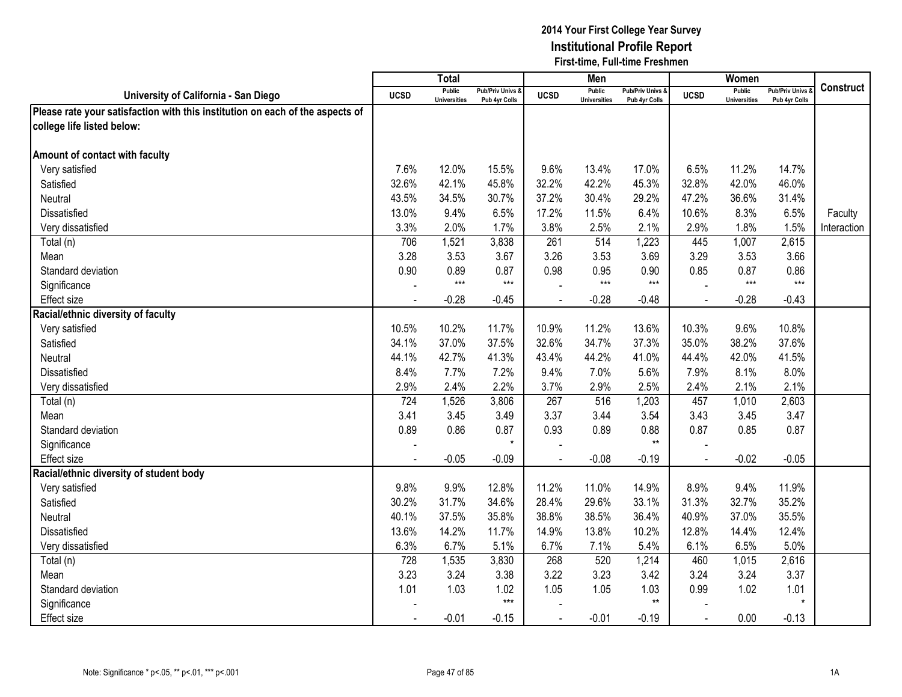# 2014 Your First College Year Survey
## Institutional Profile Report
### First-time, Full-time Freshmen

| University of California - San Diego | Total | | | Men | | | Women | | | Construct |
|---|---|---|---|---|---|---|---|---|---|---|
| | UCSD | Public Universities | Pub/Priv Univs & Pub 4yr Colls | UCSD | Public Universities | Pub/Priv Univs & Pub 4yr Colls | UCSD | Public Universities | Pub/Priv Univs & Pub 4yr Colls | |
| **Please rate your satisfaction with this institution on each of the aspects of college life listed below:** | | | | | | | | | | |
| **Amount of contact with faculty** | | | | | | | | | | |
| Very satisfied | 7.6% | 12.0% | 15.5% | 9.6% | 13.4% | 17.0% | 6.5% | 11.2% | 14.7% | |
| Satisfied | 32.6% | 42.1% | 45.8% | 32.2% | 42.2% | 45.3% | 32.8% | 42.0% | 46.0% | |
| Neutral | 43.5% | 34.5% | 30.7% | 37.2% | 30.4% | 29.2% | 47.2% | 36.6% | 31.4% | |
| Dissatisfied | 13.0% | 9.4% | 6.5% | 17.2% | 11.5% | 6.4% | 10.6% | 8.3% | 6.5% | Faculty |
| Very dissatisfied | 3.3% | 2.0% | 1.7% | 3.8% | 2.5% | 2.1% | 2.9% | 1.8% | 1.5% | Interaction |
| Total (n) | 706 | 1,521 | 3,838 | 261 | 514 | 1,223 | 445 | 1,007 | 2,615 | |
| Mean | 3.28 | 3.53 | 3.67 | 3.26 | 3.53 | 3.69 | 3.29 | 3.53 | 3.66 | |
| Standard deviation | 0.90 | 0.89 | 0.87 | 0.98 | 0.95 | 0.90 | 0.85 | 0.87 | 0.86 | |
| Significance | - | *** | *** | - | *** | *** | - | *** | *** | |
| Effect size | - | -0.28 | -0.45 | - | -0.28 | -0.48 | - | -0.28 | -0.43 | |
| **Racial/ethnic diversity of faculty** | | | | | | | | | | |
| Very satisfied | 10.5% | 10.2% | 11.7% | 10.9% | 11.2% | 13.6% | 10.3% | 9.6% | 10.8% | |
| Satisfied | 34.1% | 37.0% | 37.5% | 32.6% | 34.7% | 37.3% | 35.0% | 38.2% | 37.6% | |
| Neutral | 44.1% | 42.7% | 41.3% | 43.4% | 44.2% | 41.0% | 44.4% | 42.0% | 41.5% | |
| Dissatisfied | 8.4% | 7.7% | 7.2% | 9.4% | 7.0% | 5.6% | 7.9% | 8.1% | 8.0% | |
| Very dissatisfied | 2.9% | 2.4% | 2.2% | 3.7% | 2.9% | 2.5% | 2.4% | 2.1% | 2.1% | |
| Total (n) | 724 | 1,526 | 3,806 | 267 | 516 | 1,203 | 457 | 1,010 | 2,603 | |
| Mean | 3.41 | 3.45 | 3.49 | 3.37 | 3.44 | 3.54 | 3.43 | 3.45 | 3.47 | |
| Standard deviation | 0.89 | 0.86 | 0.87 | 0.93 | 0.89 | 0.88 | 0.87 | 0.85 | 0.87 | |
| Significance | - | | * | - | | ** | - | | | |
| Effect size | - | -0.05 | -0.09 | - | -0.08 | -0.19 | - | -0.02 | -0.05 | |
| **Racial/ethnic diversity of student body** | | | | | | | | | | |
| Very satisfied | 9.8% | 9.9% | 12.8% | 11.2% | 11.0% | 14.9% | 8.9% | 9.4% | 11.9% | |
| Satisfied | 30.2% | 31.7% | 34.6% | 28.4% | 29.6% | 33.1% | 31.3% | 32.7% | 35.2% | |
| Neutral | 40.1% | 37.5% | 35.8% | 38.8% | 38.5% | 36.4% | 40.9% | 37.0% | 35.5% | |
| Dissatisfied | 13.6% | 14.2% | 11.7% | 14.9% | 13.8% | 10.2% | 12.8% | 14.4% | 12.4% | |
| Very dissatisfied | 6.3% | 6.7% | 5.1% | 6.7% | 7.1% | 5.4% | 6.1% | 6.5% | 5.0% | |
| Total (n) | 728 | 1,535 | 3,830 | 268 | 520 | 1,214 | 460 | 1,015 | 2,616 | |
| Mean | 3.23 | 3.24 | 3.38 | 3.22 | 3.23 | 3.42 | 3.24 | 3.24 | 3.37 | |
| Standard deviation | 1.01 | 1.03 | 1.02 | 1.05 | 1.05 | 1.03 | 0.99 | 1.02 | 1.01 | |
| Significance | - | | *** | - | | ** | - | | * | |
| Effect size | - | -0.01 | -0.15 | - | -0.01 | -0.19 | - | 0.00 | -0.13 | |

Note: Significance * p<.05, ** p<.01, *** p<.001

1A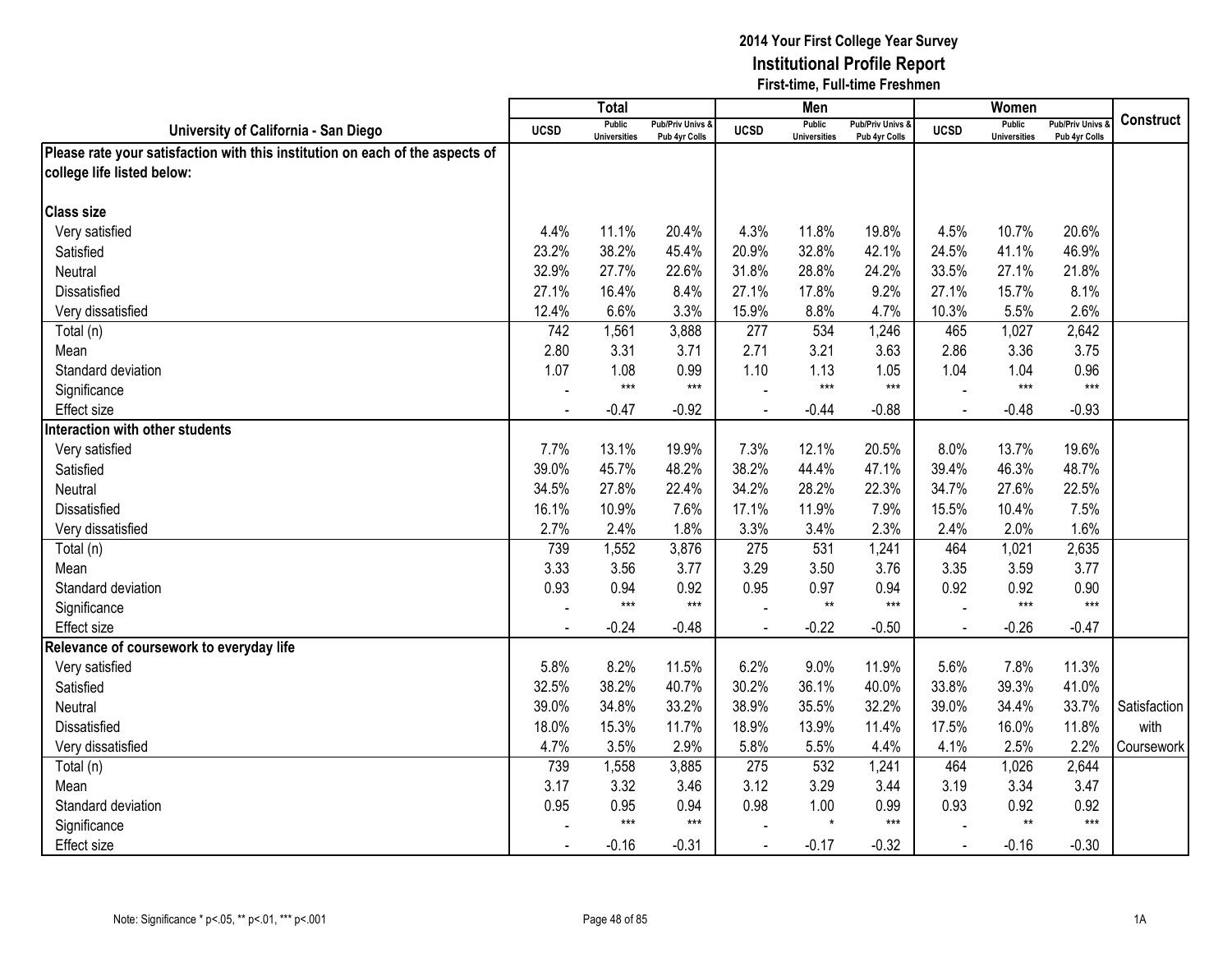# 2014 Your First College Year Survey
## Institutional Profile Report
### First-time, Full-time Freshmen

| University of California - San Diego | Total | | | Men | | | Women | | | Construct |
|---|---|---|---|---|---|---|---|---|---|---|
| | UCSD | Public Universities | Pub/Priv Univs & Pub 4yr Colls | UCSD | Public Universities | Pub/Priv Univs & Pub 4yr Colls | UCSD | Public Universities | Pub/Priv Univs & Pub 4yr Colls | |
| **Please rate your satisfaction with this institution on each of the aspects of college life listed below:** | | | | | | | | | | |
| **Class size** | | | | | | | | | | |
| Very satisfied | 4.4% | 11.1% | 20.4% | 4.3% | 11.8% | 19.8% | 4.5% | 10.7% | 20.6% | |
| Satisfied | 23.2% | 38.2% | 45.4% | 20.9% | 32.8% | 42.1% | 24.5% | 41.1% | 46.9% | |
| Neutral | 32.9% | 27.7% | 22.6% | 31.8% | 28.8% | 24.2% | 33.5% | 27.1% | 21.8% | |
| Dissatisfied | 27.1% | 16.4% | 8.4% | 27.1% | 17.8% | 9.2% | 27.1% | 15.7% | 8.1% | |
| Very dissatisfied | 12.4% | 6.6% | 3.3% | 15.9% | 8.8% | 4.7% | 10.3% | 5.5% | 2.6% | |
| Total (n) | 742 | 1,561 | 3,888 | 277 | 534 | 1,246 | 465 | 1,027 | 2,642 | |
| Mean | 2.80 | 3.31 | 3.71 | 2.71 | 3.21 | 3.63 | 2.86 | 3.36 | 3.75 | |
| Standard deviation | 1.07 | 1.08 | 0.99 | 1.10 | 1.13 | 1.05 | 1.04 | 1.04 | 0.96 | |
| Significance | - | *** | *** | - | *** | *** | - | *** | *** | |
| Effect size | - | -0.47 | -0.92 | - | -0.44 | -0.88 | - | -0.48 | -0.93 | |
| **Interaction with other students** | | | | | | | | | | |
| Very satisfied | 7.7% | 13.1% | 19.9% | 7.3% | 12.1% | 20.5% | 8.0% | 13.7% | 19.6% | |
| Satisfied | 39.0% | 45.7% | 48.2% | 38.2% | 44.4% | 47.1% | 39.4% | 46.3% | 48.7% | |
| Neutral | 34.5% | 27.8% | 22.4% | 34.2% | 28.2% | 22.3% | 34.7% | 27.6% | 22.5% | |
| Dissatisfied | 16.1% | 10.9% | 7.6% | 17.1% | 11.9% | 7.9% | 15.5% | 10.4% | 7.5% | |
| Very dissatisfied | 2.7% | 2.4% | 1.8% | 3.3% | 3.4% | 2.3% | 2.4% | 2.0% | 1.6% | |
| Total (n) | 739 | 1,552 | 3,876 | 275 | 531 | 1,241 | 464 | 1,021 | 2,635 | |
| Mean | 3.33 | 3.56 | 3.77 | 3.29 | 3.50 | 3.76 | 3.35 | 3.59 | 3.77 | |
| Standard deviation | 0.93 | 0.94 | 0.92 | 0.95 | 0.97 | 0.94 | 0.92 | 0.92 | 0.90 | |
| Significance | - | *** | *** | - | ** | *** | - | *** | *** | |
| Effect size | - | -0.24 | -0.48 | - | -0.22 | -0.50 | - | -0.26 | -0.47 | |
| **Relevance of coursework to everyday life** | | | | | | | | | | |
| Very satisfied | 5.8% | 8.2% | 11.5% | 6.2% | 9.0% | 11.9% | 5.6% | 7.8% | 11.3% | |
| Satisfied | 32.5% | 38.2% | 40.7% | 30.2% | 36.1% | 40.0% | 33.8% | 39.3% | 41.0% | |
| Neutral | 39.0% | 34.8% | 33.2% | 38.9% | 35.5% | 32.2% | 39.0% | 34.4% | 33.7% | Satisfaction with Coursework |
| Dissatisfied | 18.0% | 15.3% | 11.7% | 18.9% | 13.9% | 11.4% | 17.5% | 16.0% | 11.8% | |
| Very dissatisfied | 4.7% | 3.5% | 2.9% | 5.8% | 5.5% | 4.4% | 4.1% | 2.5% | 2.2% | |
| Total (n) | 739 | 1,558 | 3,885 | 275 | 532 | 1,241 | 464 | 1,026 | 2,644 | |
| Mean | 3.17 | 3.32 | 3.46 | 3.12 | 3.29 | 3.44 | 3.19 | 3.34 | 3.47 | |
| Standard deviation | 0.95 | 0.95 | 0.94 | 0.98 | 1.00 | 0.99 | 0.93 | 0.92 | 0.92 | |
| Significance | - | *** | *** | - | * | *** | - | ** | *** | |
| Effect size | - | -0.16 | -0.31 | - | -0.17 | -0.32 | - | -0.16 | -0.30 | |

Note: Significance * p<.05, ** p<.01, *** p<.001

1A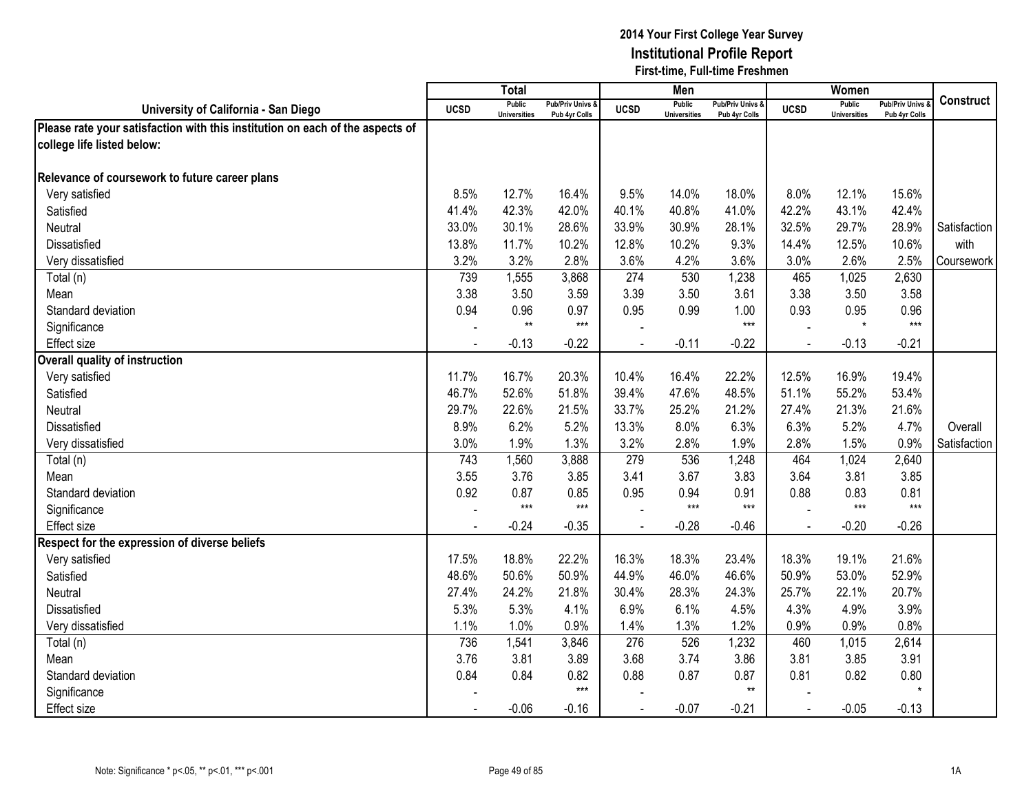**2014 Your First College Year Survey**
**Institutional Profile Report**
**First-time, Full-time Freshmen**

| University of California - San Diego | Total | | | Men | | | Women | | | Construct |
|---|---|---|---|---|---|---|---|---|---|---|
| | UCSD | Public Universities | Pub/Priv Univs & Pub 4yr Colls | UCSD | Public Universities | Pub/Priv Univs & Pub 4yr Colls | UCSD | Public Universities | Pub/Priv Univs & Pub 4yr Colls | |
| **Please rate your satisfaction with this institution on each of the aspects of college life listed below:** | | | | | | | | | | |
| **Relevance of coursework to future career plans** | | | | | | | | | | |
| Very satisfied | 8.5% | 12.7% | 16.4% | 9.5% | 14.0% | 18.0% | 8.0% | 12.1% | 15.6% | |
| Satisfied | 41.4% | 42.3% | 42.0% | 40.1% | 40.8% | 41.0% | 42.2% | 43.1% | 42.4% | |
| Neutral | 33.0% | 30.1% | 28.6% | 33.9% | 30.9% | 28.1% | 32.5% | 29.7% | 28.9% | Satisfaction with Coursework |
| Dissatisfied | 13.8% | 11.7% | 10.2% | 12.8% | 10.2% | 9.3% | 14.4% | 12.5% | 10.6% | |
| Very dissatisfied | 3.2% | 3.2% | 2.8% | 3.6% | 4.2% | 3.6% | 3.0% | 2.6% | 2.5% | |
| Total (n) | 739 | 1,555 | 3,868 | 274 | 530 | 1,238 | 465 | 1,025 | 2,630 | |
| Mean | 3.38 | 3.50 | 3.59 | 3.39 | 3.50 | 3.61 | 3.38 | 3.50 | 3.58 | |
| Standard deviation | 0.94 | 0.96 | 0.97 | 0.95 | 0.99 | 1.00 | 0.93 | 0.95 | 0.96 | |
| Significance | - | ** | *** | - | | *** | - | * | *** | |
| Effect size | - | -0.13 | -0.22 | - | -0.11 | -0.22 | - | -0.13 | -0.21 | |
| **Overall quality of instruction** | | | | | | | | | | |
| Very satisfied | 11.7% | 16.7% | 20.3% | 10.4% | 16.4% | 22.2% | 12.5% | 16.9% | 19.4% | |
| Satisfied | 46.7% | 52.6% | 51.8% | 39.4% | 47.6% | 48.5% | 51.1% | 55.2% | 53.4% | |
| Neutral | 29.7% | 22.6% | 21.5% | 33.7% | 25.2% | 21.2% | 27.4% | 21.3% | 21.6% | |
| Dissatisfied | 8.9% | 6.2% | 5.2% | 13.3% | 8.0% | 6.3% | 6.3% | 5.2% | 4.7% | Overall Satisfaction |
| Very dissatisfied | 3.0% | 1.9% | 1.3% | 3.2% | 2.8% | 1.9% | 2.8% | 1.5% | 0.9% | |
| Total (n) | 743 | 1,560 | 3,888 | 279 | 536 | 1,248 | 464 | 1,024 | 2,640 | |
| Mean | 3.55 | 3.76 | 3.85 | 3.41 | 3.67 | 3.83 | 3.64 | 3.81 | 3.85 | |
| Standard deviation | 0.92 | 0.87 | 0.85 | 0.95 | 0.94 | 0.91 | 0.88 | 0.83 | 0.81 | |
| Significance | - | *** | *** | - | *** | *** | - | *** | *** | |
| Effect size | - | -0.24 | -0.35 | - | -0.28 | -0.46 | - | -0.20 | -0.26 | |
| **Respect for the expression of diverse beliefs** | | | | | | | | | | |
| Very satisfied | 17.5% | 18.8% | 22.2% | 16.3% | 18.3% | 23.4% | 18.3% | 19.1% | 21.6% | |
| Satisfied | 48.6% | 50.6% | 50.9% | 44.9% | 46.0% | 46.6% | 50.9% | 53.0% | 52.9% | |
| Neutral | 27.4% | 24.2% | 21.8% | 30.4% | 28.3% | 24.3% | 25.7% | 22.1% | 20.7% | |
| Dissatisfied | 5.3% | 5.3% | 4.1% | 6.9% | 6.1% | 4.5% | 4.3% | 4.9% | 3.9% | |
| Very dissatisfied | 1.1% | 1.0% | 0.9% | 1.4% | 1.3% | 1.2% | 0.9% | 0.9% | 0.8% | |
| Total (n) | 736 | 1,541 | 3,846 | 276 | 526 | 1,232 | 460 | 1,015 | 2,614 | |
| Mean | 3.76 | 3.81 | 3.89 | 3.68 | 3.74 | 3.86 | 3.81 | 3.85 | 3.91 | |
| Standard deviation | 0.84 | 0.84 | 0.82 | 0.88 | 0.87 | 0.87 | 0.81 | 0.82 | 0.80 | |
| Significance | - | | *** | - | | ** | - | | * | |
| Effect size | - | -0.06 | -0.16 | - | -0.07 | -0.21 | - | -0.05 | -0.13 | |

Note: Significance * p<.05, ** p<.01, *** p<.001

1A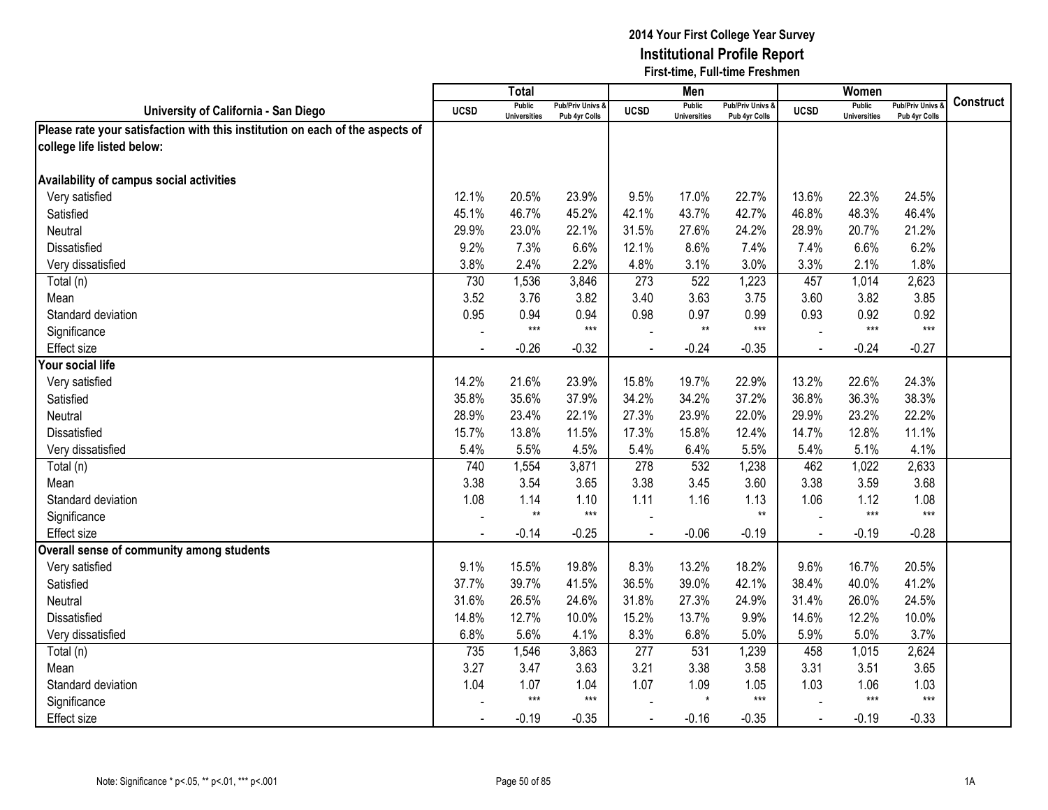# 2014 Your First College Year Survey
## Institutional Profile Report
### First-time, Full-time Freshmen

| University of California - San Diego | Total | | | Men | | | Women | | | Construct |
|---|---|---|---|---|---|---|---|---|---|---|
| | UCSD | Public Universities | Pub/Priv Univs & Pub 4yr Colls | UCSD | Public Universities | Pub/Priv Univs & Pub 4yr Colls | UCSD | Public Universities | Pub/Priv Univs & Pub 4yr Colls | |
| **Please rate your satisfaction with this institution on each of the aspects of college life listed below:** | | | | | | | | | | |
| **Availability of campus social activities** | | | | | | | | | | |
| Very satisfied | 12.1% | 20.5% | 23.9% | 9.5% | 17.0% | 22.7% | 13.6% | 22.3% | 24.5% | |
| Satisfied | 45.1% | 46.7% | 45.2% | 42.1% | 43.7% | 42.7% | 46.8% | 48.3% | 46.4% | |
| Neutral | 29.9% | 23.0% | 22.1% | 31.5% | 27.6% | 24.2% | 28.9% | 20.7% | 21.2% | |
| Dissatisfied | 9.2% | 7.3% | 6.6% | 12.1% | 8.6% | 7.4% | 7.4% | 6.6% | 6.2% | |
| Very dissatisfied | 3.8% | 2.4% | 2.2% | 4.8% | 3.1% | 3.0% | 3.3% | 2.1% | 1.8% | |
| Total (n) | 730 | 1,536 | 3,846 | 273 | 522 | 1,223 | 457 | 1,014 | 2,623 | |
| Mean | 3.52 | 3.76 | 3.82 | 3.40 | 3.63 | 3.75 | 3.60 | 3.82 | 3.85 | |
| Standard deviation | 0.95 | 0.94 | 0.94 | 0.98 | 0.97 | 0.99 | 0.93 | 0.92 | 0.92 | |
| Significance | - | *** | *** | - | ** | *** | - | *** | *** | |
| Effect size | - | -0.26 | -0.32 | - | -0.24 | -0.35 | - | -0.24 | -0.27 | |
| **Your social life** | | | | | | | | | | |
| Very satisfied | 14.2% | 21.6% | 23.9% | 15.8% | 19.7% | 22.9% | 13.2% | 22.6% | 24.3% | |
| Satisfied | 35.8% | 35.6% | 37.9% | 34.2% | 34.2% | 37.2% | 36.8% | 36.3% | 38.3% | |
| Neutral | 28.9% | 23.4% | 22.1% | 27.3% | 23.9% | 22.0% | 29.9% | 23.2% | 22.2% | |
| Dissatisfied | 15.7% | 13.8% | 11.5% | 17.3% | 15.8% | 12.4% | 14.7% | 12.8% | 11.1% | |
| Very dissatisfied | 5.4% | 5.5% | 4.5% | 5.4% | 6.4% | 5.5% | 5.4% | 5.1% | 4.1% | |
| Total (n) | 740 | 1,554 | 3,871 | 278 | 532 | 1,238 | 462 | 1,022 | 2,633 | |
| Mean | 3.38 | 3.54 | 3.65 | 3.38 | 3.45 | 3.60 | 3.38 | 3.59 | 3.68 | |
| Standard deviation | 1.08 | 1.14 | 1.10 | 1.11 | 1.16 | 1.13 | 1.06 | 1.12 | 1.08 | |
| Significance | - | ** | *** | - | | ** | - | *** | *** | |
| Effect size | - | -0.14 | -0.25 | - | -0.06 | -0.19 | - | -0.19 | -0.28 | |
| **Overall sense of community among students** | | | | | | | | | | |
| Very satisfied | 9.1% | 15.5% | 19.8% | 8.3% | 13.2% | 18.2% | 9.6% | 16.7% | 20.5% | |
| Satisfied | 37.7% | 39.7% | 41.5% | 36.5% | 39.0% | 42.1% | 38.4% | 40.0% | 41.2% | |
| Neutral | 31.6% | 26.5% | 24.6% | 31.8% | 27.3% | 24.9% | 31.4% | 26.0% | 24.5% | |
| Dissatisfied | 14.8% | 12.7% | 10.0% | 15.2% | 13.7% | 9.9% | 14.6% | 12.2% | 10.0% | |
| Very dissatisfied | 6.8% | 5.6% | 4.1% | 8.3% | 6.8% | 5.0% | 5.9% | 5.0% | 3.7% | |
| Total (n) | 735 | 1,546 | 3,863 | 277 | 531 | 1,239 | 458 | 1,015 | 2,624 | |
| Mean | 3.27 | 3.47 | 3.63 | 3.21 | 3.38 | 3.58 | 3.31 | 3.51 | 3.65 | |
| Standard deviation | 1.04 | 1.07 | 1.04 | 1.07 | 1.09 | 1.05 | 1.03 | 1.06 | 1.03 | |
| Significance | - | *** | *** | - | * | *** | - | *** | *** | |
| Effect size | - | -0.19 | -0.35 | - | -0.16 | -0.35 | - | -0.19 | -0.33 | |

Note: Significance * p<.05, ** p<.01, *** p<.001

1A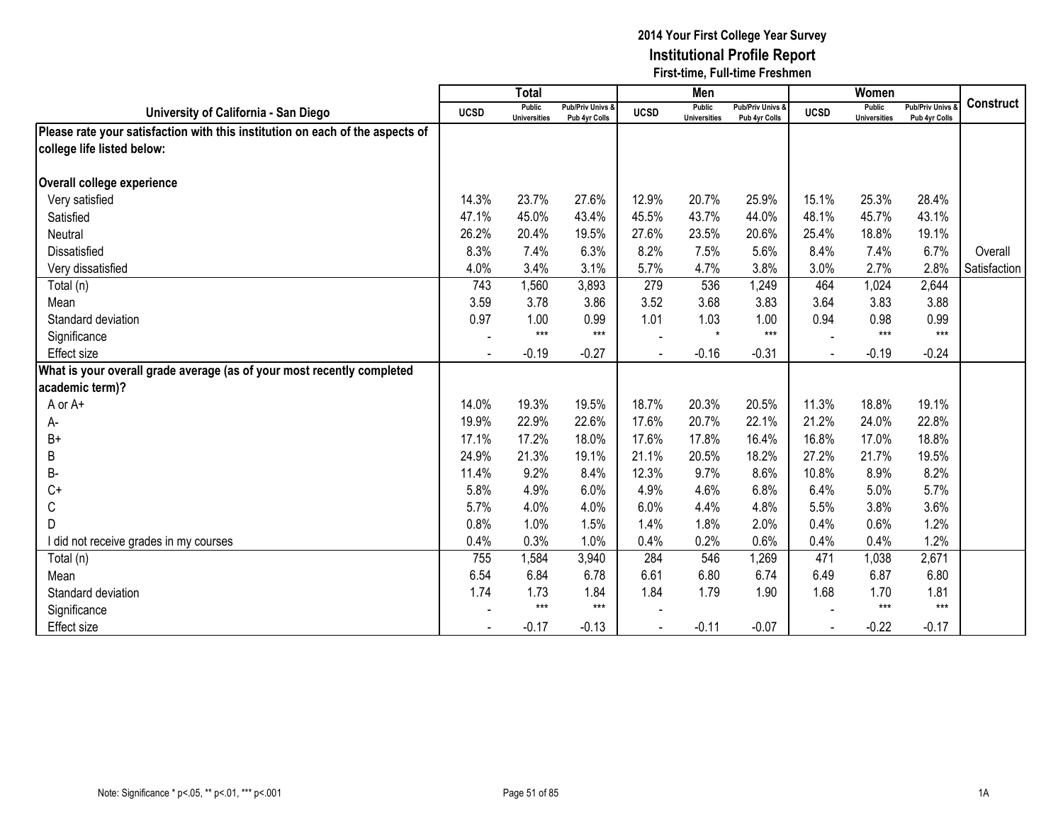# 2014 Your First College Year Survey
## Institutional Profile Report
### First-time, Full-time Freshmen

| University of California - San Diego | Total | | | Men | | | Women | | | Construct |
|---|---|---|---|---|---|---|---|---|---|---|
| | UCSD | Public Universities | Pub/Priv Univs & Pub 4yr Colls | UCSD | Public Universities | Pub/Priv Univs & Pub 4yr Colls | UCSD | Public Universities | Pub/Priv Univs & Pub 4yr Colls | |
| **Please rate your satisfaction with this institution on each of the aspects of college life listed below:** | | | | | | | | | | |
| **Overall college experience** | | | | | | | | | | |
| Very satisfied | 14.3% | 23.7% | 27.6% | 12.9% | 20.7% | 25.9% | 15.1% | 25.3% | 28.4% | |
| Satisfied | 47.1% | 45.0% | 43.4% | 45.5% | 43.7% | 44.0% | 48.1% | 45.7% | 43.1% | |
| Neutral | 26.2% | 20.4% | 19.5% | 27.6% | 23.5% | 20.6% | 25.4% | 18.8% | 19.1% | |
| Dissatisfied | 8.3% | 7.4% | 6.3% | 8.2% | 7.5% | 5.6% | 8.4% | 7.4% | 6.7% | Overall |
| Very dissatisfied | 4.0% | 3.4% | 3.1% | 5.7% | 4.7% | 3.8% | 3.0% | 2.7% | 2.8% | Satisfaction |
| Total (n) | 743 | 1,560 | 3,893 | 279 | 536 | 1,249 | 464 | 1,024 | 2,644 | |
| Mean | 3.59 | 3.78 | 3.86 | 3.52 | 3.68 | 3.83 | 3.64 | 3.83 | 3.88 | |
| Standard deviation | 0.97 | 1.00 | 0.99 | 1.01 | 1.03 | 1.00 | 0.94 | 0.98 | 0.99 | |
| Significance | - | *** | *** | - | * | *** | - | *** | *** | |
| Effect size | - | -0.19 | -0.27 | - | -0.16 | -0.31 | - | -0.19 | -0.24 | |
| **What is your overall grade average (as of your most recently completed academic term)?** | | | | | | | | | | |
| A or A+ | 14.0% | 19.3% | 19.5% | 18.7% | 20.3% | 20.5% | 11.3% | 18.8% | 19.1% | |
| A- | 19.9% | 22.9% | 22.6% | 17.6% | 20.7% | 22.1% | 21.2% | 24.0% | 22.8% | |
| B+ | 17.1% | 17.2% | 18.0% | 17.6% | 17.8% | 16.4% | 16.8% | 17.0% | 18.8% | |
| B | 24.9% | 21.3% | 19.1% | 21.1% | 20.5% | 18.2% | 27.2% | 21.7% | 19.5% | |
| B- | 11.4% | 9.2% | 8.4% | 12.3% | 9.7% | 8.6% | 10.8% | 8.9% | 8.2% | |
| C+ | 5.8% | 4.9% | 6.0% | 4.9% | 4.6% | 6.8% | 6.4% | 5.0% | 5.7% | |
| C | 5.7% | 4.0% | 4.0% | 6.0% | 4.4% | 4.8% | 5.5% | 3.8% | 3.6% | |
| D | 0.8% | 1.0% | 1.5% | 1.4% | 1.8% | 2.0% | 0.4% | 0.6% | 1.2% | |
| I did not receive grades in my courses | 0.4% | 0.3% | 1.0% | 0.4% | 0.2% | 0.6% | 0.4% | 0.4% | 1.2% | |
| Total (n) | 755 | 1,584 | 3,940 | 284 | 546 | 1,269 | 471 | 1,038 | 2,671 | |
| Mean | 6.54 | 6.84 | 6.78 | 6.61 | 6.80 | 6.74 | 6.49 | 6.87 | 6.80 | |
| Standard deviation | 1.74 | 1.73 | 1.84 | 1.84 | 1.79 | 1.90 | 1.68 | 1.70 | 1.81 | |
| Significance | - | *** | *** | - | | | - | *** | *** | |
| Effect size | - | -0.17 | -0.13 | - | -0.11 | -0.07 | - | -0.22 | -0.17 | |

Note: Significance * p<.05, ** p<.01, *** p<.001

1A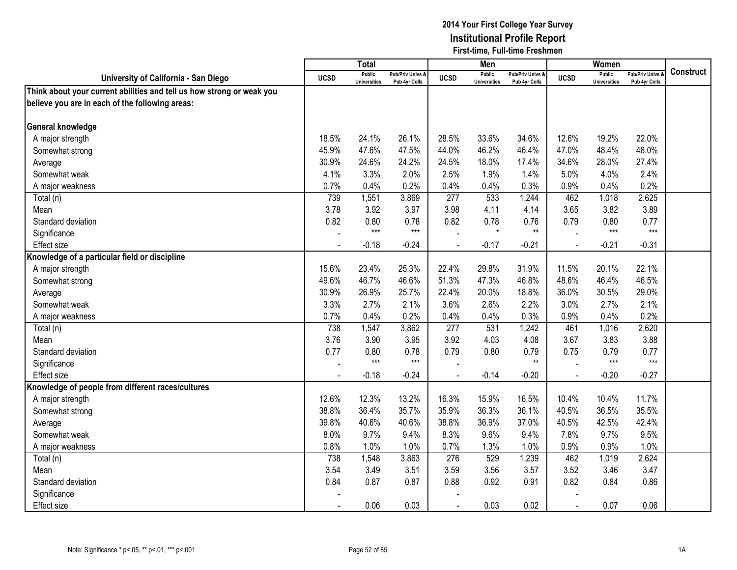# 2014 Your First College Year Survey
## Institutional Profile Report
### First-time, Full-time Freshmen

| University of California - San Diego | Total | | | Men | | | Women | | | Construct |
|---|---|---|---|---|---|---|---|---|---|---|
| | UCSD | Public Universities | Pub/Priv Univs & Pub 4yr Colls | UCSD | Public Universities | Pub/Priv Univs & Pub 4yr Colls | UCSD | Public Universities | Pub/Priv Univs & Pub 4yr Colls | |
| **Think about your current abilities and tell us how strong or weak you believe you are in each of the following areas:** | | | | | | | | | | |
| **General knowledge** | | | | | | | | | | |
| A major strength | 18.5% | 24.1% | 26.1% | 28.5% | 33.6% | 34.6% | 12.6% | 19.2% | 22.0% | |
| Somewhat strong | 45.9% | 47.6% | 47.5% | 44.0% | 46.2% | 46.4% | 47.0% | 48.4% | 48.0% | |
| Average | 30.9% | 24.6% | 24.2% | 24.5% | 18.0% | 17.4% | 34.6% | 28.0% | 27.4% | |
| Somewhat weak | 4.1% | 3.3% | 2.0% | 2.5% | 1.9% | 1.4% | 5.0% | 4.0% | 2.4% | |
| A major weakness | 0.7% | 0.4% | 0.2% | 0.4% | 0.4% | 0.3% | 0.9% | 0.4% | 0.2% | |
| Total (n) | 739 | 1,551 | 3,869 | 277 | 533 | 1,244 | 462 | 1,018 | 2,625 | |
| Mean | 3.78 | 3.92 | 3.97 | 3.98 | 4.11 | 4.14 | 3.65 | 3.82 | 3.89 | |
| Standard deviation | 0.82 | 0.80 | 0.78 | 0.82 | 0.78 | 0.76 | 0.79 | 0.80 | 0.77 | |
| Significance | - | *** | *** | - | * | ** | - | *** | *** | |
| Effect size | - | -0.18 | -0.24 | - | -0.17 | -0.21 | - | -0.21 | -0.31 | |
| **Knowledge of a particular field or discipline** | | | | | | | | | | |
| A major strength | 15.6% | 23.4% | 25.3% | 22.4% | 29.8% | 31.9% | 11.5% | 20.1% | 22.1% | |
| Somewhat strong | 49.6% | 46.7% | 46.6% | 51.3% | 47.3% | 46.8% | 48.6% | 46.4% | 46.5% | |
| Average | 30.9% | 26.9% | 25.7% | 22.4% | 20.0% | 18.8% | 36.0% | 30.5% | 29.0% | |
| Somewhat weak | 3.3% | 2.7% | 2.1% | 3.6% | 2.6% | 2.2% | 3.0% | 2.7% | 2.1% | |
| A major weakness | 0.7% | 0.4% | 0.2% | 0.4% | 0.4% | 0.3% | 0.9% | 0.4% | 0.2% | |
| Total (n) | 738 | 1,547 | 3,862 | 277 | 531 | 1,242 | 461 | 1,016 | 2,620 | |
| Mean | 3.76 | 3.90 | 3.95 | 3.92 | 4.03 | 4.08 | 3.67 | 3.83 | 3.88 | |
| Standard deviation | 0.77 | 0.80 | 0.78 | 0.79 | 0.80 | 0.79 | 0.75 | 0.79 | 0.77 | |
| Significance | - | *** | *** | - | | ** | - | *** | *** | |
| Effect size | - | -0.18 | -0.24 | - | -0.14 | -0.20 | - | -0.20 | -0.27 | |
| **Knowledge of people from different races/cultures** | | | | | | | | | | |
| A major strength | 12.6% | 12.3% | 13.2% | 16.3% | 15.9% | 16.5% | 10.4% | 10.4% | 11.7% | |
| Somewhat strong | 38.8% | 36.4% | 35.7% | 35.9% | 36.3% | 36.1% | 40.5% | 36.5% | 35.5% | |
| Average | 39.8% | 40.6% | 40.6% | 38.8% | 36.9% | 37.0% | 40.5% | 42.5% | 42.4% | |
| Somewhat weak | 8.0% | 9.7% | 9.4% | 8.3% | 9.6% | 9.4% | 7.8% | 9.7% | 9.5% | |
| A major weakness | 0.8% | 1.0% | 1.0% | 0.7% | 1.3% | 1.0% | 0.9% | 0.9% | 1.0% | |
| Total (n) | 738 | 1,548 | 3,863 | 276 | 529 | 1,239 | 462 | 1,019 | 2,624 | |
| Mean | 3.54 | 3.49 | 3.51 | 3.59 | 3.56 | 3.57 | 3.52 | 3.46 | 3.47 | |
| Standard deviation | 0.84 | 0.87 | 0.87 | 0.88 | 0.92 | 0.91 | 0.82 | 0.84 | 0.86 | |
| Significance | - | | | - | | | - | | | |
| Effect size | - | 0.06 | 0.03 | - | 0.03 | 0.02 | - | 0.07 | 0.06 | |

Note: Significance * p<.05, ** p<.01, *** p<.001

1A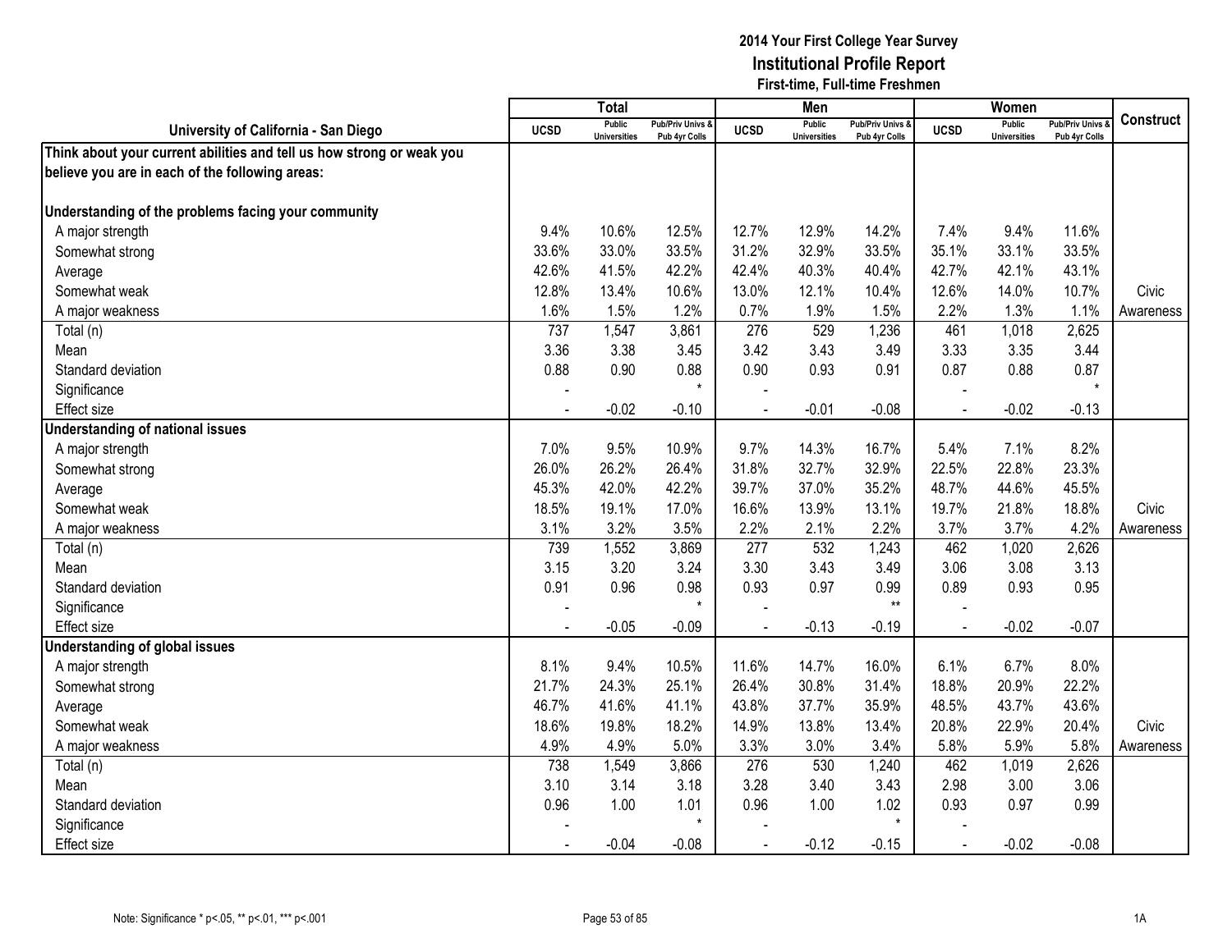**2014 Your First College Year Survey**
**Institutional Profile Report**
**First-time, Full-time Freshmen**

| University of California - San Diego | Total | | | Men | | | Women | | | Construct |
|---|---|---|---|---|---|---|---|---|---|---|
| | UCSD | Public Universities | Pub/Priv Univs & Pub 4yr Colls | UCSD | Public Universities | Pub/Priv Univs & Pub 4yr Colls | UCSD | Public Universities | Pub/Priv Univs & Pub 4yr Colls | |
| **Think about your current abilities and tell us how strong or weak you believe you are in each of the following areas:** | | | | | | | | | | |
| **Understanding of the problems facing your community** | | | | | | | | | | |
| A major strength | 9.4% | 10.6% | 12.5% | 12.7% | 12.9% | 14.2% | 7.4% | 9.4% | 11.6% | |
| Somewhat strong | 33.6% | 33.0% | 33.5% | 31.2% | 32.9% | 33.5% | 35.1% | 33.1% | 33.5% | |
| Average | 42.6% | 41.5% | 42.2% | 42.4% | 40.3% | 40.4% | 42.7% | 42.1% | 43.1% | |
| Somewhat weak | 12.8% | 13.4% | 10.6% | 13.0% | 12.1% | 10.4% | 12.6% | 14.0% | 10.7% | Civic |
| A major weakness | 1.6% | 1.5% | 1.2% | 0.7% | 1.9% | 1.5% | 2.2% | 1.3% | 1.1% | Awareness |
| Total (n) | 737 | 1,547 | 3,861 | 276 | 529 | 1,236 | 461 | 1,018 | 2,625 | |
| Mean | 3.36 | 3.38 | 3.45 | 3.42 | 3.43 | 3.49 | 3.33 | 3.35 | 3.44 | |
| Standard deviation | 0.88 | 0.90 | 0.88 | 0.90 | 0.93 | 0.91 | 0.87 | 0.88 | 0.87 | |
| Significance | - | | * | - | | | - | | * | |
| Effect size | - | -0.02 | -0.10 | - | -0.01 | -0.08 | - | -0.02 | -0.13 | |
| **Understanding of national issues** | | | | | | | | | | |
| A major strength | 7.0% | 9.5% | 10.9% | 9.7% | 14.3% | 16.7% | 5.4% | 7.1% | 8.2% | |
| Somewhat strong | 26.0% | 26.2% | 26.4% | 31.8% | 32.7% | 32.9% | 22.5% | 22.8% | 23.3% | |
| Average | 45.3% | 42.0% | 42.2% | 39.7% | 37.0% | 35.2% | 48.7% | 44.6% | 45.5% | |
| Somewhat weak | 18.5% | 19.1% | 17.0% | 16.6% | 13.9% | 13.1% | 19.7% | 21.8% | 18.8% | Civic |
| A major weakness | 3.1% | 3.2% | 3.5% | 2.2% | 2.1% | 2.2% | 3.7% | 3.7% | 4.2% | Awareness |
| Total (n) | 739 | 1,552 | 3,869 | 277 | 532 | 1,243 | 462 | 1,020 | 2,626 | |
| Mean | 3.15 | 3.20 | 3.24 | 3.30 | 3.43 | 3.49 | 3.06 | 3.08 | 3.13 | |
| Standard deviation | 0.91 | 0.96 | 0.98 | 0.93 | 0.97 | 0.99 | 0.89 | 0.93 | 0.95 | |
| Significance | - | | * | - | | ** | - | | | |
| Effect size | - | -0.05 | -0.09 | - | -0.13 | -0.19 | - | -0.02 | -0.07 | |
| **Understanding of global issues** | | | | | | | | | | |
| A major strength | 8.1% | 9.4% | 10.5% | 11.6% | 14.7% | 16.0% | 6.1% | 6.7% | 8.0% | |
| Somewhat strong | 21.7% | 24.3% | 25.1% | 26.4% | 30.8% | 31.4% | 18.8% | 20.9% | 22.2% | |
| Average | 46.7% | 41.6% | 41.1% | 43.8% | 37.7% | 35.9% | 48.5% | 43.7% | 43.6% | |
| Somewhat weak | 18.6% | 19.8% | 18.2% | 14.9% | 13.8% | 13.4% | 20.8% | 22.9% | 20.4% | Civic |
| A major weakness | 4.9% | 4.9% | 5.0% | 3.3% | 3.0% | 3.4% | 5.8% | 5.9% | 5.8% | Awareness |
| Total (n) | 738 | 1,549 | 3,866 | 276 | 530 | 1,240 | 462 | 1,019 | 2,626 | |
| Mean | 3.10 | 3.14 | 3.18 | 3.28 | 3.40 | 3.43 | 2.98 | 3.00 | 3.06 | |
| Standard deviation | 0.96 | 1.00 | 1.01 | 0.96 | 1.00 | 1.02 | 0.93 | 0.97 | 0.99 | |
| Significance | - | | * | - | | * | - | | | |
| Effect size | - | -0.04 | -0.08 | - | -0.12 | -0.15 | - | -0.02 | -0.08 | |

Note: Significance * p<.05, ** p<.01, *** p<.001

1A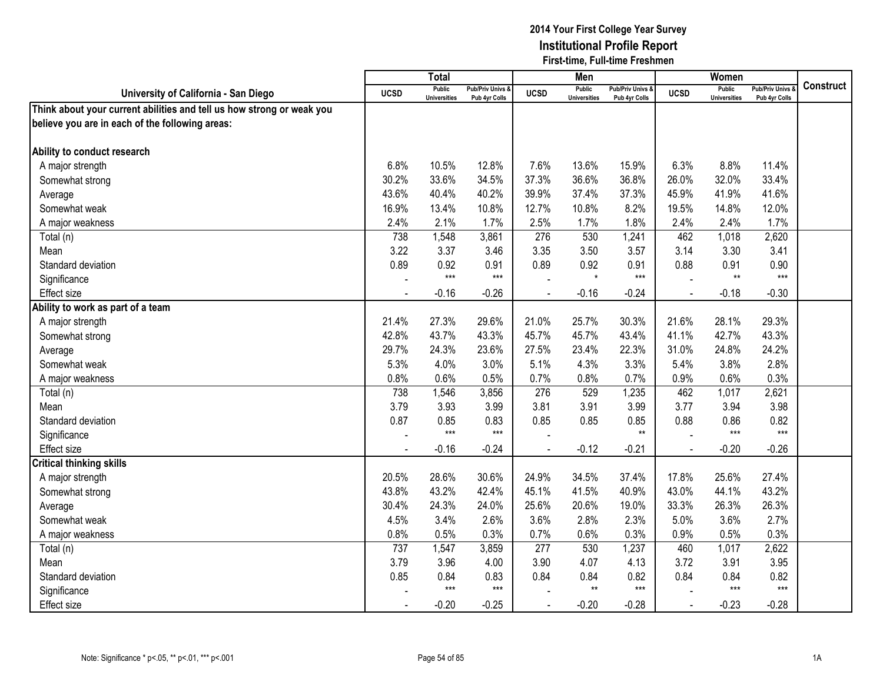# 2014 Your First College Year Survey
## Institutional Profile Report
### First-time, Full-time Freshmen

| University of California - San Diego | Total | | | Men | | | Women | | | Construct |
|---|---|---|---|---|---|---|---|---|---|---|
| | UCSD | Public Universities | Pub/Priv Univs & Pub 4yr Colls | UCSD | Public Universities | Pub/Priv Univs & Pub 4yr Colls | UCSD | Public Universities | Pub/Priv Univs & Pub 4yr Colls | |
| **Think about your current abilities and tell us how strong or weak you believe you are in each of the following areas:** | | | | | | | | | | |
| **Ability to conduct research** | | | | | | | | | | |
| A major strength | 6.8% | 10.5% | 12.8% | 7.6% | 13.6% | 15.9% | 6.3% | 8.8% | 11.4% | |
| Somewhat strong | 30.2% | 33.6% | 34.5% | 37.3% | 36.6% | 36.8% | 26.0% | 32.0% | 33.4% | |
| Average | 43.6% | 40.4% | 40.2% | 39.9% | 37.4% | 37.3% | 45.9% | 41.9% | 41.6% | |
| Somewhat weak | 16.9% | 13.4% | 10.8% | 12.7% | 10.8% | 8.2% | 19.5% | 14.8% | 12.0% | |
| A major weakness | 2.4% | 2.1% | 1.7% | 2.5% | 1.7% | 1.8% | 2.4% | 2.4% | 1.7% | |
| Total (n) | 738 | 1,548 | 3,861 | 276 | 530 | 1,241 | 462 | 1,018 | 2,620 | |
| Mean | 3.22 | 3.37 | 3.46 | 3.35 | 3.50 | 3.57 | 3.14 | 3.30 | 3.41 | |
| Standard deviation | 0.89 | 0.92 | 0.91 | 0.89 | 0.92 | 0.91 | 0.88 | 0.91 | 0.90 | |
| Significance | - | *** | *** | - | * | *** | - | ** | *** | |
| Effect size | - | -0.16 | -0.26 | - | -0.16 | -0.24 | - | -0.18 | -0.30 | |
| **Ability to work as part of a team** | | | | | | | | | | |
| A major strength | 21.4% | 27.3% | 29.6% | 21.0% | 25.7% | 30.3% | 21.6% | 28.1% | 29.3% | |
| Somewhat strong | 42.8% | 43.7% | 43.3% | 45.7% | 45.7% | 43.4% | 41.1% | 42.7% | 43.3% | |
| Average | 29.7% | 24.3% | 23.6% | 27.5% | 23.4% | 22.3% | 31.0% | 24.8% | 24.2% | |
| Somewhat weak | 5.3% | 4.0% | 3.0% | 5.1% | 4.3% | 3.3% | 5.4% | 3.8% | 2.8% | |
| A major weakness | 0.8% | 0.6% | 0.5% | 0.7% | 0.8% | 0.7% | 0.9% | 0.6% | 0.3% | |
| Total (n) | 738 | 1,546 | 3,856 | 276 | 529 | 1,235 | 462 | 1,017 | 2,621 | |
| Mean | 3.79 | 3.93 | 3.99 | 3.81 | 3.91 | 3.99 | 3.77 | 3.94 | 3.98 | |
| Standard deviation | 0.87 | 0.85 | 0.83 | 0.85 | 0.85 | 0.85 | 0.88 | 0.86 | 0.82 | |
| Significance | - | *** | *** | - | | ** | - | *** | *** | |
| Effect size | - | -0.16 | -0.24 | - | -0.12 | -0.21 | - | -0.20 | -0.26 | |
| **Critical thinking skills** | | | | | | | | | | |
| A major strength | 20.5% | 28.6% | 30.6% | 24.9% | 34.5% | 37.4% | 17.8% | 25.6% | 27.4% | |
| Somewhat strong | 43.8% | 43.2% | 42.4% | 45.1% | 41.5% | 40.9% | 43.0% | 44.1% | 43.2% | |
| Average | 30.4% | 24.3% | 24.0% | 25.6% | 20.6% | 19.0% | 33.3% | 26.3% | 26.3% | |
| Somewhat weak | 4.5% | 3.4% | 2.6% | 3.6% | 2.8% | 2.3% | 5.0% | 3.6% | 2.7% | |
| A major weakness | 0.8% | 0.5% | 0.3% | 0.7% | 0.6% | 0.3% | 0.9% | 0.5% | 0.3% | |
| Total (n) | 737 | 1,547 | 3,859 | 277 | 530 | 1,237 | 460 | 1,017 | 2,622 | |
| Mean | 3.79 | 3.96 | 4.00 | 3.90 | 4.07 | 4.13 | 3.72 | 3.91 | 3.95 | |
| Standard deviation | 0.85 | 0.84 | 0.83 | 0.84 | 0.84 | 0.82 | 0.84 | 0.84 | 0.82 | |
| Significance | - | *** | *** | - | ** | *** | - | *** | *** | |
| Effect size | - | -0.20 | -0.25 | - | -0.20 | -0.28 | - | -0.23 | -0.28 | |

Note: Significance * p<.05, ** p<.01, *** p<.001

1A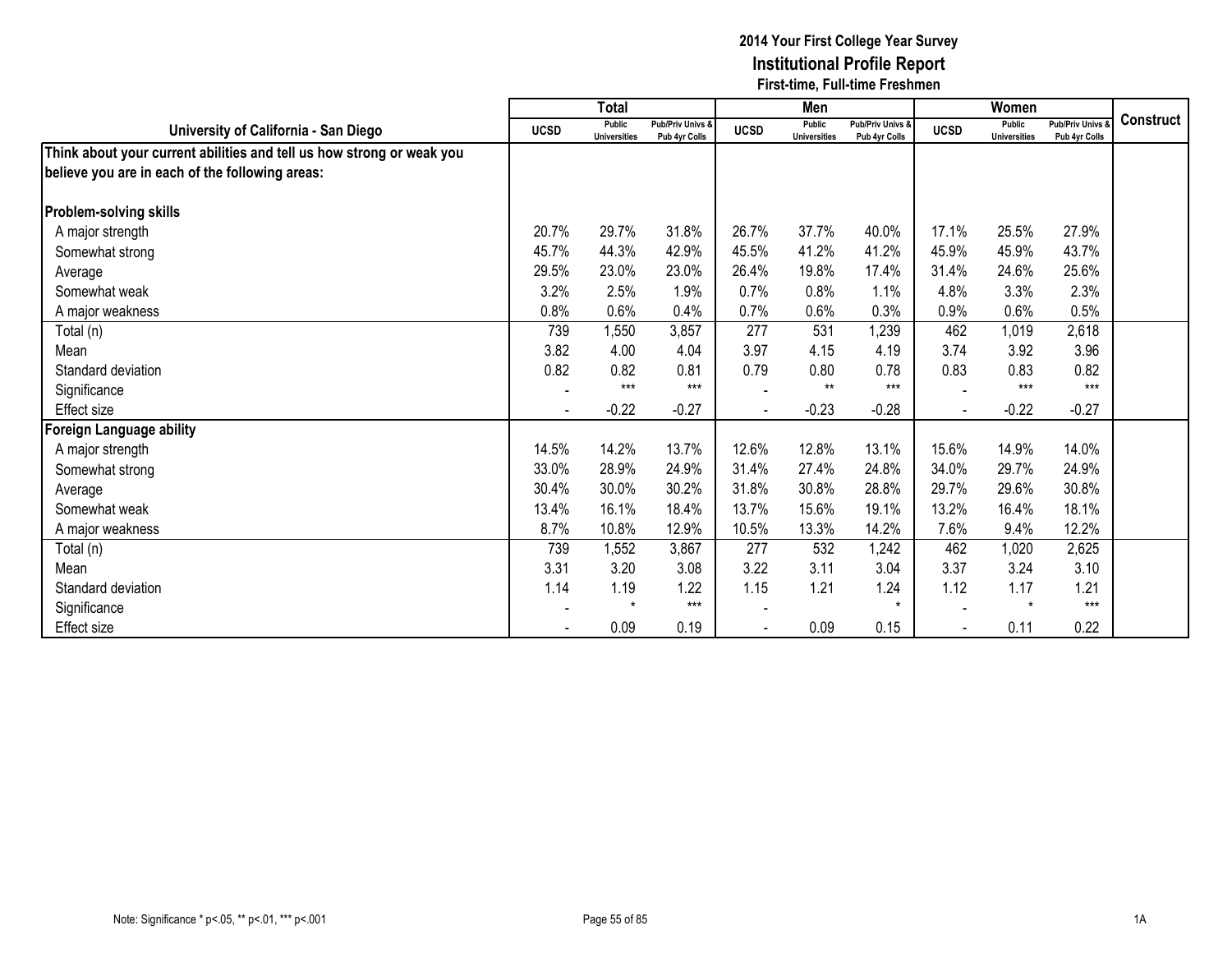# 2014 Your First College Year Survey
## Institutional Profile Report
### First-time, Full-time Freshmen

| University of California - San Diego | Total | | | Men | | | Women | | | Construct |
|---|---|---|---|---|---|---|---|---|---|---|
| | UCSD | Public Universities | Pub/Priv Univs & Pub 4yr Colls | UCSD | Public Universities | Pub/Priv Univs & Pub 4yr Colls | UCSD | Public Universities | Pub/Priv Univs & Pub 4yr Colls | |
| **Think about your current abilities and tell us how strong or weak you believe you are in each of the following areas:** | | | | | | | | | | |
| **Problem-solving skills** | | | | | | | | | | |
| A major strength | 20.7% | 29.7% | 31.8% | 26.7% | 37.7% | 40.0% | 17.1% | 25.5% | 27.9% | |
| Somewhat strong | 45.7% | 44.3% | 42.9% | 45.5% | 41.2% | 41.2% | 45.9% | 45.9% | 43.7% | |
| Average | 29.5% | 23.0% | 23.0% | 26.4% | 19.8% | 17.4% | 31.4% | 24.6% | 25.6% | |
| Somewhat weak | 3.2% | 2.5% | 1.9% | 0.7% | 0.8% | 1.1% | 4.8% | 3.3% | 2.3% | |
| A major weakness | 0.8% | 0.6% | 0.4% | 0.7% | 0.6% | 0.3% | 0.9% | 0.6% | 0.5% | |
| Total (n) | 739 | 1,550 | 3,857 | 277 | 531 | 1,239 | 462 | 1,019 | 2,618 | |
| Mean | 3.82 | 4.00 | 4.04 | 3.97 | 4.15 | 4.19 | 3.74 | 3.92 | 3.96 | |
| Standard deviation | 0.82 | 0.82 | 0.81 | 0.79 | 0.80 | 0.78 | 0.83 | 0.83 | 0.82 | |
| Significance | - | *** | *** | - | ** | *** | - | *** | *** | |
| Effect size | - | -0.22 | -0.27 | - | -0.23 | -0.28 | - | -0.22 | -0.27 | |
| **Foreign Language ability** | | | | | | | | | | |
| A major strength | 14.5% | 14.2% | 13.7% | 12.6% | 12.8% | 13.1% | 15.6% | 14.9% | 14.0% | |
| Somewhat strong | 33.0% | 28.9% | 24.9% | 31.4% | 27.4% | 24.8% | 34.0% | 29.7% | 24.9% | |
| Average | 30.4% | 30.0% | 30.2% | 31.8% | 30.8% | 28.8% | 29.7% | 29.6% | 30.8% | |
| Somewhat weak | 13.4% | 16.1% | 18.4% | 13.7% | 15.6% | 19.1% | 13.2% | 16.4% | 18.1% | |
| A major weakness | 8.7% | 10.8% | 12.9% | 10.5% | 13.3% | 14.2% | 7.6% | 9.4% | 12.2% | |
| Total (n) | 739 | 1,552 | 3,867 | 277 | 532 | 1,242 | 462 | 1,020 | 2,625 | |
| Mean | 3.31 | 3.20 | 3.08 | 3.22 | 3.11 | 3.04 | 3.37 | 3.24 | 3.10 | |
| Standard deviation | 1.14 | 1.19 | 1.22 | 1.15 | 1.21 | 1.24 | 1.12 | 1.17 | 1.21 | |
| Significance | - | * | *** | - | | * | - | * | *** | |
| Effect size | - | 0.09 | 0.19 | - | 0.09 | 0.15 | - | 0.11 | 0.22 | |

Note: Significance * p<.05, ** p<.01, *** p<.001

1A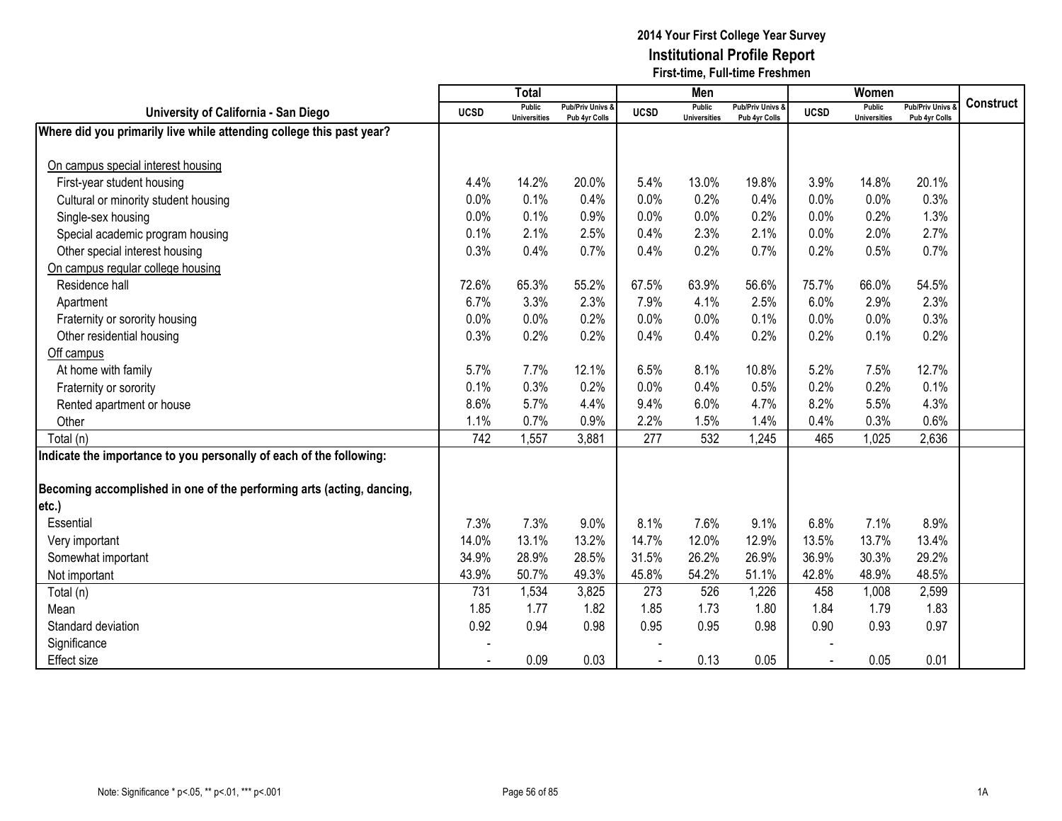# 2014 Your First College Year Survey
## Institutional Profile Report
### First-time, Full-time Freshmen

| University of California - San Diego | Total | | | Men | | | Women | | | Construct |
|---|---|---|---|---|---|---|---|---|---|---|
| | UCSD | Public Universities | Pub/Priv Univs & Pub 4yr Colls | UCSD | Public Universities | Pub/Priv Univs & Pub 4yr Colls | UCSD | Public Universities | Pub/Priv Univs & Pub 4yr Colls | |
| **Where did you primarily live while attending college this past year?** | | | | | | | | | | |
| On campus special interest housing | | | | | | | | | | |
| First-year student housing | 4.4% | 14.2% | 20.0% | 5.4% | 13.0% | 19.8% | 3.9% | 14.8% | 20.1% | |
| Cultural or minority student housing | 0.0% | 0.1% | 0.4% | 0.0% | 0.2% | 0.4% | 0.0% | 0.0% | 0.3% | |
| Single-sex housing | 0.0% | 0.1% | 0.9% | 0.0% | 0.0% | 0.2% | 0.0% | 0.2% | 1.3% | |
| Special academic program housing | 0.1% | 2.1% | 2.5% | 0.4% | 2.3% | 2.1% | 0.0% | 2.0% | 2.7% | |
| Other special interest housing | 0.3% | 0.4% | 0.7% | 0.4% | 0.2% | 0.7% | 0.2% | 0.5% | 0.7% | |
| On campus regular college housing | | | | | | | | | | |
| Residence hall | 72.6% | 65.3% | 55.2% | 67.5% | 63.9% | 56.6% | 75.7% | 66.0% | 54.5% | |
| Apartment | 6.7% | 3.3% | 2.3% | 7.9% | 4.1% | 2.5% | 6.0% | 2.9% | 2.3% | |
| Fraternity or sorority housing | 0.0% | 0.0% | 0.2% | 0.0% | 0.0% | 0.1% | 0.0% | 0.0% | 0.3% | |
| Other residential housing | 0.3% | 0.2% | 0.2% | 0.4% | 0.4% | 0.2% | 0.2% | 0.1% | 0.2% | |
| Off campus | | | | | | | | | | |
| At home with family | 5.7% | 7.7% | 12.1% | 6.5% | 8.1% | 10.8% | 5.2% | 7.5% | 12.7% | |
| Fraternity or sorority | 0.1% | 0.3% | 0.2% | 0.0% | 0.4% | 0.5% | 0.2% | 0.2% | 0.1% | |
| Rented apartment or house | 8.6% | 5.7% | 4.4% | 9.4% | 6.0% | 4.7% | 8.2% | 5.5% | 4.3% | |
| Other | 1.1% | 0.7% | 0.9% | 2.2% | 1.5% | 1.4% | 0.4% | 0.3% | 0.6% | |
| Total (n) | 742 | 1,557 | 3,881 | 277 | 532 | 1,245 | 465 | 1,025 | 2,636 | |
| **Indicate the importance to you personally of each of the following:** | | | | | | | | | | |
| **Becoming accomplished in one of the performing arts (acting, dancing, etc.)** | | | | | | | | | | |
| Essential | 7.3% | 7.3% | 9.0% | 8.1% | 7.6% | 9.1% | 6.8% | 7.1% | 8.9% | |
| Very important | 14.0% | 13.1% | 13.2% | 14.7% | 12.0% | 12.9% | 13.5% | 13.7% | 13.4% | |
| Somewhat important | 34.9% | 28.9% | 28.5% | 31.5% | 26.2% | 26.9% | 36.9% | 30.3% | 29.2% | |
| Not important | 43.9% | 50.7% | 49.3% | 45.8% | 54.2% | 51.1% | 42.8% | 48.9% | 48.5% | |
| Total (n) | 731 | 1,534 | 3,825 | 273 | 526 | 1,226 | 458 | 1,008 | 2,599 | |
| Mean | 1.85 | 1.77 | 1.82 | 1.85 | 1.73 | 1.80 | 1.84 | 1.79 | 1.83 | |
| Standard deviation | 0.92 | 0.94 | 0.98 | 0.95 | 0.95 | 0.98 | 0.90 | 0.93 | 0.97 | |
| Significance | - | | | - | | | - | | | |
| Effect size | - | 0.09 | 0.03 | - | 0.13 | 0.05 | - | 0.05 | 0.01 | |

Note: Significance * p<.05, ** p<.01, *** p<.001

1A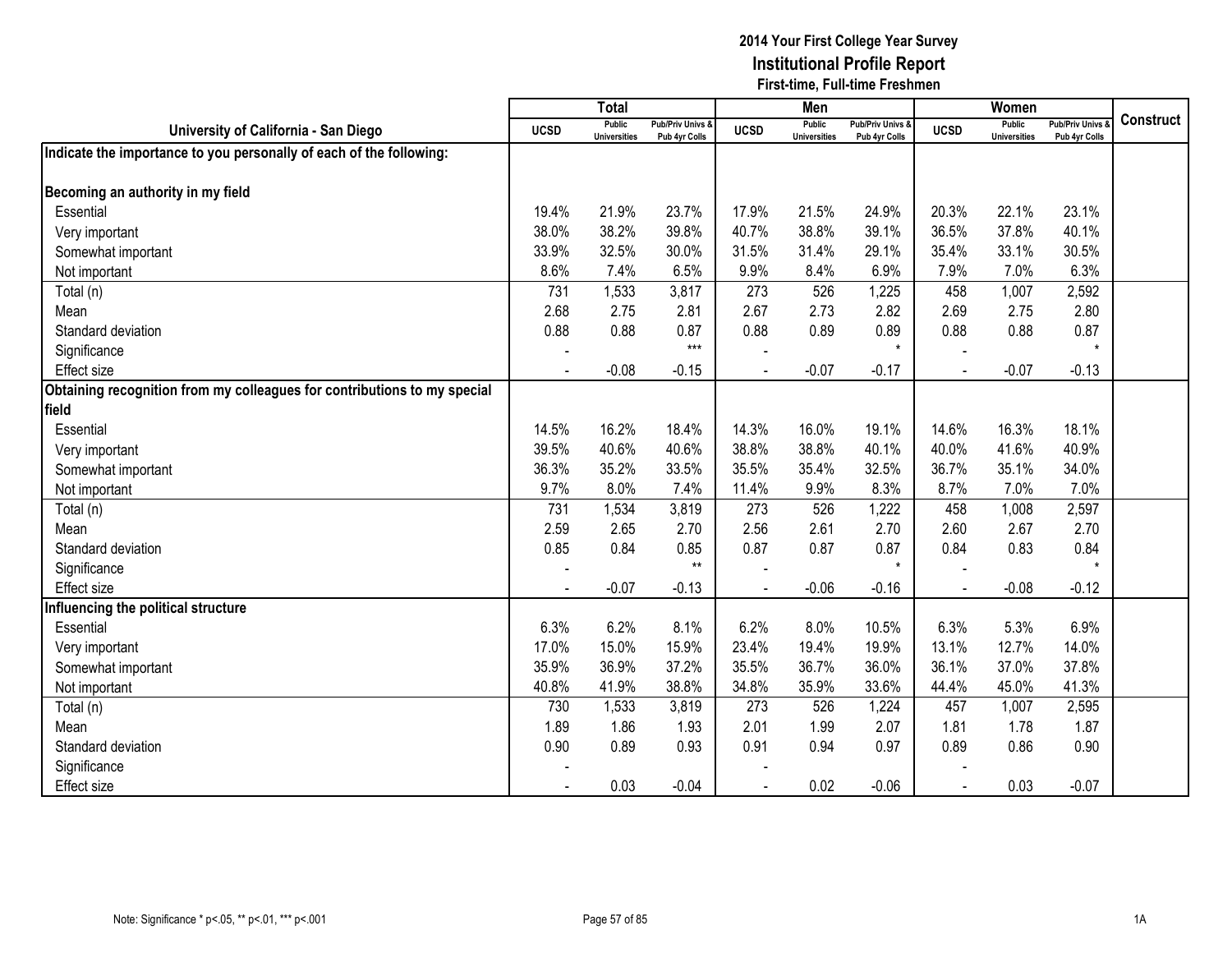# 2014 Your First College Year Survey
## Institutional Profile Report
### First-time, Full-time Freshmen

| University of California - San Diego | Total | | | Men | | | Women | | | Construct |
|---|---|---|---|---|---|---|---|---|---|---|
| | UCSD | Public Universities | Pub/Priv Univs & Pub 4yr Colls | UCSD | Public Universities | Pub/Priv Univs & Pub 4yr Colls | UCSD | Public Universities | Pub/Priv Univs & Pub 4yr Colls | |
| **Indicate the importance to you personally of each of the following:** | | | | | | | | | | |
| **Becoming an authority in my field** | | | | | | | | | | |
| Essential | 19.4% | 21.9% | 23.7% | 17.9% | 21.5% | 24.9% | 20.3% | 22.1% | 23.1% | |
| Very important | 38.0% | 38.2% | 39.8% | 40.7% | 38.8% | 39.1% | 36.5% | 37.8% | 40.1% | |
| Somewhat important | 33.9% | 32.5% | 30.0% | 31.5% | 31.4% | 29.1% | 35.4% | 33.1% | 30.5% | |
| Not important | 8.6% | 7.4% | 6.5% | 9.9% | 8.4% | 6.9% | 7.9% | 7.0% | 6.3% | |
| Total (n) | 731 | 1,533 | 3,817 | 273 | 526 | 1,225 | 458 | 1,007 | 2,592 | |
| Mean | 2.68 | 2.75 | 2.81 | 2.67 | 2.73 | 2.82 | 2.69 | 2.75 | 2.80 | |
| Standard deviation | 0.88 | 0.88 | 0.87 | 0.88 | 0.89 | 0.89 | 0.88 | 0.88 | 0.87 | |
| Significance | - | | *** | - | | * | - | | * | |
| Effect size | - | -0.08 | -0.15 | - | -0.07 | -0.17 | - | -0.07 | -0.13 | |
| **Obtaining recognition from my colleagues for contributions to my special field** | | | | | | | | | | |
| Essential | 14.5% | 16.2% | 18.4% | 14.3% | 16.0% | 19.1% | 14.6% | 16.3% | 18.1% | |
| Very important | 39.5% | 40.6% | 40.6% | 38.8% | 38.8% | 40.1% | 40.0% | 41.6% | 40.9% | |
| Somewhat important | 36.3% | 35.2% | 33.5% | 35.5% | 35.4% | 32.5% | 36.7% | 35.1% | 34.0% | |
| Not important | 9.7% | 8.0% | 7.4% | 11.4% | 9.9% | 8.3% | 8.7% | 7.0% | 7.0% | |
| Total (n) | 731 | 1,534 | 3,819 | 273 | 526 | 1,222 | 458 | 1,008 | 2,597 | |
| Mean | 2.59 | 2.65 | 2.70 | 2.56 | 2.61 | 2.70 | 2.60 | 2.67 | 2.70 | |
| Standard deviation | 0.85 | 0.84 | 0.85 | 0.87 | 0.87 | 0.87 | 0.84 | 0.83 | 0.84 | |
| Significance | - | | ** | - | | * | - | | * | |
| Effect size | - | -0.07 | -0.13 | - | -0.06 | -0.16 | - | -0.08 | -0.12 | |
| **Influencing the political structure** | | | | | | | | | | |
| Essential | 6.3% | 6.2% | 8.1% | 6.2% | 8.0% | 10.5% | 6.3% | 5.3% | 6.9% | |
| Very important | 17.0% | 15.0% | 15.9% | 23.4% | 19.4% | 19.9% | 13.1% | 12.7% | 14.0% | |
| Somewhat important | 35.9% | 36.9% | 37.2% | 35.5% | 36.7% | 36.0% | 36.1% | 37.0% | 37.8% | |
| Not important | 40.8% | 41.9% | 38.8% | 34.8% | 35.9% | 33.6% | 44.4% | 45.0% | 41.3% | |
| Total (n) | 730 | 1,533 | 3,819 | 273 | 526 | 1,224 | 457 | 1,007 | 2,595 | |
| Mean | 1.89 | 1.86 | 1.93 | 2.01 | 1.99 | 2.07 | 1.81 | 1.78 | 1.87 | |
| Standard deviation | 0.90 | 0.89 | 0.93 | 0.91 | 0.94 | 0.97 | 0.89 | 0.86 | 0.90 | |
| Significance | - | | | - | | | - | | | |
| Effect size | - | 0.03 | -0.04 | - | 0.02 | -0.06 | - | 0.03 | -0.07 | |

Note: Significance * p<.05, ** p<.01, *** p<.001

1A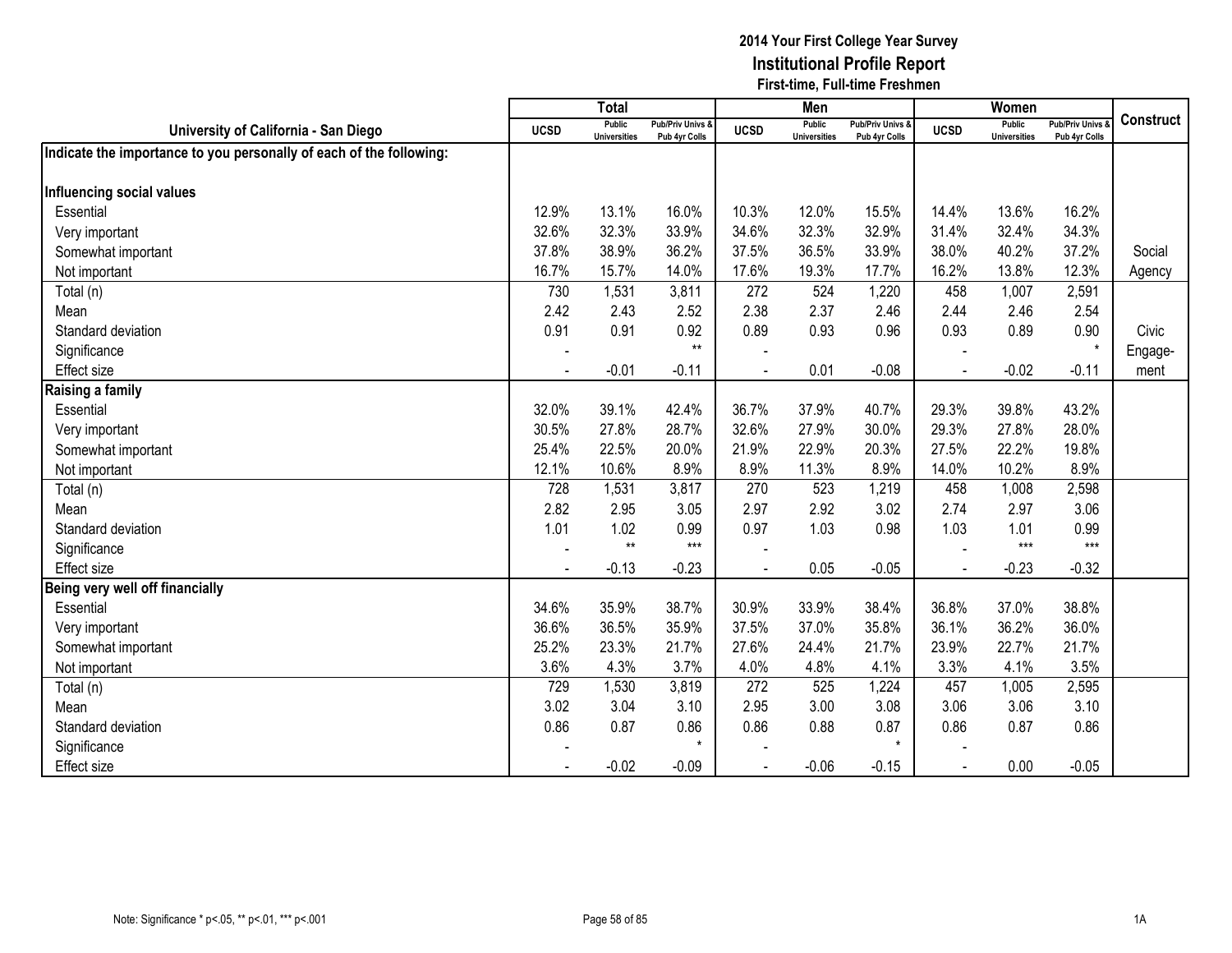# 2014 Your First College Year Survey
## Institutional Profile Report
### First-time, Full-time Freshmen

| University of California - San Diego | Total | | | Men | | | Women | | | Construct |
|---|---|---|---|---|---|---|---|---|---|---|
| | UCSD | Public Universities | Pub/Priv Univs & Pub 4yr Colls | UCSD | Public Universities | Pub/Priv Univs & Pub 4yr Colls | UCSD | Public Universities | Pub/Priv Univs & Pub 4yr Colls | |
| **Indicate the importance to you personally of each of the following:** | | | | | | | | | | |
| **Influencing social values** | | | | | | | | | | |
| Essential | 12.9% | 13.1% | 16.0% | 10.3% | 12.0% | 15.5% | 14.4% | 13.6% | 16.2% | |
| Very important | 32.6% | 32.3% | 33.9% | 34.6% | 32.3% | 32.9% | 31.4% | 32.4% | 34.3% | |
| Somewhat important | 37.8% | 38.9% | 36.2% | 37.5% | 36.5% | 33.9% | 38.0% | 40.2% | 37.2% | Social |
| Not important | 16.7% | 15.7% | 14.0% | 17.6% | 19.3% | 17.7% | 16.2% | 13.8% | 12.3% | Agency |
| Total (n) | 730 | 1,531 | 3,811 | 272 | 524 | 1,220 | 458 | 1,007 | 2,591 | |
| Mean | 2.42 | 2.43 | 2.52 | 2.38 | 2.37 | 2.46 | 2.44 | 2.46 | 2.54 | |
| Standard deviation | 0.91 | 0.91 | 0.92 | 0.89 | 0.93 | 0.96 | 0.93 | 0.89 | 0.90 | Civic |
| Significance | - | | ** | - | | | - | | * | Engage- |
| Effect size | - | -0.01 | -0.11 | - | 0.01 | -0.08 | - | -0.02 | -0.11 | ment |
| **Raising a family** | | | | | | | | | | |
| Essential | 32.0% | 39.1% | 42.4% | 36.7% | 37.9% | 40.7% | 29.3% | 39.8% | 43.2% | |
| Very important | 30.5% | 27.8% | 28.7% | 32.6% | 27.9% | 30.0% | 29.3% | 27.8% | 28.0% | |
| Somewhat important | 25.4% | 22.5% | 20.0% | 21.9% | 22.9% | 20.3% | 27.5% | 22.2% | 19.8% | |
| Not important | 12.1% | 10.6% | 8.9% | 8.9% | 11.3% | 8.9% | 14.0% | 10.2% | 8.9% | |
| Total (n) | 728 | 1,531 | 3,817 | 270 | 523 | 1,219 | 458 | 1,008 | 2,598 | |
| Mean | 2.82 | 2.95 | 3.05 | 2.97 | 2.92 | 3.02 | 2.74 | 2.97 | 3.06 | |
| Standard deviation | 1.01 | 1.02 | 0.99 | 0.97 | 1.03 | 0.98 | 1.03 | 1.01 | 0.99 | |
| Significance | - | ** | *** | - | | | - | *** | *** | |
| Effect size | - | -0.13 | -0.23 | - | 0.05 | -0.05 | - | -0.23 | -0.32 | |
| **Being very well off financially** | | | | | | | | | | |
| Essential | 34.6% | 35.9% | 38.7% | 30.9% | 33.9% | 38.4% | 36.8% | 37.0% | 38.8% | |
| Very important | 36.6% | 36.5% | 35.9% | 37.5% | 37.0% | 35.8% | 36.1% | 36.2% | 36.0% | |
| Somewhat important | 25.2% | 23.3% | 21.7% | 27.6% | 24.4% | 21.7% | 23.9% | 22.7% | 21.7% | |
| Not important | 3.6% | 4.3% | 3.7% | 4.0% | 4.8% | 4.1% | 3.3% | 4.1% | 3.5% | |
| Total (n) | 729 | 1,530 | 3,819 | 272 | 525 | 1,224 | 457 | 1,005 | 2,595 | |
| Mean | 3.02 | 3.04 | 3.10 | 2.95 | 3.00 | 3.08 | 3.06 | 3.06 | 3.10 | |
| Standard deviation | 0.86 | 0.87 | 0.86 | 0.86 | 0.88 | 0.87 | 0.86 | 0.87 | 0.86 | |
| Significance | - | | * | - | | * | - | | | |
| Effect size | - | -0.02 | -0.09 | - | -0.06 | -0.15 | - | 0.00 | -0.05 | |

Note: Significance * p<.05, ** p<.01, *** p<.001

1A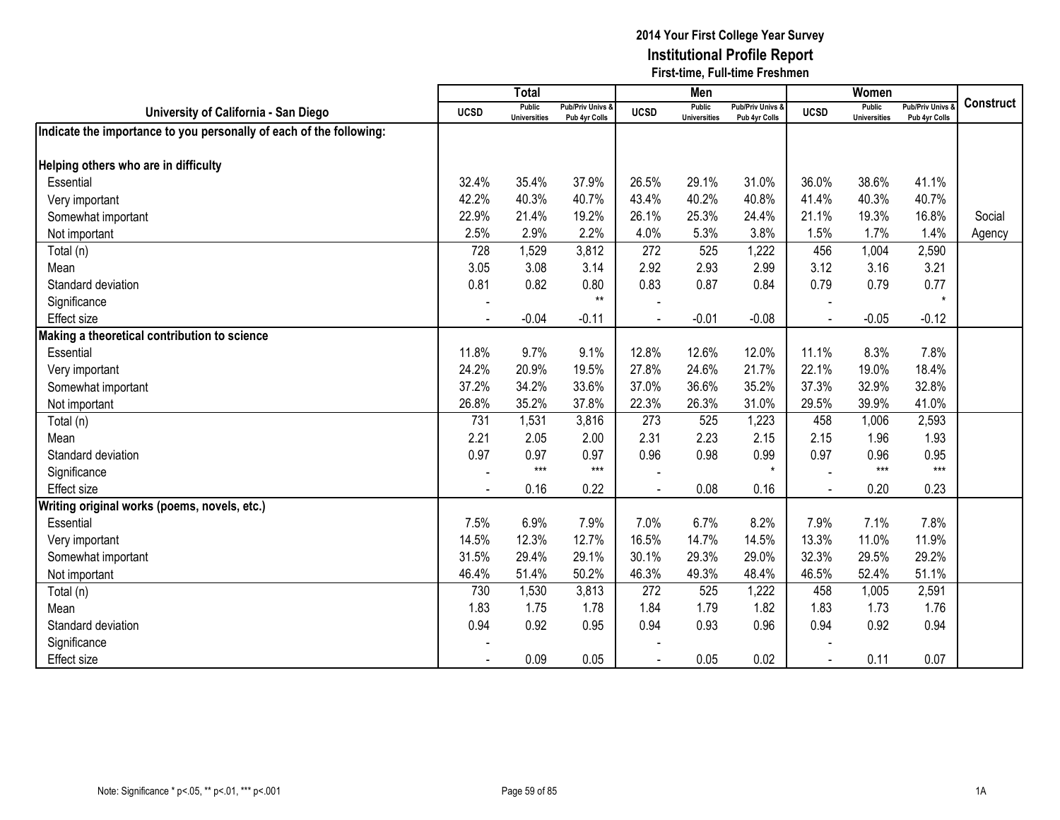**2014 Your First College Year Survey**
**Institutional Profile Report**
**First-time, Full-time Freshmen**

| University of California - San Diego | Total | | | Men | | | Women | | | Construct |
|---|---|---|---|---|---|---|---|---|---|---|
| | UCSD | Public Universities | Pub/Priv Univs & Pub 4yr Colls | UCSD | Public Universities | Pub/Priv Univs & Pub 4yr Colls | UCSD | Public Universities | Pub/Priv Univs & Pub 4yr Colls | |
| **Indicate the importance to you personally of each of the following:** | | | | | | | | | | |
| **Helping others who are in difficulty** | | | | | | | | | | |
| Essential | 32.4% | 35.4% | 37.9% | 26.5% | 29.1% | 31.0% | 36.0% | 38.6% | 41.1% | |
| Very important | 42.2% | 40.3% | 40.7% | 43.4% | 40.2% | 40.8% | 41.4% | 40.3% | 40.7% | |
| Somewhat important | 22.9% | 21.4% | 19.2% | 26.1% | 25.3% | 24.4% | 21.1% | 19.3% | 16.8% | Social |
| Not important | 2.5% | 2.9% | 2.2% | 4.0% | 5.3% | 3.8% | 1.5% | 1.7% | 1.4% | Agency |
| Total (n) | 728 | 1,529 | 3,812 | 272 | 525 | 1,222 | 456 | 1,004 | 2,590 | |
| Mean | 3.05 | 3.08 | 3.14 | 2.92 | 2.93 | 2.99 | 3.12 | 3.16 | 3.21 | |
| Standard deviation | 0.81 | 0.82 | 0.80 | 0.83 | 0.87 | 0.84 | 0.79 | 0.79 | 0.77 | |
| Significance | - | | ** | - | | | - | | * | |
| Effect size | - | -0.04 | -0.11 | - | -0.01 | -0.08 | - | -0.05 | -0.12 | |
| **Making a theoretical contribution to science** | | | | | | | | | | |
| Essential | 11.8% | 9.7% | 9.1% | 12.8% | 12.6% | 12.0% | 11.1% | 8.3% | 7.8% | |
| Very important | 24.2% | 20.9% | 19.5% | 27.8% | 24.6% | 21.7% | 22.1% | 19.0% | 18.4% | |
| Somewhat important | 37.2% | 34.2% | 33.6% | 37.0% | 36.6% | 35.2% | 37.3% | 32.9% | 32.8% | |
| Not important | 26.8% | 35.2% | 37.8% | 22.3% | 26.3% | 31.0% | 29.5% | 39.9% | 41.0% | |
| Total (n) | 731 | 1,531 | 3,816 | 273 | 525 | 1,223 | 458 | 1,006 | 2,593 | |
| Mean | 2.21 | 2.05 | 2.00 | 2.31 | 2.23 | 2.15 | 2.15 | 1.96 | 1.93 | |
| Standard deviation | 0.97 | 0.97 | 0.97 | 0.96 | 0.98 | 0.99 | 0.97 | 0.96 | 0.95 | |
| Significance | - | *** | *** | - | | * | - | *** | *** | |
| Effect size | - | 0.16 | 0.22 | - | 0.08 | 0.16 | - | 0.20 | 0.23 | |
| **Writing original works (poems, novels, etc.)** | | | | | | | | | | |
| Essential | 7.5% | 6.9% | 7.9% | 7.0% | 6.7% | 8.2% | 7.9% | 7.1% | 7.8% | |
| Very important | 14.5% | 12.3% | 12.7% | 16.5% | 14.7% | 14.5% | 13.3% | 11.0% | 11.9% | |
| Somewhat important | 31.5% | 29.4% | 29.1% | 30.1% | 29.3% | 29.0% | 32.3% | 29.5% | 29.2% | |
| Not important | 46.4% | 51.4% | 50.2% | 46.3% | 49.3% | 48.4% | 46.5% | 52.4% | 51.1% | |
| Total (n) | 730 | 1,530 | 3,813 | 272 | 525 | 1,222 | 458 | 1,005 | 2,591 | |
| Mean | 1.83 | 1.75 | 1.78 | 1.84 | 1.79 | 1.82 | 1.83 | 1.73 | 1.76 | |
| Standard deviation | 0.94 | 0.92 | 0.95 | 0.94 | 0.93 | 0.96 | 0.94 | 0.92 | 0.94 | |
| Significance | - | | | - | | | - | | | |
| Effect size | - | 0.09 | 0.05 | - | 0.05 | 0.02 | - | 0.11 | 0.07 | |

Note: Significance * p<.05, ** p<.01, *** p<.001

1A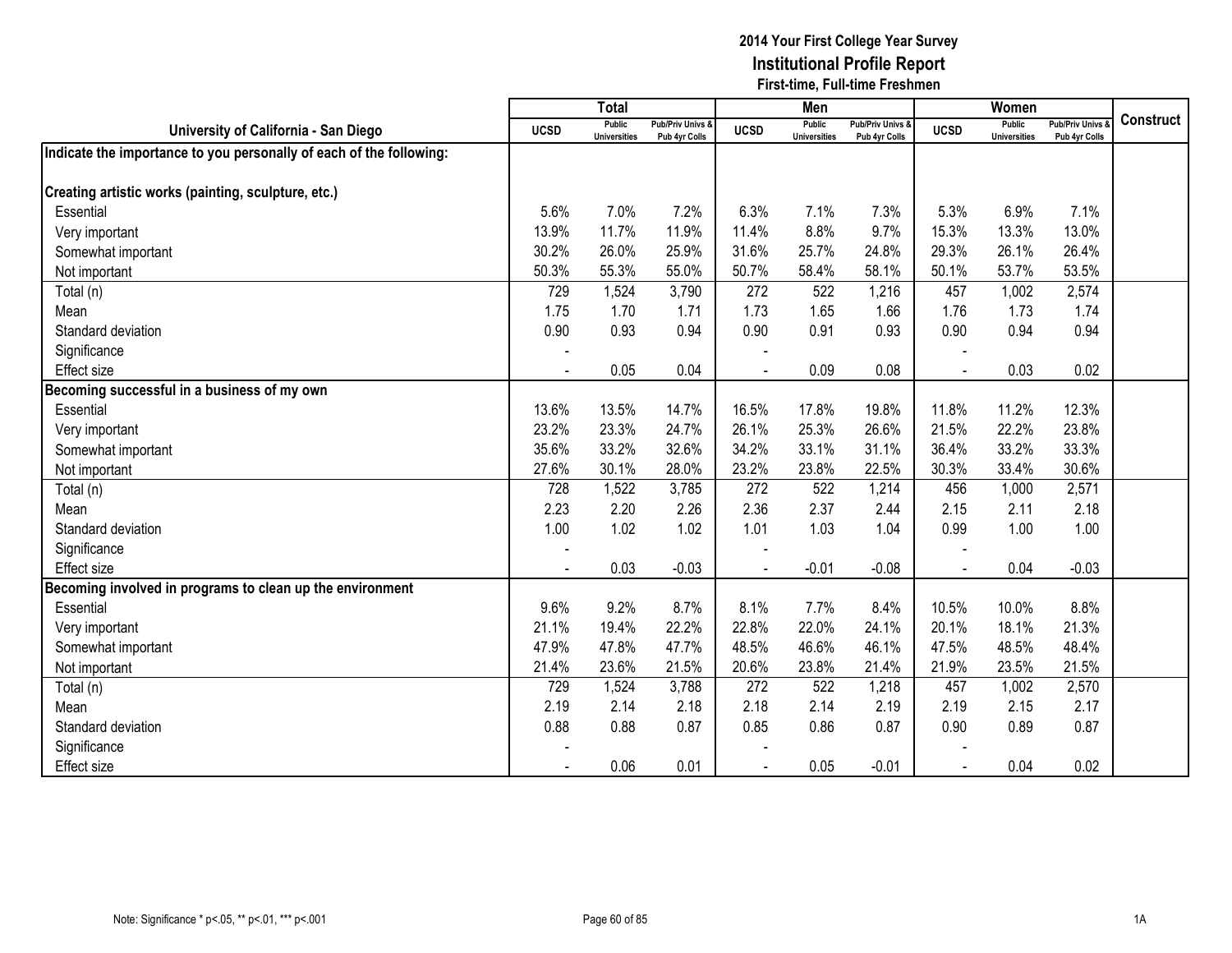# 2014 Your First College Year Survey
## Institutional Profile Report
### First-time, Full-time Freshmen

| University of California - San Diego | Total | | | Men | | | Women | | | Construct |
|---|---|---|---|---|---|---|---|---|---|---|
| | UCSD | Public Universities | Pub/Priv Univs & Pub 4yr Colls | UCSD | Public Universities | Pub/Priv Univs & Pub 4yr Colls | UCSD | Public Universities | Pub/Priv Univs & Pub 4yr Colls | |
| **Indicate the importance to you personally of each of the following:** | | | | | | | | | | |
| **Creating artistic works (painting, sculpture, etc.)** | | | | | | | | | | |
| Essential | 5.6% | 7.0% | 7.2% | 6.3% | 7.1% | 7.3% | 5.3% | 6.9% | 7.1% | |
| Very important | 13.9% | 11.7% | 11.9% | 11.4% | 8.8% | 9.7% | 15.3% | 13.3% | 13.0% | |
| Somewhat important | 30.2% | 26.0% | 25.9% | 31.6% | 25.7% | 24.8% | 29.3% | 26.1% | 26.4% | |
| Not important | 50.3% | 55.3% | 55.0% | 50.7% | 58.4% | 58.1% | 50.1% | 53.7% | 53.5% | |
| Total (n) | 729 | 1,524 | 3,790 | 272 | 522 | 1,216 | 457 | 1,002 | 2,574 | |
| Mean | 1.75 | 1.70 | 1.71 | 1.73 | 1.65 | 1.66 | 1.76 | 1.73 | 1.74 | |
| Standard deviation | 0.90 | 0.93 | 0.94 | 0.90 | 0.91 | 0.93 | 0.90 | 0.94 | 0.94 | |
| Significance | - | | | - | | | - | | | |
| Effect size | - | 0.05 | 0.04 | - | 0.09 | 0.08 | - | 0.03 | 0.02 | |
| **Becoming successful in a business of my own** | | | | | | | | | | |
| Essential | 13.6% | 13.5% | 14.7% | 16.5% | 17.8% | 19.8% | 11.8% | 11.2% | 12.3% | |
| Very important | 23.2% | 23.3% | 24.7% | 26.1% | 25.3% | 26.6% | 21.5% | 22.2% | 23.8% | |
| Somewhat important | 35.6% | 33.2% | 32.6% | 34.2% | 33.1% | 31.1% | 36.4% | 33.2% | 33.3% | |
| Not important | 27.6% | 30.1% | 28.0% | 23.2% | 23.8% | 22.5% | 30.3% | 33.4% | 30.6% | |
| Total (n) | 728 | 1,522 | 3,785 | 272 | 522 | 1,214 | 456 | 1,000 | 2,571 | |
| Mean | 2.23 | 2.20 | 2.26 | 2.36 | 2.37 | 2.44 | 2.15 | 2.11 | 2.18 | |
| Standard deviation | 1.00 | 1.02 | 1.02 | 1.01 | 1.03 | 1.04 | 0.99 | 1.00 | 1.00 | |
| Significance | - | | | - | | | - | | | |
| Effect size | - | 0.03 | -0.03 | - | -0.01 | -0.08 | - | 0.04 | -0.03 | |
| **Becoming involved in programs to clean up the environment** | | | | | | | | | | |
| Essential | 9.6% | 9.2% | 8.7% | 8.1% | 7.7% | 8.4% | 10.5% | 10.0% | 8.8% | |
| Very important | 21.1% | 19.4% | 22.2% | 22.8% | 22.0% | 24.1% | 20.1% | 18.1% | 21.3% | |
| Somewhat important | 47.9% | 47.8% | 47.7% | 48.5% | 46.6% | 46.1% | 47.5% | 48.5% | 48.4% | |
| Not important | 21.4% | 23.6% | 21.5% | 20.6% | 23.8% | 21.4% | 21.9% | 23.5% | 21.5% | |
| Total (n) | 729 | 1,524 | 3,788 | 272 | 522 | 1,218 | 457 | 1,002 | 2,570 | |
| Mean | 2.19 | 2.14 | 2.18 | 2.18 | 2.14 | 2.19 | 2.19 | 2.15 | 2.17 | |
| Standard deviation | 0.88 | 0.88 | 0.87 | 0.85 | 0.86 | 0.87 | 0.90 | 0.89 | 0.87 | |
| Significance | - | | | - | | | - | | | |
| Effect size | - | 0.06 | 0.01 | - | 0.05 | -0.01 | - | 0.04 | 0.02 | |

Note: Significance * p<.05, ** p<.01, *** p<.001

1A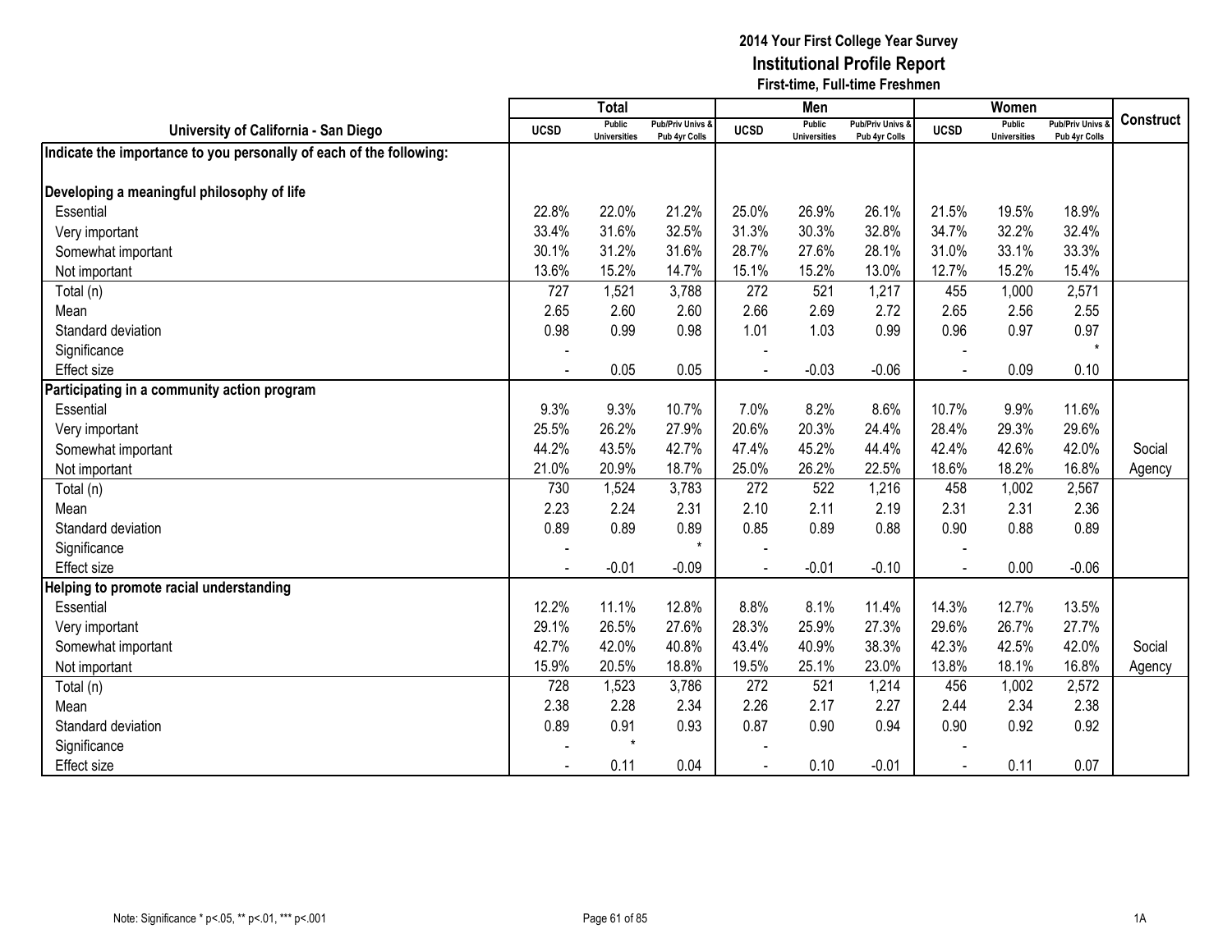# 2014 Your First College Year Survey
## Institutional Profile Report
### First-time, Full-time Freshmen

| University of California - San Diego | Total | | | Men | | | Women | | | Construct |
|---|---|---|---|---|---|---|---|---|---|---|
| | UCSD | Public Universities | Pub/Priv Univs & Pub 4yr Colls | UCSD | Public Universities | Pub/Priv Univs & Pub 4yr Colls | UCSD | Public Universities | Pub/Priv Univs & Pub 4yr Colls | |
| **Indicate the importance to you personally of each of the following:** | | | | | | | | | | |
| **Developing a meaningful philosophy of life** | | | | | | | | | | |
| Essential | 22.8% | 22.0% | 21.2% | 25.0% | 26.9% | 26.1% | 21.5% | 19.5% | 18.9% | |
| Very important | 33.4% | 31.6% | 32.5% | 31.3% | 30.3% | 32.8% | 34.7% | 32.2% | 32.4% | |
| Somewhat important | 30.1% | 31.2% | 31.6% | 28.7% | 27.6% | 28.1% | 31.0% | 33.1% | 33.3% | |
| Not important | 13.6% | 15.2% | 14.7% | 15.1% | 15.2% | 13.0% | 12.7% | 15.2% | 15.4% | |
| Total (n) | 727 | 1,521 | 3,788 | 272 | 521 | 1,217 | 455 | 1,000 | 2,571 | |
| Mean | 2.65 | 2.60 | 2.60 | 2.66 | 2.69 | 2.72 | 2.65 | 2.56 | 2.55 | |
| Standard deviation | 0.98 | 0.99 | 0.98 | 1.01 | 1.03 | 0.99 | 0.96 | 0.97 | 0.97 | |
| Significance | - | | | - | | | - | | * | |
| Effect size | - | 0.05 | 0.05 | - | -0.03 | -0.06 | - | 0.09 | 0.10 | |
| **Participating in a community action program** | | | | | | | | | | |
| Essential | 9.3% | 9.3% | 10.7% | 7.0% | 8.2% | 8.6% | 10.7% | 9.9% | 11.6% | |
| Very important | 25.5% | 26.2% | 27.9% | 20.6% | 20.3% | 24.4% | 28.4% | 29.3% | 29.6% | |
| Somewhat important | 44.2% | 43.5% | 42.7% | 47.4% | 45.2% | 44.4% | 42.4% | 42.6% | 42.0% | Social |
| Not important | 21.0% | 20.9% | 18.7% | 25.0% | 26.2% | 22.5% | 18.6% | 18.2% | 16.8% | Agency |
| Total (n) | 730 | 1,524 | 3,783 | 272 | 522 | 1,216 | 458 | 1,002 | 2,567 | |
| Mean | 2.23 | 2.24 | 2.31 | 2.10 | 2.11 | 2.19 | 2.31 | 2.31 | 2.36 | |
| Standard deviation | 0.89 | 0.89 | 0.89 | 0.85 | 0.89 | 0.88 | 0.90 | 0.88 | 0.89 | |
| Significance | - | | * | - | | | - | | | |
| Effect size | - | -0.01 | -0.09 | - | -0.01 | -0.10 | - | 0.00 | -0.06 | |
| **Helping to promote racial understanding** | | | | | | | | | | |
| Essential | 12.2% | 11.1% | 12.8% | 8.8% | 8.1% | 11.4% | 14.3% | 12.7% | 13.5% | |
| Very important | 29.1% | 26.5% | 27.6% | 28.3% | 25.9% | 27.3% | 29.6% | 26.7% | 27.7% | |
| Somewhat important | 42.7% | 42.0% | 40.8% | 43.4% | 40.9% | 38.3% | 42.3% | 42.5% | 42.0% | Social |
| Not important | 15.9% | 20.5% | 18.8% | 19.5% | 25.1% | 23.0% | 13.8% | 18.1% | 16.8% | Agency |
| Total (n) | 728 | 1,523 | 3,786 | 272 | 521 | 1,214 | 456 | 1,002 | 2,572 | |
| Mean | 2.38 | 2.28 | 2.34 | 2.26 | 2.17 | 2.27 | 2.44 | 2.34 | 2.38 | |
| Standard deviation | 0.89 | 0.91 | 0.93 | 0.87 | 0.90 | 0.94 | 0.90 | 0.92 | 0.92 | |
| Significance | - | * | | - | | | - | | | |
| Effect size | - | 0.11 | 0.04 | - | 0.10 | -0.01 | - | 0.11 | 0.07 | |

Note: Significance * p<.05, ** p<.01, *** p<.001

1A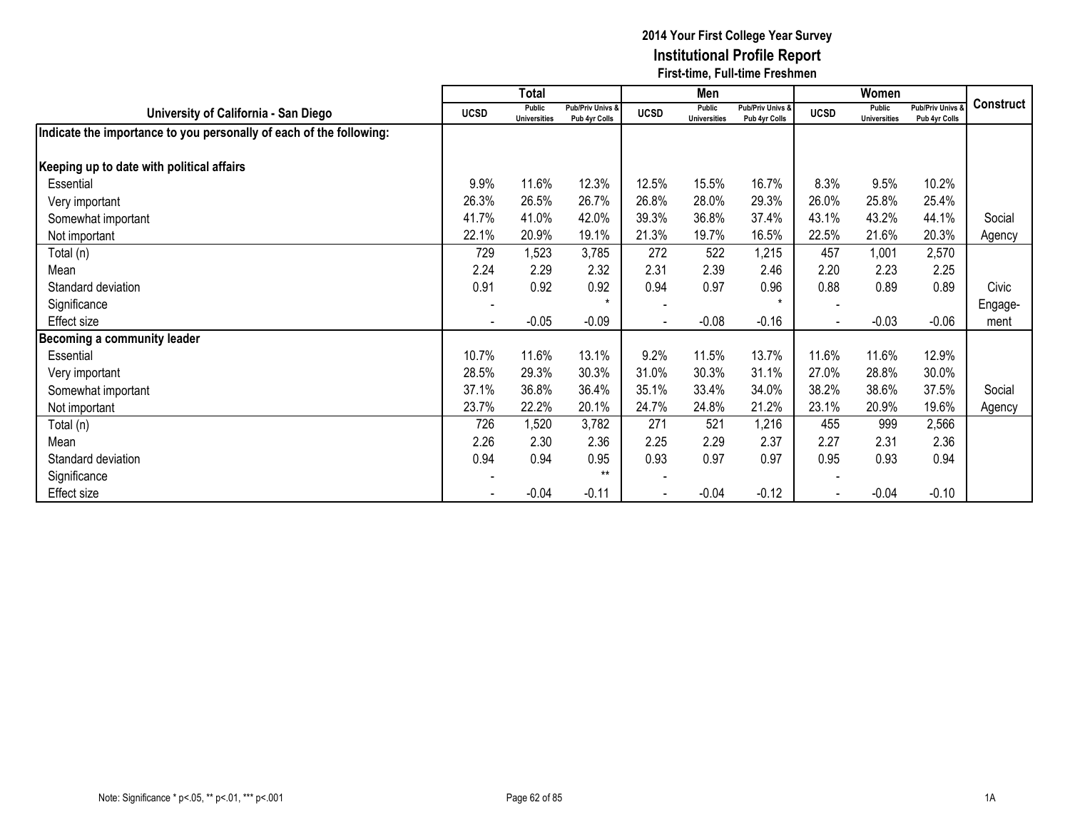# 2014 Your First College Year Survey
## Institutional Profile Report
### First-time, Full-time Freshmen

| University of California - San Diego | Total | | | Men | | | Women | | | Construct |
|---|---|---|---|---|---|---|---|---|---|---|
| | UCSD | Public Universities | Pub/Priv Univs & Pub 4yr Colls | UCSD | Public Universities | Pub/Priv Univs & Pub 4yr Colls | UCSD | Public Universities | Pub/Priv Univs & Pub 4yr Colls | |
| **Indicate the importance to you personally of each of the following:** | | | | | | | | | | |
| **Keeping up to date with political affairs** | | | | | | | | | | |
| Essential | 9.9% | 11.6% | 12.3% | 12.5% | 15.5% | 16.7% | 8.3% | 9.5% | 10.2% | |
| Very important | 26.3% | 26.5% | 26.7% | 26.8% | 28.0% | 29.3% | 26.0% | 25.8% | 25.4% | |
| Somewhat important | 41.7% | 41.0% | 42.0% | 39.3% | 36.8% | 37.4% | 43.1% | 43.2% | 44.1% | Social |
| Not important | 22.1% | 20.9% | 19.1% | 21.3% | 19.7% | 16.5% | 22.5% | 21.6% | 20.3% | Agency |
| Total (n) | 729 | 1,523 | 3,785 | 272 | 522 | 1,215 | 457 | 1,001 | 2,570 | |
| Mean | 2.24 | 2.29 | 2.32 | 2.31 | 2.39 | 2.46 | 2.20 | 2.23 | 2.25 | |
| Standard deviation | 0.91 | 0.92 | 0.92 | 0.94 | 0.97 | 0.96 | 0.88 | 0.89 | 0.89 | Civic |
| Significance | - | | * | - | | * | - | | | Engage- |
| Effect size | - | -0.05 | -0.09 | - | -0.08 | -0.16 | - | -0.03 | -0.06 | ment |
| **Becoming a community leader** | | | | | | | | | | |
| Essential | 10.7% | 11.6% | 13.1% | 9.2% | 11.5% | 13.7% | 11.6% | 11.6% | 12.9% | |
| Very important | 28.5% | 29.3% | 30.3% | 31.0% | 30.3% | 31.1% | 27.0% | 28.8% | 30.0% | |
| Somewhat important | 37.1% | 36.8% | 36.4% | 35.1% | 33.4% | 34.0% | 38.2% | 38.6% | 37.5% | Social |
| Not important | 23.7% | 22.2% | 20.1% | 24.7% | 24.8% | 21.2% | 23.1% | 20.9% | 19.6% | Agency |
| Total (n) | 726 | 1,520 | 3,782 | 271 | 521 | 1,216 | 455 | 999 | 2,566 | |
| Mean | 2.26 | 2.30 | 2.36 | 2.25 | 2.29 | 2.37 | 2.27 | 2.31 | 2.36 | |
| Standard deviation | 0.94 | 0.94 | 0.95 | 0.93 | 0.97 | 0.97 | 0.95 | 0.93 | 0.94 | |
| Significance | - | | ** | - | | | - | | | |
| Effect size | - | -0.04 | -0.11 | - | -0.04 | -0.12 | - | -0.04 | -0.10 | |

Note: Significance * p<.05, ** p<.01, *** p<.001

1A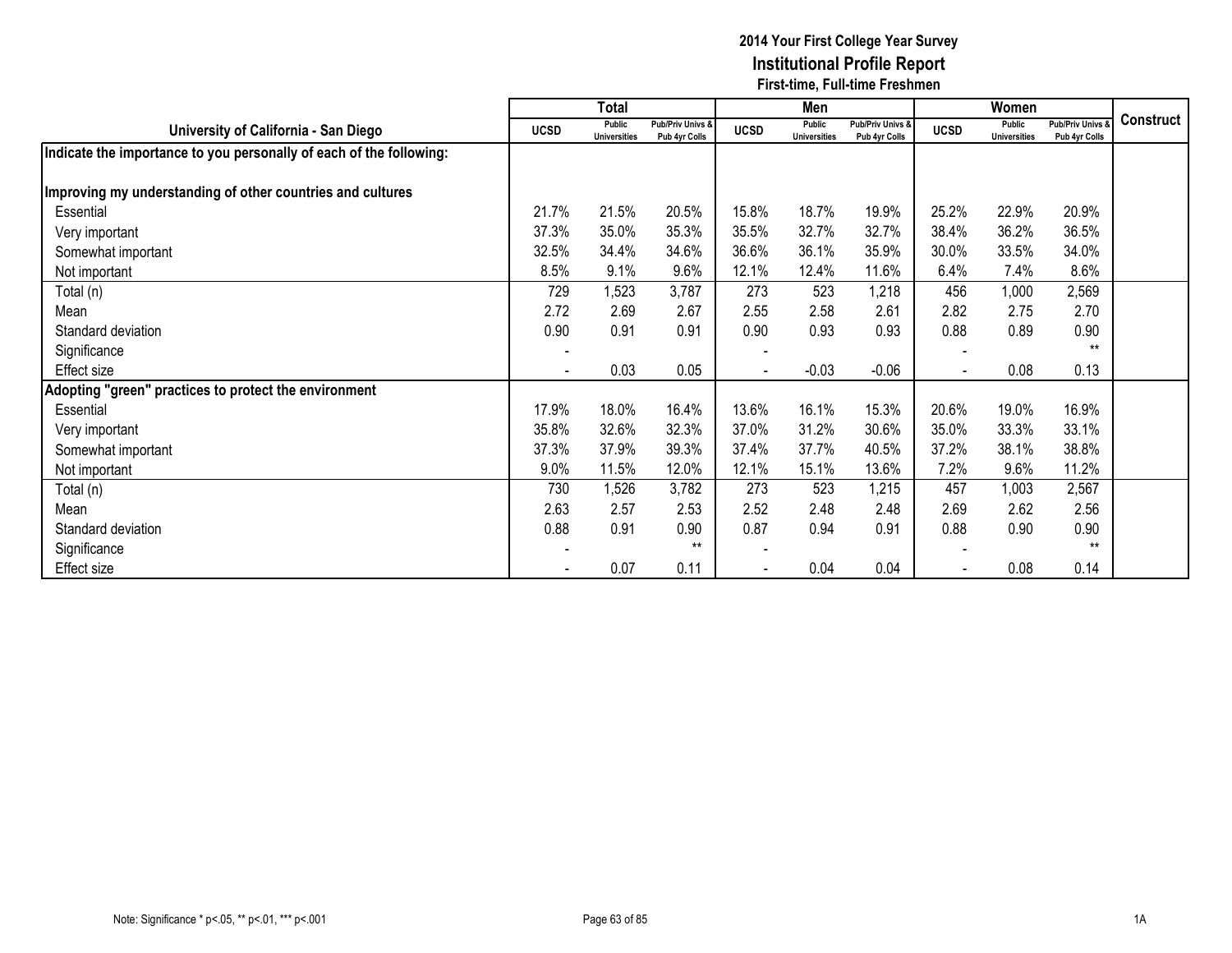# 2014 Your First College Year Survey
## Institutional Profile Report
### First-time, Full-time Freshmen

| University of California - San Diego | Total | | | Men | | | Women | | | Construct |
|---|---|---|---|---|---|---|---|---|---|---|
| | UCSD | Public Universities | Pub/Priv Univs & Pub 4yr Colls | UCSD | Public Universities | Pub/Priv Univs & Pub 4yr Colls | UCSD | Public Universities | Pub/Priv Univs & Pub 4yr Colls | |
| **Indicate the importance to you personally of each of the following:** | | | | | | | | | | |
| **Improving my understanding of other countries and cultures** | | | | | | | | | | |
| Essential | 21.7% | 21.5% | 20.5% | 15.8% | 18.7% | 19.9% | 25.2% | 22.9% | 20.9% | |
| Very important | 37.3% | 35.0% | 35.3% | 35.5% | 32.7% | 32.7% | 38.4% | 36.2% | 36.5% | |
| Somewhat important | 32.5% | 34.4% | 34.6% | 36.6% | 36.1% | 35.9% | 30.0% | 33.5% | 34.0% | |
| Not important | 8.5% | 9.1% | 9.6% | 12.1% | 12.4% | 11.6% | 6.4% | 7.4% | 8.6% | |
| Total (n) | 729 | 1,523 | 3,787 | 273 | 523 | 1,218 | 456 | 1,000 | 2,569 | |
| Mean | 2.72 | 2.69 | 2.67 | 2.55 | 2.58 | 2.61 | 2.82 | 2.75 | 2.70 | |
| Standard deviation | 0.90 | 0.91 | 0.91 | 0.90 | 0.93 | 0.93 | 0.88 | 0.89 | 0.90 | |
| Significance | - | | | - | | | - | | ** | |
| Effect size | - | 0.03 | 0.05 | - | -0.03 | -0.06 | - | 0.08 | 0.13 | |
| **Adopting "green" practices to protect the environment** | | | | | | | | | | |
| Essential | 17.9% | 18.0% | 16.4% | 13.6% | 16.1% | 15.3% | 20.6% | 19.0% | 16.9% | |
| Very important | 35.8% | 32.6% | 32.3% | 37.0% | 31.2% | 30.6% | 35.0% | 33.3% | 33.1% | |
| Somewhat important | 37.3% | 37.9% | 39.3% | 37.4% | 37.7% | 40.5% | 37.2% | 38.1% | 38.8% | |
| Not important | 9.0% | 11.5% | 12.0% | 12.1% | 15.1% | 13.6% | 7.2% | 9.6% | 11.2% | |
| Total (n) | 730 | 1,526 | 3,782 | 273 | 523 | 1,215 | 457 | 1,003 | 2,567 | |
| Mean | 2.63 | 2.57 | 2.53 | 2.52 | 2.48 | 2.48 | 2.69 | 2.62 | 2.56 | |
| Standard deviation | 0.88 | 0.91 | 0.90 | 0.87 | 0.94 | 0.91 | 0.88 | 0.90 | 0.90 | |
| Significance | - | | ** | - | | | - | | ** | |
| Effect size | - | 0.07 | 0.11 | - | 0.04 | 0.04 | - | 0.08 | 0.14 | |

Note: Significance * p<.05, ** p<.01, *** p<.001

1A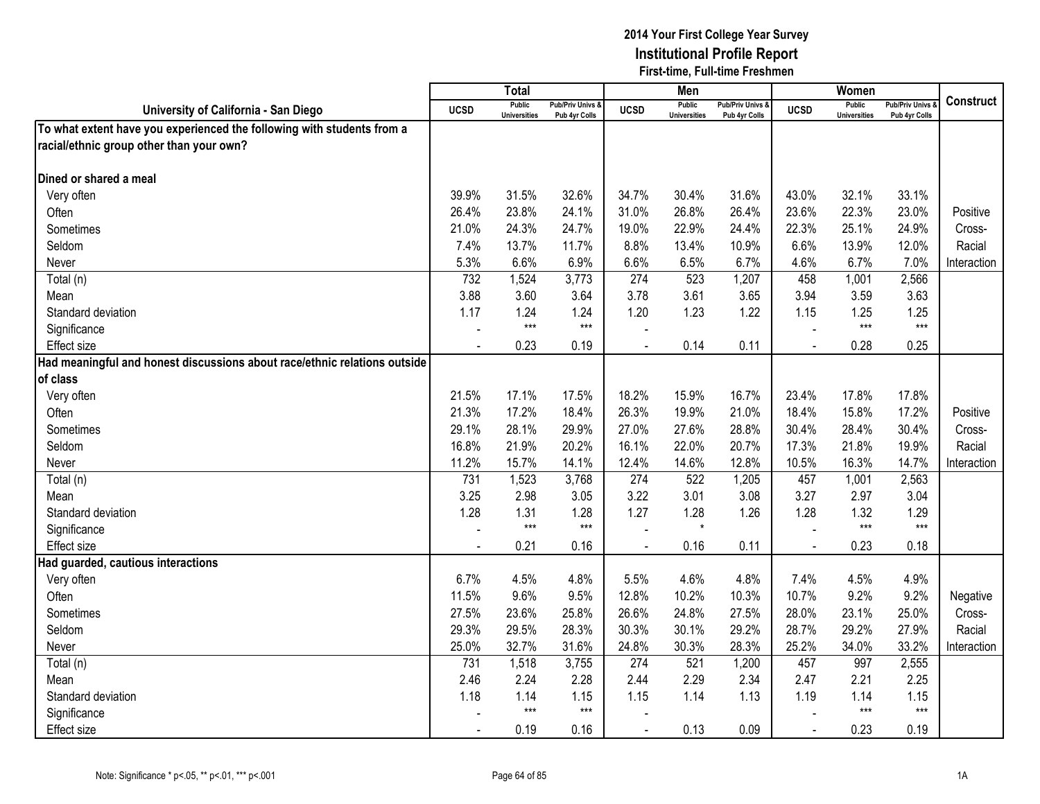# 2014 Your First College Year Survey
## Institutional Profile Report
### First-time, Full-time Freshmen

| University of California - San Diego | Total | | | Men | | | Women | | | Construct |
|---|---|---|---|---|---|---|---|---|---|---|
| | UCSD | Public Universities | Pub/Priv Univs & Pub 4yr Colls | UCSD | Public Universities | Pub/Priv Univs & Pub 4yr Colls | UCSD | Public Universities | Pub/Priv Univs & Pub 4yr Colls | |
| **To what extent have you experienced the following with students from a racial/ethnic group other than your own?** | | | | | | | | | | |
| **Dined or shared a meal** | | | | | | | | | | |
| Very often | 39.9% | 31.5% | 32.6% | 34.7% | 30.4% | 31.6% | 43.0% | 32.1% | 33.1% | Positive Cross-Racial Interaction |
| Often | 26.4% | 23.8% | 24.1% | 31.0% | 26.8% | 26.4% | 23.6% | 22.3% | 23.0% | |
| Sometimes | 21.0% | 24.3% | 24.7% | 19.0% | 22.9% | 24.4% | 22.3% | 25.1% | 24.9% | |
| Seldom | 7.4% | 13.7% | 11.7% | 8.8% | 13.4% | 10.9% | 6.6% | 13.9% | 12.0% | |
| Never | 5.3% | 6.6% | 6.9% | 6.6% | 6.5% | 6.7% | 4.6% | 6.7% | 7.0% | |
| Total (n) | 732 | 1,524 | 3,773 | 274 | 523 | 1,207 | 458 | 1,001 | 2,566 | |
| Mean | 3.88 | 3.60 | 3.64 | 3.78 | 3.61 | 3.65 | 3.94 | 3.59 | 3.63 | |
| Standard deviation | 1.17 | 1.24 | 1.24 | 1.20 | 1.23 | 1.22 | 1.15 | 1.25 | 1.25 | |
| Significance | - | *** | *** | - | | | - | *** | *** | |
| Effect size | - | 0.23 | 0.19 | - | 0.14 | 0.11 | - | 0.28 | 0.25 | |
| **Had meaningful and honest discussions about race/ethnic relations outside of class** | | | | | | | | | | |
| Very often | 21.5% | 17.1% | 17.5% | 18.2% | 15.9% | 16.7% | 23.4% | 17.8% | 17.8% | Positive Cross-Racial Interaction |
| Often | 21.3% | 17.2% | 18.4% | 26.3% | 19.9% | 21.0% | 18.4% | 15.8% | 17.2% | |
| Sometimes | 29.1% | 28.1% | 29.9% | 27.0% | 27.6% | 28.8% | 30.4% | 28.4% | 30.4% | |
| Seldom | 16.8% | 21.9% | 20.2% | 16.1% | 22.0% | 20.7% | 17.3% | 21.8% | 19.9% | |
| Never | 11.2% | 15.7% | 14.1% | 12.4% | 14.6% | 12.8% | 10.5% | 16.3% | 14.7% | |
| Total (n) | 731 | 1,523 | 3,768 | 274 | 522 | 1,205 | 457 | 1,001 | 2,563 | |
| Mean | 3.25 | 2.98 | 3.05 | 3.22 | 3.01 | 3.08 | 3.27 | 2.97 | 3.04 | |
| Standard deviation | 1.28 | 1.31 | 1.28 | 1.27 | 1.28 | 1.26 | 1.28 | 1.32 | 1.29 | |
| Significance | - | *** | *** | - | * | | - | *** | *** | |
| Effect size | - | 0.21 | 0.16 | - | 0.16 | 0.11 | - | 0.23 | 0.18 | |
| **Had guarded, cautious interactions** | | | | | | | | | | |
| Very often | 6.7% | 4.5% | 4.8% | 5.5% | 4.6% | 4.8% | 7.4% | 4.5% | 4.9% | Negative Cross-Racial Interaction |
| Often | 11.5% | 9.6% | 9.5% | 12.8% | 10.2% | 10.3% | 10.7% | 9.2% | 9.2% | |
| Sometimes | 27.5% | 23.6% | 25.8% | 26.6% | 24.8% | 27.5% | 28.0% | 23.1% | 25.0% | |
| Seldom | 29.3% | 29.5% | 28.3% | 30.3% | 30.1% | 29.2% | 28.7% | 29.2% | 27.9% | |
| Never | 25.0% | 32.7% | 31.6% | 24.8% | 30.3% | 28.3% | 25.2% | 34.0% | 33.2% | |
| Total (n) | 731 | 1,518 | 3,755 | 274 | 521 | 1,200 | 457 | 997 | 2,555 | |
| Mean | 2.46 | 2.24 | 2.28 | 2.44 | 2.29 | 2.34 | 2.47 | 2.21 | 2.25 | |
| Standard deviation | 1.18 | 1.14 | 1.15 | 1.15 | 1.14 | 1.13 | 1.19 | 1.14 | 1.15 | |
| Significance | - | *** | *** | - | | | - | *** | *** | |
| Effect size | - | 0.19 | 0.16 | - | 0.13 | 0.09 | - | 0.23 | 0.19 | |

Note: Significance * p<.05, ** p<.01, *** p<.001

1A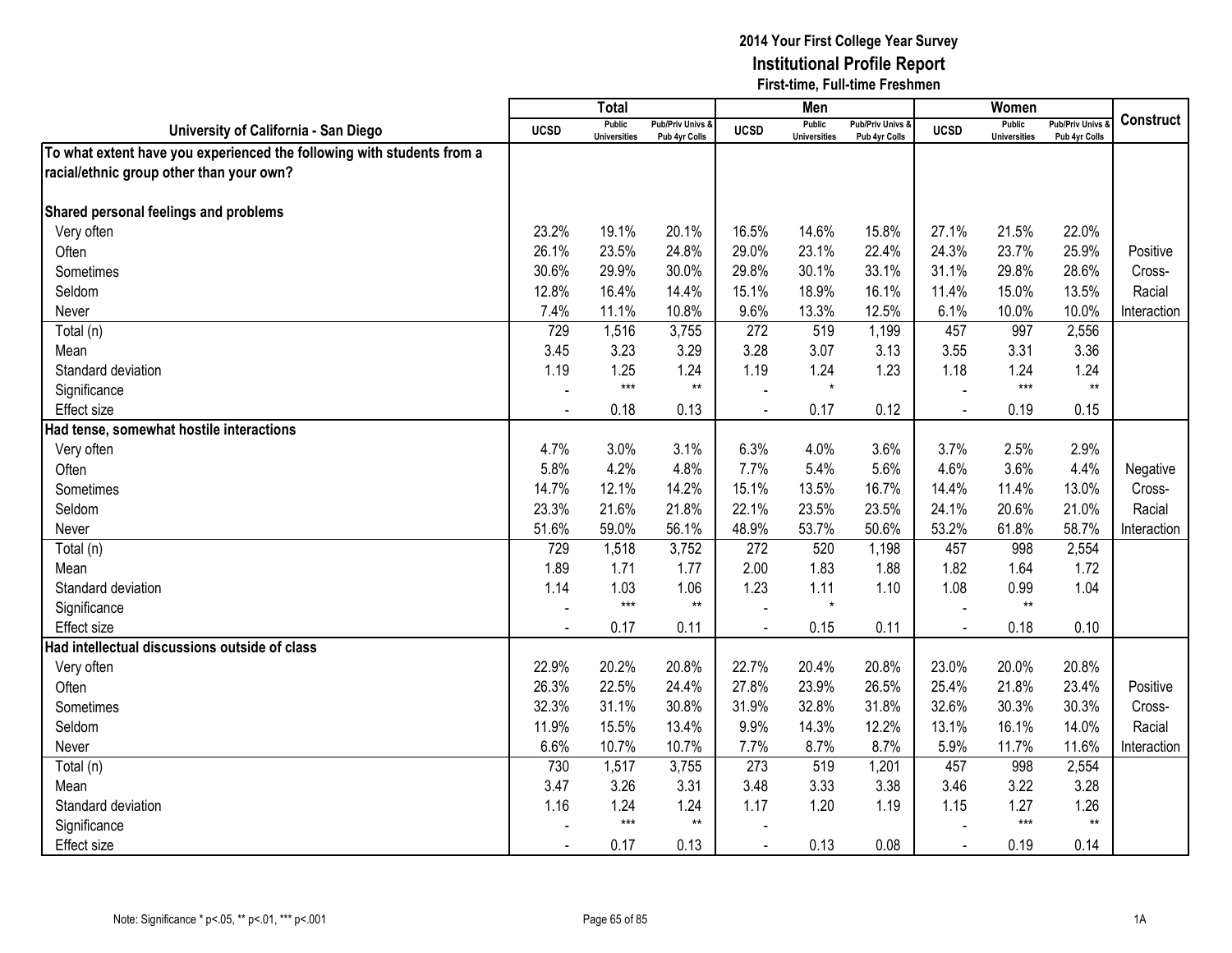# 2014 Your First College Year Survey
## Institutional Profile Report
### First-time, Full-time Freshmen

| University of California - San Diego | Total | | | Men | | | Women | | | Construct |
|---|---|---|---|---|---|---|---|---|---|---|
| | UCSD | Public Universities | Pub/Priv Univs & Pub 4yr Colls | UCSD | Public Universities | Pub/Priv Univs & Pub 4yr Colls | UCSD | Public Universities | Pub/Priv Univs & Pub 4yr Colls | |
| **To what extent have you experienced the following with students from a racial/ethnic group other than your own?** | | | | | | | | | | |
| **Shared personal feelings and problems** | | | | | | | | | | |
| Very often | 23.2% | 19.1% | 20.1% | 16.5% | 14.6% | 15.8% | 27.1% | 21.5% | 22.0% | |
| Often | 26.1% | 23.5% | 24.8% | 29.0% | 23.1% | 22.4% | 24.3% | 23.7% | 25.9% | Positive Cross-Racial Interaction |
| Sometimes | 30.6% | 29.9% | 30.0% | 29.8% | 30.1% | 33.1% | 31.1% | 29.8% | 28.6% | |
| Seldom | 12.8% | 16.4% | 14.4% | 15.1% | 18.9% | 16.1% | 11.4% | 15.0% | 13.5% | |
| Never | 7.4% | 11.1% | 10.8% | 9.6% | 13.3% | 12.5% | 6.1% | 10.0% | 10.0% | |
| Total (n) | 729 | 1,516 | 3,755 | 272 | 519 | 1,199 | 457 | 997 | 2,556 | |
| Mean | 3.45 | 3.23 | 3.29 | 3.28 | 3.07 | 3.13 | 3.55 | 3.31 | 3.36 | |
| Standard deviation | 1.19 | 1.25 | 1.24 | 1.19 | 1.24 | 1.23 | 1.18 | 1.24 | 1.24 | |
| Significance | - | *** | ** | - | * | | - | *** | ** | |
| Effect size | - | 0.18 | 0.13 | - | 0.17 | 0.12 | - | 0.19 | 0.15 | |
| **Had tense, somewhat hostile interactions** | | | | | | | | | | |
| Very often | 4.7% | 3.0% | 3.1% | 6.3% | 4.0% | 3.6% | 3.7% | 2.5% | 2.9% | |
| Often | 5.8% | 4.2% | 4.8% | 7.7% | 5.4% | 5.6% | 4.6% | 3.6% | 4.4% | Negative Cross-Racial Interaction |
| Sometimes | 14.7% | 12.1% | 14.2% | 15.1% | 13.5% | 16.7% | 14.4% | 11.4% | 13.0% | |
| Seldom | 23.3% | 21.6% | 21.8% | 22.1% | 23.5% | 23.5% | 24.1% | 20.6% | 21.0% | |
| Never | 51.6% | 59.0% | 56.1% | 48.9% | 53.7% | 50.6% | 53.2% | 61.8% | 58.7% | |
| Total (n) | 729 | 1,518 | 3,752 | 272 | 520 | 1,198 | 457 | 998 | 2,554 | |
| Mean | 1.89 | 1.71 | 1.77 | 2.00 | 1.83 | 1.88 | 1.82 | 1.64 | 1.72 | |
| Standard deviation | 1.14 | 1.03 | 1.06 | 1.23 | 1.11 | 1.10 | 1.08 | 0.99 | 1.04 | |
| Significance | - | *** | ** | - | * | | - | ** | | |
| Effect size | - | 0.17 | 0.11 | - | 0.15 | 0.11 | - | 0.18 | 0.10 | |
| **Had intellectual discussions outside of class** | | | | | | | | | | |
| Very often | 22.9% | 20.2% | 20.8% | 22.7% | 20.4% | 20.8% | 23.0% | 20.0% | 20.8% | |
| Often | 26.3% | 22.5% | 24.4% | 27.8% | 23.9% | 26.5% | 25.4% | 21.8% | 23.4% | Positive Cross-Racial Interaction |
| Sometimes | 32.3% | 31.1% | 30.8% | 31.9% | 32.8% | 31.8% | 32.6% | 30.3% | 30.3% | |
| Seldom | 11.9% | 15.5% | 13.4% | 9.9% | 14.3% | 12.2% | 13.1% | 16.1% | 14.0% | |
| Never | 6.6% | 10.7% | 10.7% | 7.7% | 8.7% | 8.7% | 5.9% | 11.7% | 11.6% | |
| Total (n) | 730 | 1,517 | 3,755 | 273 | 519 | 1,201 | 457 | 998 | 2,554 | |
| Mean | 3.47 | 3.26 | 3.31 | 3.48 | 3.33 | 3.38 | 3.46 | 3.22 | 3.28 | |
| Standard deviation | 1.16 | 1.24 | 1.24 | 1.17 | 1.20 | 1.19 | 1.15 | 1.27 | 1.26 | |
| Significance | - | *** | ** | - | | | - | *** | ** | |
| Effect size | - | 0.17 | 0.13 | - | 0.13 | 0.08 | - | 0.19 | 0.14 | |

Note: Significance * p<.05, ** p<.01, *** p<.001

1A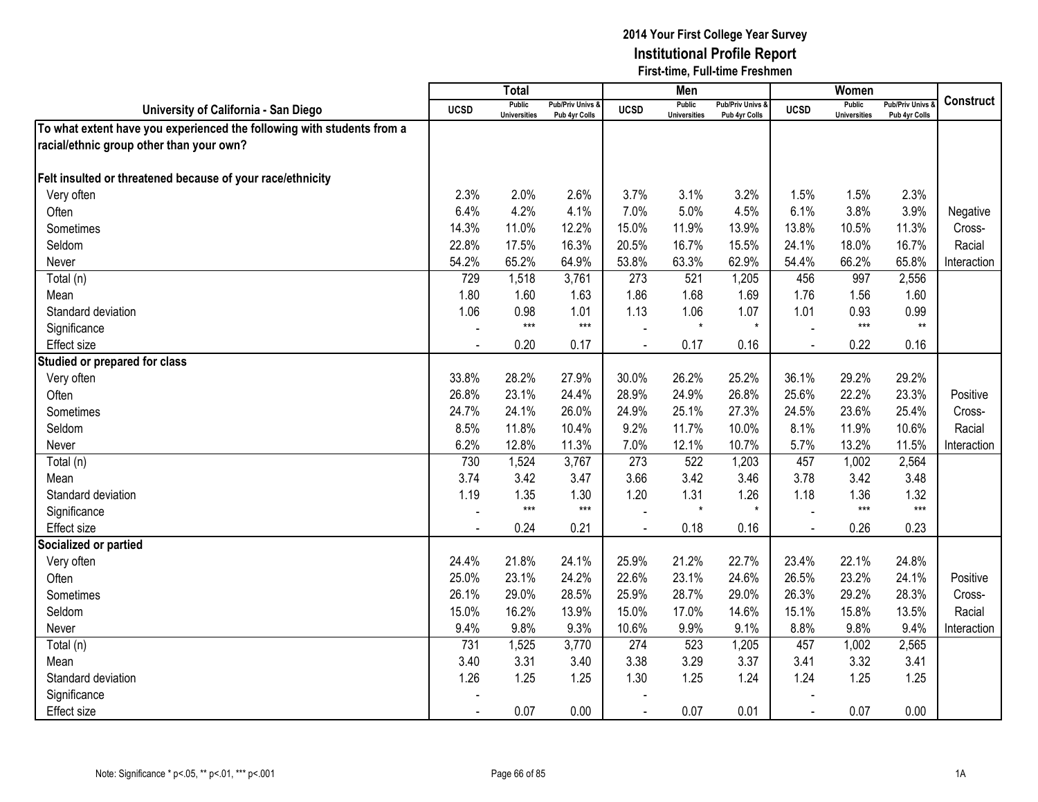**2014 Your First College Year Survey**
**Institutional Profile Report**
**First-time, Full-time Freshmen**

| University of California - San Diego | Total | | | Men | | | Women | | | Construct |
|---|---|---|---|---|---|---|---|---|---|---|
| | UCSD | Public Universities | Pub/Priv Univs & Pub 4yr Colls | UCSD | Public Universities | Pub/Priv Univs & Pub 4yr Colls | UCSD | Public Universities | Pub/Priv Univs & Pub 4yr Colls | |
| **To what extent have you experienced the following with students from a racial/ethnic group other than your own?** | | | | | | | | | | |
| **Felt insulted or threatened because of your race/ethnicity** | | | | | | | | | | |
| Very often | 2.3% | 2.0% | 2.6% | 3.7% | 3.1% | 3.2% | 1.5% | 1.5% | 2.3% | Negative Cross-Racial Interaction |
| Often | 6.4% | 4.2% | 4.1% | 7.0% | 5.0% | 4.5% | 6.1% | 3.8% | 3.9% | |
| Sometimes | 14.3% | 11.0% | 12.2% | 15.0% | 11.9% | 13.9% | 13.8% | 10.5% | 11.3% | |
| Seldom | 22.8% | 17.5% | 16.3% | 20.5% | 16.7% | 15.5% | 24.1% | 18.0% | 16.7% | |
| Never | 54.2% | 65.2% | 64.9% | 53.8% | 63.3% | 62.9% | 54.4% | 66.2% | 65.8% | |
| Total (n) | 729 | 1,518 | 3,761 | 273 | 521 | 1,205 | 456 | 997 | 2,556 | |
| Mean | 1.80 | 1.60 | 1.63 | 1.86 | 1.68 | 1.69 | 1.76 | 1.56 | 1.60 | |
| Standard deviation | 1.06 | 0.98 | 1.01 | 1.13 | 1.06 | 1.07 | 1.01 | 0.93 | 0.99 | |
| Significance | - | *** | *** | - | * | * | - | *** | ** | |
| Effect size | - | 0.20 | 0.17 | - | 0.17 | 0.16 | - | 0.22 | 0.16 | |
| **Studied or prepared for class** | | | | | | | | | | |
| Very often | 33.8% | 28.2% | 27.9% | 30.0% | 26.2% | 25.2% | 36.1% | 29.2% | 29.2% | Positive Cross-Racial Interaction |
| Often | 26.8% | 23.1% | 24.4% | 28.9% | 24.9% | 26.8% | 25.6% | 22.2% | 23.3% | |
| Sometimes | 24.7% | 24.1% | 26.0% | 24.9% | 25.1% | 27.3% | 24.5% | 23.6% | 25.4% | |
| Seldom | 8.5% | 11.8% | 10.4% | 9.2% | 11.7% | 10.0% | 8.1% | 11.9% | 10.6% | |
| Never | 6.2% | 12.8% | 11.3% | 7.0% | 12.1% | 10.7% | 5.7% | 13.2% | 11.5% | |
| Total (n) | 730 | 1,524 | 3,767 | 273 | 522 | 1,203 | 457 | 1,002 | 2,564 | |
| Mean | 3.74 | 3.42 | 3.47 | 3.66 | 3.42 | 3.46 | 3.78 | 3.42 | 3.48 | |
| Standard deviation | 1.19 | 1.35 | 1.30 | 1.20 | 1.31 | 1.26 | 1.18 | 1.36 | 1.32 | |
| Significance | - | *** | *** | - | * | * | - | *** | *** | |
| Effect size | - | 0.24 | 0.21 | - | 0.18 | 0.16 | - | 0.26 | 0.23 | |
| **Socialized or partied** | | | | | | | | | | |
| Very often | 24.4% | 21.8% | 24.1% | 25.9% | 21.2% | 22.7% | 23.4% | 22.1% | 24.8% | Positive Cross-Racial Interaction |
| Often | 25.0% | 23.1% | 24.2% | 22.6% | 23.1% | 24.6% | 26.5% | 23.2% | 24.1% | |
| Sometimes | 26.1% | 29.0% | 28.5% | 25.9% | 28.7% | 29.0% | 26.3% | 29.2% | 28.3% | |
| Seldom | 15.0% | 16.2% | 13.9% | 15.0% | 17.0% | 14.6% | 15.1% | 15.8% | 13.5% | |
| Never | 9.4% | 9.8% | 9.3% | 10.6% | 9.9% | 9.1% | 8.8% | 9.8% | 9.4% | |
| Total (n) | 731 | 1,525 | 3,770 | 274 | 523 | 1,205 | 457 | 1,002 | 2,565 | |
| Mean | 3.40 | 3.31 | 3.40 | 3.38 | 3.29 | 3.37 | 3.41 | 3.32 | 3.41 | |
| Standard deviation | 1.26 | 1.25 | 1.25 | 1.30 | 1.25 | 1.24 | 1.24 | 1.25 | 1.25 | |
| Significance | - | | | - | | | - | | | |
| Effect size | - | 0.07 | 0.00 | - | 0.07 | 0.01 | - | 0.07 | 0.00 | |

Note: Significance * p<.05, ** p<.01, *** p<.001

1A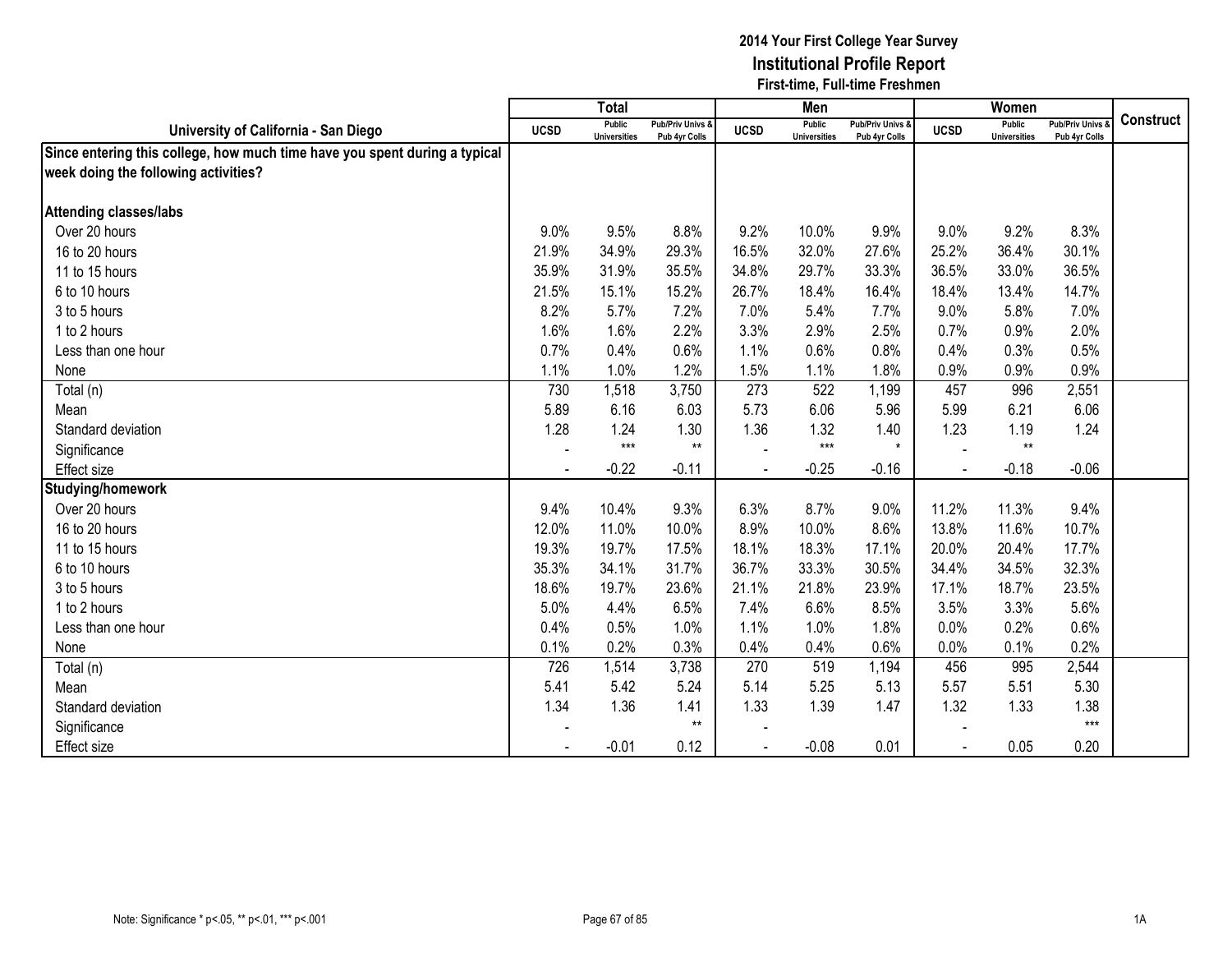# 2014 Your First College Year Survey
## Institutional Profile Report
### First-time, Full-time Freshmen

| University of California - San Diego | Total | | | Men | | | Women | | | Construct |
|---|---|---|---|---|---|---|---|---|---|---|
| | UCSD | Public Universities | Pub/Priv Univs & Pub 4yr Colls | UCSD | Public Universities | Pub/Priv Univs & Pub 4yr Colls | UCSD | Public Universities | Pub/Priv Univs & Pub 4yr Colls | |
| **Since entering this college, how much time have you spent during a typical week doing the following activities?** | | | | | | | | | | |
| **Attending classes/labs** | | | | | | | | | | |
| Over 20 hours | 9.0% | 9.5% | 8.8% | 9.2% | 10.0% | 9.9% | 9.0% | 9.2% | 8.3% | |
| 16 to 20 hours | 21.9% | 34.9% | 29.3% | 16.5% | 32.0% | 27.6% | 25.2% | 36.4% | 30.1% | |
| 11 to 15 hours | 35.9% | 31.9% | 35.5% | 34.8% | 29.7% | 33.3% | 36.5% | 33.0% | 36.5% | |
| 6 to 10 hours | 21.5% | 15.1% | 15.2% | 26.7% | 18.4% | 16.4% | 18.4% | 13.4% | 14.7% | |
| 3 to 5 hours | 8.2% | 5.7% | 7.2% | 7.0% | 5.4% | 7.7% | 9.0% | 5.8% | 7.0% | |
| 1 to 2 hours | 1.6% | 1.6% | 2.2% | 3.3% | 2.9% | 2.5% | 0.7% | 0.9% | 2.0% | |
| Less than one hour | 0.7% | 0.4% | 0.6% | 1.1% | 0.6% | 0.8% | 0.4% | 0.3% | 0.5% | |
| None | 1.1% | 1.0% | 1.2% | 1.5% | 1.1% | 1.8% | 0.9% | 0.9% | 0.9% | |
| Total (n) | 730 | 1,518 | 3,750 | 273 | 522 | 1,199 | 457 | 996 | 2,551 | |
| Mean | 5.89 | 6.16 | 6.03 | 5.73 | 6.06 | 5.96 | 5.99 | 6.21 | 6.06 | |
| Standard deviation | 1.28 | 1.24 | 1.30 | 1.36 | 1.32 | 1.40 | 1.23 | 1.19 | 1.24 | |
| Significance | - | *** | ** | - | *** | * | - | ** | | |
| Effect size | - | -0.22 | -0.11 | - | -0.25 | -0.16 | - | -0.18 | -0.06 | |
| **Studying/homework** | | | | | | | | | | |
| Over 20 hours | 9.4% | 10.4% | 9.3% | 6.3% | 8.7% | 9.0% | 11.2% | 11.3% | 9.4% | |
| 16 to 20 hours | 12.0% | 11.0% | 10.0% | 8.9% | 10.0% | 8.6% | 13.8% | 11.6% | 10.7% | |
| 11 to 15 hours | 19.3% | 19.7% | 17.5% | 18.1% | 18.3% | 17.1% | 20.0% | 20.4% | 17.7% | |
| 6 to 10 hours | 35.3% | 34.1% | 31.7% | 36.7% | 33.3% | 30.5% | 34.4% | 34.5% | 32.3% | |
| 3 to 5 hours | 18.6% | 19.7% | 23.6% | 21.1% | 21.8% | 23.9% | 17.1% | 18.7% | 23.5% | |
| 1 to 2 hours | 5.0% | 4.4% | 6.5% | 7.4% | 6.6% | 8.5% | 3.5% | 3.3% | 5.6% | |
| Less than one hour | 0.4% | 0.5% | 1.0% | 1.1% | 1.0% | 1.8% | 0.0% | 0.2% | 0.6% | |
| None | 0.1% | 0.2% | 0.3% | 0.4% | 0.4% | 0.6% | 0.0% | 0.1% | 0.2% | |
| Total (n) | 726 | 1,514 | 3,738 | 270 | 519 | 1,194 | 456 | 995 | 2,544 | |
| Mean | 5.41 | 5.42 | 5.24 | 5.14 | 5.25 | 5.13 | 5.57 | 5.51 | 5.30 | |
| Standard deviation | 1.34 | 1.36 | 1.41 | 1.33 | 1.39 | 1.47 | 1.32 | 1.33 | 1.38 | |
| Significance | - | | ** | - | | | - | | *** | |
| Effect size | - | -0.01 | 0.12 | - | -0.08 | 0.01 | - | 0.05 | 0.20 | |

Note: Significance * p<.05, ** p<.01, *** p<.001

1A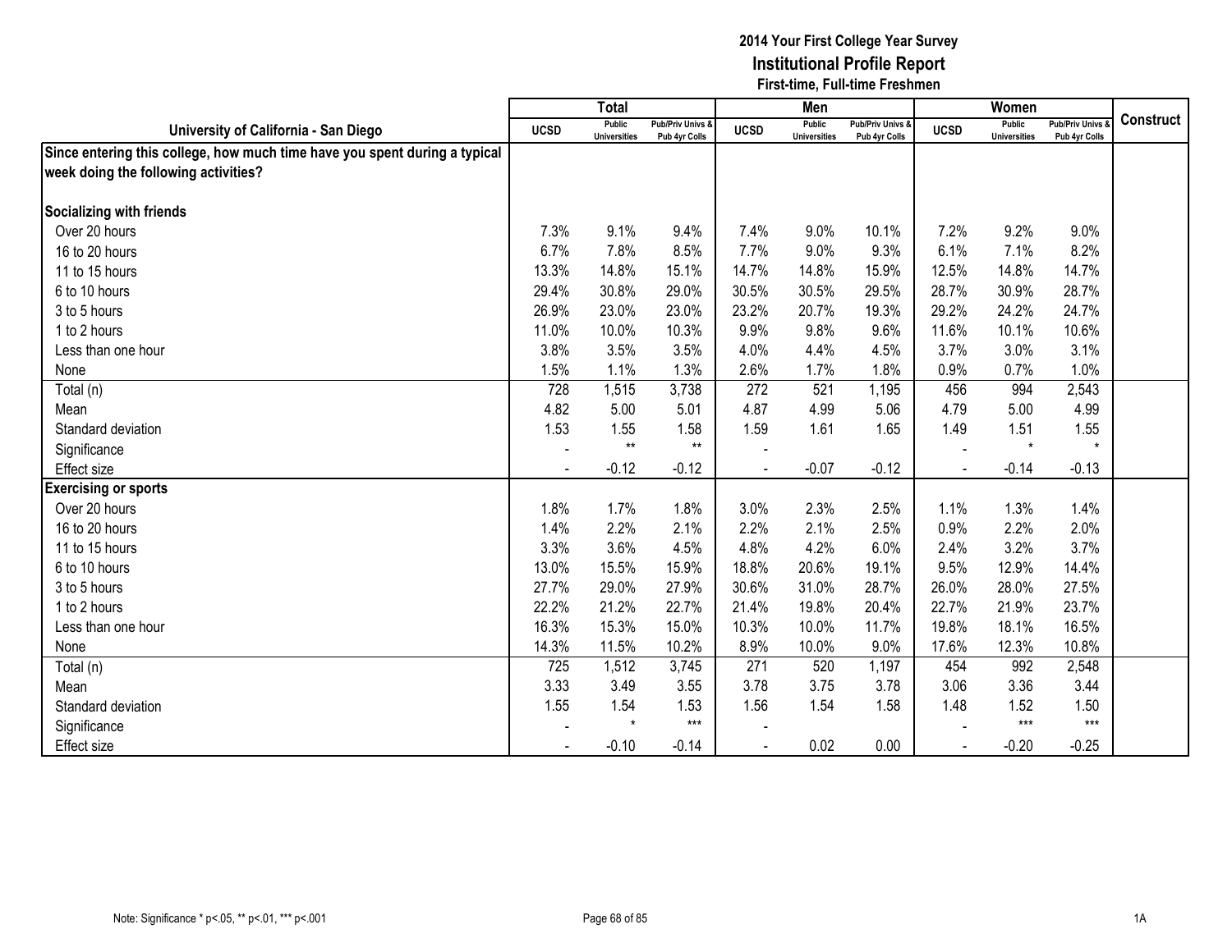# 2014 Your First College Year Survey
## Institutional Profile Report
### First-time, Full-time Freshmen

| University of California - San Diego | Total | | | Men | | | Women | | | Construct |
|---|---|---|---|---|---|---|---|---|---|---|
| | UCSD | Public Universities | Pub/Priv Univs & Pub 4yr Colls | UCSD | Public Universities | Pub/Priv Univs & Pub 4yr Colls | UCSD | Public Universities | Pub/Priv Univs & Pub 4yr Colls | |
| **Since entering this college, how much time have you spent during a typical week doing the following activities?** | | | | | | | | | | |
| **Socializing with friends** | | | | | | | | | | |
| Over 20 hours | 7.3% | 9.1% | 9.4% | 7.4% | 9.0% | 10.1% | 7.2% | 9.2% | 9.0% | |
| 16 to 20 hours | 6.7% | 7.8% | 8.5% | 7.7% | 9.0% | 9.3% | 6.1% | 7.1% | 8.2% | |
| 11 to 15 hours | 13.3% | 14.8% | 15.1% | 14.7% | 14.8% | 15.9% | 12.5% | 14.8% | 14.7% | |
| 6 to 10 hours | 29.4% | 30.8% | 29.0% | 30.5% | 30.5% | 29.5% | 28.7% | 30.9% | 28.7% | |
| 3 to 5 hours | 26.9% | 23.0% | 23.0% | 23.2% | 20.7% | 19.3% | 29.2% | 24.2% | 24.7% | |
| 1 to 2 hours | 11.0% | 10.0% | 10.3% | 9.9% | 9.8% | 9.6% | 11.6% | 10.1% | 10.6% | |
| Less than one hour | 3.8% | 3.5% | 3.5% | 4.0% | 4.4% | 4.5% | 3.7% | 3.0% | 3.1% | |
| None | 1.5% | 1.1% | 1.3% | 2.6% | 1.7% | 1.8% | 0.9% | 0.7% | 1.0% | |
| Total (n) | 728 | 1,515 | 3,738 | 272 | 521 | 1,195 | 456 | 994 | 2,543 | |
| Mean | 4.82 | 5.00 | 5.01 | 4.87 | 4.99 | 5.06 | 4.79 | 5.00 | 4.99 | |
| Standard deviation | 1.53 | 1.55 | 1.58 | 1.59 | 1.61 | 1.65 | 1.49 | 1.51 | 1.55 | |
| Significance | - | ** | ** | - | | | - | * | * | |
| Effect size | - | -0.12 | -0.12 | - | -0.07 | -0.12 | - | -0.14 | -0.13 | |
| **Exercising or sports** | | | | | | | | | | |
| Over 20 hours | 1.8% | 1.7% | 1.8% | 3.0% | 2.3% | 2.5% | 1.1% | 1.3% | 1.4% | |
| 16 to 20 hours | 1.4% | 2.2% | 2.1% | 2.2% | 2.1% | 2.5% | 0.9% | 2.2% | 2.0% | |
| 11 to 15 hours | 3.3% | 3.6% | 4.5% | 4.8% | 4.2% | 6.0% | 2.4% | 3.2% | 3.7% | |
| 6 to 10 hours | 13.0% | 15.5% | 15.9% | 18.8% | 20.6% | 19.1% | 9.5% | 12.9% | 14.4% | |
| 3 to 5 hours | 27.7% | 29.0% | 27.9% | 30.6% | 31.0% | 28.7% | 26.0% | 28.0% | 27.5% | |
| 1 to 2 hours | 22.2% | 21.2% | 22.7% | 21.4% | 19.8% | 20.4% | 22.7% | 21.9% | 23.7% | |
| Less than one hour | 16.3% | 15.3% | 15.0% | 10.3% | 10.0% | 11.7% | 19.8% | 18.1% | 16.5% | |
| None | 14.3% | 11.5% | 10.2% | 8.9% | 10.0% | 9.0% | 17.6% | 12.3% | 10.8% | |
| Total (n) | 725 | 1,512 | 3,745 | 271 | 520 | 1,197 | 454 | 992 | 2,548 | |
| Mean | 3.33 | 3.49 | 3.55 | 3.78 | 3.75 | 3.78 | 3.06 | 3.36 | 3.44 | |
| Standard deviation | 1.55 | 1.54 | 1.53 | 1.56 | 1.54 | 1.58 | 1.48 | 1.52 | 1.50 | |
| Significance | - | * | *** | - | | | - | *** | *** | |
| Effect size | - | -0.10 | -0.14 | - | 0.02 | 0.00 | - | -0.20 | -0.25 | |

Note: Significance * p<.05, ** p<.01, *** p<.001

1A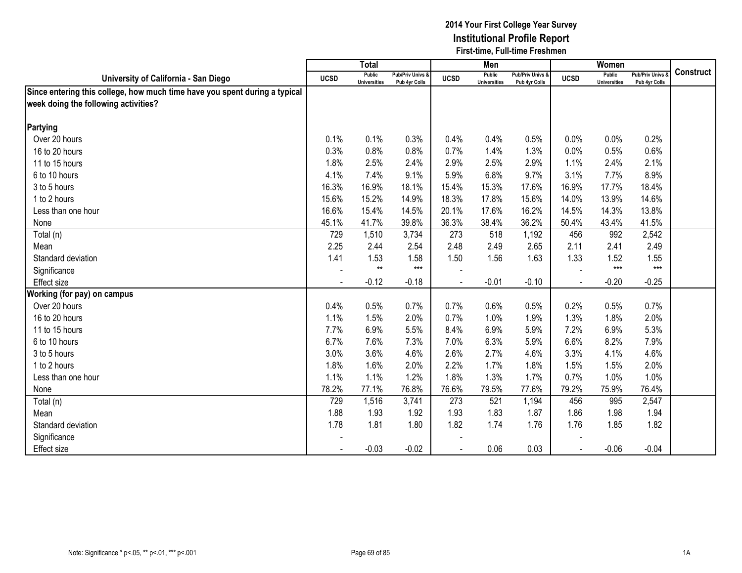**2014 Your First College Year Survey**
**Institutional Profile Report**
**First-time, Full-time Freshmen**

| University of California - San Diego | Total | | | Men | | | Women | | | Construct |
|---|---|---|---|---|---|---|---|---|---|---|
| | UCSD | Public Universities | Pub/Priv Univs & Pub 4yr Colls | UCSD | Public Universities | Pub/Priv Univs & Pub 4yr Colls | UCSD | Public Universities | Pub/Priv Univs & Pub 4yr Colls | |
| **Since entering this college, how much time have you spent during a typical week doing the following activities?** | | | | | | | | | | |
| **Partying** | | | | | | | | | | |
| Over 20 hours | 0.1% | 0.1% | 0.3% | 0.4% | 0.4% | 0.5% | 0.0% | 0.0% | 0.2% | |
| 16 to 20 hours | 0.3% | 0.8% | 0.8% | 0.7% | 1.4% | 1.3% | 0.0% | 0.5% | 0.6% | |
| 11 to 15 hours | 1.8% | 2.5% | 2.4% | 2.9% | 2.5% | 2.9% | 1.1% | 2.4% | 2.1% | |
| 6 to 10 hours | 4.1% | 7.4% | 9.1% | 5.9% | 6.8% | 9.7% | 3.1% | 7.7% | 8.9% | |
| 3 to 5 hours | 16.3% | 16.9% | 18.1% | 15.4% | 15.3% | 17.6% | 16.9% | 17.7% | 18.4% | |
| 1 to 2 hours | 15.6% | 15.2% | 14.9% | 18.3% | 17.8% | 15.6% | 14.0% | 13.9% | 14.6% | |
| Less than one hour | 16.6% | 15.4% | 14.5% | 20.1% | 17.6% | 16.2% | 14.5% | 14.3% | 13.8% | |
| None | 45.1% | 41.7% | 39.8% | 36.3% | 38.4% | 36.2% | 50.4% | 43.4% | 41.5% | |
| Total (n) | 729 | 1,510 | 3,734 | 273 | 518 | 1,192 | 456 | 992 | 2,542 | |
| Mean | 2.25 | 2.44 | 2.54 | 2.48 | 2.49 | 2.65 | 2.11 | 2.41 | 2.49 | |
| Standard deviation | 1.41 | 1.53 | 1.58 | 1.50 | 1.56 | 1.63 | 1.33 | 1.52 | 1.55 | |
| Significance | - | ** | *** | - | | | - | *** | *** | |
| Effect size | - | -0.12 | -0.18 | - | -0.01 | -0.10 | - | -0.20 | -0.25 | |
| **Working (for pay) on campus** | | | | | | | | | | |
| Over 20 hours | 0.4% | 0.5% | 0.7% | 0.7% | 0.6% | 0.5% | 0.2% | 0.5% | 0.7% | |
| 16 to 20 hours | 1.1% | 1.5% | 2.0% | 0.7% | 1.0% | 1.9% | 1.3% | 1.8% | 2.0% | |
| 11 to 15 hours | 7.7% | 6.9% | 5.5% | 8.4% | 6.9% | 5.9% | 7.2% | 6.9% | 5.3% | |
| 6 to 10 hours | 6.7% | 7.6% | 7.3% | 7.0% | 6.3% | 5.9% | 6.6% | 8.2% | 7.9% | |
| 3 to 5 hours | 3.0% | 3.6% | 4.6% | 2.6% | 2.7% | 4.6% | 3.3% | 4.1% | 4.6% | |
| 1 to 2 hours | 1.8% | 1.6% | 2.0% | 2.2% | 1.7% | 1.8% | 1.5% | 1.5% | 2.0% | |
| Less than one hour | 1.1% | 1.1% | 1.2% | 1.8% | 1.3% | 1.7% | 0.7% | 1.0% | 1.0% | |
| None | 78.2% | 77.1% | 76.8% | 76.6% | 79.5% | 77.6% | 79.2% | 75.9% | 76.4% | |
| Total (n) | 729 | 1,516 | 3,741 | 273 | 521 | 1,194 | 456 | 995 | 2,547 | |
| Mean | 1.88 | 1.93 | 1.92 | 1.93 | 1.83 | 1.87 | 1.86 | 1.98 | 1.94 | |
| Standard deviation | 1.78 | 1.81 | 1.80 | 1.82 | 1.74 | 1.76 | 1.76 | 1.85 | 1.82 | |
| Significance | - | | | - | | | - | | | |
| Effect size | - | -0.03 | -0.02 | - | 0.06 | 0.03 | - | -0.06 | -0.04 | |

Note: Significance * p<.05, ** p<.01, *** p<.001

1A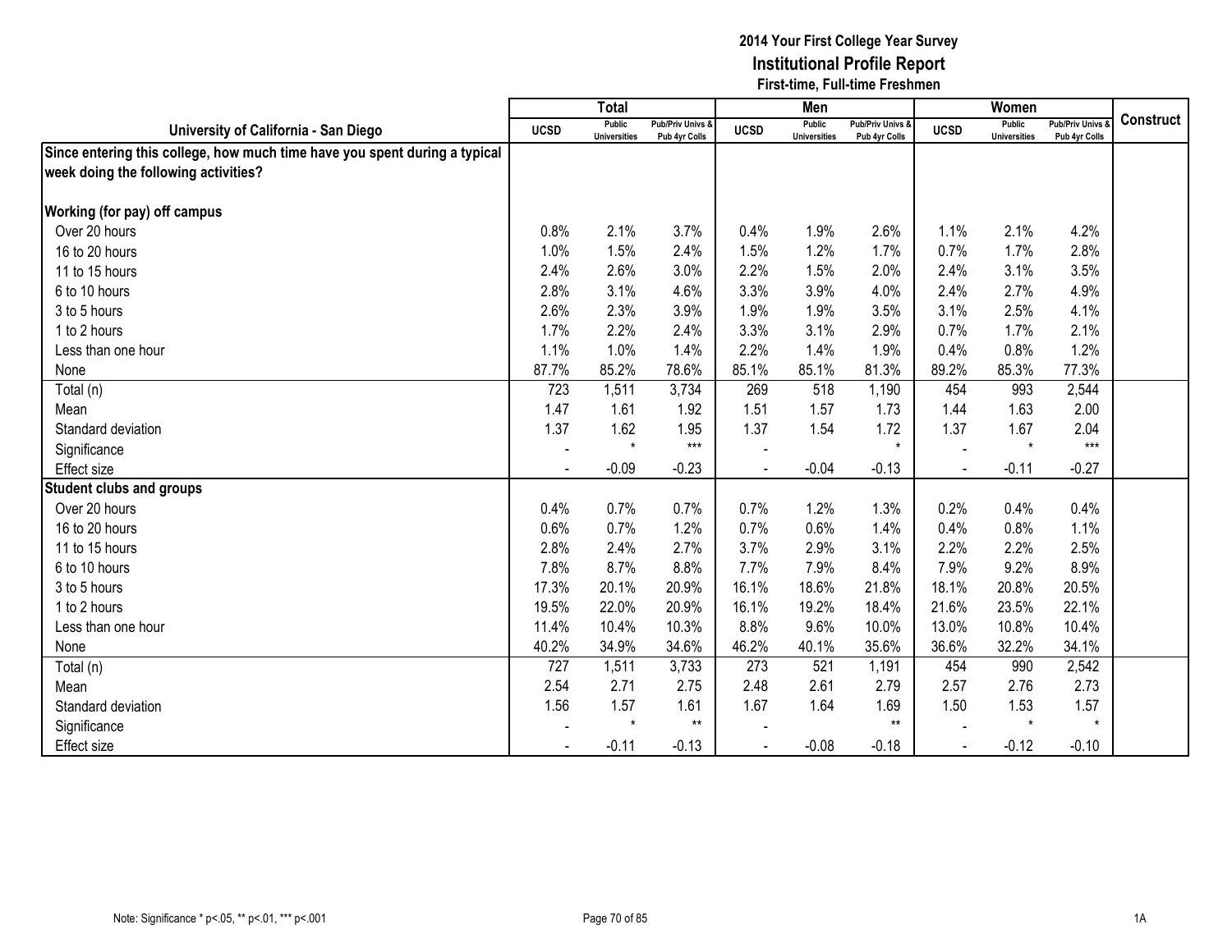**2014 Your First College Year Survey**
**Institutional Profile Report**
**First-time, Full-time Freshmen**

| University of California - San Diego | Total | | | Men | | | Women | | | Construct |
|---|---|---|---|---|---|---|---|---|---|---|
| | UCSD | Public Universities | Pub/Priv Univs & Pub 4yr Colls | UCSD | Public Universities | Pub/Priv Univs & Pub 4yr Colls | UCSD | Public Universities | Pub/Priv Univs & Pub 4yr Colls | |
| **Since entering this college, how much time have you spent during a typical week doing the following activities?** | | | | | | | | | | |
| **Working (for pay) off campus** | | | | | | | | | | |
| Over 20 hours | 0.8% | 2.1% | 3.7% | 0.4% | 1.9% | 2.6% | 1.1% | 2.1% | 4.2% | |
| 16 to 20 hours | 1.0% | 1.5% | 2.4% | 1.5% | 1.2% | 1.7% | 0.7% | 1.7% | 2.8% | |
| 11 to 15 hours | 2.4% | 2.6% | 3.0% | 2.2% | 1.5% | 2.0% | 2.4% | 3.1% | 3.5% | |
| 6 to 10 hours | 2.8% | 3.1% | 4.6% | 3.3% | 3.9% | 4.0% | 2.4% | 2.7% | 4.9% | |
| 3 to 5 hours | 2.6% | 2.3% | 3.9% | 1.9% | 1.9% | 3.5% | 3.1% | 2.5% | 4.1% | |
| 1 to 2 hours | 1.7% | 2.2% | 2.4% | 3.3% | 3.1% | 2.9% | 0.7% | 1.7% | 2.1% | |
| Less than one hour | 1.1% | 1.0% | 1.4% | 2.2% | 1.4% | 1.9% | 0.4% | 0.8% | 1.2% | |
| None | 87.7% | 85.2% | 78.6% | 85.1% | 85.1% | 81.3% | 89.2% | 85.3% | 77.3% | |
| Total (n) | 723 | 1,511 | 3,734 | 269 | 518 | 1,190 | 454 | 993 | 2,544 | |
| Mean | 1.47 | 1.61 | 1.92 | 1.51 | 1.57 | 1.73 | 1.44 | 1.63 | 2.00 | |
| Standard deviation | 1.37 | 1.62 | 1.95 | 1.37 | 1.54 | 1.72 | 1.37 | 1.67 | 2.04 | |
| Significance | - | * | *** | - | | * | - | * | *** | |
| Effect size | - | -0.09 | -0.23 | - | -0.04 | -0.13 | - | -0.11 | -0.27 | |
| **Student clubs and groups** | | | | | | | | | | |
| Over 20 hours | 0.4% | 0.7% | 0.7% | 0.7% | 1.2% | 1.3% | 0.2% | 0.4% | 0.4% | |
| 16 to 20 hours | 0.6% | 0.7% | 1.2% | 0.7% | 0.6% | 1.4% | 0.4% | 0.8% | 1.1% | |
| 11 to 15 hours | 2.8% | 2.4% | 2.7% | 3.7% | 2.9% | 3.1% | 2.2% | 2.2% | 2.5% | |
| 6 to 10 hours | 7.8% | 8.7% | 8.8% | 7.7% | 7.9% | 8.4% | 7.9% | 9.2% | 8.9% | |
| 3 to 5 hours | 17.3% | 20.1% | 20.9% | 16.1% | 18.6% | 21.8% | 18.1% | 20.8% | 20.5% | |
| 1 to 2 hours | 19.5% | 22.0% | 20.9% | 16.1% | 19.2% | 18.4% | 21.6% | 23.5% | 22.1% | |
| Less than one hour | 11.4% | 10.4% | 10.3% | 8.8% | 9.6% | 10.0% | 13.0% | 10.8% | 10.4% | |
| None | 40.2% | 34.9% | 34.6% | 46.2% | 40.1% | 35.6% | 36.6% | 32.2% | 34.1% | |
| Total (n) | 727 | 1,511 | 3,733 | 273 | 521 | 1,191 | 454 | 990 | 2,542 | |
| Mean | 2.54 | 2.71 | 2.75 | 2.48 | 2.61 | 2.79 | 2.57 | 2.76 | 2.73 | |
| Standard deviation | 1.56 | 1.57 | 1.61 | 1.67 | 1.64 | 1.69 | 1.50 | 1.53 | 1.57 | |
| Significance | - | * | ** | - | | ** | - | * | * | |
| Effect size | - | -0.11 | -0.13 | - | -0.08 | -0.18 | - | -0.12 | -0.10 | |

Note: Significance * p<.05, ** p<.01, *** p<.001

1A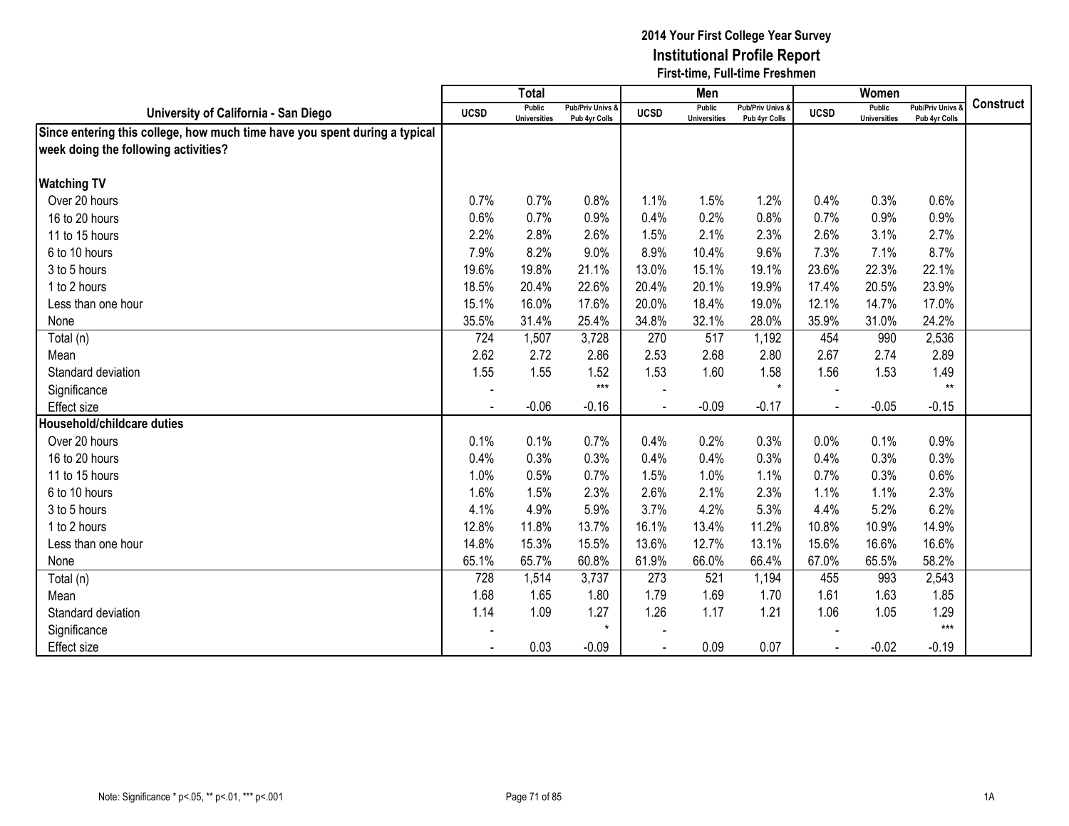**2014 Your First College Year Survey**
**Institutional Profile Report**
**First-time, Full-time Freshmen**

| University of California - San Diego | Total | | | Men | | | Women | | | Construct |
|---|---|---|---|---|---|---|---|---|---|---|
| | UCSD | Public Universities | Pub/Priv Univs & Pub 4yr Colls | UCSD | Public Universities | Pub/Priv Univs & Pub 4yr Colls | UCSD | Public Universities | Pub/Priv Univs & Pub 4yr Colls | |
| **Since entering this college, how much time have you spent during a typical week doing the following activities?** | | | | | | | | | | |
| **Watching TV** | | | | | | | | | | |
| Over 20 hours | 0.7% | 0.7% | 0.8% | 1.1% | 1.5% | 1.2% | 0.4% | 0.3% | 0.6% | |
| 16 to 20 hours | 0.6% | 0.7% | 0.9% | 0.4% | 0.2% | 0.8% | 0.7% | 0.9% | 0.9% | |
| 11 to 15 hours | 2.2% | 2.8% | 2.6% | 1.5% | 2.1% | 2.3% | 2.6% | 3.1% | 2.7% | |
| 6 to 10 hours | 7.9% | 8.2% | 9.0% | 8.9% | 10.4% | 9.6% | 7.3% | 7.1% | 8.7% | |
| 3 to 5 hours | 19.6% | 19.8% | 21.1% | 13.0% | 15.1% | 19.1% | 23.6% | 22.3% | 22.1% | |
| 1 to 2 hours | 18.5% | 20.4% | 22.6% | 20.4% | 20.1% | 19.9% | 17.4% | 20.5% | 23.9% | |
| Less than one hour | 15.1% | 16.0% | 17.6% | 20.0% | 18.4% | 19.0% | 12.1% | 14.7% | 17.0% | |
| None | 35.5% | 31.4% | 25.4% | 34.8% | 32.1% | 28.0% | 35.9% | 31.0% | 24.2% | |
| Total (n) | 724 | 1,507 | 3,728 | 270 | 517 | 1,192 | 454 | 990 | 2,536 | |
| Mean | 2.62 | 2.72 | 2.86 | 2.53 | 2.68 | 2.80 | 2.67 | 2.74 | 2.89 | |
| Standard deviation | 1.55 | 1.55 | 1.52 | 1.53 | 1.60 | 1.58 | 1.56 | 1.53 | 1.49 | |
| Significance | - | | *** | - | | * | - | | ** | |
| Effect size | - | -0.06 | -0.16 | - | -0.09 | -0.17 | - | -0.05 | -0.15 | |
| **Household/childcare duties** | | | | | | | | | | |
| Over 20 hours | 0.1% | 0.1% | 0.7% | 0.4% | 0.2% | 0.3% | 0.0% | 0.1% | 0.9% | |
| 16 to 20 hours | 0.4% | 0.3% | 0.3% | 0.4% | 0.4% | 0.3% | 0.4% | 0.3% | 0.3% | |
| 11 to 15 hours | 1.0% | 0.5% | 0.7% | 1.5% | 1.0% | 1.1% | 0.7% | 0.3% | 0.6% | |
| 6 to 10 hours | 1.6% | 1.5% | 2.3% | 2.6% | 2.1% | 2.3% | 1.1% | 1.1% | 2.3% | |
| 3 to 5 hours | 4.1% | 4.9% | 5.9% | 3.7% | 4.2% | 5.3% | 4.4% | 5.2% | 6.2% | |
| 1 to 2 hours | 12.8% | 11.8% | 13.7% | 16.1% | 13.4% | 11.2% | 10.8% | 10.9% | 14.9% | |
| Less than one hour | 14.8% | 15.3% | 15.5% | 13.6% | 12.7% | 13.1% | 15.6% | 16.6% | 16.6% | |
| None | 65.1% | 65.7% | 60.8% | 61.9% | 66.0% | 66.4% | 67.0% | 65.5% | 58.2% | |
| Total (n) | 728 | 1,514 | 3,737 | 273 | 521 | 1,194 | 455 | 993 | 2,543 | |
| Mean | 1.68 | 1.65 | 1.80 | 1.79 | 1.69 | 1.70 | 1.61 | 1.63 | 1.85 | |
| Standard deviation | 1.14 | 1.09 | 1.27 | 1.26 | 1.17 | 1.21 | 1.06 | 1.05 | 1.29 | |
| Significance | - | | * | - | | | - | | *** | |
| Effect size | - | 0.03 | -0.09 | - | 0.09 | 0.07 | - | -0.02 | -0.19 | |

Note: Significance * p<.05, ** p<.01, *** p<.001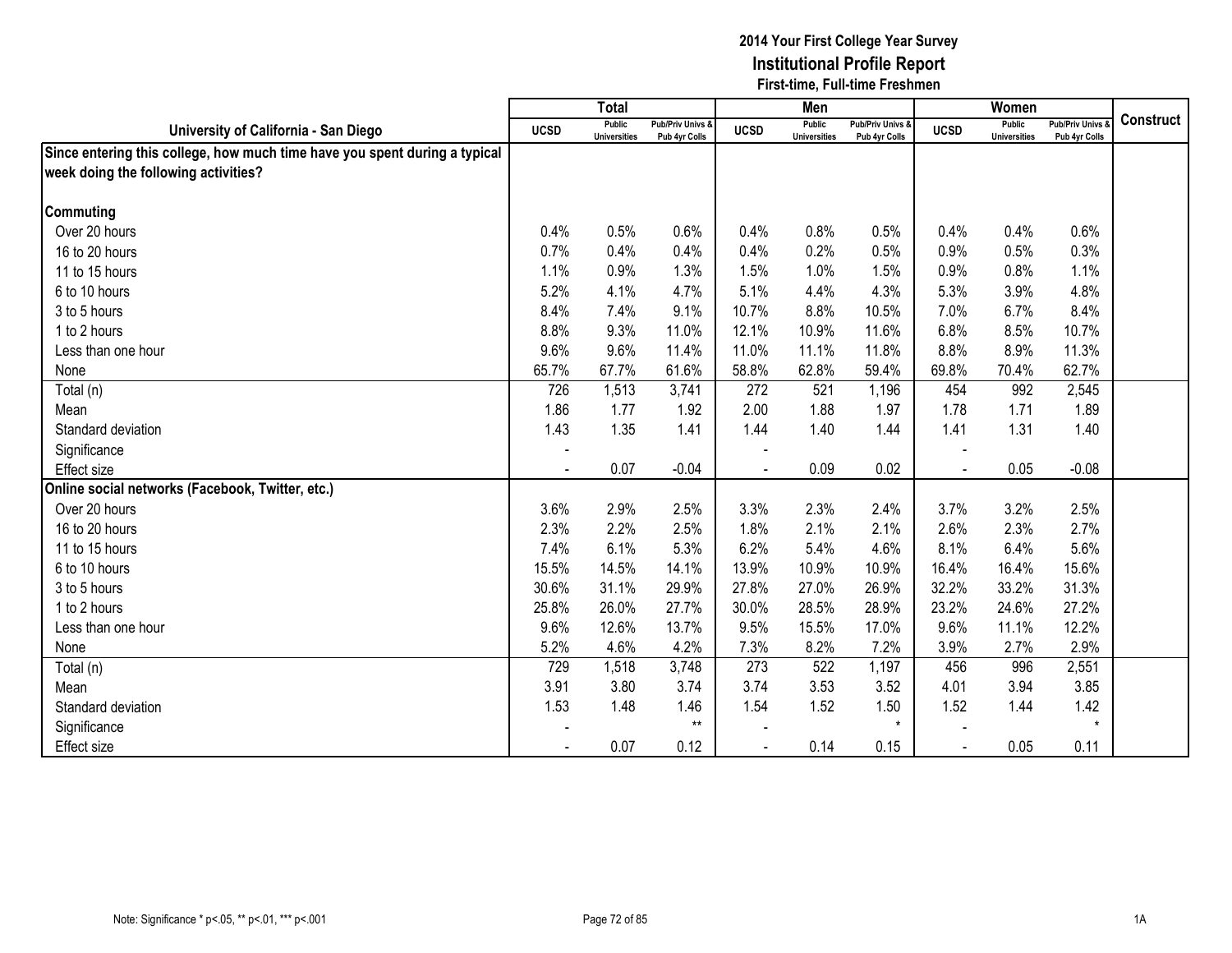**2014 Your First College Year Survey**
**Institutional Profile Report**
**First-time, Full-time Freshmen**

| University of California - San Diego | Total | | | Men | | | Women | | | Construct |
|---|---|---|---|---|---|---|---|---|---|---|
| | UCSD | Public Universities | Pub/Priv Univs & Pub 4yr Colls | UCSD | Public Universities | Pub/Priv Univs & Pub 4yr Colls | UCSD | Public Universities | Pub/Priv Univs & Pub 4yr Colls | |
| **Since entering this college, how much time have you spent during a typical week doing the following activities?** | | | | | | | | | | |
| **Commuting** | | | | | | | | | | |
| Over 20 hours | 0.4% | 0.5% | 0.6% | 0.4% | 0.8% | 0.5% | 0.4% | 0.4% | 0.6% | |
| 16 to 20 hours | 0.7% | 0.4% | 0.4% | 0.4% | 0.2% | 0.5% | 0.9% | 0.5% | 0.3% | |
| 11 to 15 hours | 1.1% | 0.9% | 1.3% | 1.5% | 1.0% | 1.5% | 0.9% | 0.8% | 1.1% | |
| 6 to 10 hours | 5.2% | 4.1% | 4.7% | 5.1% | 4.4% | 4.3% | 5.3% | 3.9% | 4.8% | |
| 3 to 5 hours | 8.4% | 7.4% | 9.1% | 10.7% | 8.8% | 10.5% | 7.0% | 6.7% | 8.4% | |
| 1 to 2 hours | 8.8% | 9.3% | 11.0% | 12.1% | 10.9% | 11.6% | 6.8% | 8.5% | 10.7% | |
| Less than one hour | 9.6% | 9.6% | 11.4% | 11.0% | 11.1% | 11.8% | 8.8% | 8.9% | 11.3% | |
| None | 65.7% | 67.7% | 61.6% | 58.8% | 62.8% | 59.4% | 69.8% | 70.4% | 62.7% | |
| Total (n) | 726 | 1,513 | 3,741 | 272 | 521 | 1,196 | 454 | 992 | 2,545 | |
| Mean | 1.86 | 1.77 | 1.92 | 2.00 | 1.88 | 1.97 | 1.78 | 1.71 | 1.89 | |
| Standard deviation | 1.43 | 1.35 | 1.41 | 1.44 | 1.40 | 1.44 | 1.41 | 1.31 | 1.40 | |
| Significance | - | | | - | | | - | | | |
| Effect size | - | 0.07 | -0.04 | - | 0.09 | 0.02 | - | 0.05 | -0.08 | |
| **Online social networks (Facebook, Twitter, etc.)** | | | | | | | | | | |
| Over 20 hours | 3.6% | 2.9% | 2.5% | 3.3% | 2.3% | 2.4% | 3.7% | 3.2% | 2.5% | |
| 16 to 20 hours | 2.3% | 2.2% | 2.5% | 1.8% | 2.1% | 2.1% | 2.6% | 2.3% | 2.7% | |
| 11 to 15 hours | 7.4% | 6.1% | 5.3% | 6.2% | 5.4% | 4.6% | 8.1% | 6.4% | 5.6% | |
| 6 to 10 hours | 15.5% | 14.5% | 14.1% | 13.9% | 10.9% | 10.9% | 16.4% | 16.4% | 15.6% | |
| 3 to 5 hours | 30.6% | 31.1% | 29.9% | 27.8% | 27.0% | 26.9% | 32.2% | 33.2% | 31.3% | |
| 1 to 2 hours | 25.8% | 26.0% | 27.7% | 30.0% | 28.5% | 28.9% | 23.2% | 24.6% | 27.2% | |
| Less than one hour | 9.6% | 12.6% | 13.7% | 9.5% | 15.5% | 17.0% | 9.6% | 11.1% | 12.2% | |
| None | 5.2% | 4.6% | 4.2% | 7.3% | 8.2% | 7.2% | 3.9% | 2.7% | 2.9% | |
| Total (n) | 729 | 1,518 | 3,748 | 273 | 522 | 1,197 | 456 | 996 | 2,551 | |
| Mean | 3.91 | 3.80 | 3.74 | 3.74 | 3.53 | 3.52 | 4.01 | 3.94 | 3.85 | |
| Standard deviation | 1.53 | 1.48 | 1.46 | 1.54 | 1.52 | 1.50 | 1.52 | 1.44 | 1.42 | |
| Significance | - | | ** | - | | * | - | | * | |
| Effect size | - | 0.07 | 0.12 | - | 0.14 | 0.15 | - | 0.05 | 0.11 | |

Note: Significance * p<.05, ** p<.01, *** p<.001

1A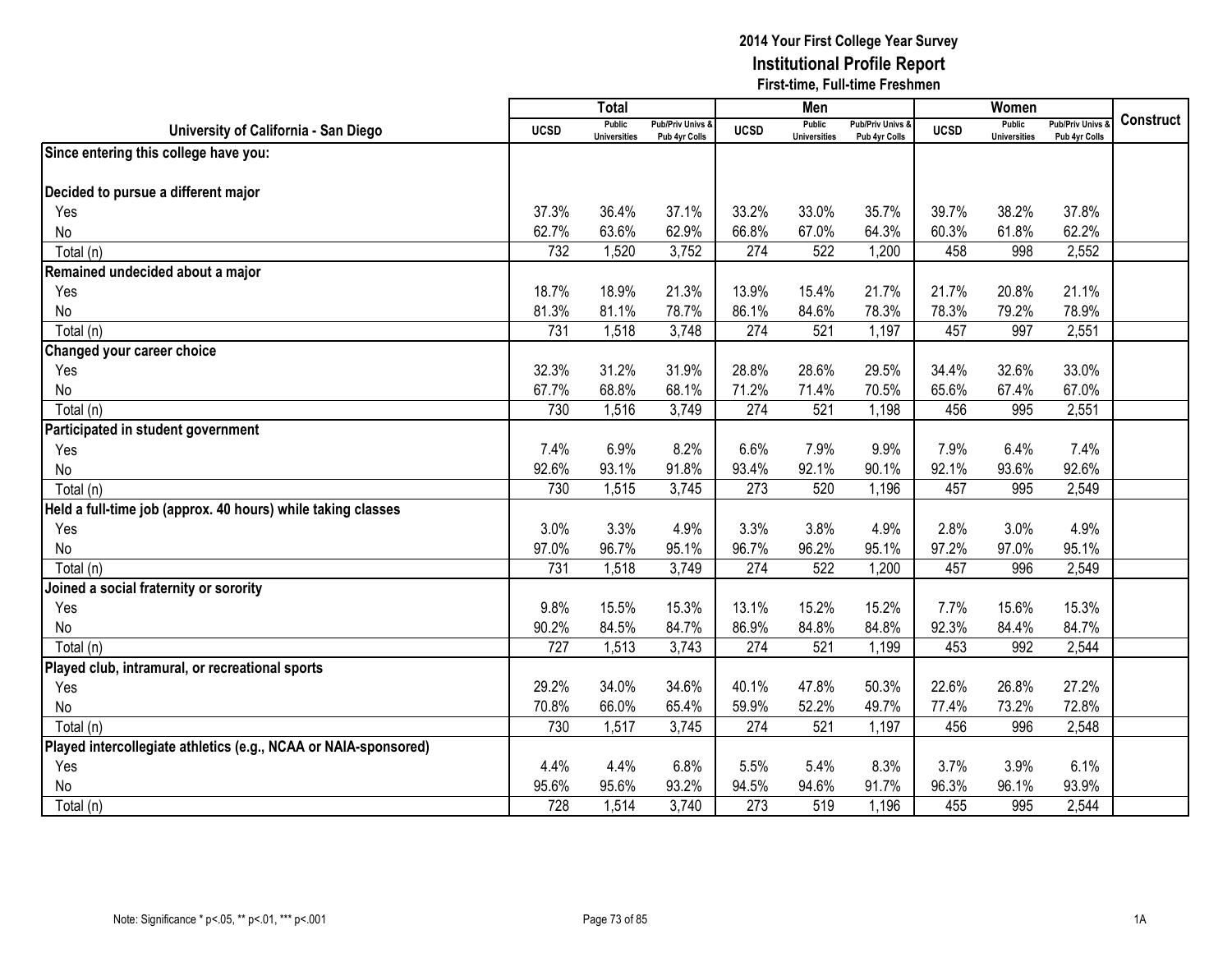**2014 Your First College Year Survey**
**Institutional Profile Report**
**First-time, Full-time Freshmen**

| University of California - San Diego | Total | | | Men | | | Women | | | Construct |
|---|---|---|---|---|---|---|---|---|---|---|
| | UCSD | Public Universities | Pub/Priv Univs & Pub 4yr Colls | UCSD | Public Universities | Pub/Priv Univs & Pub 4yr Colls | UCSD | Public Universities | Pub/Priv Univs & Pub 4yr Colls | |
| **Since entering this college have you:** | | | | | | | | | | |
| **Decided to pursue a different major** | | | | | | | | | | |
| Yes | 37.3% | 36.4% | 37.1% | 33.2% | 33.0% | 35.7% | 39.7% | 38.2% | 37.8% | |
| No | 62.7% | 63.6% | 62.9% | 66.8% | 67.0% | 64.3% | 60.3% | 61.8% | 62.2% | |
| Total (n) | 732 | 1,520 | 3,752 | 274 | 522 | 1,200 | 458 | 998 | 2,552 | |
| **Remained undecided about a major** | | | | | | | | | | |
| Yes | 18.7% | 18.9% | 21.3% | 13.9% | 15.4% | 21.7% | 21.7% | 20.8% | 21.1% | |
| No | 81.3% | 81.1% | 78.7% | 86.1% | 84.6% | 78.3% | 78.3% | 79.2% | 78.9% | |
| Total (n) | 731 | 1,518 | 3,748 | 274 | 521 | 1,197 | 457 | 997 | 2,551 | |
| **Changed your career choice** | | | | | | | | | | |
| Yes | 32.3% | 31.2% | 31.9% | 28.8% | 28.6% | 29.5% | 34.4% | 32.6% | 33.0% | |
| No | 67.7% | 68.8% | 68.1% | 71.2% | 71.4% | 70.5% | 65.6% | 67.4% | 67.0% | |
| Total (n) | 730 | 1,516 | 3,749 | 274 | 521 | 1,198 | 456 | 995 | 2,551 | |
| **Participated in student government** | | | | | | | | | | |
| Yes | 7.4% | 6.9% | 8.2% | 6.6% | 7.9% | 9.9% | 7.9% | 6.4% | 7.4% | |
| No | 92.6% | 93.1% | 91.8% | 93.4% | 92.1% | 90.1% | 92.1% | 93.6% | 92.6% | |
| Total (n) | 730 | 1,515 | 3,745 | 273 | 520 | 1,196 | 457 | 995 | 2,549 | |
| **Held a full-time job (approx. 40 hours) while taking classes** | | | | | | | | | | |
| Yes | 3.0% | 3.3% | 4.9% | 3.3% | 3.8% | 4.9% | 2.8% | 3.0% | 4.9% | |
| No | 97.0% | 96.7% | 95.1% | 96.7% | 96.2% | 95.1% | 97.2% | 97.0% | 95.1% | |
| Total (n) | 731 | 1,518 | 3,749 | 274 | 522 | 1,200 | 457 | 996 | 2,549 | |
| **Joined a social fraternity or sorority** | | | | | | | | | | |
| Yes | 9.8% | 15.5% | 15.3% | 13.1% | 15.2% | 15.2% | 7.7% | 15.6% | 15.3% | |
| No | 90.2% | 84.5% | 84.7% | 86.9% | 84.8% | 84.8% | 92.3% | 84.4% | 84.7% | |
| Total (n) | 727 | 1,513 | 3,743 | 274 | 521 | 1,199 | 453 | 992 | 2,544 | |
| **Played club, intramural, or recreational sports** | | | | | | | | | | |
| Yes | 29.2% | 34.0% | 34.6% | 40.1% | 47.8% | 50.3% | 22.6% | 26.8% | 27.2% | |
| No | 70.8% | 66.0% | 65.4% | 59.9% | 52.2% | 49.7% | 77.4% | 73.2% | 72.8% | |
| Total (n) | 730 | 1,517 | 3,745 | 274 | 521 | 1,197 | 456 | 996 | 2,548 | |
| **Played intercollegiate athletics (e.g., NCAA or NAIA-sponsored)** | | | | | | | | | | |
| Yes | 4.4% | 4.4% | 6.8% | 5.5% | 5.4% | 8.3% | 3.7% | 3.9% | 6.1% | |
| No | 95.6% | 95.6% | 93.2% | 94.5% | 94.6% | 91.7% | 96.3% | 96.1% | 93.9% | |
| Total (n) | 728 | 1,514 | 3,740 | 273 | 519 | 1,196 | 455 | 995 | 2,544 | |

Note: Significance * p<.05, ** p<.01, *** p<.001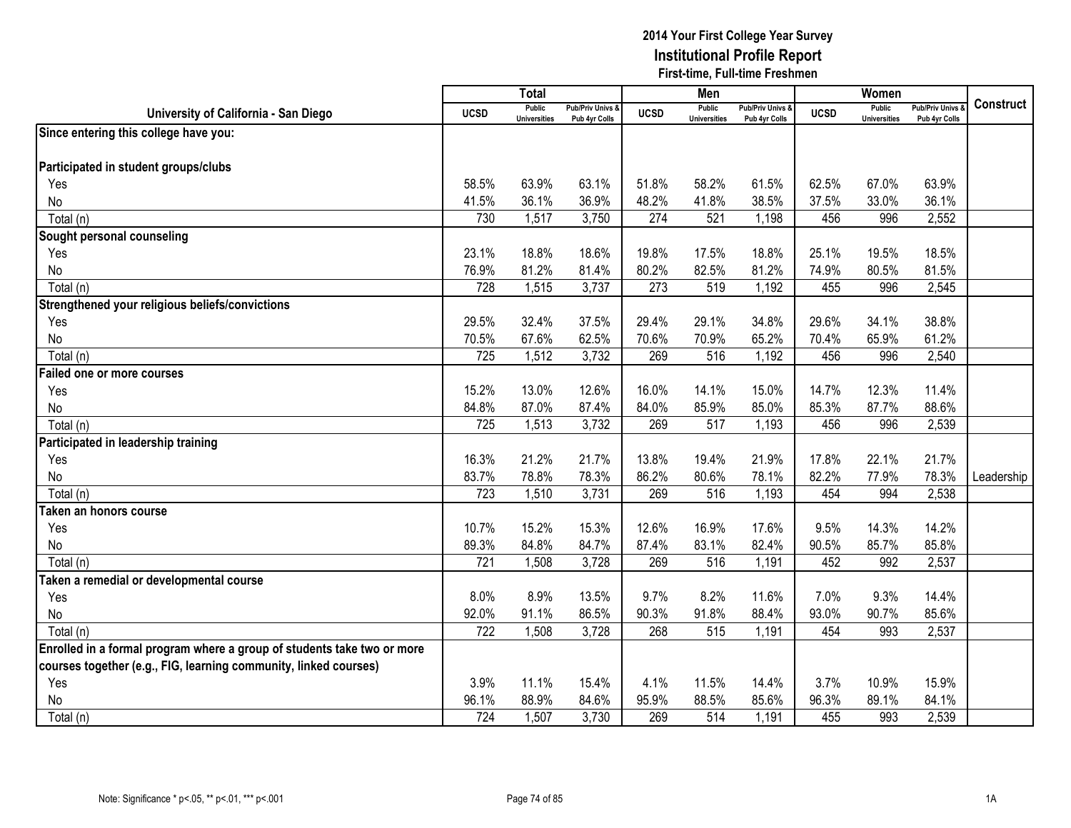**2014 Your First College Year Survey**
**Institutional Profile Report**
**First-time, Full-time Freshmen**

| University of California - San Diego | Total | | | Men | | | Women | | | Construct |
|---|---|---|---|---|---|---|---|---|---|---|
| | UCSD | Public Universities | Pub/Priv Univs & Pub 4yr Colls | UCSD | Public Universities | Pub/Priv Univs & Pub 4yr Colls | UCSD | Public Universities | Pub/Priv Univs & Pub 4yr Colls | |
| **Since entering this college have you:** | | | | | | | | | | |
| **Participated in student groups/clubs** | | | | | | | | | | |
| Yes | 58.5% | 63.9% | 63.1% | 51.8% | 58.2% | 61.5% | 62.5% | 67.0% | 63.9% | |
| No | 41.5% | 36.1% | 36.9% | 48.2% | 41.8% | 38.5% | 37.5% | 33.0% | 36.1% | |
| Total (n) | 730 | 1,517 | 3,750 | 274 | 521 | 1,198 | 456 | 996 | 2,552 | |
| **Sought personal counseling** | | | | | | | | | | |
| Yes | 23.1% | 18.8% | 18.6% | 19.8% | 17.5% | 18.8% | 25.1% | 19.5% | 18.5% | |
| No | 76.9% | 81.2% | 81.4% | 80.2% | 82.5% | 81.2% | 74.9% | 80.5% | 81.5% | |
| Total (n) | 728 | 1,515 | 3,737 | 273 | 519 | 1,192 | 455 | 996 | 2,545 | |
| **Strengthened your religious beliefs/convictions** | | | | | | | | | | |
| Yes | 29.5% | 32.4% | 37.5% | 29.4% | 29.1% | 34.8% | 29.6% | 34.1% | 38.8% | |
| No | 70.5% | 67.6% | 62.5% | 70.6% | 70.9% | 65.2% | 70.4% | 65.9% | 61.2% | |
| Total (n) | 725 | 1,512 | 3,732 | 269 | 516 | 1,192 | 456 | 996 | 2,540 | |
| **Failed one or more courses** | | | | | | | | | | |
| Yes | 15.2% | 13.0% | 12.6% | 16.0% | 14.1% | 15.0% | 14.7% | 12.3% | 11.4% | |
| No | 84.8% | 87.0% | 87.4% | 84.0% | 85.9% | 85.0% | 85.3% | 87.7% | 88.6% | |
| Total (n) | 725 | 1,513 | 3,732 | 269 | 517 | 1,193 | 456 | 996 | 2,539 | |
| **Participated in leadership training** | | | | | | | | | | |
| Yes | 16.3% | 21.2% | 21.7% | 13.8% | 19.4% | 21.9% | 17.8% | 22.1% | 21.7% | |
| No | 83.7% | 78.8% | 78.3% | 86.2% | 80.6% | 78.1% | 82.2% | 77.9% | 78.3% | Leadership |
| Total (n) | 723 | 1,510 | 3,731 | 269 | 516 | 1,193 | 454 | 994 | 2,538 | |
| **Taken an honors course** | | | | | | | | | | |
| Yes | 10.7% | 15.2% | 15.3% | 12.6% | 16.9% | 17.6% | 9.5% | 14.3% | 14.2% | |
| No | 89.3% | 84.8% | 84.7% | 87.4% | 83.1% | 82.4% | 90.5% | 85.7% | 85.8% | |
| Total (n) | 721 | 1,508 | 3,728 | 269 | 516 | 1,191 | 452 | 992 | 2,537 | |
| **Taken a remedial or developmental course** | | | | | | | | | | |
| Yes | 8.0% | 8.9% | 13.5% | 9.7% | 8.2% | 11.6% | 7.0% | 9.3% | 14.4% | |
| No | 92.0% | 91.1% | 86.5% | 90.3% | 91.8% | 88.4% | 93.0% | 90.7% | 85.6% | |
| Total (n) | 722 | 1,508 | 3,728 | 268 | 515 | 1,191 | 454 | 993 | 2,537 | |
| **Enrolled in a formal program where a group of students take two or more courses together (e.g., FIG, learning community, linked courses)** | | | | | | | | | | |
| Yes | 3.9% | 11.1% | 15.4% | 4.1% | 11.5% | 14.4% | 3.7% | 10.9% | 15.9% | |
| No | 96.1% | 88.9% | 84.6% | 95.9% | 88.5% | 85.6% | 96.3% | 89.1% | 84.1% | |
| Total (n) | 724 | 1,507 | 3,730 | 269 | 514 | 1,191 | 455 | 993 | 2,539 | |

Note: Significance * p<.05, ** p<.01, *** p<.001

1A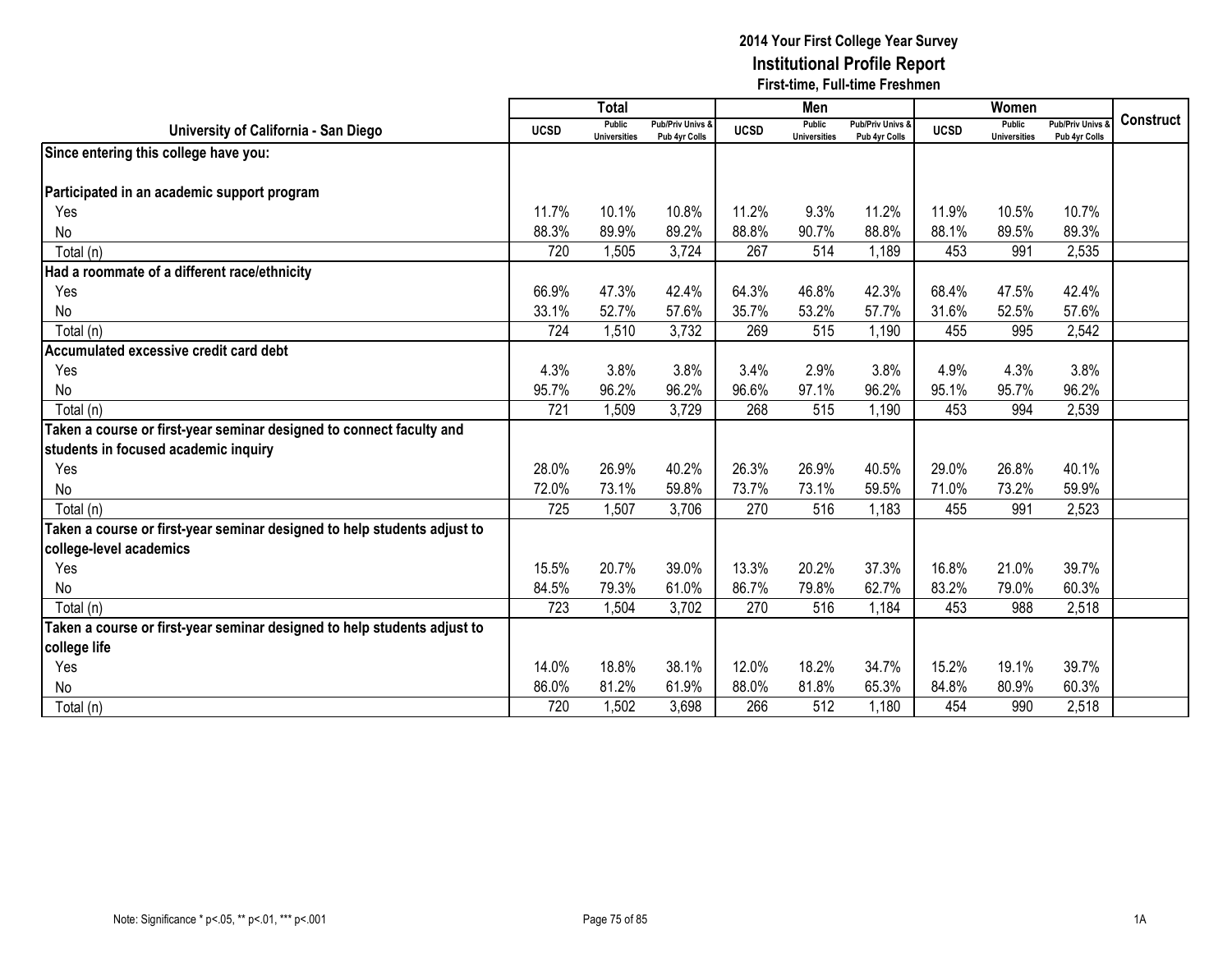# 2014 Your First College Year Survey
## Institutional Profile Report
### First-time, Full-time Freshmen

| University of California - San Diego | Total | | | Men | | | Women | | | Construct |
|---|---|---|---|---|---|---|---|---|---|---|
| | UCSD | Public Universities | Pub/Priv Univs & Pub 4yr Colls | UCSD | Public Universities | Pub/Priv Univs & Pub 4yr Colls | UCSD | Public Universities | Pub/Priv Univs & Pub 4yr Colls | |
| **Since entering this college have you:** | | | | | | | | | | |
| **Participated in an academic support program** | | | | | | | | | | |
| Yes | 11.7% | 10.1% | 10.8% | 11.2% | 9.3% | 11.2% | 11.9% | 10.5% | 10.7% | |
| No | 88.3% | 89.9% | 89.2% | 88.8% | 90.7% | 88.8% | 88.1% | 89.5% | 89.3% | |
| Total (n) | 720 | 1,505 | 3,724 | 267 | 514 | 1,189 | 453 | 991 | 2,535 | |
| **Had a roommate of a different race/ethnicity** | | | | | | | | | | |
| Yes | 66.9% | 47.3% | 42.4% | 64.3% | 46.8% | 42.3% | 68.4% | 47.5% | 42.4% | |
| No | 33.1% | 52.7% | 57.6% | 35.7% | 53.2% | 57.7% | 31.6% | 52.5% | 57.6% | |
| Total (n) | 724 | 1,510 | 3,732 | 269 | 515 | 1,190 | 455 | 995 | 2,542 | |
| **Accumulated excessive credit card debt** | | | | | | | | | | |
| Yes | 4.3% | 3.8% | 3.8% | 3.4% | 2.9% | 3.8% | 4.9% | 4.3% | 3.8% | |
| No | 95.7% | 96.2% | 96.2% | 96.6% | 97.1% | 96.2% | 95.1% | 95.7% | 96.2% | |
| Total (n) | 721 | 1,509 | 3,729 | 268 | 515 | 1,190 | 453 | 994 | 2,539 | |
| **Taken a course or first-year seminar designed to connect faculty and students in focused academic inquiry** | | | | | | | | | | |
| Yes | 28.0% | 26.9% | 40.2% | 26.3% | 26.9% | 40.5% | 29.0% | 26.8% | 40.1% | |
| No | 72.0% | 73.1% | 59.8% | 73.7% | 73.1% | 59.5% | 71.0% | 73.2% | 59.9% | |
| Total (n) | 725 | 1,507 | 3,706 | 270 | 516 | 1,183 | 455 | 991 | 2,523 | |
| **Taken a course or first-year seminar designed to help students adjust to college-level academics** | | | | | | | | | | |
| Yes | 15.5% | 20.7% | 39.0% | 13.3% | 20.2% | 37.3% | 16.8% | 21.0% | 39.7% | |
| No | 84.5% | 79.3% | 61.0% | 86.7% | 79.8% | 62.7% | 83.2% | 79.0% | 60.3% | |
| Total (n) | 723 | 1,504 | 3,702 | 270 | 516 | 1,184 | 453 | 988 | 2,518 | |
| **Taken a course or first-year seminar designed to help students adjust to college life** | | | | | | | | | | |
| Yes | 14.0% | 18.8% | 38.1% | 12.0% | 18.2% | 34.7% | 15.2% | 19.1% | 39.7% | |
| No | 86.0% | 81.2% | 61.9% | 88.0% | 81.8% | 65.3% | 84.8% | 80.9% | 60.3% | |
| Total (n) | 720 | 1,502 | 3,698 | 266 | 512 | 1,180 | 454 | 990 | 2,518 | |

Note: Significance * p<.05, ** p<.01, *** p<.001

1A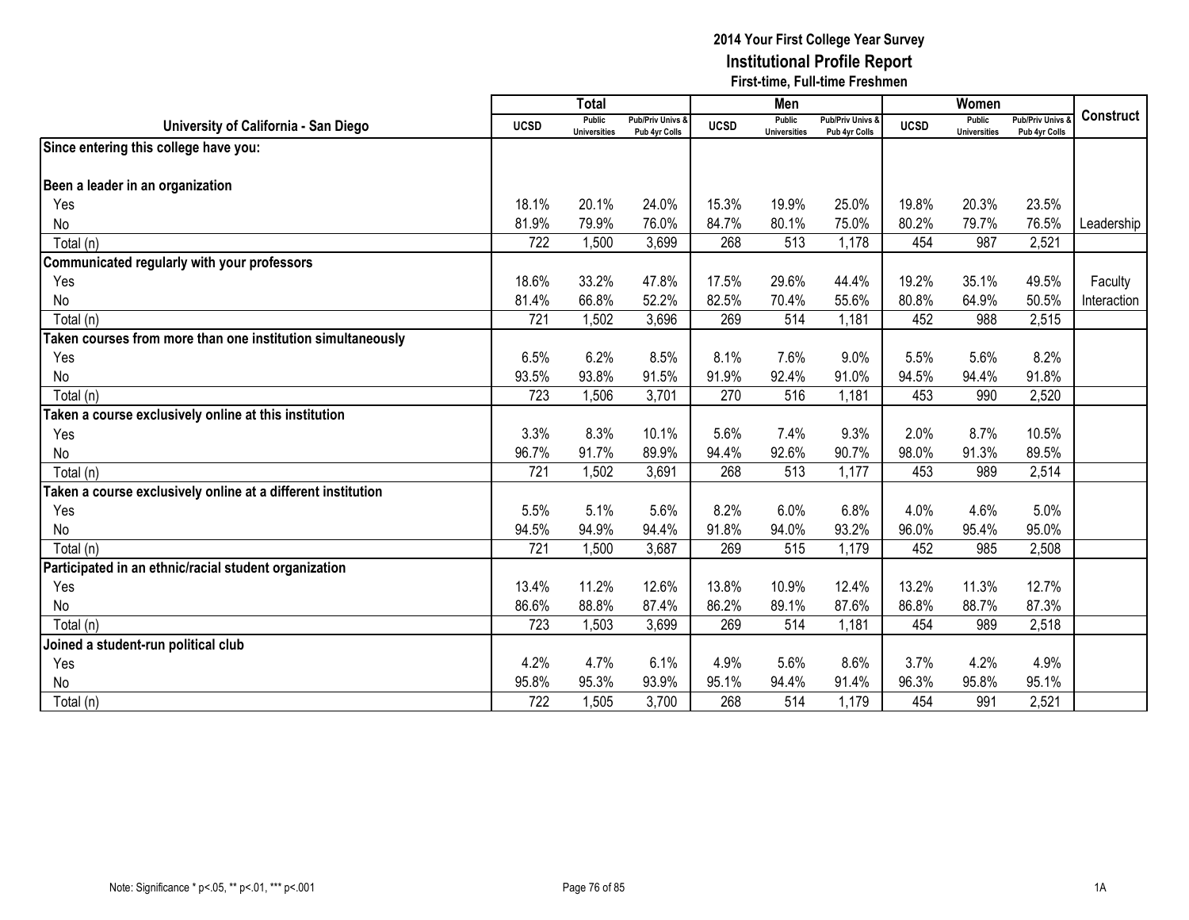**2014 Your First College Year Survey**
**Institutional Profile Report**
**First-time, Full-time Freshmen**

| University of California - San Diego | Total | | | Men | | | Women | | | Construct |
|---|---|---|---|---|---|---|---|---|---|---|
| | UCSD | Public Universities | Pub/Priv Univs & Pub 4yr Colls | UCSD | Public Universities | Pub/Priv Univs & Pub 4yr Colls | UCSD | Public Universities | Pub/Priv Univs & Pub 4yr Colls | |
| **Since entering this college have you:** | | | | | | | | | | |
| **Been a leader in an organization** | | | | | | | | | | |
| Yes | 18.1% | 20.1% | 24.0% | 15.3% | 19.9% | 25.0% | 19.8% | 20.3% | 23.5% | |
| No | 81.9% | 79.9% | 76.0% | 84.7% | 80.1% | 75.0% | 80.2% | 79.7% | 76.5% | Leadership |
| Total (n) | 722 | 1,500 | 3,699 | 268 | 513 | 1,178 | 454 | 987 | 2,521 | |
| **Communicated regularly with your professors** | | | | | | | | | | |
| Yes | 18.6% | 33.2% | 47.8% | 17.5% | 29.6% | 44.4% | 19.2% | 35.1% | 49.5% | Faculty |
| No | 81.4% | 66.8% | 52.2% | 82.5% | 70.4% | 55.6% | 80.8% | 64.9% | 50.5% | Interaction |
| Total (n) | 721 | 1,502 | 3,696 | 269 | 514 | 1,181 | 452 | 988 | 2,515 | |
| **Taken courses from more than one institution simultaneously** | | | | | | | | | | |
| Yes | 6.5% | 6.2% | 8.5% | 8.1% | 7.6% | 9.0% | 5.5% | 5.6% | 8.2% | |
| No | 93.5% | 93.8% | 91.5% | 91.9% | 92.4% | 91.0% | 94.5% | 94.4% | 91.8% | |
| Total (n) | 723 | 1,506 | 3,701 | 270 | 516 | 1,181 | 453 | 990 | 2,520 | |
| **Taken a course exclusively online at this institution** | | | | | | | | | | |
| Yes | 3.3% | 8.3% | 10.1% | 5.6% | 7.4% | 9.3% | 2.0% | 8.7% | 10.5% | |
| No | 96.7% | 91.7% | 89.9% | 94.4% | 92.6% | 90.7% | 98.0% | 91.3% | 89.5% | |
| Total (n) | 721 | 1,502 | 3,691 | 268 | 513 | 1,177 | 453 | 989 | 2,514 | |
| **Taken a course exclusively online at a different institution** | | | | | | | | | | |
| Yes | 5.5% | 5.1% | 5.6% | 8.2% | 6.0% | 6.8% | 4.0% | 4.6% | 5.0% | |
| No | 94.5% | 94.9% | 94.4% | 91.8% | 94.0% | 93.2% | 96.0% | 95.4% | 95.0% | |
| Total (n) | 721 | 1,500 | 3,687 | 269 | 515 | 1,179 | 452 | 985 | 2,508 | |
| **Participated in an ethnic/racial student organization** | | | | | | | | | | |
| Yes | 13.4% | 11.2% | 12.6% | 13.8% | 10.9% | 12.4% | 13.2% | 11.3% | 12.7% | |
| No | 86.6% | 88.8% | 87.4% | 86.2% | 89.1% | 87.6% | 86.8% | 88.7% | 87.3% | |
| Total (n) | 723 | 1,503 | 3,699 | 269 | 514 | 1,181 | 454 | 989 | 2,518 | |
| **Joined a student-run political club** | | | | | | | | | | |
| Yes | 4.2% | 4.7% | 6.1% | 4.9% | 5.6% | 8.6% | 3.7% | 4.2% | 4.9% | |
| No | 95.8% | 95.3% | 93.9% | 95.1% | 94.4% | 91.4% | 96.3% | 95.8% | 95.1% | |
| Total (n) | 722 | 1,505 | 3,700 | 268 | 514 | 1,179 | 454 | 991 | 2,521 | |

Note: Significance * p<.05, ** p<.01, *** p<.001

1A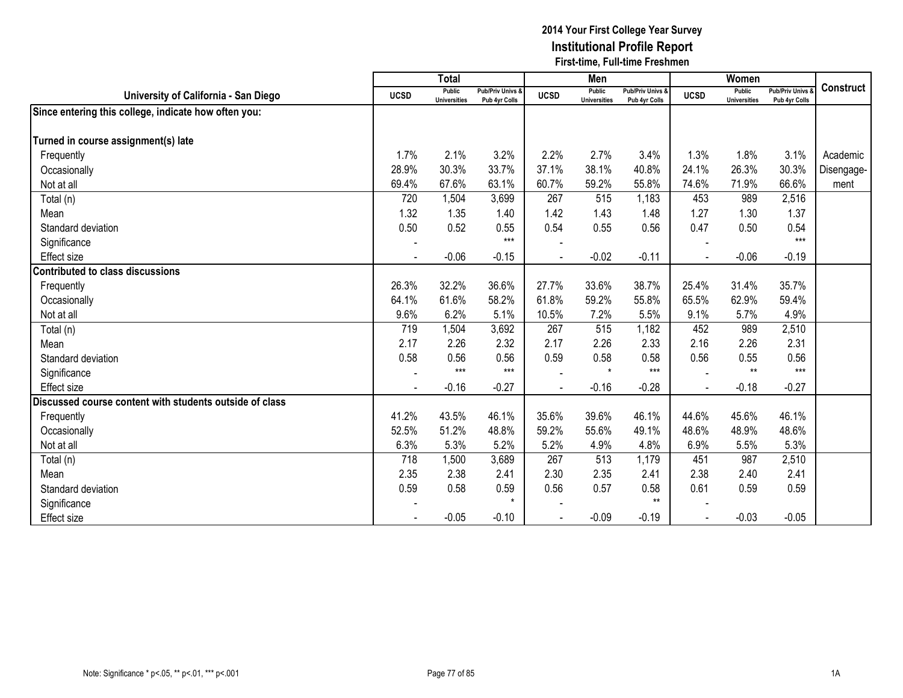# 2014 Your First College Year Survey
## Institutional Profile Report
### First-time, Full-time Freshmen

| University of California - San Diego | Total | | | Men | | | Women | | | Construct |
|---|---|---|---|---|---|---|---|---|---|---|
| | UCSD | Public Universities | Pub/Priv Univs & Pub 4yr Colls | UCSD | Public Universities | Pub/Priv Univs & Pub 4yr Colls | UCSD | Public Universities | Pub/Priv Univs & Pub 4yr Colls | |
| **Since entering this college, indicate how often you:** | | | | | | | | | | |
| **Turned in course assignment(s) late** | | | | | | | | | | |
| Frequently | 1.7% | 2.1% | 3.2% | 2.2% | 2.7% | 3.4% | 1.3% | 1.8% | 3.1% | Academic Disengagement |
| Occasionally | 28.9% | 30.3% | 33.7% | 37.1% | 38.1% | 40.8% | 24.1% | 26.3% | 30.3% | |
| Not at all | 69.4% | 67.6% | 63.1% | 60.7% | 59.2% | 55.8% | 74.6% | 71.9% | 66.6% | |
| Total (n) | 720 | 1,504 | 3,699 | 267 | 515 | 1,183 | 453 | 989 | 2,516 | |
| Mean | 1.32 | 1.35 | 1.40 | 1.42 | 1.43 | 1.48 | 1.27 | 1.30 | 1.37 | |
| Standard deviation | 0.50 | 0.52 | 0.55 | 0.54 | 0.55 | 0.56 | 0.47 | 0.50 | 0.54 | |
| Significance | - | | *** | - | | | - | | *** | |
| Effect size | - | -0.06 | -0.15 | - | -0.02 | -0.11 | - | -0.06 | -0.19 | |
| **Contributed to class discussions** | | | | | | | | | | |
| Frequently | 26.3% | 32.2% | 36.6% | 27.7% | 33.6% | 38.7% | 25.4% | 31.4% | 35.7% | |
| Occasionally | 64.1% | 61.6% | 58.2% | 61.8% | 59.2% | 55.8% | 65.5% | 62.9% | 59.4% | |
| Not at all | 9.6% | 6.2% | 5.1% | 10.5% | 7.2% | 5.5% | 9.1% | 5.7% | 4.9% | |
| Total (n) | 719 | 1,504 | 3,692 | 267 | 515 | 1,182 | 452 | 989 | 2,510 | |
| Mean | 2.17 | 2.26 | 2.32 | 2.17 | 2.26 | 2.33 | 2.16 | 2.26 | 2.31 | |
| Standard deviation | 0.58 | 0.56 | 0.56 | 0.59 | 0.58 | 0.58 | 0.56 | 0.55 | 0.56 | |
| Significance | - | *** | *** | - | * | *** | - | ** | *** | |
| Effect size | - | -0.16 | -0.27 | - | -0.16 | -0.28 | - | -0.18 | -0.27 | |
| **Discussed course content with students outside of class** | | | | | | | | | | |
| Frequently | 41.2% | 43.5% | 46.1% | 35.6% | 39.6% | 46.1% | 44.6% | 45.6% | 46.1% | |
| Occasionally | 52.5% | 51.2% | 48.8% | 59.2% | 55.6% | 49.1% | 48.6% | 48.9% | 48.6% | |
| Not at all | 6.3% | 5.3% | 5.2% | 5.2% | 4.9% | 4.8% | 6.9% | 5.5% | 5.3% | |
| Total (n) | 718 | 1,500 | 3,689 | 267 | 513 | 1,179 | 451 | 987 | 2,510 | |
| Mean | 2.35 | 2.38 | 2.41 | 2.30 | 2.35 | 2.41 | 2.38 | 2.40 | 2.41 | |
| Standard deviation | 0.59 | 0.58 | 0.59 | 0.56 | 0.57 | 0.58 | 0.61 | 0.59 | 0.59 | |
| Significance | - | | * | - | | ** | - | | | |
| Effect size | - | -0.05 | -0.10 | - | -0.09 | -0.19 | - | -0.03 | -0.05 | |

Note: Significance * p<.05, ** p<.01, *** p<.001

1A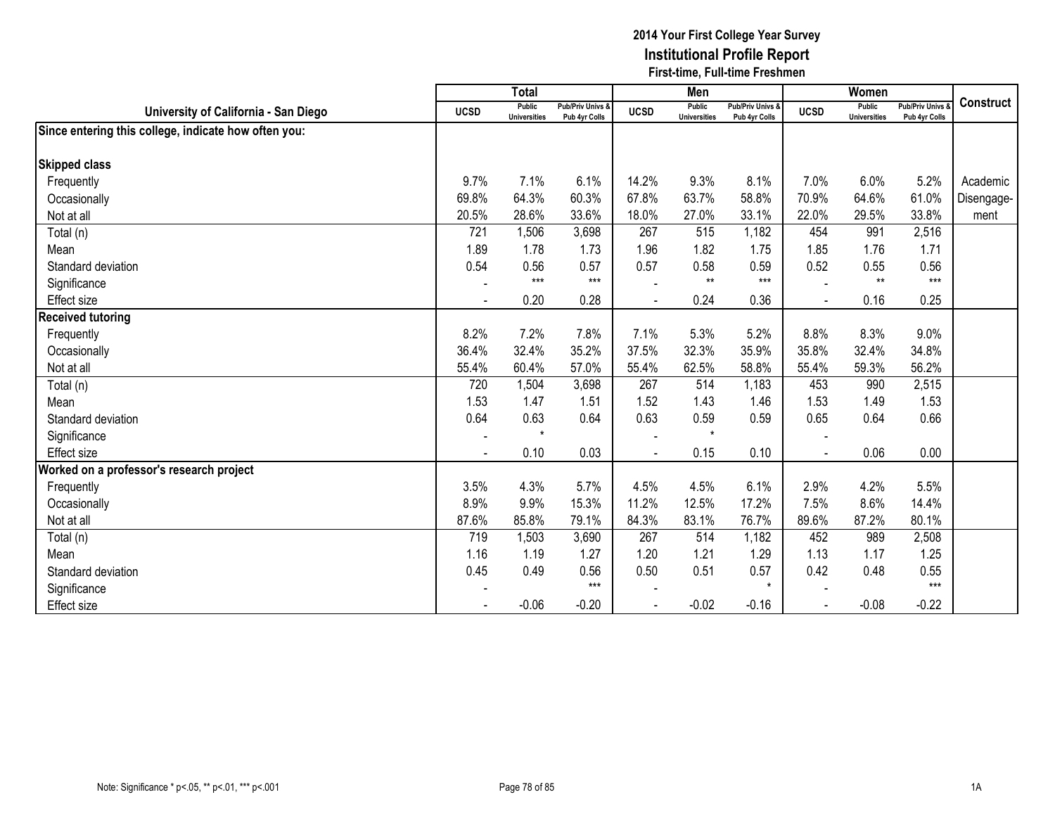# 2014 Your First College Year Survey
## Institutional Profile Report
### First-time, Full-time Freshmen

| University of California - San Diego | Total | | | Men | | | Women | | | Construct |
|---|---|---|---|---|---|---|---|---|---|---|
| | UCSD | Public Universities | Pub/Priv Univs & Pub 4yr Colls | UCSD | Public Universities | Pub/Priv Univs & Pub 4yr Colls | UCSD | Public Universities | Pub/Priv Univs & Pub 4yr Colls | |
| **Since entering this college, indicate how often you:** | | | | | | | | | | |
| **Skipped class** | | | | | | | | | | |
| Frequently | 9.7% | 7.1% | 6.1% | 14.2% | 9.3% | 8.1% | 7.0% | 6.0% | 5.2% | Academic |
| Occasionally | 69.8% | 64.3% | 60.3% | 67.8% | 63.7% | 58.8% | 70.9% | 64.6% | 61.0% | Disengage- |
| Not at all | 20.5% | 28.6% | 33.6% | 18.0% | 27.0% | 33.1% | 22.0% | 29.5% | 33.8% | ment |
| Total (n) | 721 | 1,506 | 3,698 | 267 | 515 | 1,182 | 454 | 991 | 2,516 | |
| Mean | 1.89 | 1.78 | 1.73 | 1.96 | 1.82 | 1.75 | 1.85 | 1.76 | 1.71 | |
| Standard deviation | 0.54 | 0.56 | 0.57 | 0.57 | 0.58 | 0.59 | 0.52 | 0.55 | 0.56 | |
| Significance | - | *** | *** | - | ** | *** | - | ** | *** | |
| Effect size | - | 0.20 | 0.28 | - | 0.24 | 0.36 | - | 0.16 | 0.25 | |
| **Received tutoring** | | | | | | | | | | |
| Frequently | 8.2% | 7.2% | 7.8% | 7.1% | 5.3% | 5.2% | 8.8% | 8.3% | 9.0% | |
| Occasionally | 36.4% | 32.4% | 35.2% | 37.5% | 32.3% | 35.9% | 35.8% | 32.4% | 34.8% | |
| Not at all | 55.4% | 60.4% | 57.0% | 55.4% | 62.5% | 58.8% | 55.4% | 59.3% | 56.2% | |
| Total (n) | 720 | 1,504 | 3,698 | 267 | 514 | 1,183 | 453 | 990 | 2,515 | |
| Mean | 1.53 | 1.47 | 1.51 | 1.52 | 1.43 | 1.46 | 1.53 | 1.49 | 1.53 | |
| Standard deviation | 0.64 | 0.63 | 0.64 | 0.63 | 0.59 | 0.59 | 0.65 | 0.64 | 0.66 | |
| Significance | - | * | | - | * | | - | | | |
| Effect size | - | 0.10 | 0.03 | - | 0.15 | 0.10 | - | 0.06 | 0.00 | |
| **Worked on a professor's research project** | | | | | | | | | | |
| Frequently | 3.5% | 4.3% | 5.7% | 4.5% | 4.5% | 6.1% | 2.9% | 4.2% | 5.5% | |
| Occasionally | 8.9% | 9.9% | 15.3% | 11.2% | 12.5% | 17.2% | 7.5% | 8.6% | 14.4% | |
| Not at all | 87.6% | 85.8% | 79.1% | 84.3% | 83.1% | 76.7% | 89.6% | 87.2% | 80.1% | |
| Total (n) | 719 | 1,503 | 3,690 | 267 | 514 | 1,182 | 452 | 989 | 2,508 | |
| Mean | 1.16 | 1.19 | 1.27 | 1.20 | 1.21 | 1.29 | 1.13 | 1.17 | 1.25 | |
| Standard deviation | 0.45 | 0.49 | 0.56 | 0.50 | 0.51 | 0.57 | 0.42 | 0.48 | 0.55 | |
| Significance | - | | *** | - | | * | - | | *** | |
| Effect size | - | -0.06 | -0.20 | - | -0.02 | -0.16 | - | -0.08 | -0.22 | |

Note: Significance * p<.05, ** p<.01, *** p<.001

1A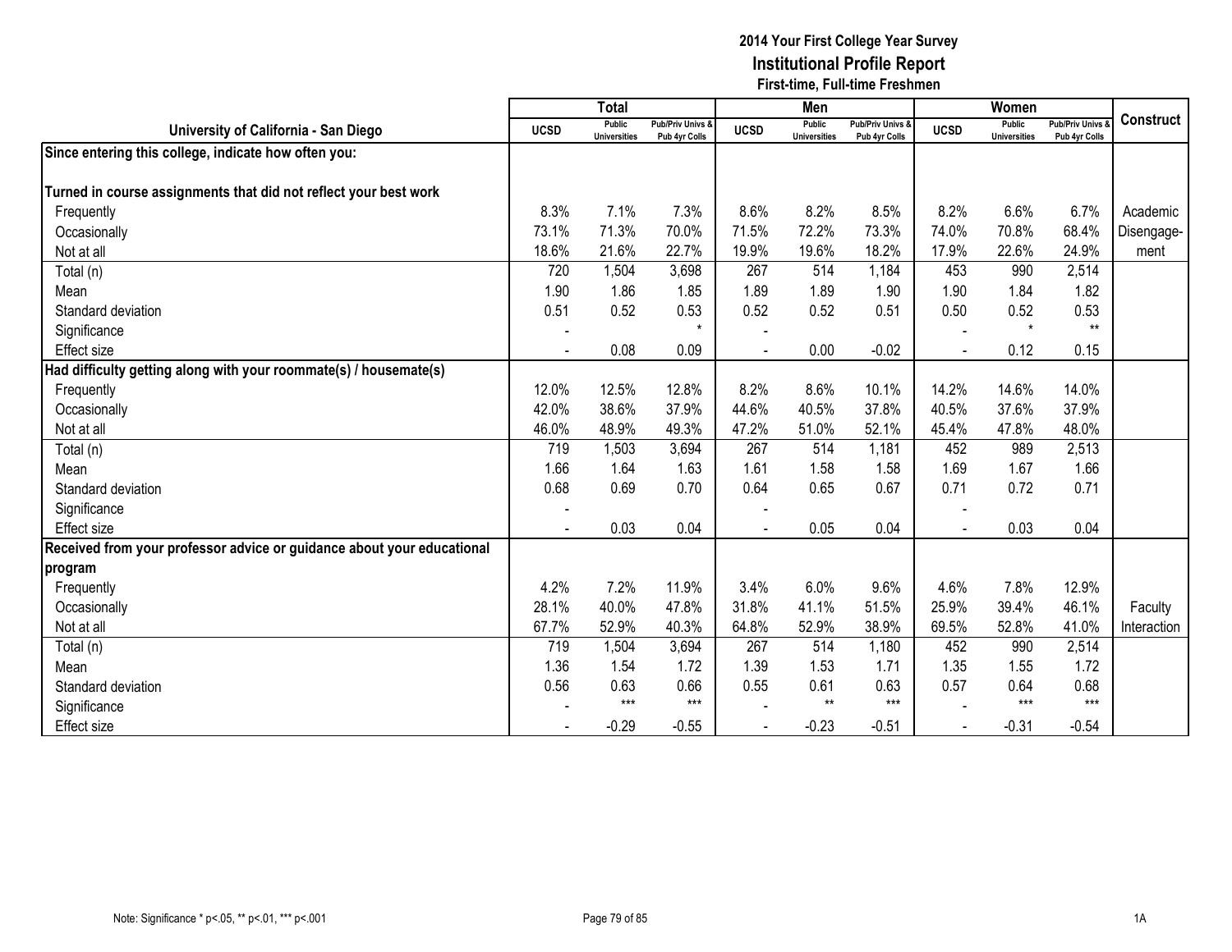# 2014 Your First College Year Survey
## Institutional Profile Report
### First-time, Full-time Freshmen

| University of California - San Diego | Total | | | Men | | | Women | | | Construct |
|---|---|---|---|---|---|---|---|---|---|---|
| | UCSD | Public Universities | Pub/Priv Univs & Pub 4yr Colls | UCSD | Public Universities | Pub/Priv Univs & Pub 4yr Colls | UCSD | Public Universities | Pub/Priv Univs & Pub 4yr Colls | |
| **Since entering this college, indicate how often you:** | | | | | | | | | | |
| **Turned in course assignments that did not reflect your best work** | | | | | | | | | | |
| Frequently | 8.3% | 7.1% | 7.3% | 8.6% | 8.2% | 8.5% | 8.2% | 6.6% | 6.7% | Academic Disengage-ment |
| Occasionally | 73.1% | 71.3% | 70.0% | 71.5% | 72.2% | 73.3% | 74.0% | 70.8% | 68.4% | |
| Not at all | 18.6% | 21.6% | 22.7% | 19.9% | 19.6% | 18.2% | 17.9% | 22.6% | 24.9% | |
| Total (n) | 720 | 1,504 | 3,698 | 267 | 514 | 1,184 | 453 | 990 | 2,514 | |
| Mean | 1.90 | 1.86 | 1.85 | 1.89 | 1.89 | 1.90 | 1.90 | 1.84 | 1.82 | |
| Standard deviation | 0.51 | 0.52 | 0.53 | 0.52 | 0.52 | 0.51 | 0.50 | 0.52 | 0.53 | |
| Significance | - | | * | - | | | - | * | ** | |
| Effect size | - | 0.08 | 0.09 | - | 0.00 | -0.02 | - | 0.12 | 0.15 | |
| **Had difficulty getting along with your roommate(s) / housemate(s)** | | | | | | | | | | |
| Frequently | 12.0% | 12.5% | 12.8% | 8.2% | 8.6% | 10.1% | 14.2% | 14.6% | 14.0% | |
| Occasionally | 42.0% | 38.6% | 37.9% | 44.6% | 40.5% | 37.8% | 40.5% | 37.6% | 37.9% | |
| Not at all | 46.0% | 48.9% | 49.3% | 47.2% | 51.0% | 52.1% | 45.4% | 47.8% | 48.0% | |
| Total (n) | 719 | 1,503 | 3,694 | 267 | 514 | 1,181 | 452 | 989 | 2,513 | |
| Mean | 1.66 | 1.64 | 1.63 | 1.61 | 1.58 | 1.58 | 1.69 | 1.67 | 1.66 | |
| Standard deviation | 0.68 | 0.69 | 0.70 | 0.64 | 0.65 | 0.67 | 0.71 | 0.72 | 0.71 | |
| Significance | - | | | - | | | - | | | |
| Effect size | - | 0.03 | 0.04 | - | 0.05 | 0.04 | - | 0.03 | 0.04 | |
| **Received from your professor advice or guidance about your educational program** | | | | | | | | | | |
| Frequently | 4.2% | 7.2% | 11.9% | 3.4% | 6.0% | 9.6% | 4.6% | 7.8% | 12.9% | Faculty Interaction |
| Occasionally | 28.1% | 40.0% | 47.8% | 31.8% | 41.1% | 51.5% | 25.9% | 39.4% | 46.1% | |
| Not at all | 67.7% | 52.9% | 40.3% | 64.8% | 52.9% | 38.9% | 69.5% | 52.8% | 41.0% | |
| Total (n) | 719 | 1,504 | 3,694 | 267 | 514 | 1,180 | 452 | 990 | 2,514 | |
| Mean | 1.36 | 1.54 | 1.72 | 1.39 | 1.53 | 1.71 | 1.35 | 1.55 | 1.72 | |
| Standard deviation | 0.56 | 0.63 | 0.66 | 0.55 | 0.61 | 0.63 | 0.57 | 0.64 | 0.68 | |
| Significance | - | *** | *** | - | ** | *** | - | *** | *** | |
| Effect size | - | -0.29 | -0.55 | - | -0.23 | -0.51 | - | -0.31 | -0.54 | |

Note: Significance * p<.05, ** p<.01, *** p<.001

1A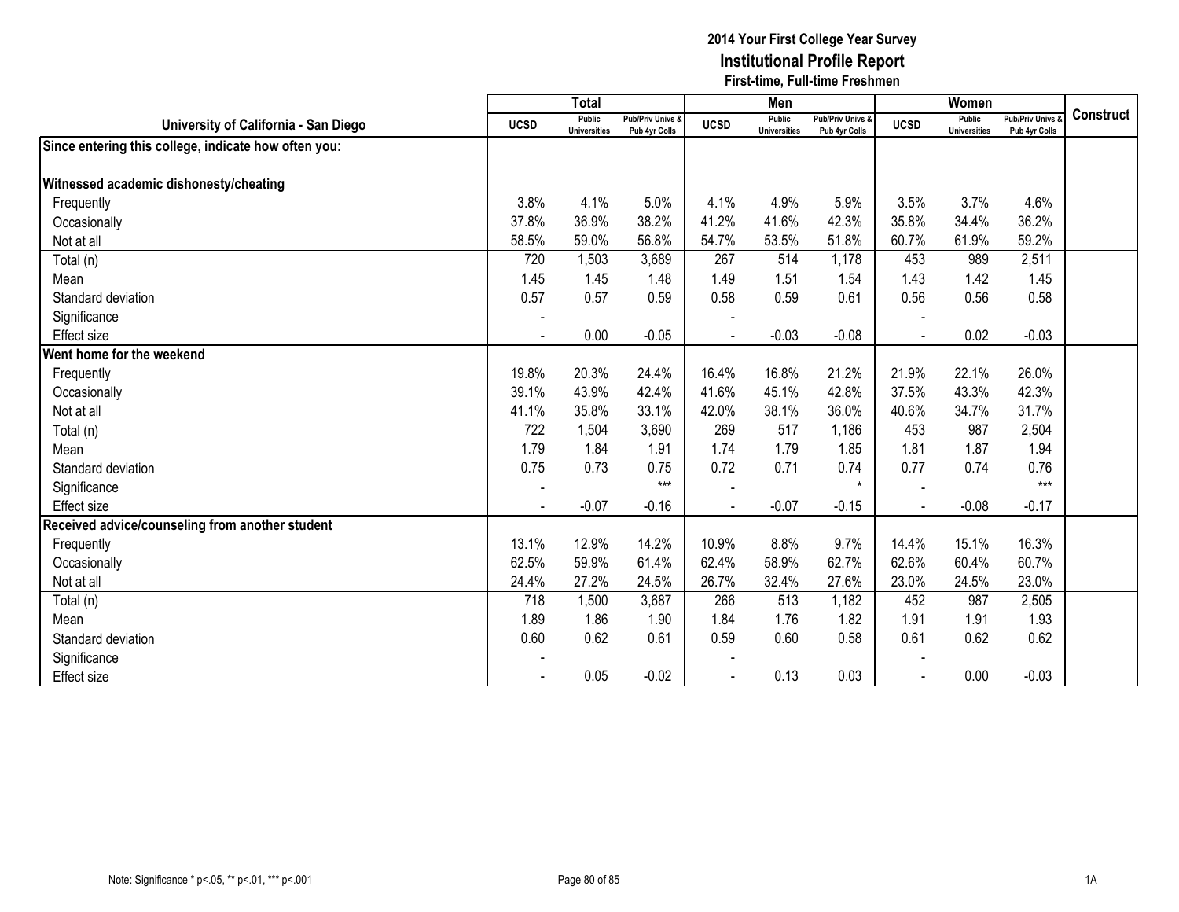# 2014 Your First College Year Survey
## Institutional Profile Report
### First-time, Full-time Freshmen

| University of California - San Diego | Total | | | Men | | | Women | | | Construct |
|---|---|---|---|---|---|---|---|---|---|---|
| | UCSD | Public Universities | Pub/Priv Univs & Pub 4yr Colls | UCSD | Public Universities | Pub/Priv Univs & Pub 4yr Colls | UCSD | Public Universities | Pub/Priv Univs & Pub 4yr Colls | |
| **Since entering this college, indicate how often you:** | | | | | | | | | | |
| **Witnessed academic dishonesty/cheating** | | | | | | | | | | |
| Frequently | 3.8% | 4.1% | 5.0% | 4.1% | 4.9% | 5.9% | 3.5% | 3.7% | 4.6% | |
| Occasionally | 37.8% | 36.9% | 38.2% | 41.2% | 41.6% | 42.3% | 35.8% | 34.4% | 36.2% | |
| Not at all | 58.5% | 59.0% | 56.8% | 54.7% | 53.5% | 51.8% | 60.7% | 61.9% | 59.2% | |
| Total (n) | 720 | 1,503 | 3,689 | 267 | 514 | 1,178 | 453 | 989 | 2,511 | |
| Mean | 1.45 | 1.45 | 1.48 | 1.49 | 1.51 | 1.54 | 1.43 | 1.42 | 1.45 | |
| Standard deviation | 0.57 | 0.57 | 0.59 | 0.58 | 0.59 | 0.61 | 0.56 | 0.56 | 0.58 | |
| Significance | - | | | - | | | - | | | |
| Effect size | - | 0.00 | -0.05 | - | -0.03 | -0.08 | - | 0.02 | -0.03 | |
| **Went home for the weekend** | | | | | | | | | | |
| Frequently | 19.8% | 20.3% | 24.4% | 16.4% | 16.8% | 21.2% | 21.9% | 22.1% | 26.0% | |
| Occasionally | 39.1% | 43.9% | 42.4% | 41.6% | 45.1% | 42.8% | 37.5% | 43.3% | 42.3% | |
| Not at all | 41.1% | 35.8% | 33.1% | 42.0% | 38.1% | 36.0% | 40.6% | 34.7% | 31.7% | |
| Total (n) | 722 | 1,504 | 3,690 | 269 | 517 | 1,186 | 453 | 987 | 2,504 | |
| Mean | 1.79 | 1.84 | 1.91 | 1.74 | 1.79 | 1.85 | 1.81 | 1.87 | 1.94 | |
| Standard deviation | 0.75 | 0.73 | 0.75 | 0.72 | 0.71 | 0.74 | 0.77 | 0.74 | 0.76 | |
| Significance | - | | *** | - | | * | - | | *** | |
| Effect size | - | -0.07 | -0.16 | - | -0.07 | -0.15 | - | -0.08 | -0.17 | |
| **Received advice/counseling from another student** | | | | | | | | | | |
| Frequently | 13.1% | 12.9% | 14.2% | 10.9% | 8.8% | 9.7% | 14.4% | 15.1% | 16.3% | |
| Occasionally | 62.5% | 59.9% | 61.4% | 62.4% | 58.9% | 62.7% | 62.6% | 60.4% | 60.7% | |
| Not at all | 24.4% | 27.2% | 24.5% | 26.7% | 32.4% | 27.6% | 23.0% | 24.5% | 23.0% | |
| Total (n) | 718 | 1,500 | 3,687 | 266 | 513 | 1,182 | 452 | 987 | 2,505 | |
| Mean | 1.89 | 1.86 | 1.90 | 1.84 | 1.76 | 1.82 | 1.91 | 1.91 | 1.93 | |
| Standard deviation | 0.60 | 0.62 | 0.61 | 0.59 | 0.60 | 0.58 | 0.61 | 0.62 | 0.62 | |
| Significance | - | | | - | | | - | | | |
| Effect size | - | 0.05 | -0.02 | - | 0.13 | 0.03 | - | 0.00 | -0.03 | |

Note: Significance * p<.05, ** p<.01, *** p<.001

1A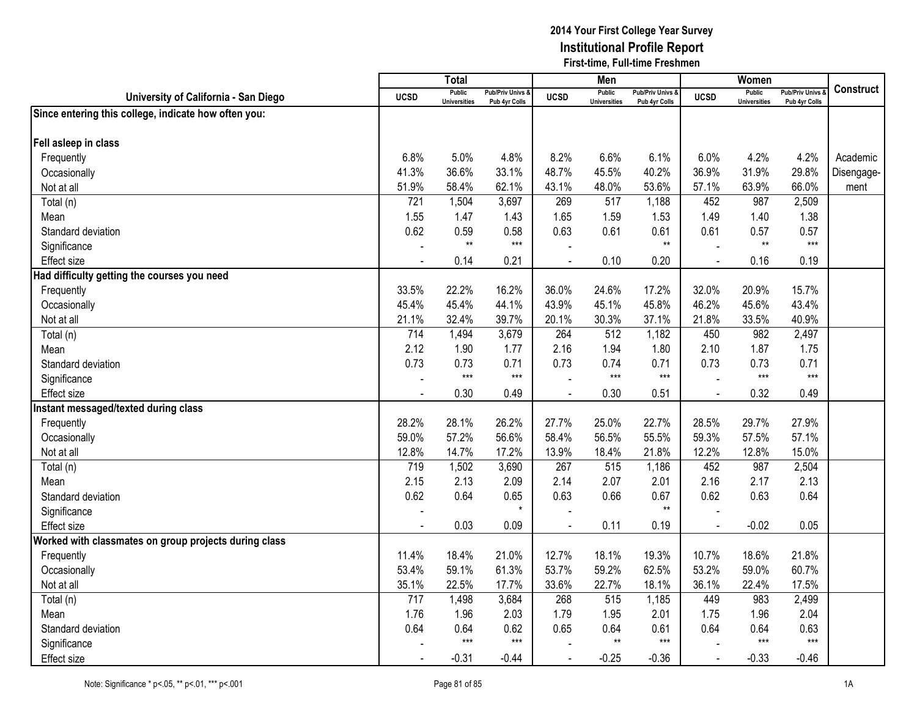2014 Your First College Year Survey
**Institutional Profile Report**
First-time, Full-time Freshmen

| University of California - San Diego | Total | | | Men | | | Women | | | Construct |
|---|---|---|---|---|---|---|---|---|---|---|
| | UCSD | Public Universities | Pub/Priv Univs & Pub 4yr Colls | UCSD | Public Universities | Pub/Priv Univs & Pub 4yr Colls | UCSD | Public Universities | Pub/Priv Univs & Pub 4yr Colls | |
| **Since entering this college, indicate how often you:** | | | | | | | | | | |
| **Fell asleep in class** | | | | | | | | | | |
| Frequently | 6.8% | 5.0% | 4.8% | 8.2% | 6.6% | 6.1% | 6.0% | 4.2% | 4.2% | Academic |
| Occasionally | 41.3% | 36.6% | 33.1% | 48.7% | 45.5% | 40.2% | 36.9% | 31.9% | 29.8% | Disengage- |
| Not at all | 51.9% | 58.4% | 62.1% | 43.1% | 48.0% | 53.6% | 57.1% | 63.9% | 66.0% | ment |
| Total (n) | 721 | 1,504 | 3,697 | 269 | 517 | 1,188 | 452 | 987 | 2,509 | |
| Mean | 1.55 | 1.47 | 1.43 | 1.65 | 1.59 | 1.53 | 1.49 | 1.40 | 1.38 | |
| Standard deviation | 0.62 | 0.59 | 0.58 | 0.63 | 0.61 | 0.61 | 0.61 | 0.57 | 0.57 | |
| Significance | - | ** | *** | - | | ** | - | ** | *** | |
| Effect size | - | 0.14 | 0.21 | - | 0.10 | 0.20 | - | 0.16 | 0.19 | |
| **Had difficulty getting the courses you need** | | | | | | | | | | |
| Frequently | 33.5% | 22.2% | 16.2% | 36.0% | 24.6% | 17.2% | 32.0% | 20.9% | 15.7% | |
| Occasionally | 45.4% | 45.4% | 44.1% | 43.9% | 45.1% | 45.8% | 46.2% | 45.6% | 43.4% | |
| Not at all | 21.1% | 32.4% | 39.7% | 20.1% | 30.3% | 37.1% | 21.8% | 33.5% | 40.9% | |
| Total (n) | 714 | 1,494 | 3,679 | 264 | 512 | 1,182 | 450 | 982 | 2,497 | |
| Mean | 2.12 | 1.90 | 1.77 | 2.16 | 1.94 | 1.80 | 2.10 | 1.87 | 1.75 | |
| Standard deviation | 0.73 | 0.73 | 0.71 | 0.73 | 0.74 | 0.71 | 0.73 | 0.73 | 0.71 | |
| Significance | - | *** | *** | - | *** | *** | - | *** | *** | |
| Effect size | - | 0.30 | 0.49 | - | 0.30 | 0.51 | - | 0.32 | 0.49 | |
| **Instant messaged/texted during class** | | | | | | | | | | |
| Frequently | 28.2% | 28.1% | 26.2% | 27.7% | 25.0% | 22.7% | 28.5% | 29.7% | 27.9% | |
| Occasionally | 59.0% | 57.2% | 56.6% | 58.4% | 56.5% | 55.5% | 59.3% | 57.5% | 57.1% | |
| Not at all | 12.8% | 14.7% | 17.2% | 13.9% | 18.4% | 21.8% | 12.2% | 12.8% | 15.0% | |
| Total (n) | 719 | 1,502 | 3,690 | 267 | 515 | 1,186 | 452 | 987 | 2,504 | |
| Mean | 2.15 | 2.13 | 2.09 | 2.14 | 2.07 | 2.01 | 2.16 | 2.17 | 2.13 | |
| Standard deviation | 0.62 | 0.64 | 0.65 | 0.63 | 0.66 | 0.67 | 0.62 | 0.63 | 0.64 | |
| Significance | - | | * | - | | ** | - | | | |
| Effect size | - | 0.03 | 0.09 | - | 0.11 | 0.19 | - | -0.02 | 0.05 | |
| **Worked with classmates on group projects during class** | | | | | | | | | | |
| Frequently | 11.4% | 18.4% | 21.0% | 12.7% | 18.1% | 19.3% | 10.7% | 18.6% | 21.8% | |
| Occasionally | 53.4% | 59.1% | 61.3% | 53.7% | 59.2% | 62.5% | 53.2% | 59.0% | 60.7% | |
| Not at all | 35.1% | 22.5% | 17.7% | 33.6% | 22.7% | 18.1% | 36.1% | 22.4% | 17.5% | |
| Total (n) | 717 | 1,498 | 3,684 | 268 | 515 | 1,185 | 449 | 983 | 2,499 | |
| Mean | 1.76 | 1.96 | 2.03 | 1.79 | 1.95 | 2.01 | 1.75 | 1.96 | 2.04 | |
| Standard deviation | 0.64 | 0.64 | 0.62 | 0.65 | 0.64 | 0.61 | 0.64 | 0.64 | 0.63 | |
| Significance | - | *** | *** | - | ** | *** | - | *** | *** | |
| Effect size | - | -0.31 | -0.44 | - | -0.25 | -0.36 | - | -0.33 | -0.46 | |

Note: Significance * p<.05, ** p<.01, *** p<.001

1A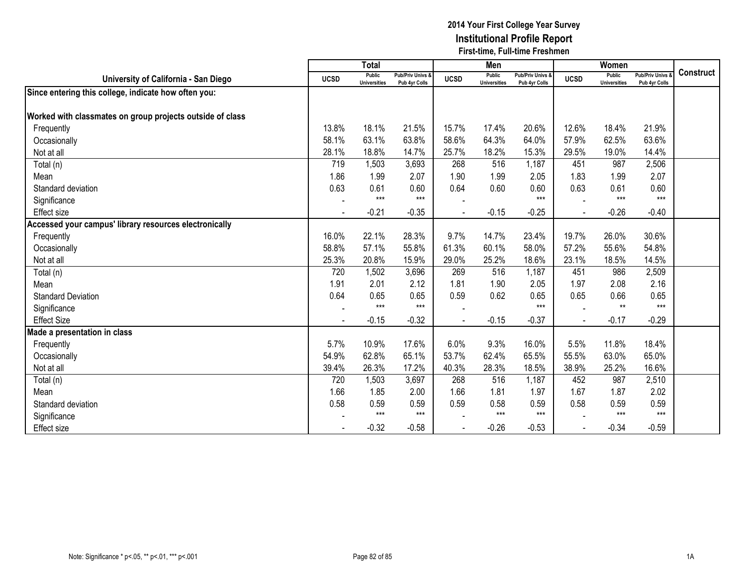# 2014 Your First College Year Survey
## Institutional Profile Report
### First-time, Full-time Freshmen

| University of California - San Diego | Total | | | Men | | | Women | | | Construct |
|---|---|---|---|---|---|---|---|---|---|---|
| | UCSD | Public Universities | Pub/Priv Univs & Pub 4yr Colls | UCSD | Public Universities | Pub/Priv Univs & Pub 4yr Colls | UCSD | Public Universities | Pub/Priv Univs & Pub 4yr Colls | |
| **Since entering this college, indicate how often you:** | | | | | | | | | | |
| **Worked with classmates on group projects outside of class** | | | | | | | | | | |
| Frequently | 13.8% | 18.1% | 21.5% | 15.7% | 17.4% | 20.6% | 12.6% | 18.4% | 21.9% | |
| Occasionally | 58.1% | 63.1% | 63.8% | 58.6% | 64.3% | 64.0% | 57.9% | 62.5% | 63.6% | |
| Not at all | 28.1% | 18.8% | 14.7% | 25.7% | 18.2% | 15.3% | 29.5% | 19.0% | 14.4% | |
| Total (n) | 719 | 1,503 | 3,693 | 268 | 516 | 1,187 | 451 | 987 | 2,506 | |
| Mean | 1.86 | 1.99 | 2.07 | 1.90 | 1.99 | 2.05 | 1.83 | 1.99 | 2.07 | |
| Standard deviation | 0.63 | 0.61 | 0.60 | 0.64 | 0.60 | 0.60 | 0.63 | 0.61 | 0.60 | |
| Significance | - | *** | *** | - | | *** | - | *** | *** | |
| Effect size | - | -0.21 | -0.35 | - | -0.15 | -0.25 | - | -0.26 | -0.40 | |
| **Accessed your campus' library resources electronically** | | | | | | | | | | |
| Frequently | 16.0% | 22.1% | 28.3% | 9.7% | 14.7% | 23.4% | 19.7% | 26.0% | 30.6% | |
| Occasionally | 58.8% | 57.1% | 55.8% | 61.3% | 60.1% | 58.0% | 57.2% | 55.6% | 54.8% | |
| Not at all | 25.3% | 20.8% | 15.9% | 29.0% | 25.2% | 18.6% | 23.1% | 18.5% | 14.5% | |
| Total (n) | 720 | 1,502 | 3,696 | 269 | 516 | 1,187 | 451 | 986 | 2,509 | |
| Mean | 1.91 | 2.01 | 2.12 | 1.81 | 1.90 | 2.05 | 1.97 | 2.08 | 2.16 | |
| Standard Deviation | 0.64 | 0.65 | 0.65 | 0.59 | 0.62 | 0.65 | 0.65 | 0.66 | 0.65 | |
| Significance | - | *** | *** | - | | *** | - | ** | *** | |
| Effect Size | - | -0.15 | -0.32 | - | -0.15 | -0.37 | - | -0.17 | -0.29 | |
| **Made a presentation in class** | | | | | | | | | | |
| Frequently | 5.7% | 10.9% | 17.6% | 6.0% | 9.3% | 16.0% | 5.5% | 11.8% | 18.4% | |
| Occasionally | 54.9% | 62.8% | 65.1% | 53.7% | 62.4% | 65.5% | 55.5% | 63.0% | 65.0% | |
| Not at all | 39.4% | 26.3% | 17.2% | 40.3% | 28.3% | 18.5% | 38.9% | 25.2% | 16.6% | |
| Total (n) | 720 | 1,503 | 3,697 | 268 | 516 | 1,187 | 452 | 987 | 2,510 | |
| Mean | 1.66 | 1.85 | 2.00 | 1.66 | 1.81 | 1.97 | 1.67 | 1.87 | 2.02 | |
| Standard deviation | 0.58 | 0.59 | 0.59 | 0.59 | 0.58 | 0.59 | 0.58 | 0.59 | 0.59 | |
| Significance | - | *** | *** | - | *** | *** | - | *** | *** | |
| Effect size | - | -0.32 | -0.58 | - | -0.26 | -0.53 | - | -0.34 | -0.59 | |

Note: Significance * p<.05, ** p<.01, *** p<.001

1A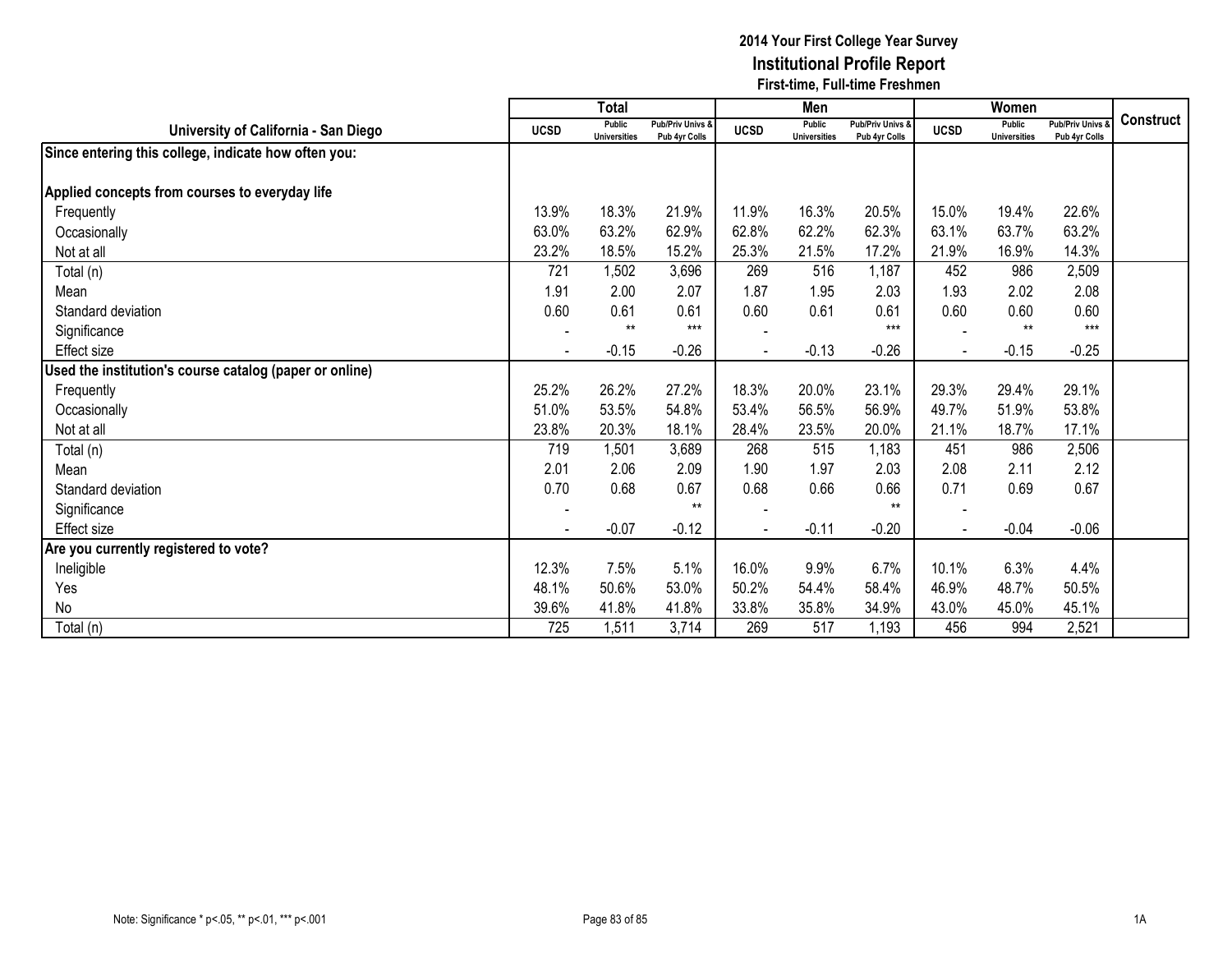# 2014 Your First College Year Survey
## Institutional Profile Report
### First-time, Full-time Freshmen

| University of California - San Diego | Total | | | Men | | | Women | | | Construct |
|---|---|---|---|---|---|---|---|---|---|---|
| | UCSD | Public Universities | Pub/Priv Univs & Pub 4yr Colls | UCSD | Public Universities | Pub/Priv Univs & Pub 4yr Colls | UCSD | Public Universities | Pub/Priv Univs & Pub 4yr Colls | |
| **Since entering this college, indicate how often you:** | | | | | | | | | | |
| **Applied concepts from courses to everyday life** | | | | | | | | | | |
| Frequently | 13.9% | 18.3% | 21.9% | 11.9% | 16.3% | 20.5% | 15.0% | 19.4% | 22.6% | |
| Occasionally | 63.0% | 63.2% | 62.9% | 62.8% | 62.2% | 62.3% | 63.1% | 63.7% | 63.2% | |
| Not at all | 23.2% | 18.5% | 15.2% | 25.3% | 21.5% | 17.2% | 21.9% | 16.9% | 14.3% | |
| Total (n) | 721 | 1,502 | 3,696 | 269 | 516 | 1,187 | 452 | 986 | 2,509 | |
| Mean | 1.91 | 2.00 | 2.07 | 1.87 | 1.95 | 2.03 | 1.93 | 2.02 | 2.08 | |
| Standard deviation | 0.60 | 0.61 | 0.61 | 0.60 | 0.61 | 0.61 | 0.60 | 0.60 | 0.60 | |
| Significance | - | ** | *** | - | | *** | - | ** | *** | |
| Effect size | - | -0.15 | -0.26 | - | -0.13 | -0.26 | - | -0.15 | -0.25 | |
| **Used the institution's course catalog (paper or online)** | | | | | | | | | | |
| Frequently | 25.2% | 26.2% | 27.2% | 18.3% | 20.0% | 23.1% | 29.3% | 29.4% | 29.1% | |
| Occasionally | 51.0% | 53.5% | 54.8% | 53.4% | 56.5% | 56.9% | 49.7% | 51.9% | 53.8% | |
| Not at all | 23.8% | 20.3% | 18.1% | 28.4% | 23.5% | 20.0% | 21.1% | 18.7% | 17.1% | |
| Total (n) | 719 | 1,501 | 3,689 | 268 | 515 | 1,183 | 451 | 986 | 2,506 | |
| Mean | 2.01 | 2.06 | 2.09 | 1.90 | 1.97 | 2.03 | 2.08 | 2.11 | 2.12 | |
| Standard deviation | 0.70 | 0.68 | 0.67 | 0.68 | 0.66 | 0.66 | 0.71 | 0.69 | 0.67 | |
| Significance | - | | ** | - | | ** | - | | | |
| Effect size | - | -0.07 | -0.12 | - | -0.11 | -0.20 | - | -0.04 | -0.06 | |
| **Are you currently registered to vote?** | | | | | | | | | | |
| Ineligible | 12.3% | 7.5% | 5.1% | 16.0% | 9.9% | 6.7% | 10.1% | 6.3% | 4.4% | |
| Yes | 48.1% | 50.6% | 53.0% | 50.2% | 54.4% | 58.4% | 46.9% | 48.7% | 50.5% | |
| No | 39.6% | 41.8% | 41.8% | 33.8% | 35.8% | 34.9% | 43.0% | 45.0% | 45.1% | |
| Total (n) | 725 | 1,511 | 3,714 | 269 | 517 | 1,193 | 456 | 994 | 2,521 | |

Note: Significance * p<.05, ** p<.01, *** p<.001

1A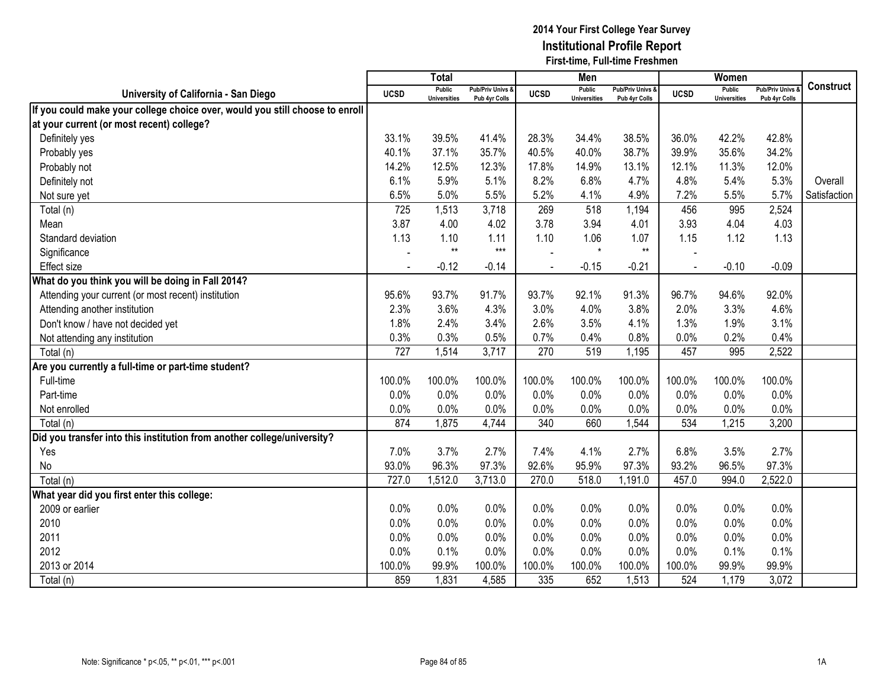# 2014 Your First College Year Survey
## Institutional Profile Report
### First-time, Full-time Freshmen

| University of California - San Diego | Total | | | Men | | | Women | | | Construct |
|---|---|---|---|---|---|---|---|---|---|---|
| | UCSD | Public Universities | Pub/Priv Univs & Pub 4yr Colls | UCSD | Public Universities | Pub/Priv Univs & Pub 4yr Colls | UCSD | Public Universities | Pub/Priv Univs & Pub 4yr Colls | |
| **If you could make your college choice over, would you still choose to enroll at your current (or most recent) college?** | | | | | | | | | | |
| Definitely yes | 33.1% | 39.5% | 41.4% | 28.3% | 34.4% | 38.5% | 36.0% | 42.2% | 42.8% | |
| Probably yes | 40.1% | 37.1% | 35.7% | 40.5% | 40.0% | 38.7% | 39.9% | 35.6% | 34.2% | |
| Probably not | 14.2% | 12.5% | 12.3% | 17.8% | 14.9% | 13.1% | 12.1% | 11.3% | 12.0% | |
| Definitely not | 6.1% | 5.9% | 5.1% | 8.2% | 6.8% | 4.7% | 4.8% | 5.4% | 5.3% | Overall |
| Not sure yet | 6.5% | 5.0% | 5.5% | 5.2% | 4.1% | 4.9% | 7.2% | 5.5% | 5.7% | Satisfaction |
| Total (n) | 725 | 1,513 | 3,718 | 269 | 518 | 1,194 | 456 | 995 | 2,524 | |
| Mean | 3.87 | 4.00 | 4.02 | 3.78 | 3.94 | 4.01 | 3.93 | 4.04 | 4.03 | |
| Standard deviation | 1.13 | 1.10 | 1.11 | 1.10 | 1.06 | 1.07 | 1.15 | 1.12 | 1.13 | |
| Significance | - | ** | *** | - | * | ** | - | | | |
| Effect size | - | -0.12 | -0.14 | - | -0.15 | -0.21 | - | -0.10 | -0.09 | |
| **What do you think you will be doing in Fall 2014?** | | | | | | | | | | |
| Attending your current (or most recent) institution | 95.6% | 93.7% | 91.7% | 93.7% | 92.1% | 91.3% | 96.7% | 94.6% | 92.0% | |
| Attending another institution | 2.3% | 3.6% | 4.3% | 3.0% | 4.0% | 3.8% | 2.0% | 3.3% | 4.6% | |
| Don't know / have not decided yet | 1.8% | 2.4% | 3.4% | 2.6% | 3.5% | 4.1% | 1.3% | 1.9% | 3.1% | |
| Not attending any institution | 0.3% | 0.3% | 0.5% | 0.7% | 0.4% | 0.8% | 0.0% | 0.2% | 0.4% | |
| Total (n) | 727 | 1,514 | 3,717 | 270 | 519 | 1,195 | 457 | 995 | 2,522 | |
| **Are you currently a full-time or part-time student?** | | | | | | | | | | |
| Full-time | 100.0% | 100.0% | 100.0% | 100.0% | 100.0% | 100.0% | 100.0% | 100.0% | 100.0% | |
| Part-time | 0.0% | 0.0% | 0.0% | 0.0% | 0.0% | 0.0% | 0.0% | 0.0% | 0.0% | |
| Not enrolled | 0.0% | 0.0% | 0.0% | 0.0% | 0.0% | 0.0% | 0.0% | 0.0% | 0.0% | |
| Total (n) | 874 | 1,875 | 4,744 | 340 | 660 | 1,544 | 534 | 1,215 | 3,200 | |
| **Did you transfer into this institution from another college/university?** | | | | | | | | | | |
| Yes | 7.0% | 3.7% | 2.7% | 7.4% | 4.1% | 2.7% | 6.8% | 3.5% | 2.7% | |
| No | 93.0% | 96.3% | 97.3% | 92.6% | 95.9% | 97.3% | 93.2% | 96.5% | 97.3% | |
| Total (n) | 727.0 | 1,512.0 | 3,713.0 | 270.0 | 518.0 | 1,191.0 | 457.0 | 994.0 | 2,522.0 | |
| **What year did you first enter this college:** | | | | | | | | | | |
| 2009 or earlier | 0.0% | 0.0% | 0.0% | 0.0% | 0.0% | 0.0% | 0.0% | 0.0% | 0.0% | |
| 2010 | 0.0% | 0.0% | 0.0% | 0.0% | 0.0% | 0.0% | 0.0% | 0.0% | 0.0% | |
| 2011 | 0.0% | 0.0% | 0.0% | 0.0% | 0.0% | 0.0% | 0.0% | 0.0% | 0.0% | |
| 2012 | 0.0% | 0.1% | 0.0% | 0.0% | 0.0% | 0.0% | 0.0% | 0.1% | 0.1% | |
| 2013 or 2014 | 100.0% | 99.9% | 100.0% | 100.0% | 100.0% | 100.0% | 100.0% | 99.9% | 99.9% | |
| Total (n) | 859 | 1,831 | 4,585 | 335 | 652 | 1,513 | 524 | 1,179 | 3,072 | |

Note: Significance * p<.05, ** p<.01, *** p<.001

1A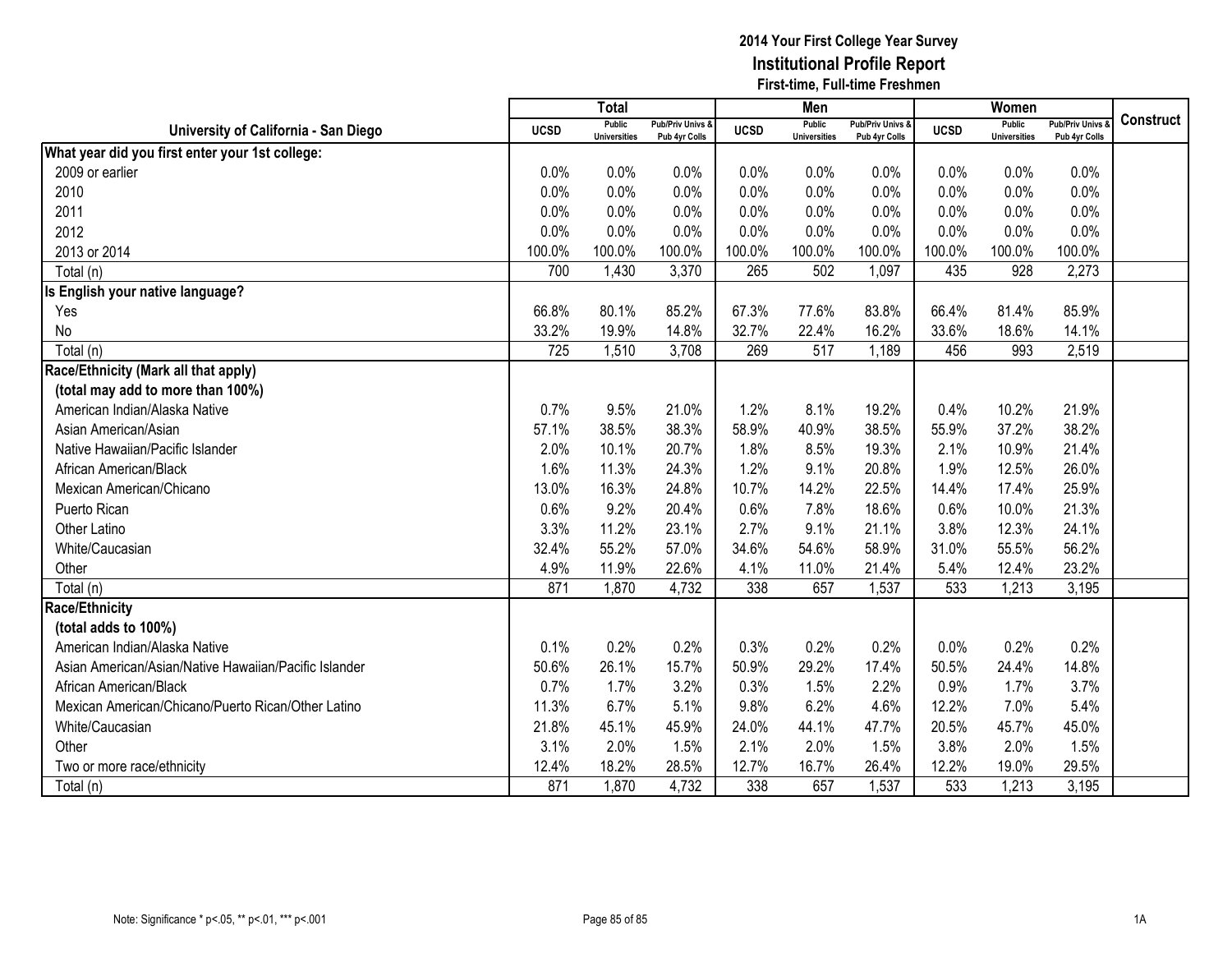## 2014 Your First College Year Survey
## Institutional Profile Report
### First-time, Full-time Freshmen

| University of California - San Diego | Total | | | Men | | | Women | | | Construct |
|---|---|---|---|---|---|---|---|---|---|---|
| | UCSD | Public Universities | Pub/Priv Univs & Pub 4yr Colls | UCSD | Public Universities | Pub/Priv Univs & Pub 4yr Colls | UCSD | Public Universities | Pub/Priv Univs & Pub 4yr Colls | |
| **What year did you first enter your 1st college:** | | | | | | | | | | |
| 2009 or earlier | 0.0% | 0.0% | 0.0% | 0.0% | 0.0% | 0.0% | 0.0% | 0.0% | 0.0% | |
| 2010 | 0.0% | 0.0% | 0.0% | 0.0% | 0.0% | 0.0% | 0.0% | 0.0% | 0.0% | |
| 2011 | 0.0% | 0.0% | 0.0% | 0.0% | 0.0% | 0.0% | 0.0% | 0.0% | 0.0% | |
| 2012 | 0.0% | 0.0% | 0.0% | 0.0% | 0.0% | 0.0% | 0.0% | 0.0% | 0.0% | |
| 2013 or 2014 | 100.0% | 100.0% | 100.0% | 100.0% | 100.0% | 100.0% | 100.0% | 100.0% | 100.0% | |
| Total (n) | 700 | 1,430 | 3,370 | 265 | 502 | 1,097 | 435 | 928 | 2,273 | |
| **Is English your native language?** | | | | | | | | | | |
| Yes | 66.8% | 80.1% | 85.2% | 67.3% | 77.6% | 83.8% | 66.4% | 81.4% | 85.9% | |
| No | 33.2% | 19.9% | 14.8% | 32.7% | 22.4% | 16.2% | 33.6% | 18.6% | 14.1% | |
| Total (n) | 725 | 1,510 | 3,708 | 269 | 517 | 1,189 | 456 | 993 | 2,519 | |
| **Race/Ethnicity (Mark all that apply)** | | | | | | | | | | |
| **(total may add to more than 100%)** | | | | | | | | | | |
| American Indian/Alaska Native | 0.7% | 9.5% | 21.0% | 1.2% | 8.1% | 19.2% | 0.4% | 10.2% | 21.9% | |
| Asian American/Asian | 57.1% | 38.5% | 38.3% | 58.9% | 40.9% | 38.5% | 55.9% | 37.2% | 38.2% | |
| Native Hawaiian/Pacific Islander | 2.0% | 10.1% | 20.7% | 1.8% | 8.5% | 19.3% | 2.1% | 10.9% | 21.4% | |
| African American/Black | 1.6% | 11.3% | 24.3% | 1.2% | 9.1% | 20.8% | 1.9% | 12.5% | 26.0% | |
| Mexican American/Chicano | 13.0% | 16.3% | 24.8% | 10.7% | 14.2% | 22.5% | 14.4% | 17.4% | 25.9% | |
| Puerto Rican | 0.6% | 9.2% | 20.4% | 0.6% | 7.8% | 18.6% | 0.6% | 10.0% | 21.3% | |
| Other Latino | 3.3% | 11.2% | 23.1% | 2.7% | 9.1% | 21.1% | 3.8% | 12.3% | 24.1% | |
| White/Caucasian | 32.4% | 55.2% | 57.0% | 34.6% | 54.6% | 58.9% | 31.0% | 55.5% | 56.2% | |
| Other | 4.9% | 11.9% | 22.6% | 4.1% | 11.0% | 21.4% | 5.4% | 12.4% | 23.2% | |
| Total (n) | 871 | 1,870 | 4,732 | 338 | 657 | 1,537 | 533 | 1,213 | 3,195 | |
| **Race/Ethnicity** | | | | | | | | | | |
| **(total adds to 100%)** | | | | | | | | | | |
| American Indian/Alaska Native | 0.1% | 0.2% | 0.2% | 0.3% | 0.2% | 0.2% | 0.0% | 0.2% | 0.2% | |
| Asian American/Asian/Native Hawaiian/Pacific Islander | 50.6% | 26.1% | 15.7% | 50.9% | 29.2% | 17.4% | 50.5% | 24.4% | 14.8% | |
| African American/Black | 0.7% | 1.7% | 3.2% | 0.3% | 1.5% | 2.2% | 0.9% | 1.7% | 3.7% | |
| Mexican American/Chicano/Puerto Rican/Other Latino | 11.3% | 6.7% | 5.1% | 9.8% | 6.2% | 4.6% | 12.2% | 7.0% | 5.4% | |
| White/Caucasian | 21.8% | 45.1% | 45.9% | 24.0% | 44.1% | 47.7% | 20.5% | 45.7% | 45.0% | |
| Other | 3.1% | 2.0% | 1.5% | 2.1% | 2.0% | 1.5% | 3.8% | 2.0% | 1.5% | |
| Two or more race/ethnicity | 12.4% | 18.2% | 28.5% | 12.7% | 16.7% | 26.4% | 12.2% | 19.0% | 29.5% | |
| Total (n) | 871 | 1,870 | 4,732 | 338 | 657 | 1,537 | 533 | 1,213 | 3,195 | |

Note: Significance * p<.05, ** p<.01, *** p<.001

1A